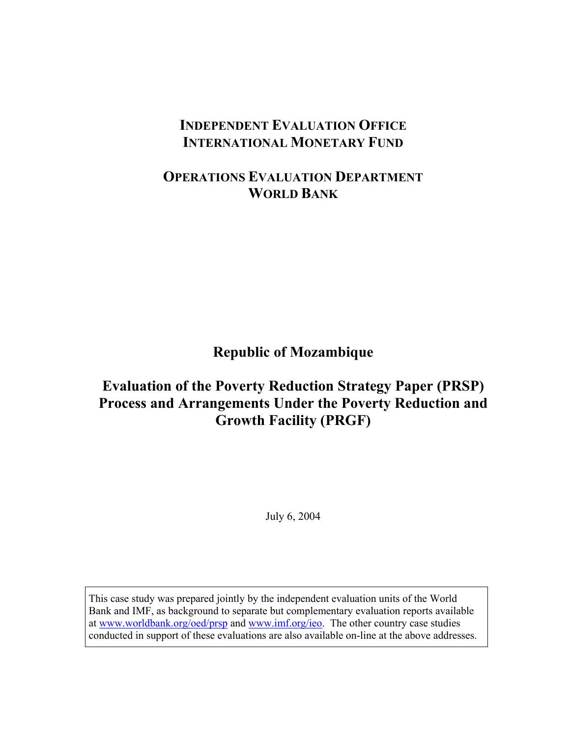**INDEPENDENT EVALUATION OFFICE**
**INTERNATIONAL MONETARY FUND**

**OPERATIONS EVALUATION DEPARTMENT**
**WORLD BANK**

# Republic of Mozambique

# Evaluation of the Poverty Reduction Strategy Paper (PRSP) Process and Arrangements Under the Poverty Reduction and Growth Facility (PRGF)

July 6, 2004

This case study was prepared jointly by the independent evaluation units of the World Bank and IMF, as background to separate but complementary evaluation reports available at www.worldbank.org/oed/prsp and www.imf.org/ieo. The other country case studies conducted in support of these evaluations are also available on-line at the above addresses.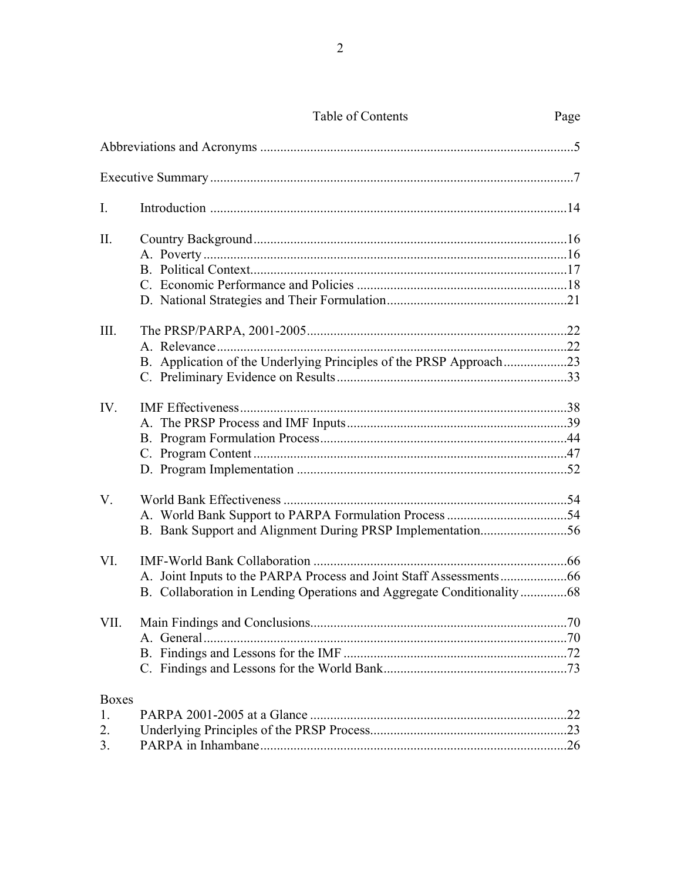# Table of Contents

| | | Page |
|---|---|---|
| Abbreviations and Acronyms | | 5 |
| Executive Summary | | 7 |
| I. | Introduction | 14 |
| II. | Country Background | 16 |
| | A. Poverty | 16 |
| | B. Political Context | 17 |
| | C. Economic Performance and Policies | 18 |
| | D. National Strategies and Their Formulation | 21 |
| III. | The PRSP/PARPA, 2001-2005 | 22 |
| | A. Relevance | 22 |
| | B. Application of the Underlying Principles of the PRSP Approach | 23 |
| | C. Preliminary Evidence on Results | 33 |
| IV. | IMF Effectiveness | 38 |
| | A. The PRSP Process and IMF Inputs | 39 |
| | B. Program Formulation Process | 44 |
| | C. Program Content | 47 |
| | D. Program Implementation | 52 |
| V. | World Bank Effectiveness | 54 |
| | A. World Bank Support to PARPA Formulation Process | 54 |
| | B. Bank Support and Alignment During PRSP Implementation | 56 |
| VI. | IMF-World Bank Collaboration | 66 |
| | A. Joint Inputs to the PARPA Process and Joint Staff Assessments | 66 |
| | B. Collaboration in Lending Operations and Aggregate Conditionality | 68 |
| VII. | Main Findings and Conclusions | 70 |
| | A. General | 70 |
| | B. Findings and Lessons for the IMF | 72 |
| | C. Findings and Lessons for the World Bank | 73 |

**Boxes**

| | | |
|---|---|---|
| 1. | PARPA 2001-2005 at a Glance | 22 |
| 2. | Underlying Principles of the PRSP Process | 23 |
| 3. | PARPA in Inhambane | 26 |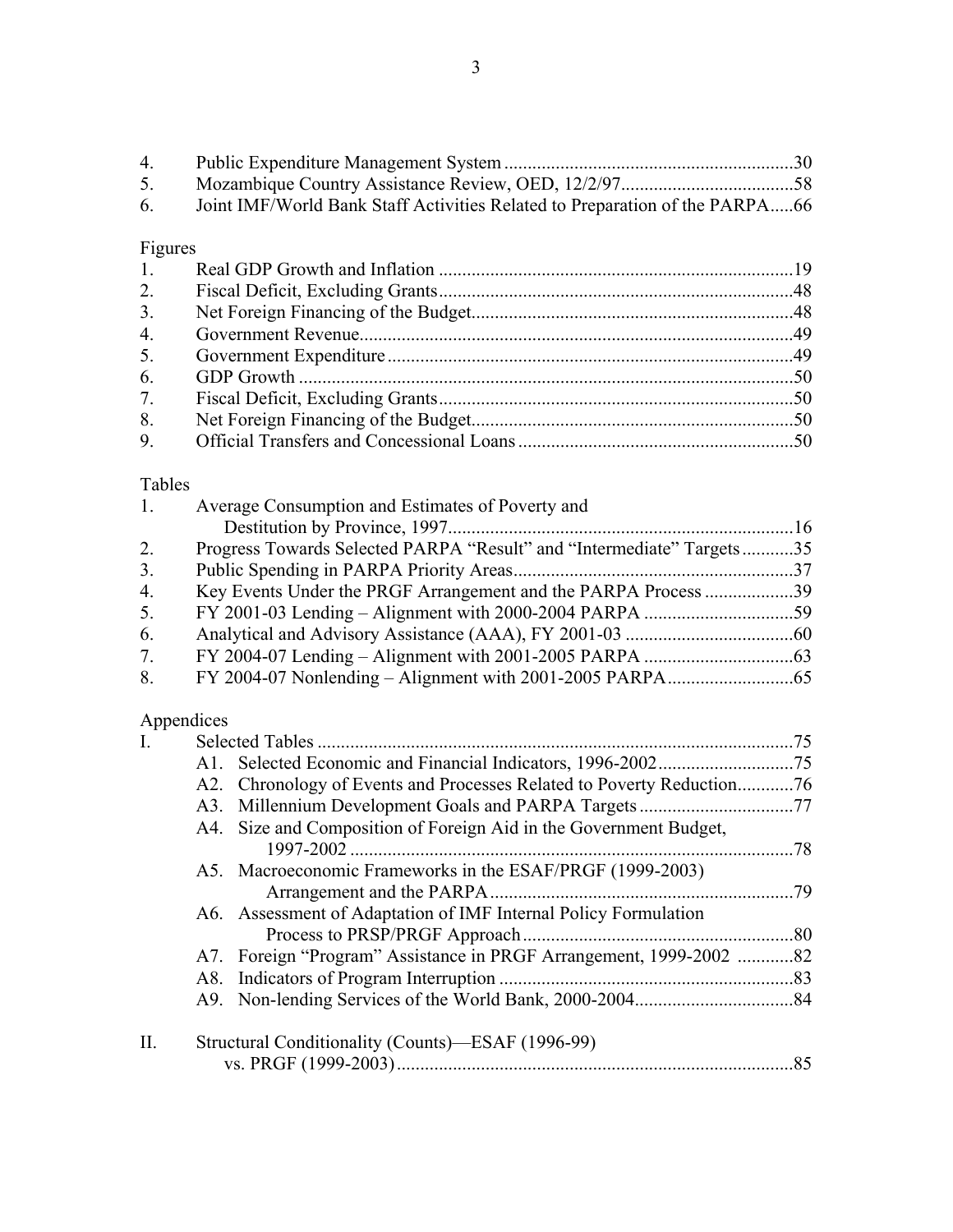4. Public Expenditure Management System .............................................................30
5. Mozambique Country Assistance Review, OED, 12/2/97.....................................58
6. Joint IMF/World Bank Staff Activities Related to Preparation of the PARPA.....66

Figures

1. Real GDP Growth and Inflation ............................................................................19
2. Fiscal Deficit, Excluding Grants............................................................................48
3. Net Foreign Financing of the Budget.....................................................................48
4. Government Revenue.............................................................................................49
5. Government Expenditure.......................................................................................49
6. GDP Growth ..........................................................................................................50
7. Fiscal Deficit, Excluding Grants............................................................................50
8. Net Foreign Financing of the Budget.....................................................................50
9. Official Transfers and Concessional Loans ...........................................................50

Tables

1. Average Consumption and Estimates of Poverty and Destitution by Province, 1997..........................................................................16
2. Progress Towards Selected PARPA "Result" and "Intermediate" Targets...........35
3. Public Spending in PARPA Priority Areas............................................................37
4. Key Events Under the PRGF Arrangement and the PARPA Process ...................39
5. FY 2001-03 Lending – Alignment with 2000-2004 PARPA ................................59
6. Analytical and Advisory Assistance (AAA), FY 2001-03 ....................................60
7. FY 2004-07 Lending – Alignment with 2001-2005 PARPA ................................63
8. FY 2004-07 Nonlending – Alignment with 2001-2005 PARPA...........................65

Appendices

I. Selected Tables ......................................................................................................75
   - A1. Selected Economic and Financial Indicators, 1996-2002.............................75
   - A2. Chronology of Events and Processes Related to Poverty Reduction............76
   - A3. Millennium Development Goals and PARPA Targets.................................77
   - A4. Size and Composition of Foreign Aid in the Government Budget, 1997-2002 ...............................................................................................78
   - A5. Macroeconomic Frameworks in the ESAF/PRGF (1999-2003) Arrangement and the PARPA.................................................................79
   - A6. Assessment of Adaptation of IMF Internal Policy Formulation Process to PRSP/PRGF Approach..........................................................80
   - A7. Foreign "Program" Assistance in PRGF Arrangement, 1999-2002 ............82
   - A8. Indicators of Program Interruption ..............................................................83
   - A9. Non-lending Services of the World Bank, 2000-2004..................................84

II. Structural Conditionality (Counts)—ESAF (1996-99) vs. PRGF (1999-2003).....................................................................................85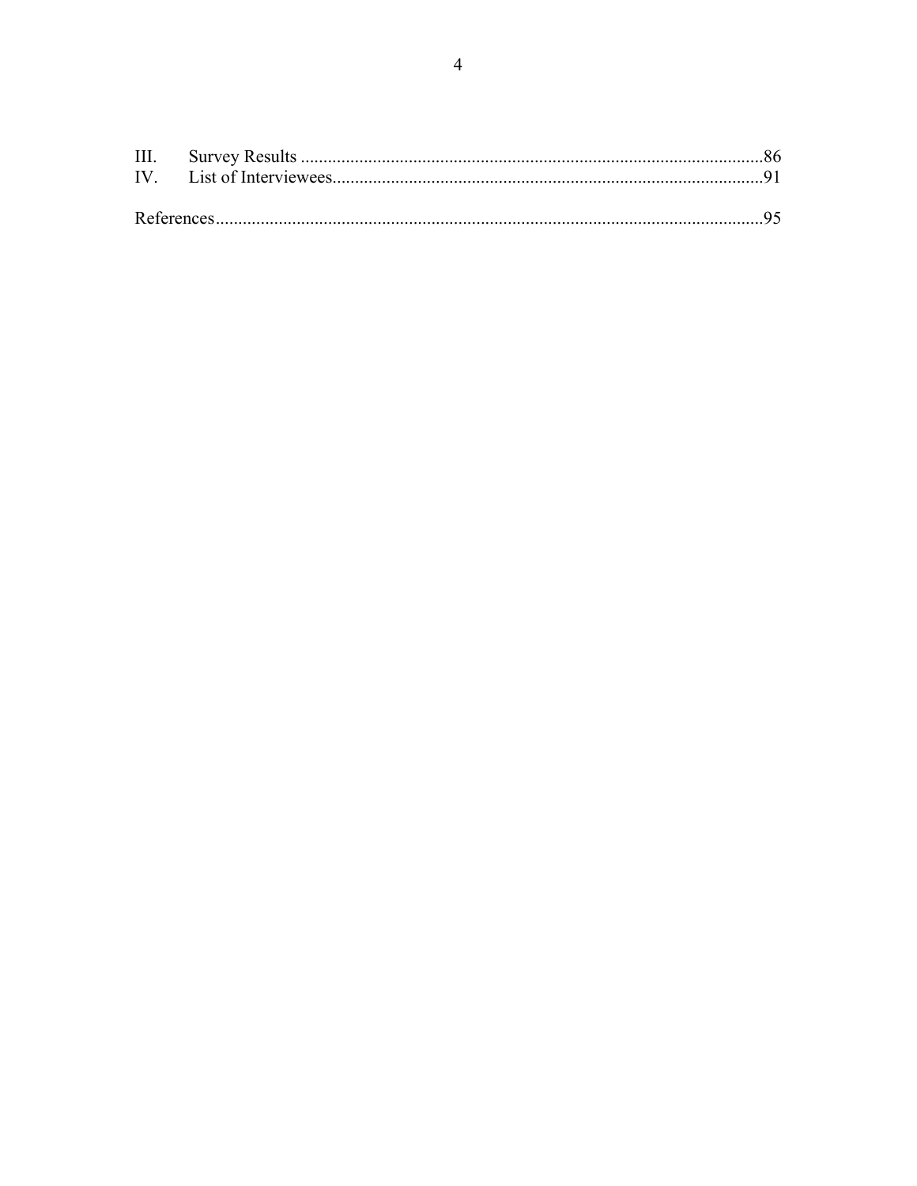III. Survey Results ......................................................................................................86
IV. List of Interviewees...............................................................................................91

References.........................................................................................................................95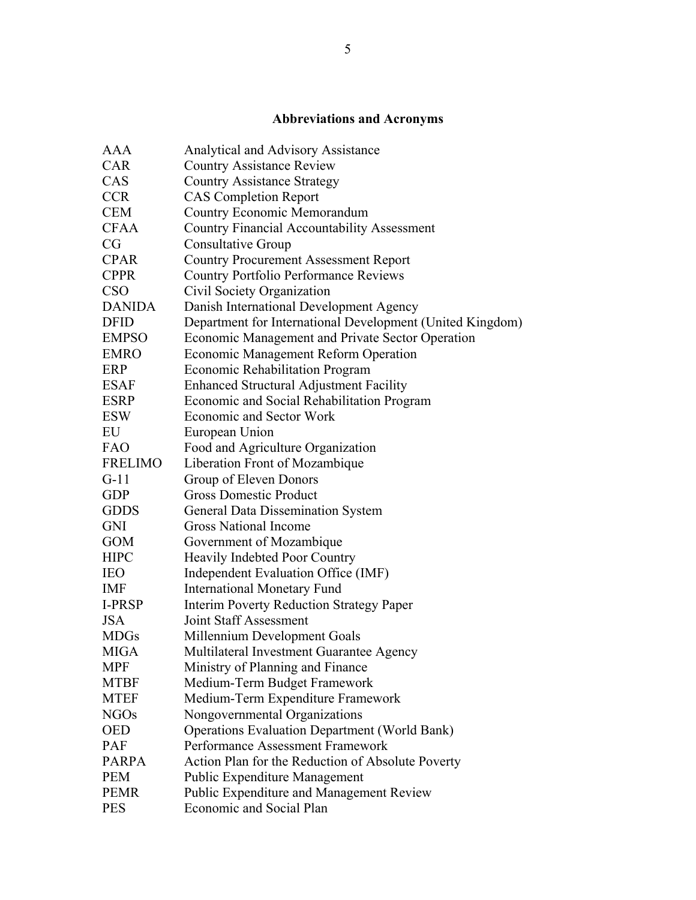## Abbreviations and Acronyms

| | |
|---|---|
| AAA | Analytical and Advisory Assistance |
| CAR | Country Assistance Review |
| CAS | Country Assistance Strategy |
| CCR | CAS Completion Report |
| CEM | Country Economic Memorandum |
| CFAA | Country Financial Accountability Assessment |
| CG | Consultative Group |
| CPAR | Country Procurement Assessment Report |
| CPPR | Country Portfolio Performance Reviews |
| CSO | Civil Society Organization |
| DANIDA | Danish International Development Agency |
| DFID | Department for International Development (United Kingdom) |
| EMPSO | Economic Management and Private Sector Operation |
| EMRO | Economic Management Reform Operation |
| ERP | Economic Rehabilitation Program |
| ESAF | Enhanced Structural Adjustment Facility |
| ESRP | Economic and Social Rehabilitation Program |
| ESW | Economic and Sector Work |
| EU | European Union |
| FAO | Food and Agriculture Organization |
| FRELIMO | Liberation Front of Mozambique |
| G-11 | Group of Eleven Donors |
| GDP | Gross Domestic Product |
| GDDS | General Data Dissemination System |
| GNI | Gross National Income |
| GOM | Government of Mozambique |
| HIPC | Heavily Indebted Poor Country |
| IEO | Independent Evaluation Office (IMF) |
| IMF | International Monetary Fund |
| I-PRSP | Interim Poverty Reduction Strategy Paper |
| JSA | Joint Staff Assessment |
| MDGs | Millennium Development Goals |
| MIGA | Multilateral Investment Guarantee Agency |
| MPF | Ministry of Planning and Finance |
| MTBF | Medium-Term Budget Framework |
| MTEF | Medium-Term Expenditure Framework |
| NGOs | Nongovernmental Organizations |
| OED | Operations Evaluation Department (World Bank) |
| PAF | Performance Assessment Framework |
| PARPA | Action Plan for the Reduction of Absolute Poverty |
| PEM | Public Expenditure Management |
| PEMR | Public Expenditure and Management Review |
| PES | Economic and Social Plan |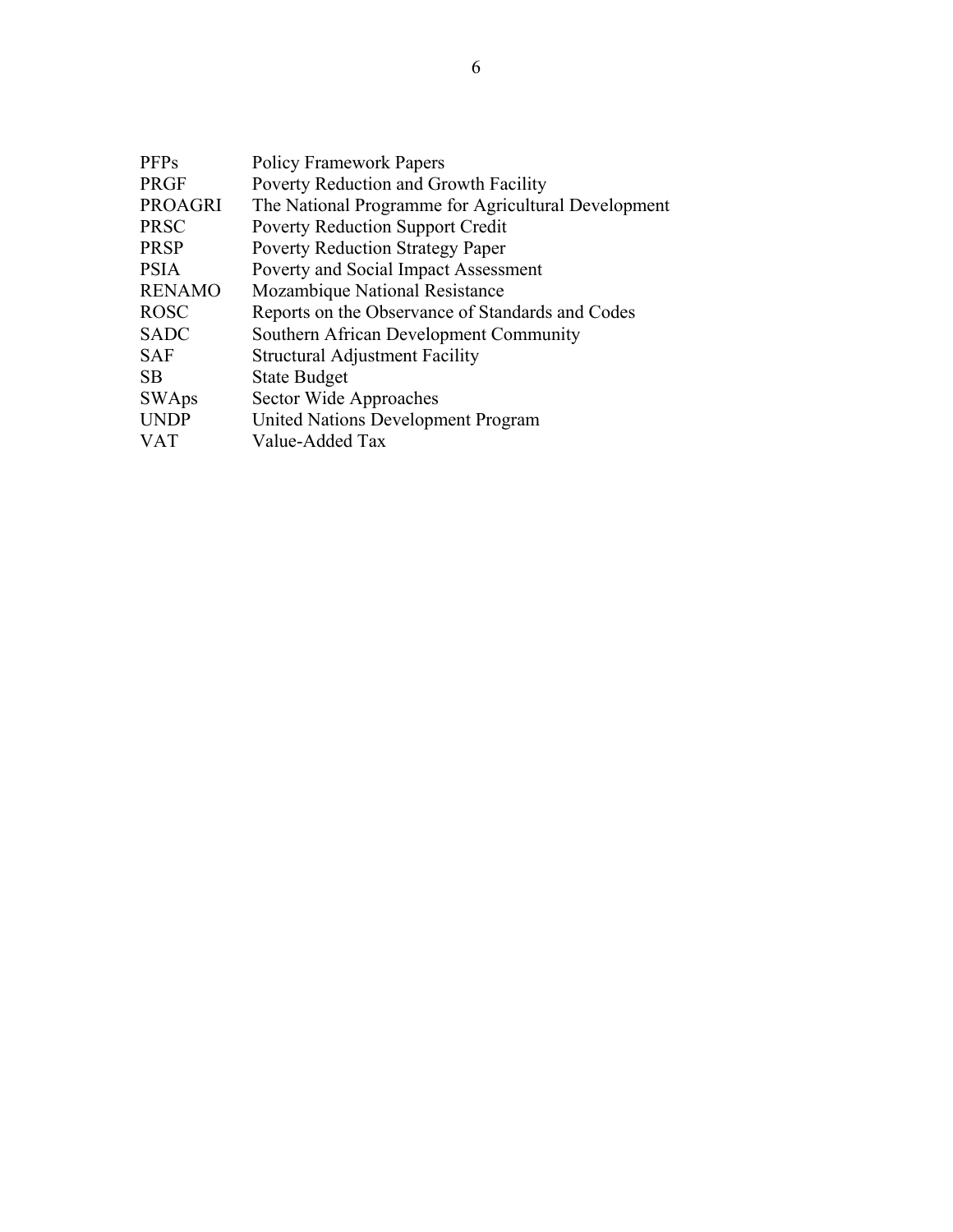| | |
|---|---|
| PFPs | Policy Framework Papers |
| PRGF | Poverty Reduction and Growth Facility |
| PROAGRI | The National Programme for Agricultural Development |
| PRSC | Poverty Reduction Support Credit |
| PRSP | Poverty Reduction Strategy Paper |
| PSIA | Poverty and Social Impact Assessment |
| RENAMO | Mozambique National Resistance |
| ROSC | Reports on the Observance of Standards and Codes |
| SADC | Southern African Development Community |
| SAF | Structural Adjustment Facility |
| SB | State Budget |
| SWAps | Sector Wide Approaches |
| UNDP | United Nations Development Program |
| VAT | Value-Added Tax |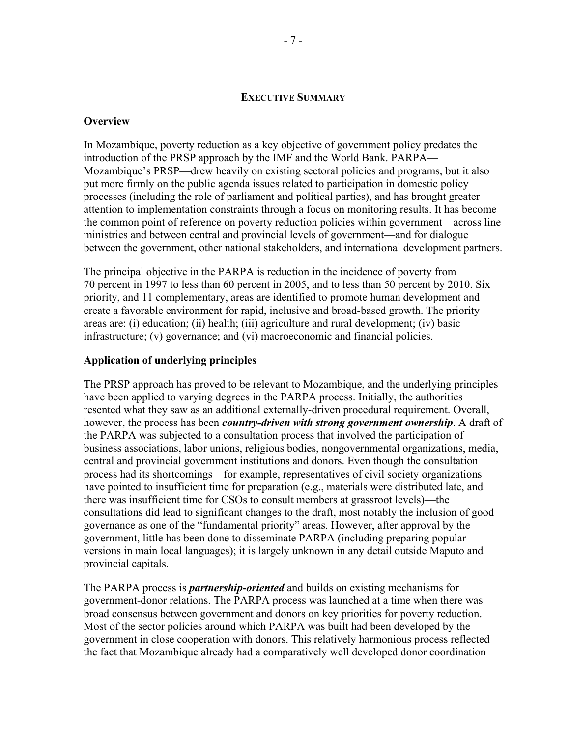## EXECUTIVE SUMMARY

### Overview

In Mozambique, poverty reduction as a key objective of government policy predates the introduction of the PRSP approach by the IMF and the World Bank. PARPA—Mozambique's PRSP—drew heavily on existing sectoral policies and programs, but it also put more firmly on the public agenda issues related to participation in domestic policy processes (including the role of parliament and political parties), and has brought greater attention to implementation constraints through a focus on monitoring results. It has become the common point of reference on poverty reduction policies within government—across line ministries and between central and provincial levels of government—and for dialogue between the government, other national stakeholders, and international development partners.

The principal objective in the PARPA is reduction in the incidence of poverty from 70 percent in 1997 to less than 60 percent in 2005, and to less than 50 percent by 2010. Six priority, and 11 complementary, areas are identified to promote human development and create a favorable environment for rapid, inclusive and broad-based growth. The priority areas are: (i) education; (ii) health; (iii) agriculture and rural development; (iv) basic infrastructure; (v) governance; and (vi) macroeconomic and financial policies.

### Application of underlying principles

The PRSP approach has proved to be relevant to Mozambique, and the underlying principles have been applied to varying degrees in the PARPA process. Initially, the authorities resented what they saw as an additional externally-driven procedural requirement. Overall, however, the process has been ***country-driven with strong government ownership***. A draft of the PARPA was subjected to a consultation process that involved the participation of business associations, labor unions, religious bodies, nongovernmental organizations, media, central and provincial government institutions and donors. Even though the consultation process had its shortcomings—for example, representatives of civil society organizations have pointed to insufficient time for preparation (e.g., materials were distributed late, and there was insufficient time for CSOs to consult members at grassroot levels)—the consultations did lead to significant changes to the draft, most notably the inclusion of good governance as one of the "fundamental priority" areas. However, after approval by the government, little has been done to disseminate PARPA (including preparing popular versions in main local languages); it is largely unknown in any detail outside Maputo and provincial capitals.

The PARPA process is ***partnership-oriented*** and builds on existing mechanisms for government-donor relations. The PARPA process was launched at a time when there was broad consensus between government and donors on key priorities for poverty reduction. Most of the sector policies around which PARPA was built had been developed by the government in close cooperation with donors. This relatively harmonious process reflected the fact that Mozambique already had a comparatively well developed donor coordination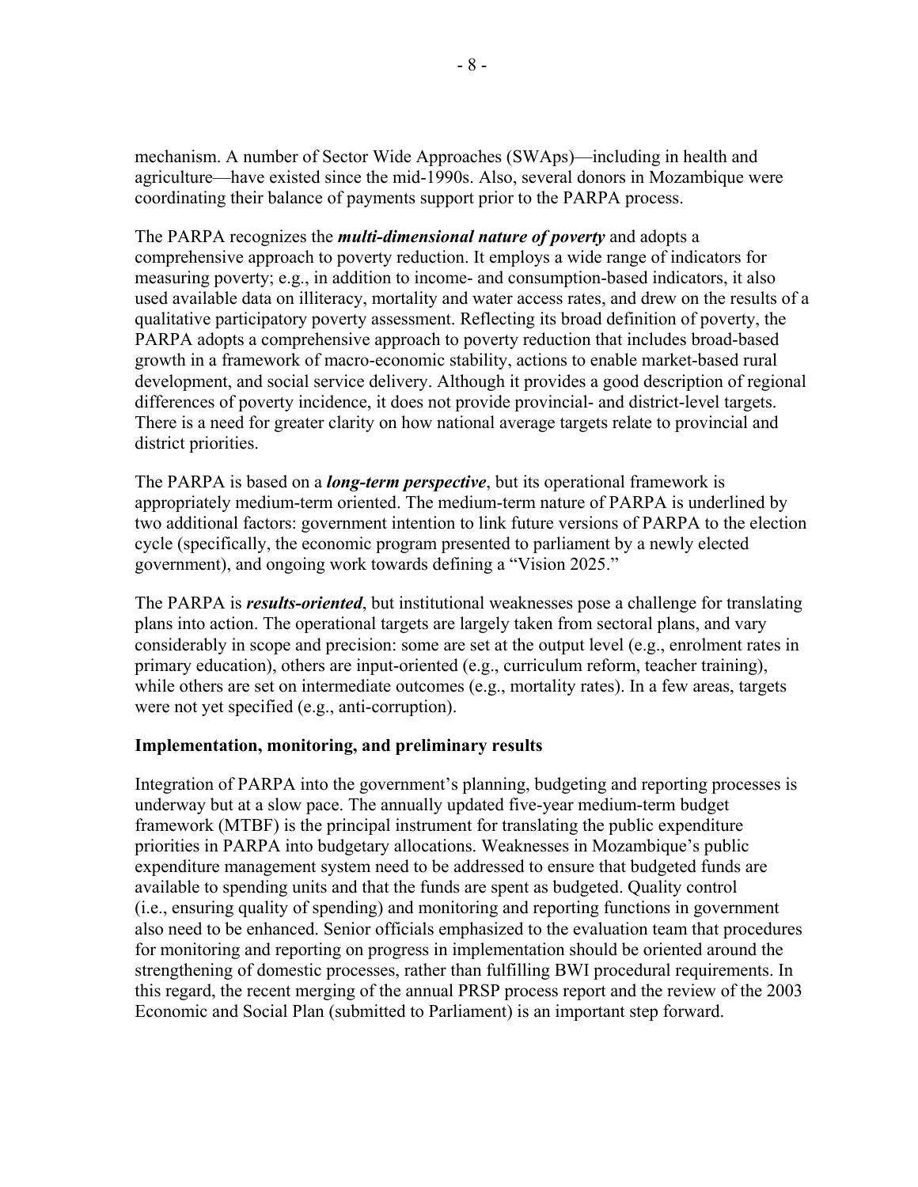mechanism. A number of Sector Wide Approaches (SWAps)—including in health and agriculture—have existed since the mid-1990s. Also, several donors in Mozambique were coordinating their balance of payments support prior to the PARPA process.

The PARPA recognizes the ***multi-dimensional nature of poverty*** and adopts a comprehensive approach to poverty reduction. It employs a wide range of indicators for measuring poverty; e.g., in addition to income- and consumption-based indicators, it also used available data on illiteracy, mortality and water access rates, and drew on the results of a qualitative participatory poverty assessment. Reflecting its broad definition of poverty, the PARPA adopts a comprehensive approach to poverty reduction that includes broad-based growth in a framework of macro-economic stability, actions to enable market-based rural development, and social service delivery. Although it provides a good description of regional differences of poverty incidence, it does not provide provincial- and district-level targets. There is a need for greater clarity on how national average targets relate to provincial and district priorities.

The PARPA is based on a ***long-term perspective***, but its operational framework is appropriately medium-term oriented. The medium-term nature of PARPA is underlined by two additional factors: government intention to link future versions of PARPA to the election cycle (specifically, the economic program presented to parliament by a newly elected government), and ongoing work towards defining a "Vision 2025."

The PARPA is ***results-oriented***, but institutional weaknesses pose a challenge for translating plans into action. The operational targets are largely taken from sectoral plans, and vary considerably in scope and precision: some are set at the output level (e.g., enrolment rates in primary education), others are input-oriented (e.g., curriculum reform, teacher training), while others are set on intermediate outcomes (e.g., mortality rates). In a few areas, targets were not yet specified (e.g., anti-corruption).

**Implementation, monitoring, and preliminary results**

Integration of PARPA into the government's planning, budgeting and reporting processes is underway but at a slow pace. The annually updated five-year medium-term budget framework (MTBF) is the principal instrument for translating the public expenditure priorities in PARPA into budgetary allocations. Weaknesses in Mozambique's public expenditure management system need to be addressed to ensure that budgeted funds are available to spending units and that the funds are spent as budgeted. Quality control (i.e., ensuring quality of spending) and monitoring and reporting functions in government also need to be enhanced. Senior officials emphasized to the evaluation team that procedures for monitoring and reporting on progress in implementation should be oriented around the strengthening of domestic processes, rather than fulfilling BWI procedural requirements. In this regard, the recent merging of the annual PRSP process report and the review of the 2003 Economic and Social Plan (submitted to Parliament) is an important step forward.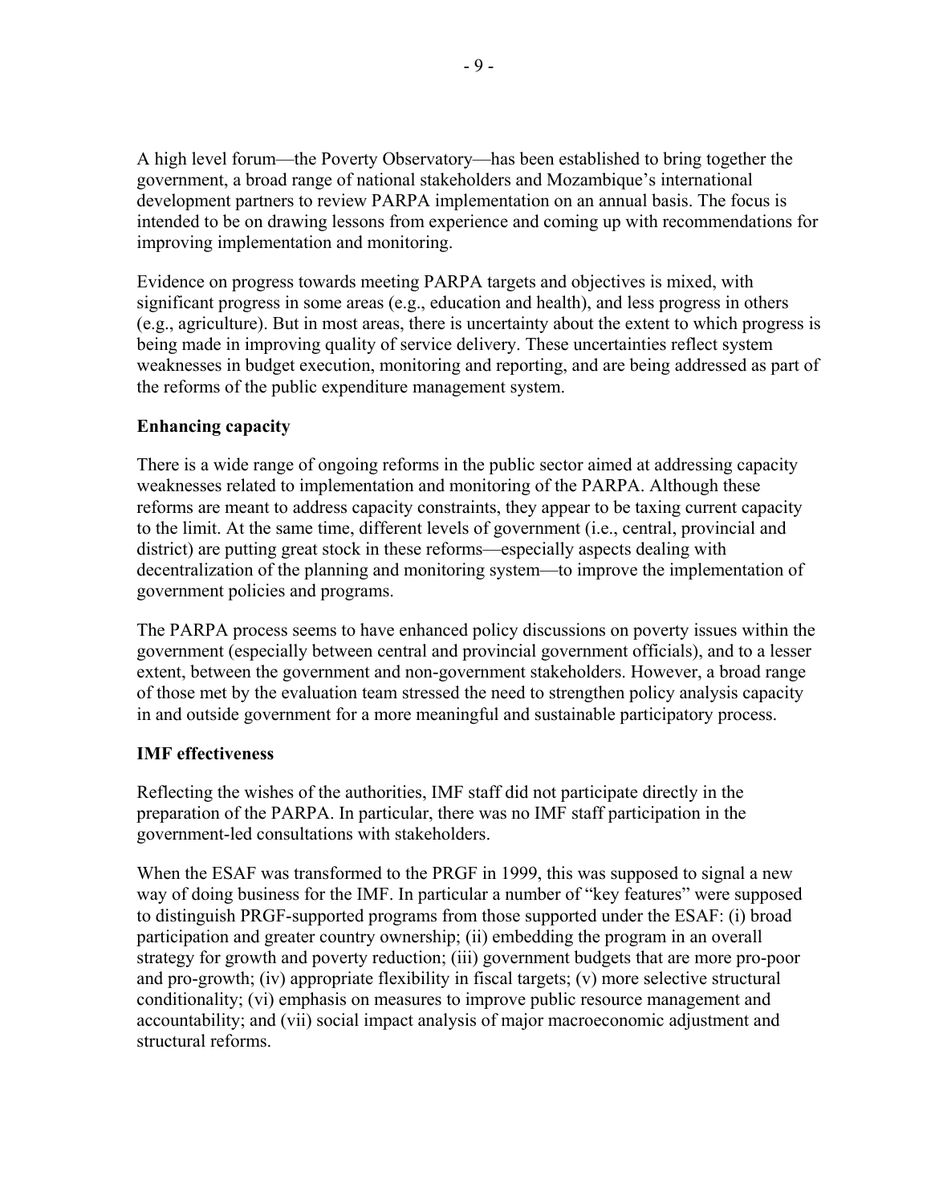A high level forum—the Poverty Observatory—has been established to bring together the government, a broad range of national stakeholders and Mozambique's international development partners to review PARPA implementation on an annual basis. The focus is intended to be on drawing lessons from experience and coming up with recommendations for improving implementation and monitoring.

Evidence on progress towards meeting PARPA targets and objectives is mixed, with significant progress in some areas (e.g., education and health), and less progress in others (e.g., agriculture). But in most areas, there is uncertainty about the extent to which progress is being made in improving quality of service delivery. These uncertainties reflect system weaknesses in budget execution, monitoring and reporting, and are being addressed as part of the reforms of the public expenditure management system.

**Enhancing capacity**

There is a wide range of ongoing reforms in the public sector aimed at addressing capacity weaknesses related to implementation and monitoring of the PARPA. Although these reforms are meant to address capacity constraints, they appear to be taxing current capacity to the limit. At the same time, different levels of government (i.e., central, provincial and district) are putting great stock in these reforms—especially aspects dealing with decentralization of the planning and monitoring system—to improve the implementation of government policies and programs.

The PARPA process seems to have enhanced policy discussions on poverty issues within the government (especially between central and provincial government officials), and to a lesser extent, between the government and non-government stakeholders. However, a broad range of those met by the evaluation team stressed the need to strengthen policy analysis capacity in and outside government for a more meaningful and sustainable participatory process.

**IMF effectiveness**

Reflecting the wishes of the authorities, IMF staff did not participate directly in the preparation of the PARPA. In particular, there was no IMF staff participation in the government-led consultations with stakeholders.

When the ESAF was transformed to the PRGF in 1999, this was supposed to signal a new way of doing business for the IMF. In particular a number of "key features" were supposed to distinguish PRGF-supported programs from those supported under the ESAF: (i) broad participation and greater country ownership; (ii) embedding the program in an overall strategy for growth and poverty reduction; (iii) government budgets that are more pro-poor and pro-growth; (iv) appropriate flexibility in fiscal targets; (v) more selective structural conditionality; (vi) emphasis on measures to improve public resource management and accountability; and (vii) social impact analysis of major macroeconomic adjustment and structural reforms.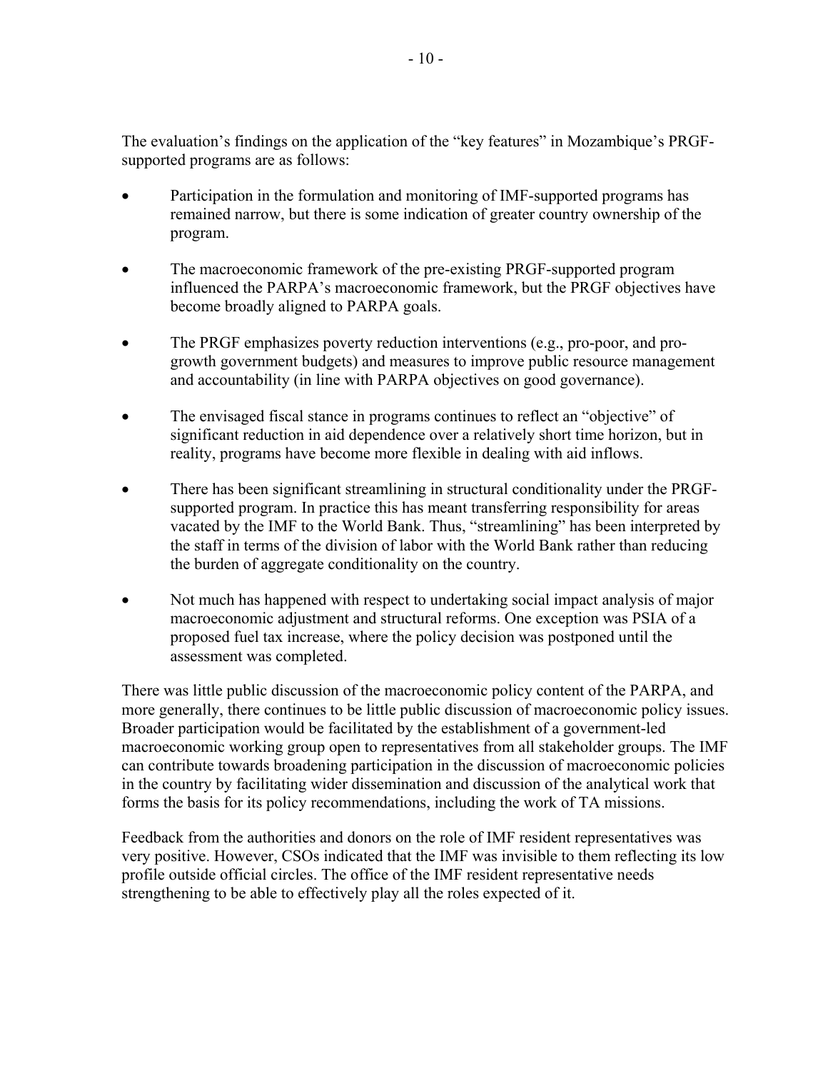The evaluation's findings on the application of the "key features" in Mozambique's PRGF-supported programs are as follows:

- Participation in the formulation and monitoring of IMF-supported programs has remained narrow, but there is some indication of greater country ownership of the program.
- The macroeconomic framework of the pre-existing PRGF-supported program influenced the PARPA's macroeconomic framework, but the PRGF objectives have become broadly aligned to PARPA goals.
- The PRGF emphasizes poverty reduction interventions (e.g., pro-poor, and pro-growth government budgets) and measures to improve public resource management and accountability (in line with PARPA objectives on good governance).
- The envisaged fiscal stance in programs continues to reflect an "objective" of significant reduction in aid dependence over a relatively short time horizon, but in reality, programs have become more flexible in dealing with aid inflows.
- There has been significant streamlining in structural conditionality under the PRGF-supported program. In practice this has meant transferring responsibility for areas vacated by the IMF to the World Bank. Thus, "streamlining" has been interpreted by the staff in terms of the division of labor with the World Bank rather than reducing the burden of aggregate conditionality on the country.
- Not much has happened with respect to undertaking social impact analysis of major macroeconomic adjustment and structural reforms. One exception was PSIA of a proposed fuel tax increase, where the policy decision was postponed until the assessment was completed.

There was little public discussion of the macroeconomic policy content of the PARPA, and more generally, there continues to be little public discussion of macroeconomic policy issues. Broader participation would be facilitated by the establishment of a government-led macroeconomic working group open to representatives from all stakeholder groups. The IMF can contribute towards broadening participation in the discussion of macroeconomic policies in the country by facilitating wider dissemination and discussion of the analytical work that forms the basis for its policy recommendations, including the work of TA missions.

Feedback from the authorities and donors on the role of IMF resident representatives was very positive. However, CSOs indicated that the IMF was invisible to them reflecting its low profile outside official circles. The office of the IMF resident representative needs strengthening to be able to effectively play all the roles expected of it.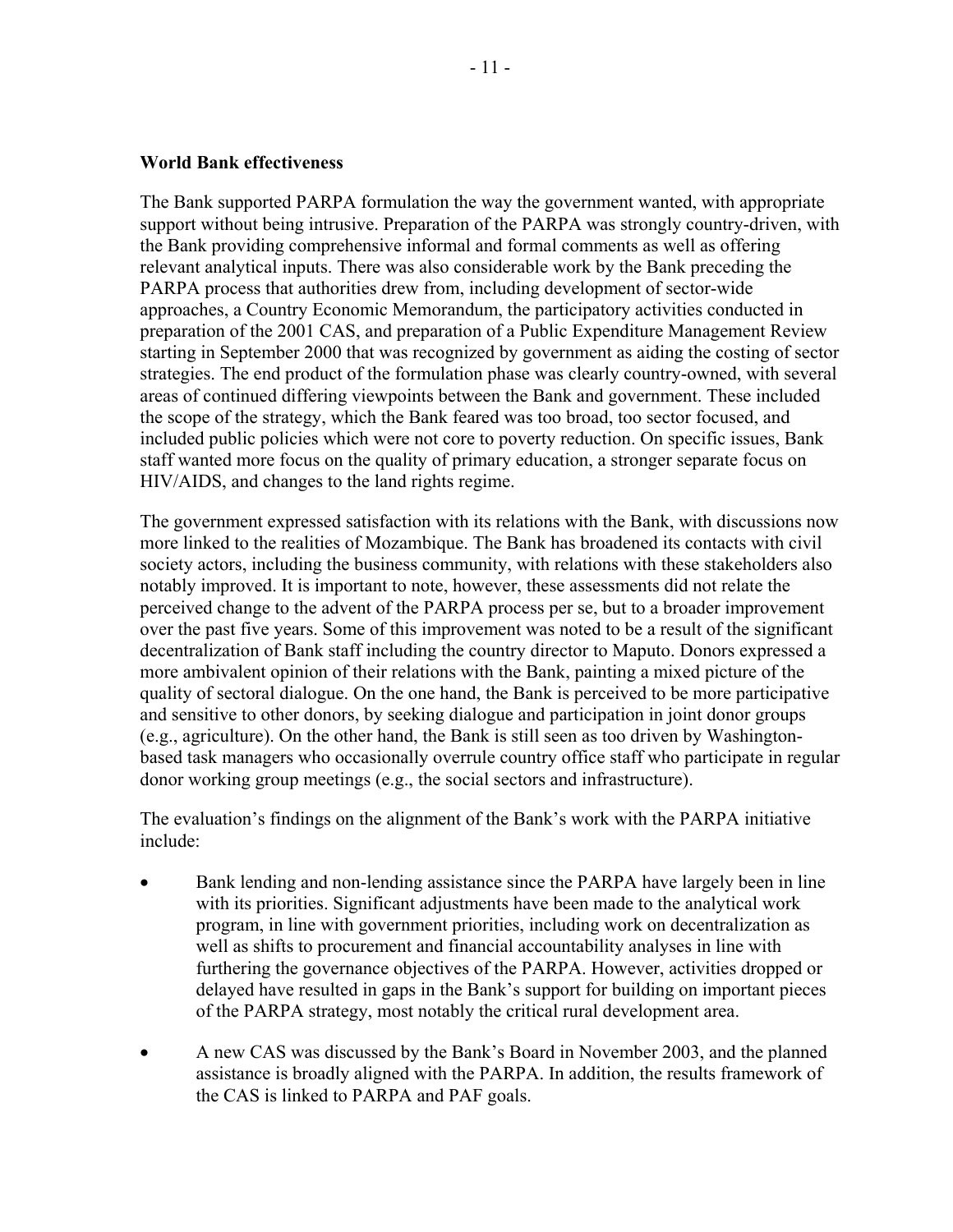**World Bank effectiveness**

The Bank supported PARPA formulation the way the government wanted, with appropriate support without being intrusive. Preparation of the PARPA was strongly country-driven, with the Bank providing comprehensive informal and formal comments as well as offering relevant analytical inputs. There was also considerable work by the Bank preceding the PARPA process that authorities drew from, including development of sector-wide approaches, a Country Economic Memorandum, the participatory activities conducted in preparation of the 2001 CAS, and preparation of a Public Expenditure Management Review starting in September 2000 that was recognized by government as aiding the costing of sector strategies. The end product of the formulation phase was clearly country-owned, with several areas of continued differing viewpoints between the Bank and government. These included the scope of the strategy, which the Bank feared was too broad, too sector focused, and included public policies which were not core to poverty reduction. On specific issues, Bank staff wanted more focus on the quality of primary education, a stronger separate focus on HIV/AIDS, and changes to the land rights regime.

The government expressed satisfaction with its relations with the Bank, with discussions now more linked to the realities of Mozambique. The Bank has broadened its contacts with civil society actors, including the business community, with relations with these stakeholders also notably improved. It is important to note, however, these assessments did not relate the perceived change to the advent of the PARPA process per se, but to a broader improvement over the past five years. Some of this improvement was noted to be a result of the significant decentralization of Bank staff including the country director to Maputo. Donors expressed a more ambivalent opinion of their relations with the Bank, painting a mixed picture of the quality of sectoral dialogue. On the one hand, the Bank is perceived to be more participative and sensitive to other donors, by seeking dialogue and participation in joint donor groups (e.g., agriculture). On the other hand, the Bank is still seen as too driven by Washington-based task managers who occasionally overrule country office staff who participate in regular donor working group meetings (e.g., the social sectors and infrastructure).

The evaluation's findings on the alignment of the Bank's work with the PARPA initiative include:

- Bank lending and non-lending assistance since the PARPA have largely been in line with its priorities. Significant adjustments have been made to the analytical work program, in line with government priorities, including work on decentralization as well as shifts to procurement and financial accountability analyses in line with furthering the governance objectives of the PARPA. However, activities dropped or delayed have resulted in gaps in the Bank's support for building on important pieces of the PARPA strategy, most notably the critical rural development area.

- A new CAS was discussed by the Bank's Board in November 2003, and the planned assistance is broadly aligned with the PARPA. In addition, the results framework of the CAS is linked to PARPA and PAF goals.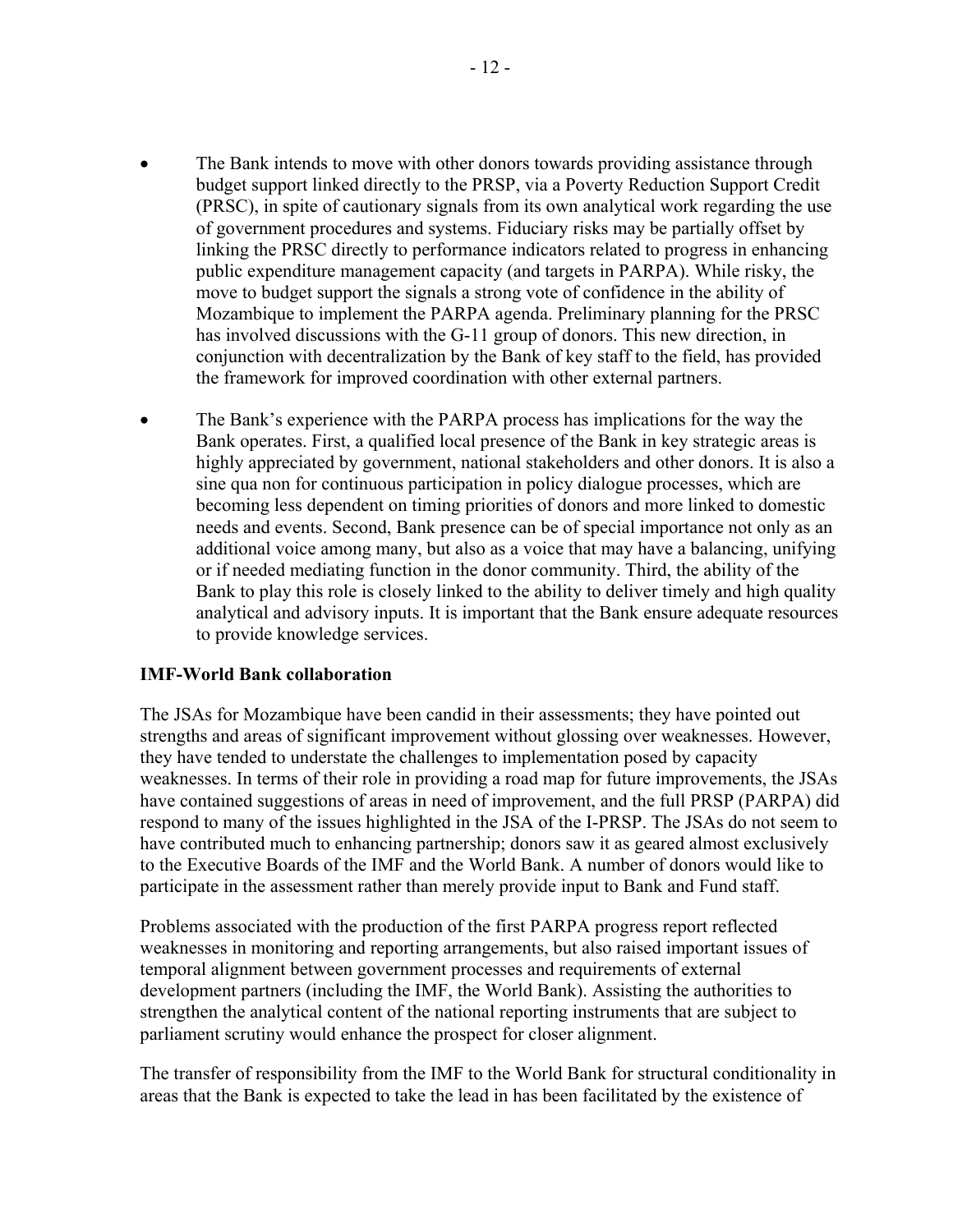- The Bank intends to move with other donors towards providing assistance through budget support linked directly to the PRSP, via a Poverty Reduction Support Credit (PRSC), in spite of cautionary signals from its own analytical work regarding the use of government procedures and systems. Fiduciary risks may be partially offset by linking the PRSC directly to performance indicators related to progress in enhancing public expenditure management capacity (and targets in PARPA). While risky, the move to budget support the signals a strong vote of confidence in the ability of Mozambique to implement the PARPA agenda. Preliminary planning for the PRSC has involved discussions with the G-11 group of donors. This new direction, in conjunction with decentralization by the Bank of key staff to the field, has provided the framework for improved coordination with other external partners.

- The Bank's experience with the PARPA process has implications for the way the Bank operates. First, a qualified local presence of the Bank in key strategic areas is highly appreciated by government, national stakeholders and other donors. It is also a sine qua non for continuous participation in policy dialogue processes, which are becoming less dependent on timing priorities of donors and more linked to domestic needs and events. Second, Bank presence can be of special importance not only as an additional voice among many, but also as a voice that may have a balancing, unifying or if needed mediating function in the donor community. Third, the ability of the Bank to play this role is closely linked to the ability to deliver timely and high quality analytical and advisory inputs. It is important that the Bank ensure adequate resources to provide knowledge services.

**IMF-World Bank collaboration**

The JSAs for Mozambique have been candid in their assessments; they have pointed out strengths and areas of significant improvement without glossing over weaknesses. However, they have tended to understate the challenges to implementation posed by capacity weaknesses. In terms of their role in providing a road map for future improvements, the JSAs have contained suggestions of areas in need of improvement, and the full PRSP (PARPA) did respond to many of the issues highlighted in the JSA of the I-PRSP. The JSAs do not seem to have contributed much to enhancing partnership; donors saw it as geared almost exclusively to the Executive Boards of the IMF and the World Bank. A number of donors would like to participate in the assessment rather than merely provide input to Bank and Fund staff.

Problems associated with the production of the first PARPA progress report reflected weaknesses in monitoring and reporting arrangements, but also raised important issues of temporal alignment between government processes and requirements of external development partners (including the IMF, the World Bank). Assisting the authorities to strengthen the analytical content of the national reporting instruments that are subject to parliament scrutiny would enhance the prospect for closer alignment.

The transfer of responsibility from the IMF to the World Bank for structural conditionality in areas that the Bank is expected to take the lead in has been facilitated by the existence of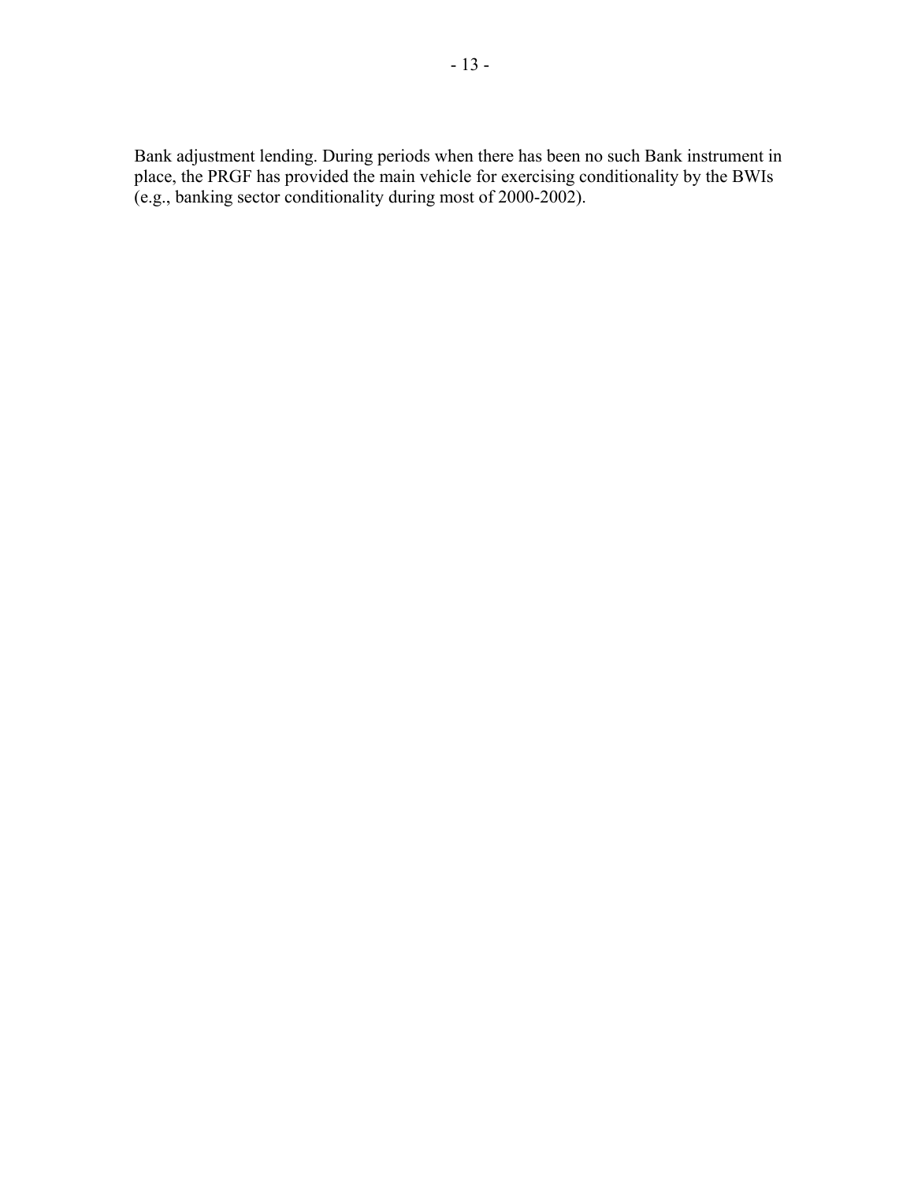Bank adjustment lending. During periods when there has been no such Bank instrument in place, the PRGF has provided the main vehicle for exercising conditionality by the BWIs (e.g., banking sector conditionality during most of 2000-2002).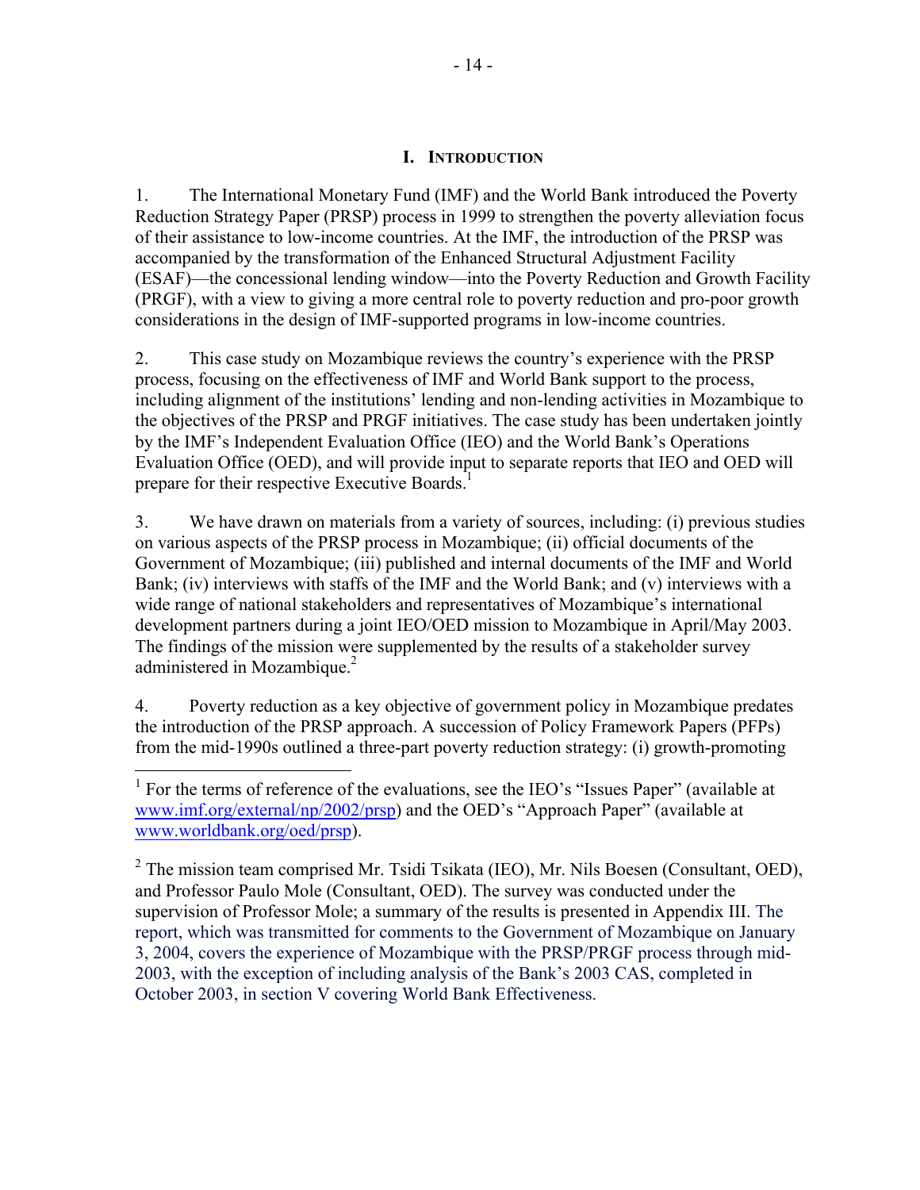# I. INTRODUCTION

1. The International Monetary Fund (IMF) and the World Bank introduced the Poverty Reduction Strategy Paper (PRSP) process in 1999 to strengthen the poverty alleviation focus of their assistance to low-income countries. At the IMF, the introduction of the PRSP was accompanied by the transformation of the Enhanced Structural Adjustment Facility (ESAF)—the concessional lending window—into the Poverty Reduction and Growth Facility (PRGF), with a view to giving a more central role to poverty reduction and pro-poor growth considerations in the design of IMF-supported programs in low-income countries.

2. This case study on Mozambique reviews the country's experience with the PRSP process, focusing on the effectiveness of IMF and World Bank support to the process, including alignment of the institutions' lending and non-lending activities in Mozambique to the objectives of the PRSP and PRGF initiatives. The case study has been undertaken jointly by the IMF's Independent Evaluation Office (IEO) and the World Bank's Operations Evaluation Office (OED), and will provide input to separate reports that IEO and OED will prepare for their respective Executive Boards.[1]

3. We have drawn on materials from a variety of sources, including: (i) previous studies on various aspects of the PRSP process in Mozambique; (ii) official documents of the Government of Mozambique; (iii) published and internal documents of the IMF and World Bank; (iv) interviews with staffs of the IMF and the World Bank; and (v) interviews with a wide range of national stakeholders and representatives of Mozambique's international development partners during a joint IEO/OED mission to Mozambique in April/May 2003. The findings of the mission were supplemented by the results of a stakeholder survey administered in Mozambique.[2]

4. Poverty reduction as a key objective of government policy in Mozambique predates the introduction of the PRSP approach. A succession of Policy Framework Papers (PFPs) from the mid-1990s outlined a three-part poverty reduction strategy: (i) growth-promoting

---

[1] For the terms of reference of the evaluations, see the IEO's "Issues Paper" (available at www.imf.org/external/np/2002/prsp) and the OED's "Approach Paper" (available at www.worldbank.org/oed/prsp).

[2] The mission team comprised Mr. Tsidi Tsikata (IEO), Mr. Nils Boesen (Consultant, OED), and Professor Paulo Mole (Consultant, OED). The survey was conducted under the supervision of Professor Mole; a summary of the results is presented in Appendix III. The report, which was transmitted for comments to the Government of Mozambique on January 3, 2004, covers the experience of Mozambique with the PRSP/PRGF process through mid-2003, with the exception of including analysis of the Bank's 2003 CAS, completed in October 2003, in section V covering World Bank Effectiveness.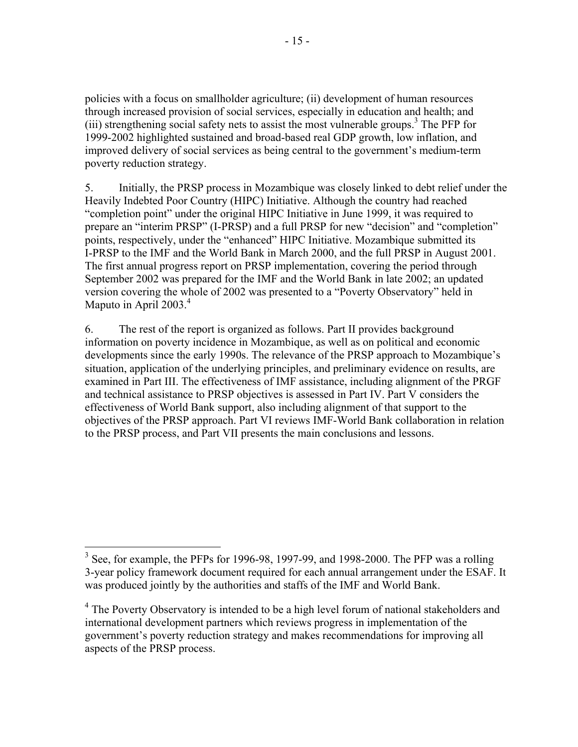policies with a focus on smallholder agriculture; (ii) development of human resources through increased provision of social services, especially in education and health; and (iii) strengthening social safety nets to assist the most vulnerable groups.[3] The PFP for 1999-2002 highlighted sustained and broad-based real GDP growth, low inflation, and improved delivery of social services as being central to the government's medium-term poverty reduction strategy.

5. Initially, the PRSP process in Mozambique was closely linked to debt relief under the Heavily Indebted Poor Country (HIPC) Initiative. Although the country had reached "completion point" under the original HIPC Initiative in June 1999, it was required to prepare an "interim PRSP" (I-PRSP) and a full PRSP for new "decision" and "completion" points, respectively, under the "enhanced" HIPC Initiative. Mozambique submitted its I-PRSP to the IMF and the World Bank in March 2000, and the full PRSP in August 2001. The first annual progress report on PRSP implementation, covering the period through September 2002 was prepared for the IMF and the World Bank in late 2002; an updated version covering the whole of 2002 was presented to a "Poverty Observatory" held in Maputo in April 2003.[4]

6. The rest of the report is organized as follows. Part II provides background information on poverty incidence in Mozambique, as well as on political and economic developments since the early 1990s. The relevance of the PRSP approach to Mozambique's situation, application of the underlying principles, and preliminary evidence on results, are examined in Part III. The effectiveness of IMF assistance, including alignment of the PRGF and technical assistance to PRSP objectives is assessed in Part IV. Part V considers the effectiveness of World Bank support, also including alignment of that support to the objectives of the PRSP approach. Part VI reviews IMF-World Bank collaboration in relation to the PRSP process, and Part VII presents the main conclusions and lessons.

---

[3] See, for example, the PFPs for 1996-98, 1997-99, and 1998-2000. The PFP was a rolling 3-year policy framework document required for each annual arrangement under the ESAF. It was produced jointly by the authorities and staffs of the IMF and World Bank.

[4] The Poverty Observatory is intended to be a high level forum of national stakeholders and international development partners which reviews progress in implementation of the government's poverty reduction strategy and makes recommendations for improving all aspects of the PRSP process.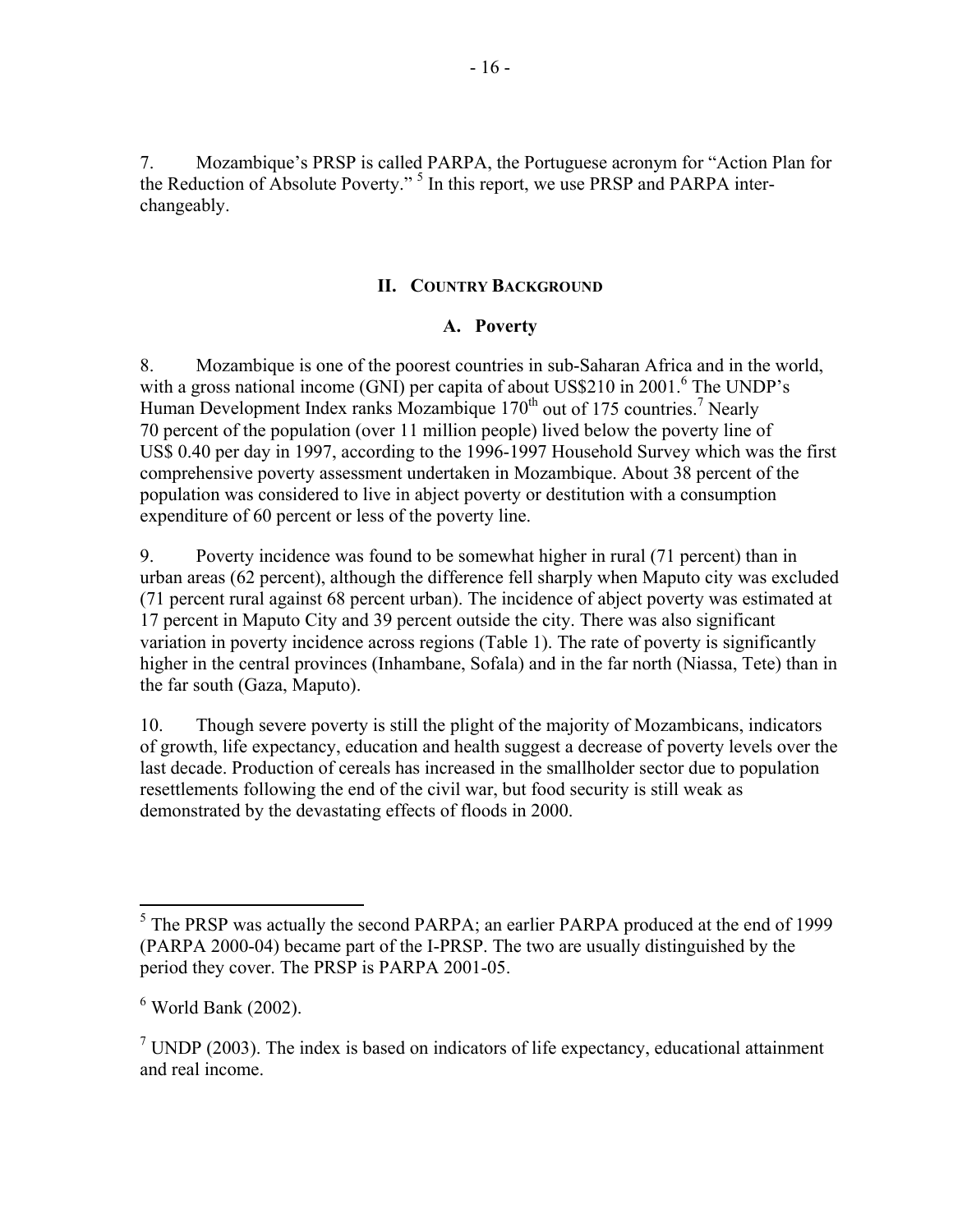7. Mozambique's PRSP is called PARPA, the Portuguese acronym for "Action Plan for the Reduction of Absolute Poverty." [5] In this report, we use PRSP and PARPA interchangeably.

## II. Country Background

### A. Poverty

8. Mozambique is one of the poorest countries in sub-Saharan Africa and in the world, with a gross national income (GNI) per capita of about US$210 in 2001.[6] The UNDP's Human Development Index ranks Mozambique 170th out of 175 countries.[7] Nearly 70 percent of the population (over 11 million people) lived below the poverty line of US$ 0.40 per day in 1997, according to the 1996-1997 Household Survey which was the first comprehensive poverty assessment undertaken in Mozambique. About 38 percent of the population was considered to live in abject poverty or destitution with a consumption expenditure of 60 percent or less of the poverty line.

9. Poverty incidence was found to be somewhat higher in rural (71 percent) than in urban areas (62 percent), although the difference fell sharply when Maputo city was excluded (71 percent rural against 68 percent urban). The incidence of abject poverty was estimated at 17 percent in Maputo City and 39 percent outside the city. There was also significant variation in poverty incidence across regions (Table 1). The rate of poverty is significantly higher in the central provinces (Inhambane, Sofala) and in the far north (Niassa, Tete) than in the far south (Gaza, Maputo).

10. Though severe poverty is still the plight of the majority of Mozambicans, indicators of growth, life expectancy, education and health suggest a decrease of poverty levels over the last decade. Production of cereals has increased in the smallholder sector due to population resettlements following the end of the civil war, but food security is still weak as demonstrated by the devastating effects of floods in 2000.

---

[5] The PRSP was actually the second PARPA; an earlier PARPA produced at the end of 1999 (PARPA 2000-04) became part of the I-PRSP. The two are usually distinguished by the period they cover. The PRSP is PARPA 2001-05.

[6] World Bank (2002).

[7] UNDP (2003). The index is based on indicators of life expectancy, educational attainment and real income.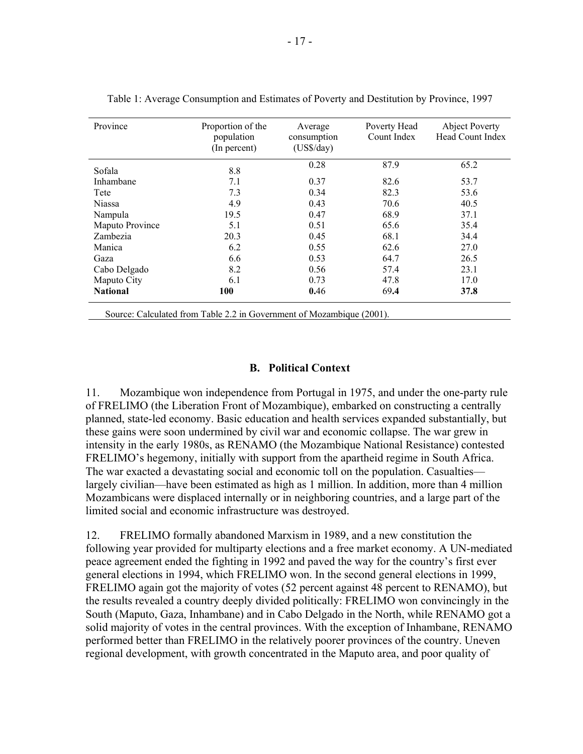Table 1: Average Consumption and Estimates of Poverty and Destitution by Province, 1997

| Province | Proportion of the population (In percent) | Average consumption (US$/day) | Poverty Head Count Index | Abject Poverty Head Count Index |
|---|---|---|---|---|
| Sofala | 8.8 | 0.28 | 87.9 | 65.2 |
| Inhambane | 7.1 | 0.37 | 82.6 | 53.7 |
| Tete | 7.3 | 0.34 | 82.3 | 53.6 |
| Niassa | 4.9 | 0.43 | 70.6 | 40.5 |
| Nampula | 19.5 | 0.47 | 68.9 | 37.1 |
| Maputo Province | 5.1 | 0.51 | 65.6 | 35.4 |
| Zambezia | 20.3 | 0.45 | 68.1 | 34.4 |
| Manica | 6.2 | 0.55 | 62.6 | 27.0 |
| Gaza | 6.6 | 0.53 | 64.7 | 26.5 |
| Cabo Delgado | 8.2 | 0.56 | 57.4 | 23.1 |
| Maputo City | 6.1 | 0.73 | 47.8 | 17.0 |
| **National** | **100** | **0.46** | **69.4** | **37.8** |

Source: Calculated from Table 2.2 in Government of Mozambique (2001).

## B. Political Context

11. Mozambique won independence from Portugal in 1975, and under the one-party rule of FRELIMO (the Liberation Front of Mozambique), embarked on constructing a centrally planned, state-led economy. Basic education and health services expanded substantially, but these gains were soon undermined by civil war and economic collapse. The war grew in intensity in the early 1980s, as RENAMO (the Mozambique National Resistance) contested FRELIMO's hegemony, initially with support from the apartheid regime in South Africa. The war exacted a devastating social and economic toll on the population. Casualties—largely civilian—have been estimated as high as 1 million. In addition, more than 4 million Mozambicans were displaced internally or in neighboring countries, and a large part of the limited social and economic infrastructure was destroyed.

12. FRELIMO formally abandoned Marxism in 1989, and a new constitution the following year provided for multiparty elections and a free market economy. A UN-mediated peace agreement ended the fighting in 1992 and paved the way for the country's first ever general elections in 1994, which FRELIMO won. In the second general elections in 1999, FRELIMO again got the majority of votes (52 percent against 48 percent to RENAMO), but the results revealed a country deeply divided politically: FRELIMO won convincingly in the South (Maputo, Gaza, Inhambane) and in Cabo Delgado in the North, while RENAMO got a solid majority of votes in the central provinces. With the exception of Inhambane, RENAMO performed better than FRELIMO in the relatively poorer provinces of the country. Uneven regional development, with growth concentrated in the Maputo area, and poor quality of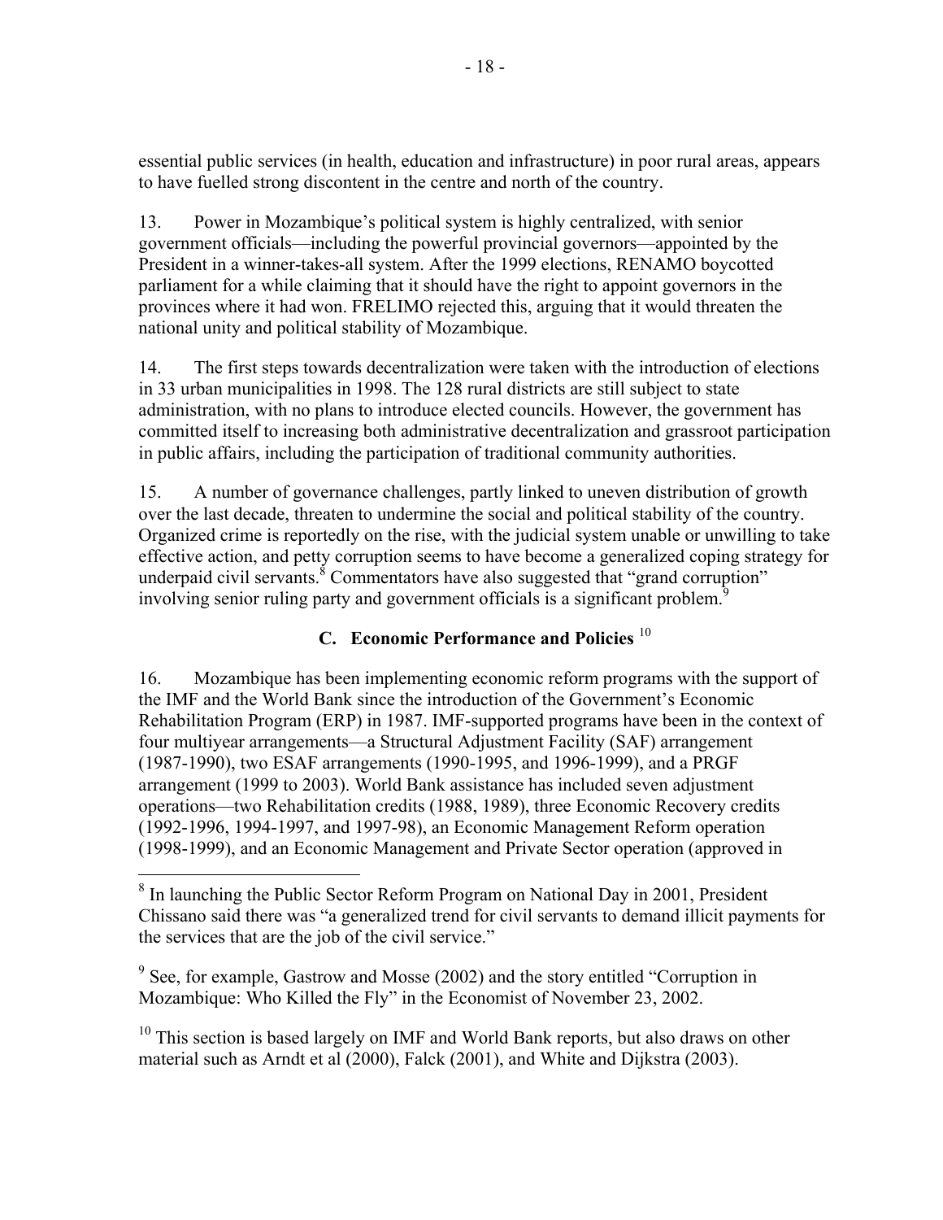essential public services (in health, education and infrastructure) in poor rural areas, appears to have fuelled strong discontent in the centre and north of the country.

13. Power in Mozambique's political system is highly centralized, with senior government officials—including the powerful provincial governors—appointed by the President in a winner-takes-all system. After the 1999 elections, RENAMO boycotted parliament for a while claiming that it should have the right to appoint governors in the provinces where it had won. FRELIMO rejected this, arguing that it would threaten the national unity and political stability of Mozambique.

14. The first steps towards decentralization were taken with the introduction of elections in 33 urban municipalities in 1998. The 128 rural districts are still subject to state administration, with no plans to introduce elected councils. However, the government has committed itself to increasing both administrative decentralization and grassroot participation in public affairs, including the participation of traditional community authorities.

15. A number of governance challenges, partly linked to uneven distribution of growth over the last decade, threaten to undermine the social and political stability of the country. Organized crime is reportedly on the rise, with the judicial system unable or unwilling to take effective action, and petty corruption seems to have become a generalized coping strategy for underpaid civil servants.[8] Commentators have also suggested that "grand corruption" involving senior ruling party and government officials is a significant problem.[9]

## C. Economic Performance and Policies [10]

16. Mozambique has been implementing economic reform programs with the support of the IMF and the World Bank since the introduction of the Government's Economic Rehabilitation Program (ERP) in 1987. IMF-supported programs have been in the context of four multiyear arrangements—a Structural Adjustment Facility (SAF) arrangement (1987-1990), two ESAF arrangements (1990-1995, and 1996-1999), and a PRGF arrangement (1999 to 2003). World Bank assistance has included seven adjustment operations—two Rehabilitation credits (1988, 1989), three Economic Recovery credits (1992-1996, 1994-1997, and 1997-98), an Economic Management Reform operation (1998-1999), and an Economic Management and Private Sector operation (approved in

---

[8] In launching the Public Sector Reform Program on National Day in 2001, President Chissano said there was "a generalized trend for civil servants to demand illicit payments for the services that are the job of the civil service."

[9] See, for example, Gastrow and Mosse (2002) and the story entitled "Corruption in Mozambique: Who Killed the Fly" in the Economist of November 23, 2002.

[10] This section is based largely on IMF and World Bank reports, but also draws on other material such as Arndt et al (2000), Falck (2001), and White and Dijkstra (2003).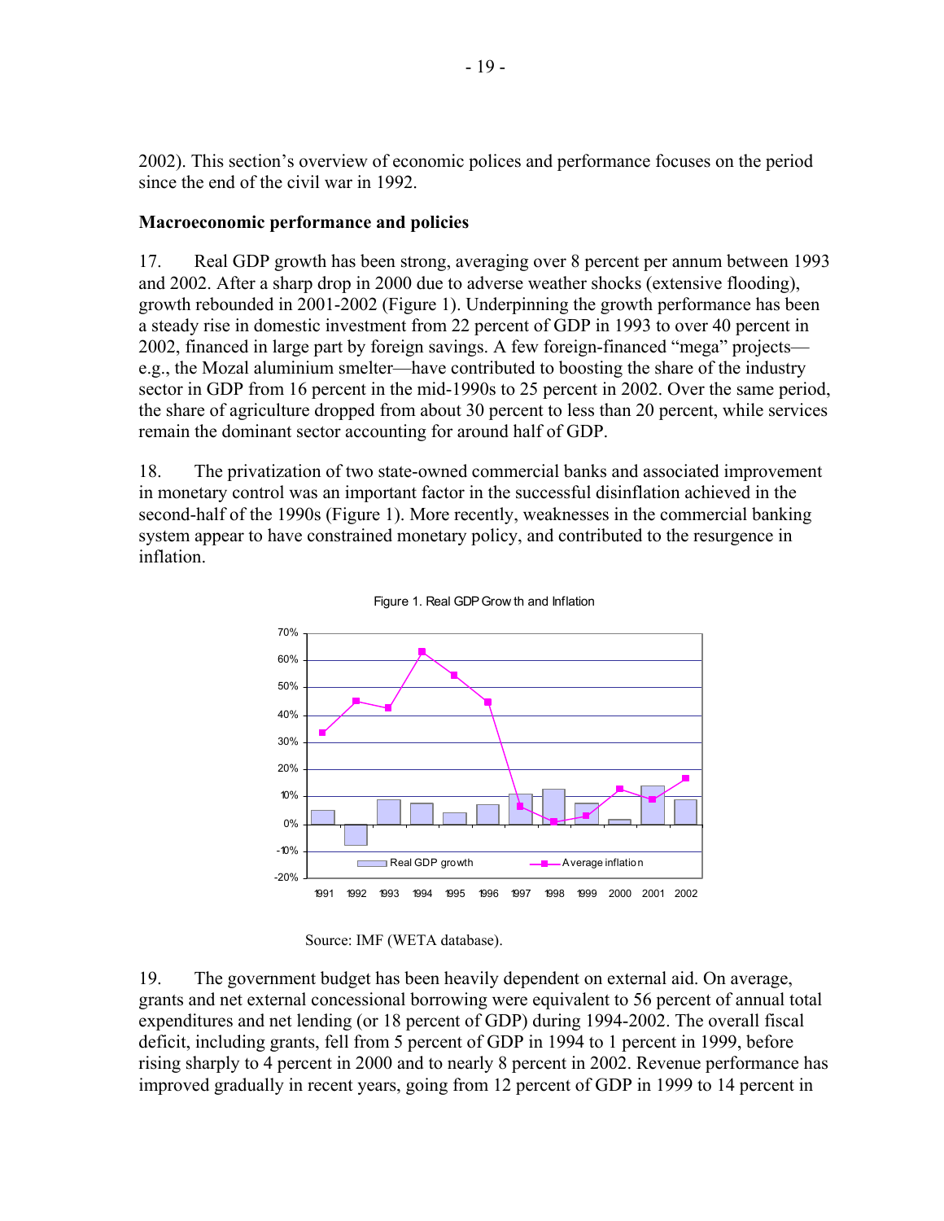2002). This section's overview of economic polices and performance focuses on the period since the end of the civil war in 1992.

**Macroeconomic performance and policies**

17. Real GDP growth has been strong, averaging over 8 percent per annum between 1993 and 2002. After a sharp drop in 2000 due to adverse weather shocks (extensive flooding), growth rebounded in 2001-2002 (Figure 1). Underpinning the growth performance has been a steady rise in domestic investment from 22 percent of GDP in 1993 to over 40 percent in 2002, financed in large part by foreign savings. A few foreign-financed "mega" projects—e.g., the Mozal aluminium smelter—have contributed to boosting the share of the industry sector in GDP from 16 percent in the mid-1990s to 25 percent in 2002. Over the same period, the share of agriculture dropped from about 30 percent to less than 20 percent, while services remain the dominant sector accounting for around half of GDP.

18. The privatization of two state-owned commercial banks and associated improvement in monetary control was an important factor in the successful disinflation achieved in the second-half of the 1990s (Figure 1). More recently, weaknesses in the commercial banking system appear to have constrained monetary policy, and contributed to the resurgence in inflation.

Figure 1. Real GDP Growth and Inflation

Source: IMF (WETA database).

19. The government budget has been heavily dependent on external aid. On average, grants and net external concessional borrowing were equivalent to 56 percent of annual total expenditures and net lending (or 18 percent of GDP) during 1994-2002. The overall fiscal deficit, including grants, fell from 5 percent of GDP in 1994 to 1 percent in 1999, before rising sharply to 4 percent in 2000 and to nearly 8 percent in 2002. Revenue performance has improved gradually in recent years, going from 12 percent of GDP in 1999 to 14 percent in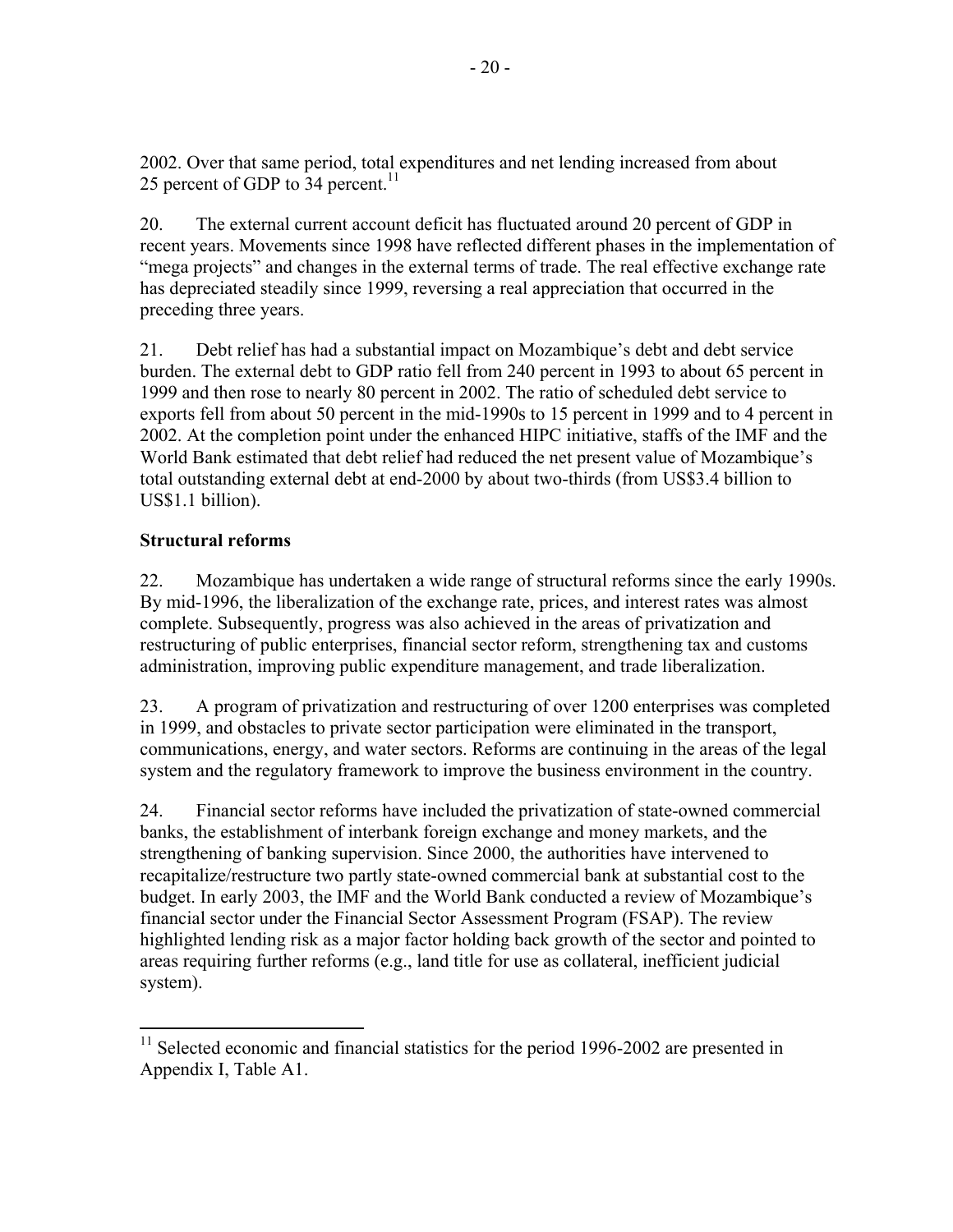2002. Over that same period, total expenditures and net lending increased from about 25 percent of GDP to 34 percent.[11]

20. The external current account deficit has fluctuated around 20 percent of GDP in recent years. Movements since 1998 have reflected different phases in the implementation of "mega projects" and changes in the external terms of trade. The real effective exchange rate has depreciated steadily since 1999, reversing a real appreciation that occurred in the preceding three years.

21. Debt relief has had a substantial impact on Mozambique's debt and debt service burden. The external debt to GDP ratio fell from 240 percent in 1993 to about 65 percent in 1999 and then rose to nearly 80 percent in 2002. The ratio of scheduled debt service to exports fell from about 50 percent in the mid-1990s to 15 percent in 1999 and to 4 percent in 2002. At the completion point under the enhanced HIPC initiative, staffs of the IMF and the World Bank estimated that debt relief had reduced the net present value of Mozambique's total outstanding external debt at end-2000 by about two-thirds (from US$3.4 billion to US$1.1 billion).

**Structural reforms**

22. Mozambique has undertaken a wide range of structural reforms since the early 1990s. By mid-1996, the liberalization of the exchange rate, prices, and interest rates was almost complete. Subsequently, progress was also achieved in the areas of privatization and restructuring of public enterprises, financial sector reform, strengthening tax and customs administration, improving public expenditure management, and trade liberalization.

23. A program of privatization and restructuring of over 1200 enterprises was completed in 1999, and obstacles to private sector participation were eliminated in the transport, communications, energy, and water sectors. Reforms are continuing in the areas of the legal system and the regulatory framework to improve the business environment in the country.

24. Financial sector reforms have included the privatization of state-owned commercial banks, the establishment of interbank foreign exchange and money markets, and the strengthening of banking supervision. Since 2000, the authorities have intervened to recapitalize/restructure two partly state-owned commercial bank at substantial cost to the budget. In early 2003, the IMF and the World Bank conducted a review of Mozambique's financial sector under the Financial Sector Assessment Program (FSAP). The review highlighted lending risk as a major factor holding back growth of the sector and pointed to areas requiring further reforms (e.g., land title for use as collateral, inefficient judicial system).

---

[11] Selected economic and financial statistics for the period 1996-2002 are presented in Appendix I, Table A1.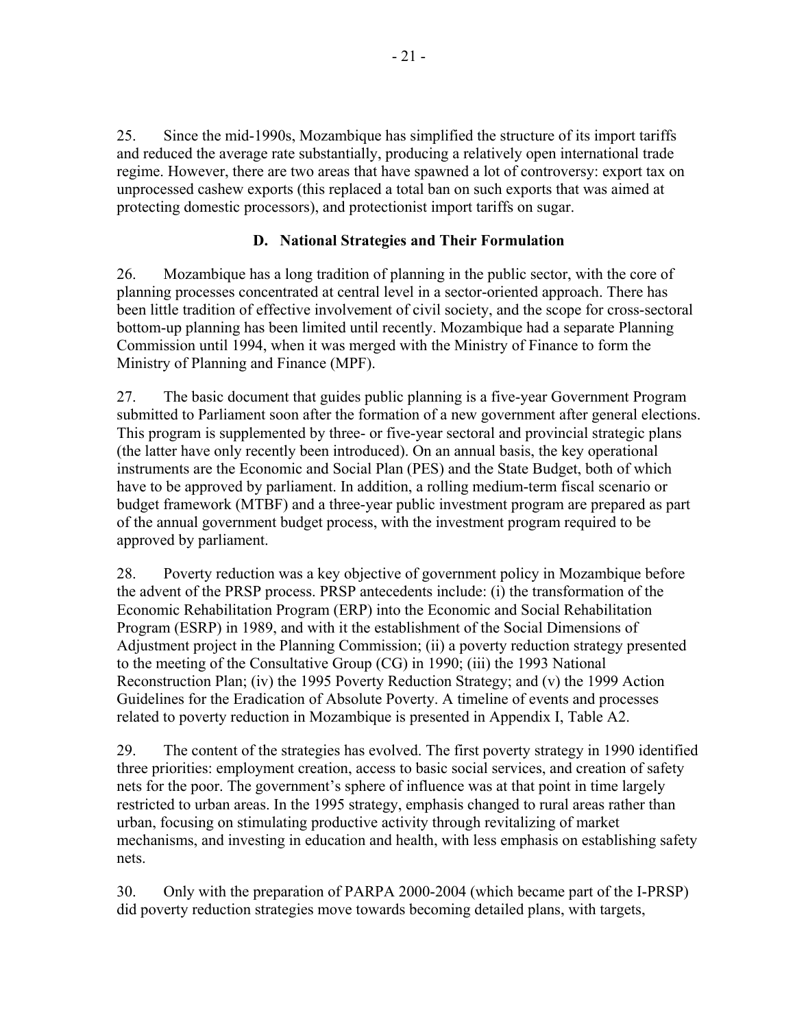25. Since the mid-1990s, Mozambique has simplified the structure of its import tariffs and reduced the average rate substantially, producing a relatively open international trade regime. However, there are two areas that have spawned a lot of controversy: export tax on unprocessed cashew exports (this replaced a total ban on such exports that was aimed at protecting domestic processors), and protectionist import tariffs on sugar.

### D. National Strategies and Their Formulation

26. Mozambique has a long tradition of planning in the public sector, with the core of planning processes concentrated at central level in a sector-oriented approach. There has been little tradition of effective involvement of civil society, and the scope for cross-sectoral bottom-up planning has been limited until recently. Mozambique had a separate Planning Commission until 1994, when it was merged with the Ministry of Finance to form the Ministry of Planning and Finance (MPF).

27. The basic document that guides public planning is a five-year Government Program submitted to Parliament soon after the formation of a new government after general elections. This program is supplemented by three- or five-year sectoral and provincial strategic plans (the latter have only recently been introduced). On an annual basis, the key operational instruments are the Economic and Social Plan (PES) and the State Budget, both of which have to be approved by parliament. In addition, a rolling medium-term fiscal scenario or budget framework (MTBF) and a three-year public investment program are prepared as part of the annual government budget process, with the investment program required to be approved by parliament.

28. Poverty reduction was a key objective of government policy in Mozambique before the advent of the PRSP process. PRSP antecedents include: (i) the transformation of the Economic Rehabilitation Program (ERP) into the Economic and Social Rehabilitation Program (ESRP) in 1989, and with it the establishment of the Social Dimensions of Adjustment project in the Planning Commission; (ii) a poverty reduction strategy presented to the meeting of the Consultative Group (CG) in 1990; (iii) the 1993 National Reconstruction Plan; (iv) the 1995 Poverty Reduction Strategy; and (v) the 1999 Action Guidelines for the Eradication of Absolute Poverty. A timeline of events and processes related to poverty reduction in Mozambique is presented in Appendix I, Table A2.

29. The content of the strategies has evolved. The first poverty strategy in 1990 identified three priorities: employment creation, access to basic social services, and creation of safety nets for the poor. The government's sphere of influence was at that point in time largely restricted to urban areas. In the 1995 strategy, emphasis changed to rural areas rather than urban, focusing on stimulating productive activity through revitalizing of market mechanisms, and investing in education and health, with less emphasis on establishing safety nets.

30. Only with the preparation of PARPA 2000-2004 (which became part of the I-PRSP) did poverty reduction strategies move towards becoming detailed plans, with targets,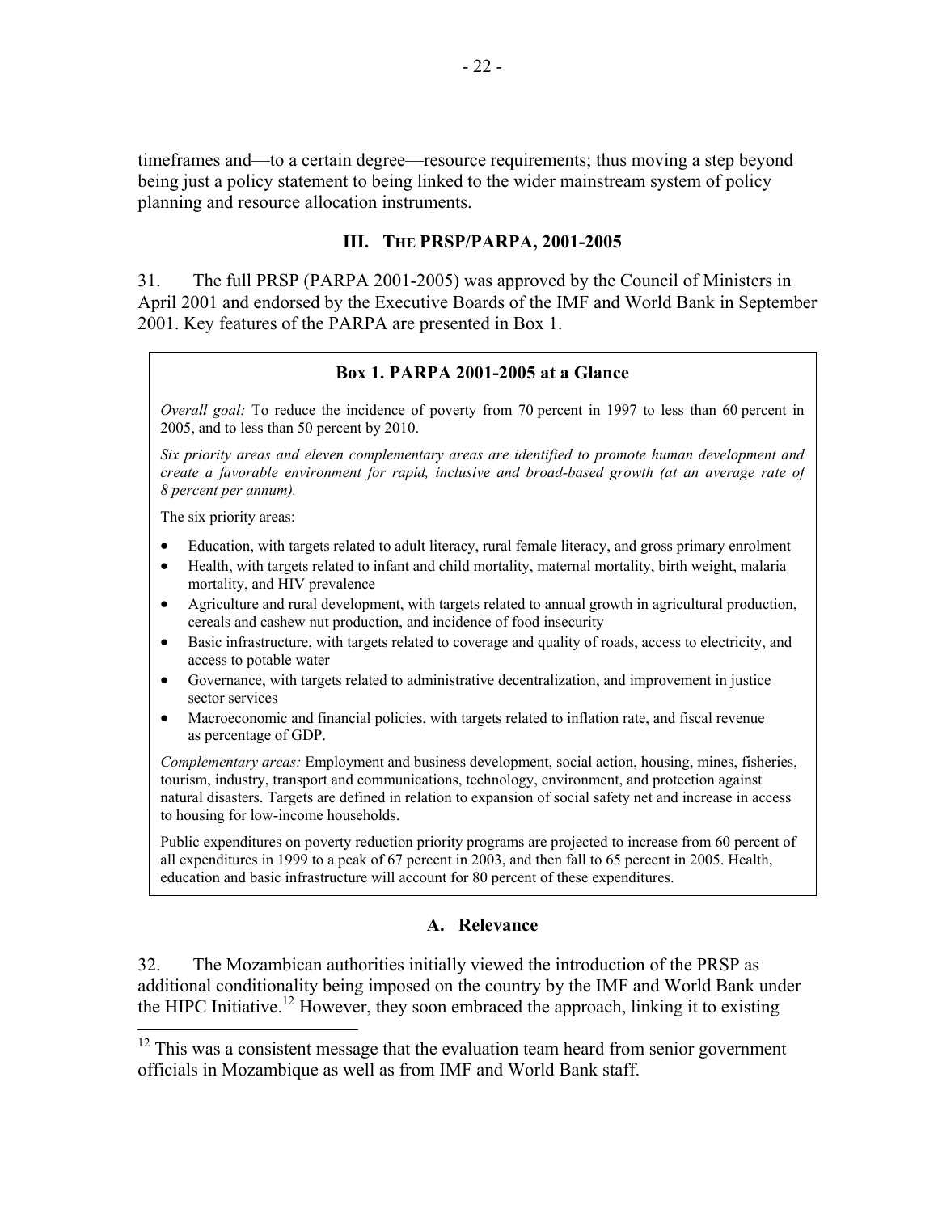timeframes and—to a certain degree—resource requirements; thus moving a step beyond being just a policy statement to being linked to the wider mainstream system of policy planning and resource allocation instruments.

## III. The PRSP/PARPA, 2001-2005

31. The full PRSP (PARPA 2001-2005) was approved by the Council of Ministers in April 2001 and endorsed by the Executive Boards of the IMF and World Bank in September 2001. Key features of the PARPA are presented in Box 1.

> **Box 1. PARPA 2001-2005 at a Glance**
>
> *Overall goal:* To reduce the incidence of poverty from 70 percent in 1997 to less than 60 percent in 2005, and to less than 50 percent by 2010.
>
> *Six priority areas and eleven complementary areas are identified to promote human development and create a favorable environment for rapid, inclusive and broad-based growth (at an average rate of 8 percent per annum).*
>
> The six priority areas:
>
> - Education, with targets related to adult literacy, rural female literacy, and gross primary enrolment
> - Health, with targets related to infant and child mortality, maternal mortality, birth weight, malaria mortality, and HIV prevalence
> - Agriculture and rural development, with targets related to annual growth in agricultural production, cereals and cashew nut production, and incidence of food insecurity
> - Basic infrastructure, with targets related to coverage and quality of roads, access to electricity, and access to potable water
> - Governance, with targets related to administrative decentralization, and improvement in justice sector services
> - Macroeconomic and financial policies, with targets related to inflation rate, and fiscal revenue as percentage of GDP.
>
> *Complementary areas:* Employment and business development, social action, housing, mines, fisheries, tourism, industry, transport and communications, technology, environment, and protection against natural disasters. Targets are defined in relation to expansion of social safety net and increase in access to housing for low-income households.
>
> Public expenditures on poverty reduction priority programs are projected to increase from 60 percent of all expenditures in 1999 to a peak of 67 percent in 2003, and then fall to 65 percent in 2005. Health, education and basic infrastructure will account for 80 percent of these expenditures.

### A. Relevance

32. The Mozambican authorities initially viewed the introduction of the PRSP as additional conditionality being imposed on the country by the IMF and World Bank under the HIPC Initiative.[12] However, they soon embraced the approach, linking it to existing

[12] This was a consistent message that the evaluation team heard from senior government officials in Mozambique as well as from IMF and World Bank staff.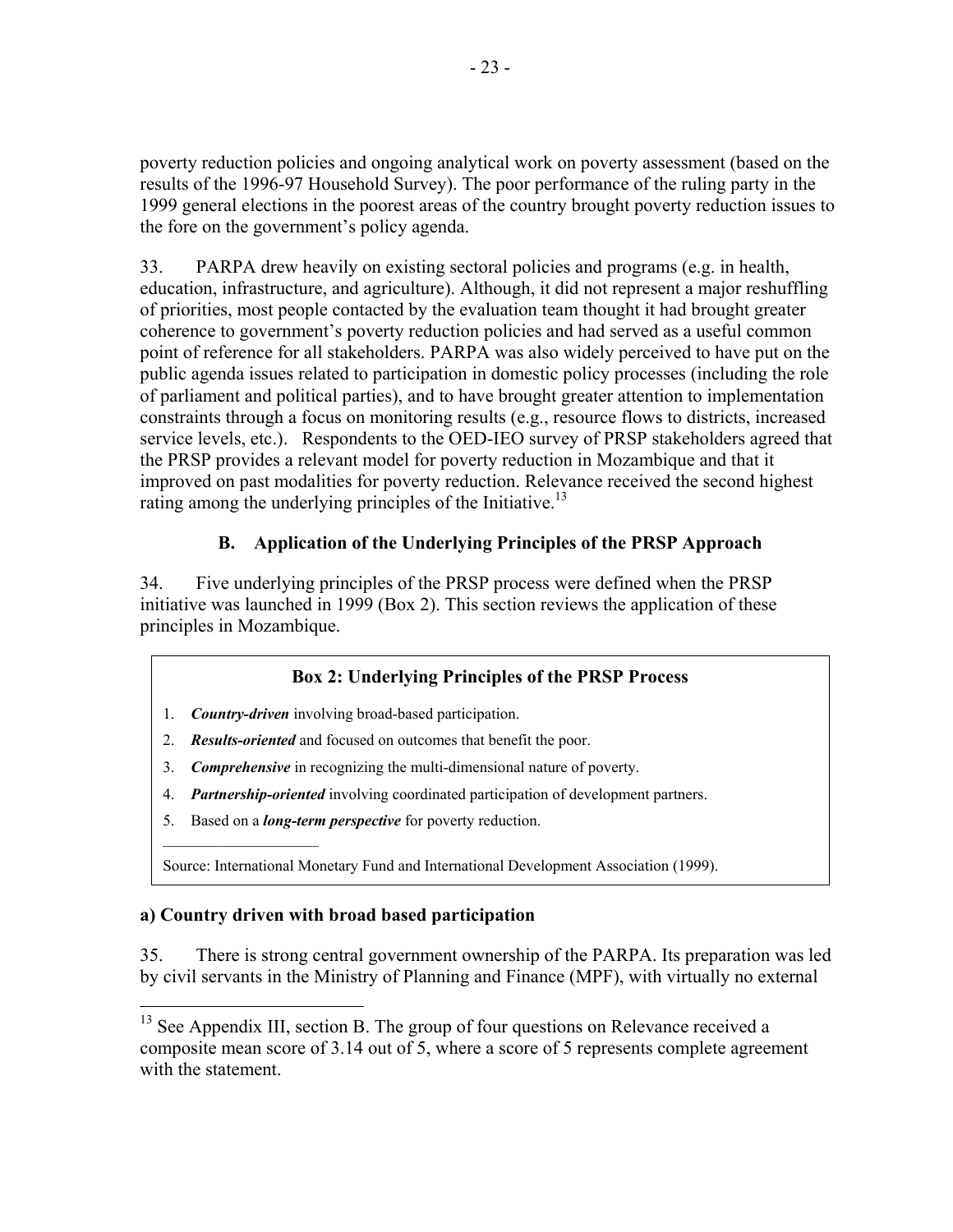poverty reduction policies and ongoing analytical work on poverty assessment (based on the results of the 1996-97 Household Survey). The poor performance of the ruling party in the 1999 general elections in the poorest areas of the country brought poverty reduction issues to the fore on the government's policy agenda.

33. PARPA drew heavily on existing sectoral policies and programs (e.g. in health, education, infrastructure, and agriculture). Although, it did not represent a major reshuffling of priorities, most people contacted by the evaluation team thought it had brought greater coherence to government's poverty reduction policies and had served as a useful common point of reference for all stakeholders. PARPA was also widely perceived to have put on the public agenda issues related to participation in domestic policy processes (including the role of parliament and political parties), and to have brought greater attention to implementation constraints through a focus on monitoring results (e.g., resource flows to districts, increased service levels, etc.). Respondents to the OED-IEO survey of PRSP stakeholders agreed that the PRSP provides a relevant model for poverty reduction in Mozambique and that it improved on past modalities for poverty reduction. Relevance received the second highest rating among the underlying principles of the Initiative.[13]

## B. Application of the Underlying Principles of the PRSP Approach

34. Five underlying principles of the PRSP process were defined when the PRSP initiative was launched in 1999 (Box 2). This section reviews the application of these principles in Mozambique.

> **Box 2: Underlying Principles of the PRSP Process**
>
> 1. ***Country-driven*** involving broad-based participation.
> 2. ***Results-oriented*** and focused on outcomes that benefit the poor.
> 3. ***Comprehensive*** in recognizing the multi-dimensional nature of poverty.
> 4. ***Partnership-oriented*** involving coordinated participation of development partners.
> 5. Based on a ***long-term perspective*** for poverty reduction.
>
> Source: International Monetary Fund and International Development Association (1999).

### a) Country driven with broad based participation

35. There is strong central government ownership of the PARPA. Its preparation was led by civil servants in the Ministry of Planning and Finance (MPF), with virtually no external

[13] See Appendix III, section B. The group of four questions on Relevance received a composite mean score of 3.14 out of 5, where a score of 5 represents complete agreement with the statement.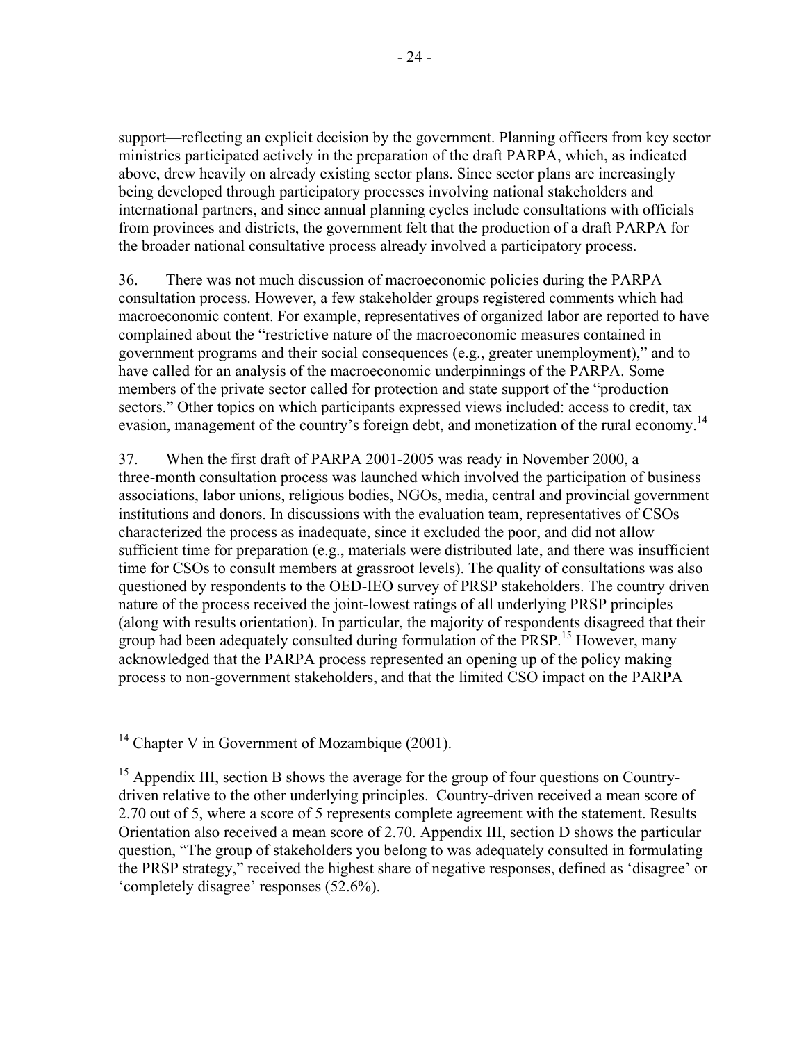support—reflecting an explicit decision by the government. Planning officers from key sector ministries participated actively in the preparation of the draft PARPA, which, as indicated above, drew heavily on already existing sector plans. Since sector plans are increasingly being developed through participatory processes involving national stakeholders and international partners, and since annual planning cycles include consultations with officials from provinces and districts, the government felt that the production of a draft PARPA for the broader national consultative process already involved a participatory process.

36. There was not much discussion of macroeconomic policies during the PARPA consultation process. However, a few stakeholder groups registered comments which had macroeconomic content. For example, representatives of organized labor are reported to have complained about the "restrictive nature of the macroeconomic measures contained in government programs and their social consequences (e.g., greater unemployment)," and to have called for an analysis of the macroeconomic underpinnings of the PARPA. Some members of the private sector called for protection and state support of the "production sectors." Other topics on which participants expressed views included: access to credit, tax evasion, management of the country's foreign debt, and monetization of the rural economy.[14]

37. When the first draft of PARPA 2001-2005 was ready in November 2000, a three-month consultation process was launched which involved the participation of business associations, labor unions, religious bodies, NGOs, media, central and provincial government institutions and donors. In discussions with the evaluation team, representatives of CSOs characterized the process as inadequate, since it excluded the poor, and did not allow sufficient time for preparation (e.g., materials were distributed late, and there was insufficient time for CSOs to consult members at grassroot levels). The quality of consultations was also questioned by respondents to the OED-IEO survey of PRSP stakeholders. The country driven nature of the process received the joint-lowest ratings of all underlying PRSP principles (along with results orientation). In particular, the majority of respondents disagreed that their group had been adequately consulted during formulation of the PRSP.[15] However, many acknowledged that the PARPA process represented an opening up of the policy making process to non-government stakeholders, and that the limited CSO impact on the PARPA

---

[14] Chapter V in Government of Mozambique (2001).

[15] Appendix III, section B shows the average for the group of four questions on Country-driven relative to the other underlying principles. Country-driven received a mean score of 2.70 out of 5, where a score of 5 represents complete agreement with the statement. Results Orientation also received a mean score of 2.70. Appendix III, section D shows the particular question, "The group of stakeholders you belong to was adequately consulted in formulating the PRSP strategy," received the highest share of negative responses, defined as 'disagree' or 'completely disagree' responses (52.6%).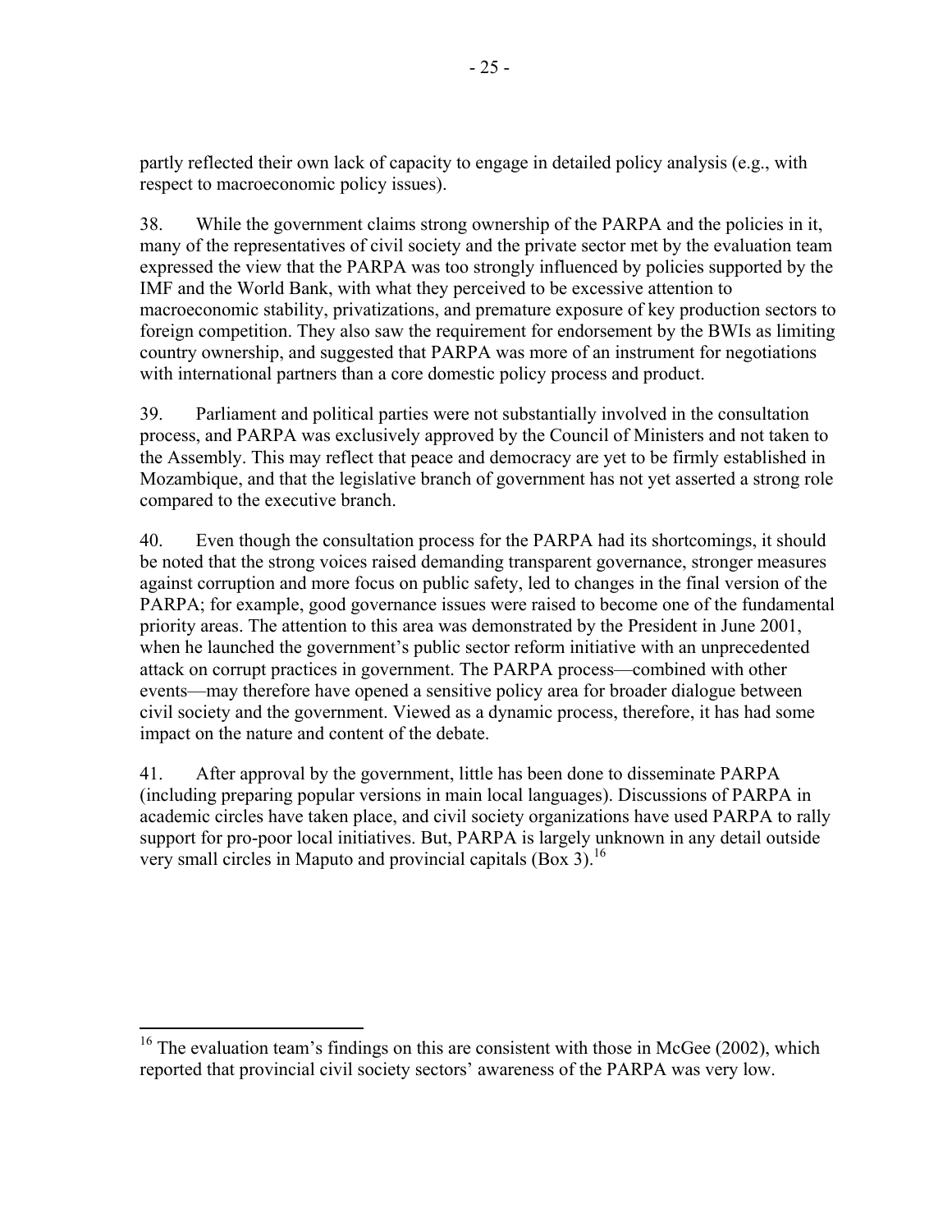partly reflected their own lack of capacity to engage in detailed policy analysis (e.g., with respect to macroeconomic policy issues).

38. While the government claims strong ownership of the PARPA and the policies in it, many of the representatives of civil society and the private sector met by the evaluation team expressed the view that the PARPA was too strongly influenced by policies supported by the IMF and the World Bank, with what they perceived to be excessive attention to macroeconomic stability, privatizations, and premature exposure of key production sectors to foreign competition. They also saw the requirement for endorsement by the BWIs as limiting country ownership, and suggested that PARPA was more of an instrument for negotiations with international partners than a core domestic policy process and product.

39. Parliament and political parties were not substantially involved in the consultation process, and PARPA was exclusively approved by the Council of Ministers and not taken to the Assembly. This may reflect that peace and democracy are yet to be firmly established in Mozambique, and that the legislative branch of government has not yet asserted a strong role compared to the executive branch.

40. Even though the consultation process for the PARPA had its shortcomings, it should be noted that the strong voices raised demanding transparent governance, stronger measures against corruption and more focus on public safety, led to changes in the final version of the PARPA; for example, good governance issues were raised to become one of the fundamental priority areas. The attention to this area was demonstrated by the President in June 2001, when he launched the government's public sector reform initiative with an unprecedented attack on corrupt practices in government. The PARPA process—combined with other events—may therefore have opened a sensitive policy area for broader dialogue between civil society and the government. Viewed as a dynamic process, therefore, it has had some impact on the nature and content of the debate.

41. After approval by the government, little has been done to disseminate PARPA (including preparing popular versions in main local languages). Discussions of PARPA in academic circles have taken place, and civil society organizations have used PARPA to rally support for pro-poor local initiatives. But, PARPA is largely unknown in any detail outside very small circles in Maputo and provincial capitals (Box 3).[16]

---

[16] The evaluation team's findings on this are consistent with those in McGee (2002), which reported that provincial civil society sectors' awareness of the PARPA was very low.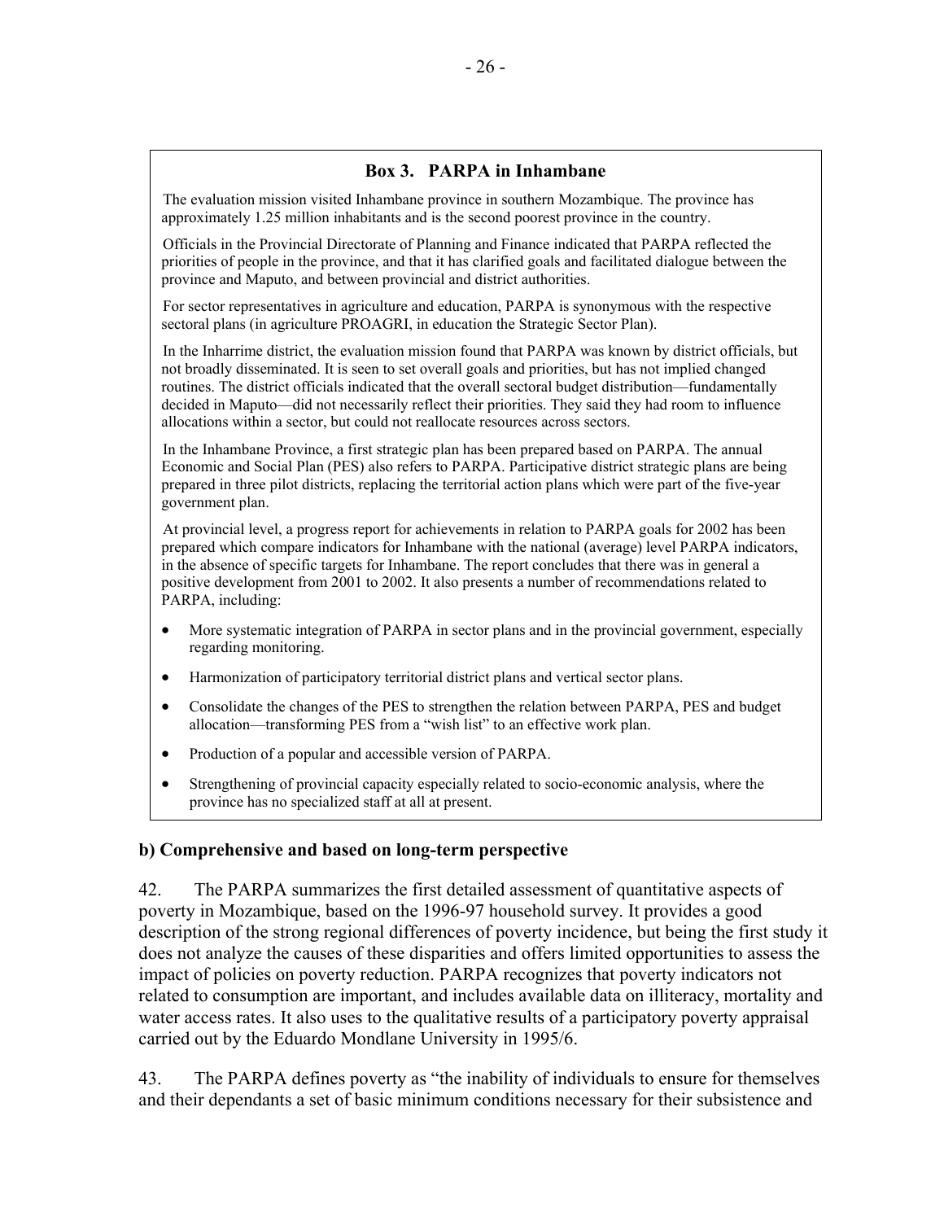**Box 3. PARPA in Inhambane**

The evaluation mission visited Inhambane province in southern Mozambique. The province has approximately 1.25 million inhabitants and is the second poorest province in the country.

Officials in the Provincial Directorate of Planning and Finance indicated that PARPA reflected the priorities of people in the province, and that it has clarified goals and facilitated dialogue between the province and Maputo, and between provincial and district authorities.

For sector representatives in agriculture and education, PARPA is synonymous with the respective sectoral plans (in agriculture PROAGRI, in education the Strategic Sector Plan).

In the Inharrime district, the evaluation mission found that PARPA was known by district officials, but not broadly disseminated. It is seen to set overall goals and priorities, but has not implied changed routines. The district officials indicated that the overall sectoral budget distribution—fundamentally decided in Maputo—did not necessarily reflect their priorities. They said they had room to influence allocations within a sector, but could not reallocate resources across sectors.

In the Inhambane Province, a first strategic plan has been prepared based on PARPA. The annual Economic and Social Plan (PES) also refers to PARPA. Participative district strategic plans are being prepared in three pilot districts, replacing the territorial action plans which were part of the five-year government plan.

At provincial level, a progress report for achievements in relation to PARPA goals for 2002 has been prepared which compare indicators for Inhambane with the national (average) level PARPA indicators, in the absence of specific targets for Inhambane. The report concludes that there was in general a positive development from 2001 to 2002. It also presents a number of recommendations related to PARPA, including:

- More systematic integration of PARPA in sector plans and in the provincial government, especially regarding monitoring.
- Harmonization of participatory territorial district plans and vertical sector plans.
- Consolidate the changes of the PES to strengthen the relation between PARPA, PES and budget allocation—transforming PES from a "wish list" to an effective work plan.
- Production of a popular and accessible version of PARPA.
- Strengthening of provincial capacity especially related to socio-economic analysis, where the province has no specialized staff at all at present.

**b) Comprehensive and based on long-term perspective**

42. The PARPA summarizes the first detailed assessment of quantitative aspects of poverty in Mozambique, based on the 1996-97 household survey. It provides a good description of the strong regional differences of poverty incidence, but being the first study it does not analyze the causes of these disparities and offers limited opportunities to assess the impact of policies on poverty reduction. PARPA recognizes that poverty indicators not related to consumption are important, and includes available data on illiteracy, mortality and water access rates. It also uses to the qualitative results of a participatory poverty appraisal carried out by the Eduardo Mondlane University in 1995/6.

43. The PARPA defines poverty as "the inability of individuals to ensure for themselves and their dependants a set of basic minimum conditions necessary for their subsistence and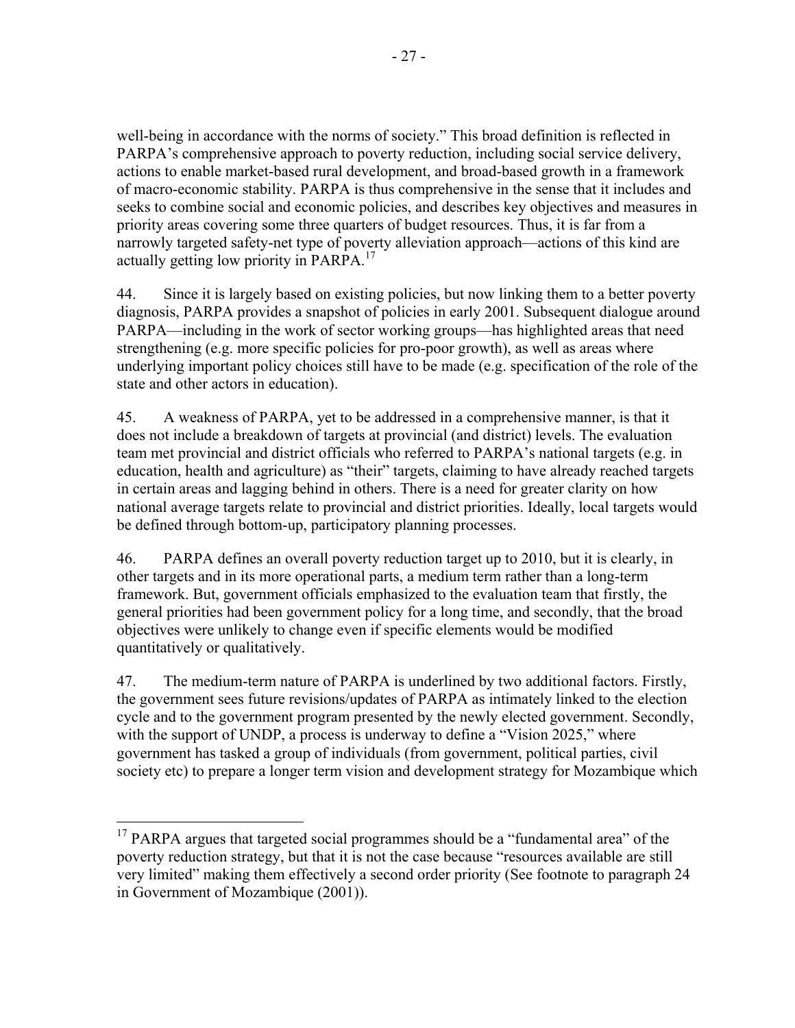well-being in accordance with the norms of society." This broad definition is reflected in PARPA's comprehensive approach to poverty reduction, including social service delivery, actions to enable market-based rural development, and broad-based growth in a framework of macro-economic stability. PARPA is thus comprehensive in the sense that it includes and seeks to combine social and economic policies, and describes key objectives and measures in priority areas covering some three quarters of budget resources. Thus, it is far from a narrowly targeted safety-net type of poverty alleviation approach—actions of this kind are actually getting low priority in PARPA.[17]

44. Since it is largely based on existing policies, but now linking them to a better poverty diagnosis, PARPA provides a snapshot of policies in early 2001. Subsequent dialogue around PARPA—including in the work of sector working groups—has highlighted areas that need strengthening (e.g. more specific policies for pro-poor growth), as well as areas where underlying important policy choices still have to be made (e.g. specification of the role of the state and other actors in education).

45. A weakness of PARPA, yet to be addressed in a comprehensive manner, is that it does not include a breakdown of targets at provincial (and district) levels. The evaluation team met provincial and district officials who referred to PARPA's national targets (e.g. in education, health and agriculture) as "their" targets, claiming to have already reached targets in certain areas and lagging behind in others. There is a need for greater clarity on how national average targets relate to provincial and district priorities. Ideally, local targets would be defined through bottom-up, participatory planning processes.

46. PARPA defines an overall poverty reduction target up to 2010, but it is clearly, in other targets and in its more operational parts, a medium term rather than a long-term framework. But, government officials emphasized to the evaluation team that firstly, the general priorities had been government policy for a long time, and secondly, that the broad objectives were unlikely to change even if specific elements would be modified quantitatively or qualitatively.

47. The medium-term nature of PARPA is underlined by two additional factors. Firstly, the government sees future revisions/updates of PARPA as intimately linked to the election cycle and to the government program presented by the newly elected government. Secondly, with the support of UNDP, a process is underway to define a "Vision 2025," where government has tasked a group of individuals (from government, political parties, civil society etc) to prepare a longer term vision and development strategy for Mozambique which

---

[17] PARPA argues that targeted social programmes should be a "fundamental area" of the poverty reduction strategy, but that it is not the case because "resources available are still very limited" making them effectively a second order priority (See footnote to paragraph 24 in Government of Mozambique (2001)).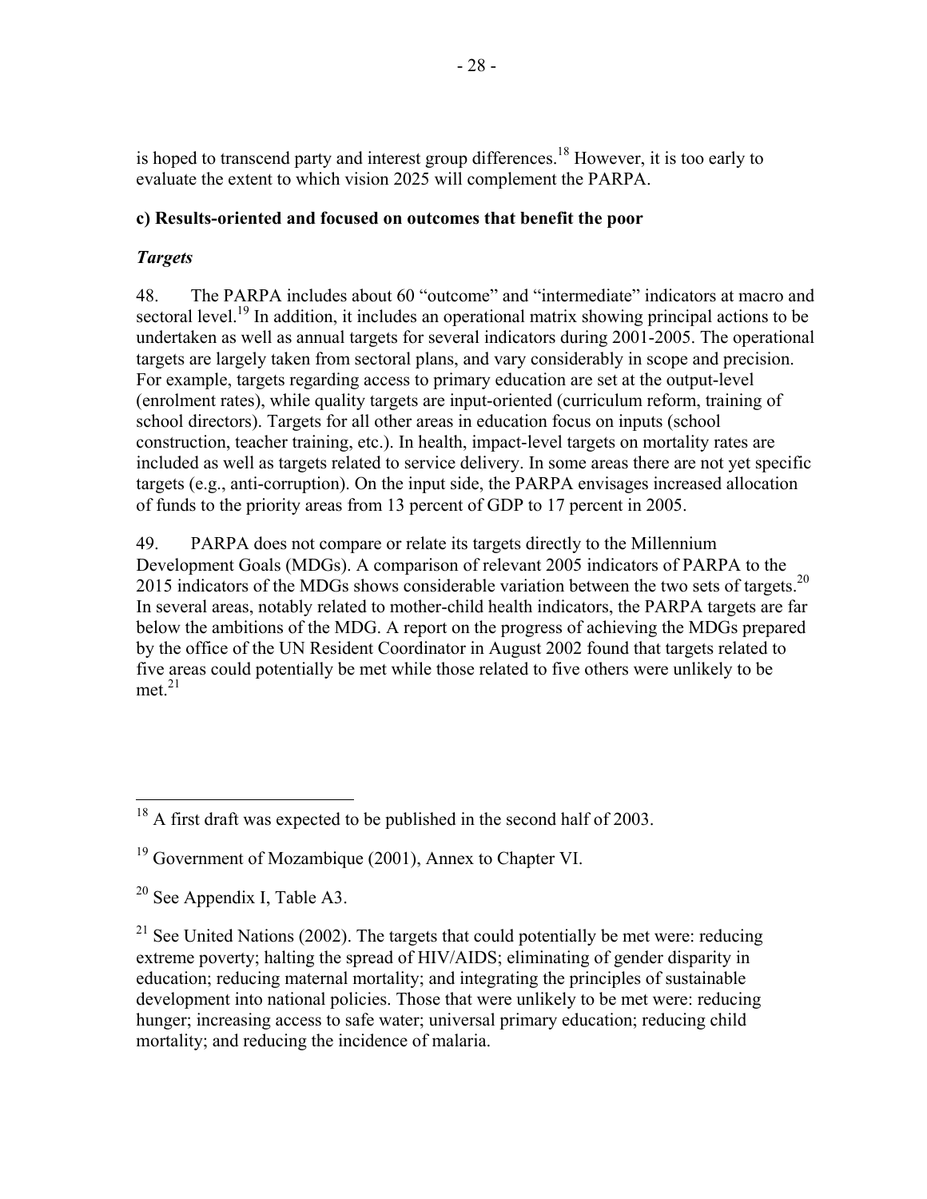is hoped to transcend party and interest group differences.[18] However, it is too early to evaluate the extent to which vision 2025 will complement the PARPA.

**c) Results-oriented and focused on outcomes that benefit the poor**

***Targets***

48. The PARPA includes about 60 "outcome" and "intermediate" indicators at macro and sectoral level.[19] In addition, it includes an operational matrix showing principal actions to be undertaken as well as annual targets for several indicators during 2001-2005. The operational targets are largely taken from sectoral plans, and vary considerably in scope and precision. For example, targets regarding access to primary education are set at the output-level (enrolment rates), while quality targets are input-oriented (curriculum reform, training of school directors). Targets for all other areas in education focus on inputs (school construction, teacher training, etc.). In health, impact-level targets on mortality rates are included as well as targets related to service delivery. In some areas there are not yet specific targets (e.g., anti-corruption). On the input side, the PARPA envisages increased allocation of funds to the priority areas from 13 percent of GDP to 17 percent in 2005.

49. PARPA does not compare or relate its targets directly to the Millennium Development Goals (MDGs). A comparison of relevant 2005 indicators of PARPA to the 2015 indicators of the MDGs shows considerable variation between the two sets of targets.[20] In several areas, notably related to mother-child health indicators, the PARPA targets are far below the ambitions of the MDG. A report on the progress of achieving the MDGs prepared by the office of the UN Resident Coordinator in August 2002 found that targets related to five areas could potentially be met while those related to five others were unlikely to be met.[21]

---

[18] A first draft was expected to be published in the second half of 2003.

[19] Government of Mozambique (2001), Annex to Chapter VI.

[20] See Appendix I, Table A3.

[21] See United Nations (2002). The targets that could potentially be met were: reducing extreme poverty; halting the spread of HIV/AIDS; eliminating of gender disparity in education; reducing maternal mortality; and integrating the principles of sustainable development into national policies. Those that were unlikely to be met were: reducing hunger; increasing access to safe water; universal primary education; reducing child mortality; and reducing the incidence of malaria.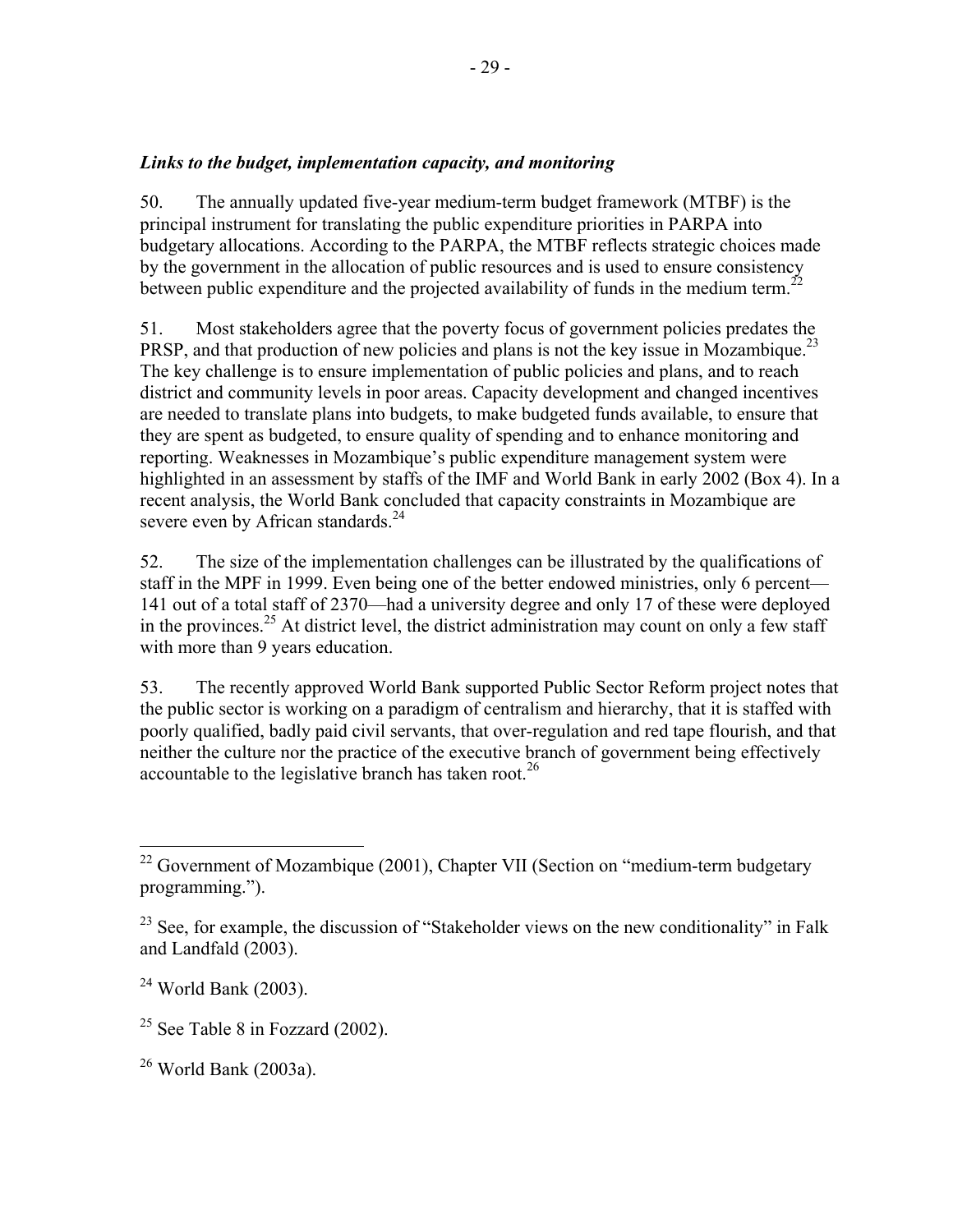### *Links to the budget, implementation capacity, and monitoring*

50. The annually updated five-year medium-term budget framework (MTBF) is the principal instrument for translating the public expenditure priorities in PARPA into budgetary allocations. According to the PARPA, the MTBF reflects strategic choices made by the government in the allocation of public resources and is used to ensure consistency between public expenditure and the projected availability of funds in the medium term.[22]

51. Most stakeholders agree that the poverty focus of government policies predates the PRSP, and that production of new policies and plans is not the key issue in Mozambique.[23] The key challenge is to ensure implementation of public policies and plans, and to reach district and community levels in poor areas. Capacity development and changed incentives are needed to translate plans into budgets, to make budgeted funds available, to ensure that they are spent as budgeted, to ensure quality of spending and to enhance monitoring and reporting. Weaknesses in Mozambique's public expenditure management system were highlighted in an assessment by staffs of the IMF and World Bank in early 2002 (Box 4). In a recent analysis, the World Bank concluded that capacity constraints in Mozambique are severe even by African standards.[24]

52. The size of the implementation challenges can be illustrated by the qualifications of staff in the MPF in 1999. Even being one of the better endowed ministries, only 6 percent—141 out of a total staff of 2370—had a university degree and only 17 of these were deployed in the provinces.[25] At district level, the district administration may count on only a few staff with more than 9 years education.

53. The recently approved World Bank supported Public Sector Reform project notes that the public sector is working on a paradigm of centralism and hierarchy, that it is staffed with poorly qualified, badly paid civil servants, that over-regulation and red tape flourish, and that neither the culture nor the practice of the executive branch of government being effectively accountable to the legislative branch has taken root.[26]

---

[22] Government of Mozambique (2001), Chapter VII (Section on "medium-term budgetary programming.").

[23] See, for example, the discussion of "Stakeholder views on the new conditionality" in Falk and Landfald (2003).

[24] World Bank (2003).

[25] See Table 8 in Fozzard (2002).

[26] World Bank (2003a).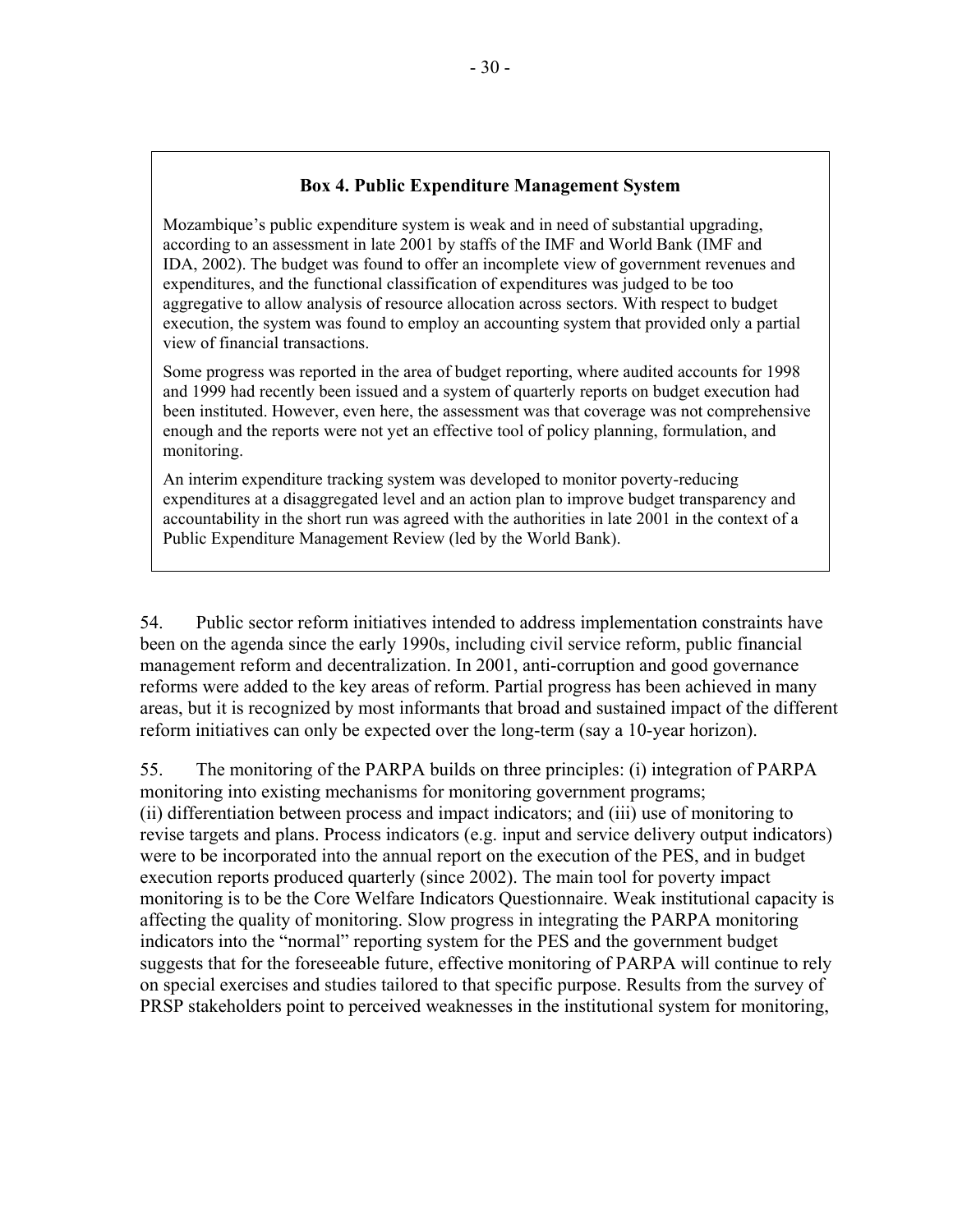### Box 4. Public Expenditure Management System

Mozambique's public expenditure system is weak and in need of substantial upgrading, according to an assessment in late 2001 by staffs of the IMF and World Bank (IMF and IDA, 2002). The budget was found to offer an incomplete view of government revenues and expenditures, and the functional classification of expenditures was judged to be too aggregative to allow analysis of resource allocation across sectors. With respect to budget execution, the system was found to employ an accounting system that provided only a partial view of financial transactions.

Some progress was reported in the area of budget reporting, where audited accounts for 1998 and 1999 had recently been issued and a system of quarterly reports on budget execution had been instituted. However, even here, the assessment was that coverage was not comprehensive enough and the reports were not yet an effective tool of policy planning, formulation, and monitoring.

An interim expenditure tracking system was developed to monitor poverty-reducing expenditures at a disaggregated level and an action plan to improve budget transparency and accountability in the short run was agreed with the authorities in late 2001 in the context of a Public Expenditure Management Review (led by the World Bank).

54. Public sector reform initiatives intended to address implementation constraints have been on the agenda since the early 1990s, including civil service reform, public financial management reform and decentralization. In 2001, anti-corruption and good governance reforms were added to the key areas of reform. Partial progress has been achieved in many areas, but it is recognized by most informants that broad and sustained impact of the different reform initiatives can only be expected over the long-term (say a 10-year horizon).

55. The monitoring of the PARPA builds on three principles: (i) integration of PARPA monitoring into existing mechanisms for monitoring government programs; (ii) differentiation between process and impact indicators; and (iii) use of monitoring to revise targets and plans. Process indicators (e.g. input and service delivery output indicators) were to be incorporated into the annual report on the execution of the PES, and in budget execution reports produced quarterly (since 2002). The main tool for poverty impact monitoring is to be the Core Welfare Indicators Questionnaire. Weak institutional capacity is affecting the quality of monitoring. Slow progress in integrating the PARPA monitoring indicators into the "normal" reporting system for the PES and the government budget suggests that for the foreseeable future, effective monitoring of PARPA will continue to rely on special exercises and studies tailored to that specific purpose. Results from the survey of PRSP stakeholders point to perceived weaknesses in the institutional system for monitoring,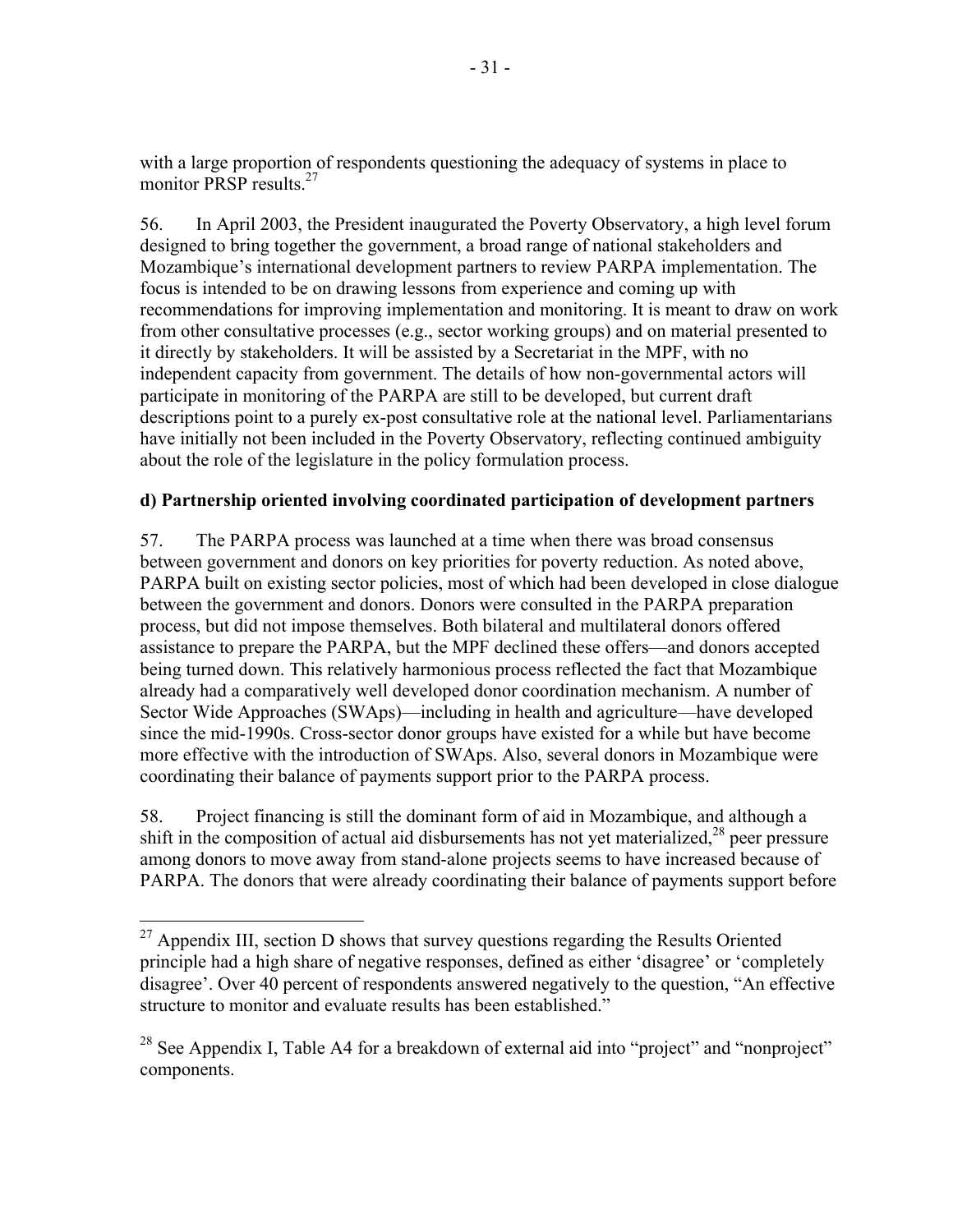with a large proportion of respondents questioning the adequacy of systems in place to monitor PRSP results.[27]

56. In April 2003, the President inaugurated the Poverty Observatory, a high level forum designed to bring together the government, a broad range of national stakeholders and Mozambique's international development partners to review PARPA implementation. The focus is intended to be on drawing lessons from experience and coming up with recommendations for improving implementation and monitoring. It is meant to draw on work from other consultative processes (e.g., sector working groups) and on material presented to it directly by stakeholders. It will be assisted by a Secretariat in the MPF, with no independent capacity from government. The details of how non-governmental actors will participate in monitoring of the PARPA are still to be developed, but current draft descriptions point to a purely ex-post consultative role at the national level. Parliamentarians have initially not been included in the Poverty Observatory, reflecting continued ambiguity about the role of the legislature in the policy formulation process.

**d) Partnership oriented involving coordinated participation of development partners**

57. The PARPA process was launched at a time when there was broad consensus between government and donors on key priorities for poverty reduction. As noted above, PARPA built on existing sector policies, most of which had been developed in close dialogue between the government and donors. Donors were consulted in the PARPA preparation process, but did not impose themselves. Both bilateral and multilateral donors offered assistance to prepare the PARPA, but the MPF declined these offers—and donors accepted being turned down. This relatively harmonious process reflected the fact that Mozambique already had a comparatively well developed donor coordination mechanism. A number of Sector Wide Approaches (SWAps)—including in health and agriculture—have developed since the mid-1990s. Cross-sector donor groups have existed for a while but have become more effective with the introduction of SWAps. Also, several donors in Mozambique were coordinating their balance of payments support prior to the PARPA process.

58. Project financing is still the dominant form of aid in Mozambique, and although a shift in the composition of actual aid disbursements has not yet materialized,[28] peer pressure among donors to move away from stand-alone projects seems to have increased because of PARPA. The donors that were already coordinating their balance of payments support before

[27] Appendix III, section D shows that survey questions regarding the Results Oriented principle had a high share of negative responses, defined as either 'disagree' or 'completely disagree'. Over 40 percent of respondents answered negatively to the question, "An effective structure to monitor and evaluate results has been established."

[28] See Appendix I, Table A4 for a breakdown of external aid into "project" and "nonproject" components.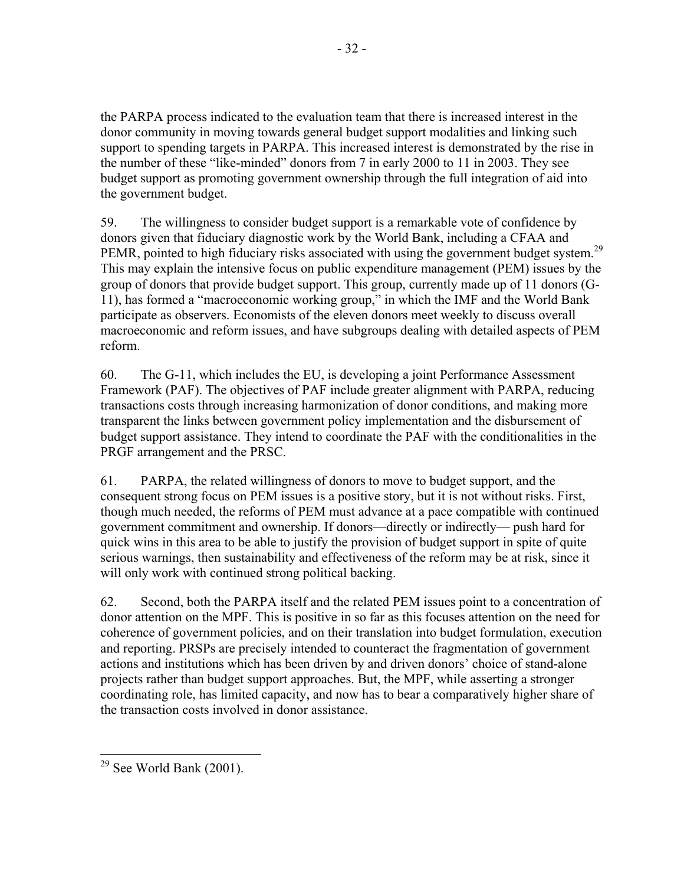the PARPA process indicated to the evaluation team that there is increased interest in the donor community in moving towards general budget support modalities and linking such support to spending targets in PARPA. This increased interest is demonstrated by the rise in the number of these "like-minded" donors from 7 in early 2000 to 11 in 2003. They see budget support as promoting government ownership through the full integration of aid into the government budget.

59. The willingness to consider budget support is a remarkable vote of confidence by donors given that fiduciary diagnostic work by the World Bank, including a CFAA and PEMR, pointed to high fiduciary risks associated with using the government budget system.[29] This may explain the intensive focus on public expenditure management (PEM) issues by the group of donors that provide budget support. This group, currently made up of 11 donors (G-11), has formed a "macroeconomic working group," in which the IMF and the World Bank participate as observers. Economists of the eleven donors meet weekly to discuss overall macroeconomic and reform issues, and have subgroups dealing with detailed aspects of PEM reform.

60. The G-11, which includes the EU, is developing a joint Performance Assessment Framework (PAF). The objectives of PAF include greater alignment with PARPA, reducing transactions costs through increasing harmonization of donor conditions, and making more transparent the links between government policy implementation and the disbursement of budget support assistance. They intend to coordinate the PAF with the conditionalities in the PRGF arrangement and the PRSC.

61. PARPA, the related willingness of donors to move to budget support, and the consequent strong focus on PEM issues is a positive story, but it is not without risks. First, though much needed, the reforms of PEM must advance at a pace compatible with continued government commitment and ownership. If donors—directly or indirectly— push hard for quick wins in this area to be able to justify the provision of budget support in spite of quite serious warnings, then sustainability and effectiveness of the reform may be at risk, since it will only work with continued strong political backing.

62. Second, both the PARPA itself and the related PEM issues point to a concentration of donor attention on the MPF. This is positive in so far as this focuses attention on the need for coherence of government policies, and on their translation into budget formulation, execution and reporting. PRSPs are precisely intended to counteract the fragmentation of government actions and institutions which has been driven by and driven donors' choice of stand-alone projects rather than budget support approaches. But, the MPF, while asserting a stronger coordinating role, has limited capacity, and now has to bear a comparatively higher share of the transaction costs involved in donor assistance.

[29] See World Bank (2001).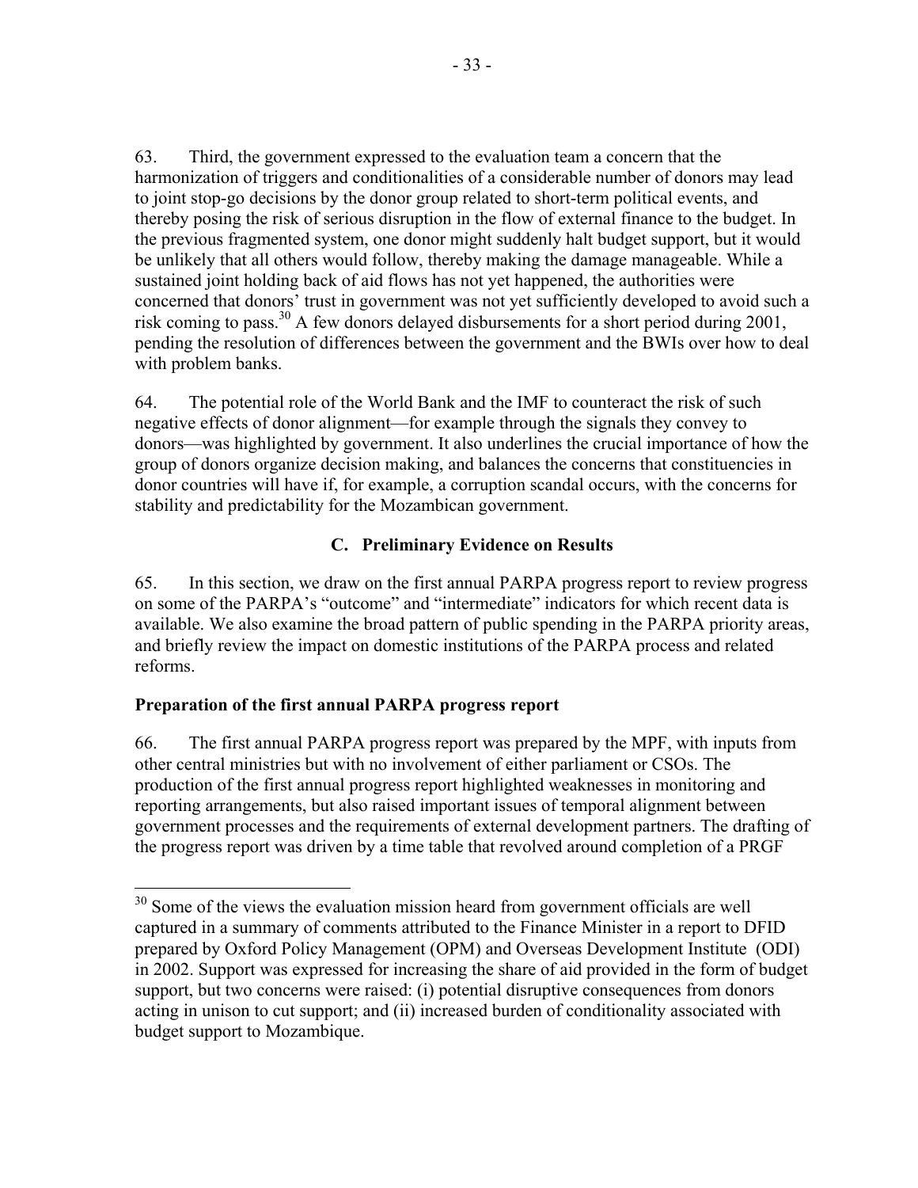63. Third, the government expressed to the evaluation team a concern that the harmonization of triggers and conditionalities of a considerable number of donors may lead to joint stop-go decisions by the donor group related to short-term political events, and thereby posing the risk of serious disruption in the flow of external finance to the budget. In the previous fragmented system, one donor might suddenly halt budget support, but it would be unlikely that all others would follow, thereby making the damage manageable. While a sustained joint holding back of aid flows has not yet happened, the authorities were concerned that donors' trust in government was not yet sufficiently developed to avoid such a risk coming to pass.[30] A few donors delayed disbursements for a short period during 2001, pending the resolution of differences between the government and the BWIs over how to deal with problem banks.

64. The potential role of the World Bank and the IMF to counteract the risk of such negative effects of donor alignment—for example through the signals they convey to donors—was highlighted by government. It also underlines the crucial importance of how the group of donors organize decision making, and balances the concerns that constituencies in donor countries will have if, for example, a corruption scandal occurs, with the concerns for stability and predictability for the Mozambican government.

## C. Preliminary Evidence on Results

65. In this section, we draw on the first annual PARPA progress report to review progress on some of the PARPA's "outcome" and "intermediate" indicators for which recent data is available. We also examine the broad pattern of public spending in the PARPA priority areas, and briefly review the impact on domestic institutions of the PARPA process and related reforms.

### Preparation of the first annual PARPA progress report

66. The first annual PARPA progress report was prepared by the MPF, with inputs from other central ministries but with no involvement of either parliament or CSOs. The production of the first annual progress report highlighted weaknesses in monitoring and reporting arrangements, but also raised important issues of temporal alignment between government processes and the requirements of external development partners. The drafting of the progress report was driven by a time table that revolved around completion of a PRGF

---

[30] Some of the views the evaluation mission heard from government officials are well captured in a summary of comments attributed to the Finance Minister in a report to DFID prepared by Oxford Policy Management (OPM) and Overseas Development Institute (ODI) in 2002. Support was expressed for increasing the share of aid provided in the form of budget support, but two concerns were raised: (i) potential disruptive consequences from donors acting in unison to cut support; and (ii) increased burden of conditionality associated with budget support to Mozambique.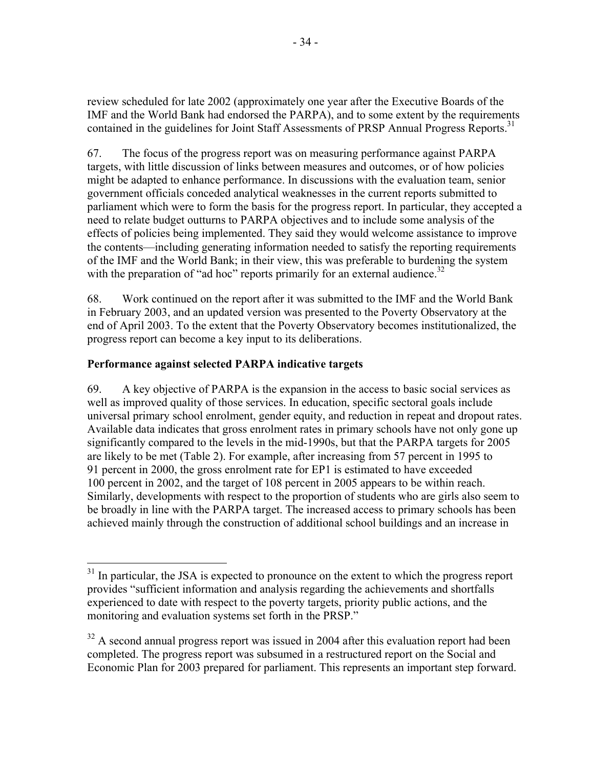review scheduled for late 2002 (approximately one year after the Executive Boards of the IMF and the World Bank had endorsed the PARPA), and to some extent by the requirements contained in the guidelines for Joint Staff Assessments of PRSP Annual Progress Reports.[31]

67. The focus of the progress report was on measuring performance against PARPA targets, with little discussion of links between measures and outcomes, or of how policies might be adapted to enhance performance. In discussions with the evaluation team, senior government officials conceded analytical weaknesses in the current reports submitted to parliament which were to form the basis for the progress report. In particular, they accepted a need to relate budget outturns to PARPA objectives and to include some analysis of the effects of policies being implemented. They said they would welcome assistance to improve the contents—including generating information needed to satisfy the reporting requirements of the IMF and the World Bank; in their view, this was preferable to burdening the system with the preparation of "ad hoc" reports primarily for an external audience.[32]

68. Work continued on the report after it was submitted to the IMF and the World Bank in February 2003, and an updated version was presented to the Poverty Observatory at the end of April 2003. To the extent that the Poverty Observatory becomes institutionalized, the progress report can become a key input to its deliberations.

**Performance against selected PARPA indicative targets**

69. A key objective of PARPA is the expansion in the access to basic social services as well as improved quality of those services. In education, specific sectoral goals include universal primary school enrolment, gender equity, and reduction in repeat and dropout rates. Available data indicates that gross enrolment rates in primary schools have not only gone up significantly compared to the levels in the mid-1990s, but that the PARPA targets for 2005 are likely to be met (Table 2). For example, after increasing from 57 percent in 1995 to 91 percent in 2000, the gross enrolment rate for EP1 is estimated to have exceeded 100 percent in 2002, and the target of 108 percent in 2005 appears to be within reach. Similarly, developments with respect to the proportion of students who are girls also seem to be broadly in line with the PARPA target. The increased access to primary schools has been achieved mainly through the construction of additional school buildings and an increase in

---

[31] In particular, the JSA is expected to pronounce on the extent to which the progress report provides "sufficient information and analysis regarding the achievements and shortfalls experienced to date with respect to the poverty targets, priority public actions, and the monitoring and evaluation systems set forth in the PRSP."

[32] A second annual progress report was issued in 2004 after this evaluation report had been completed. The progress report was subsumed in a restructured report on the Social and Economic Plan for 2003 prepared for parliament. This represents an important step forward.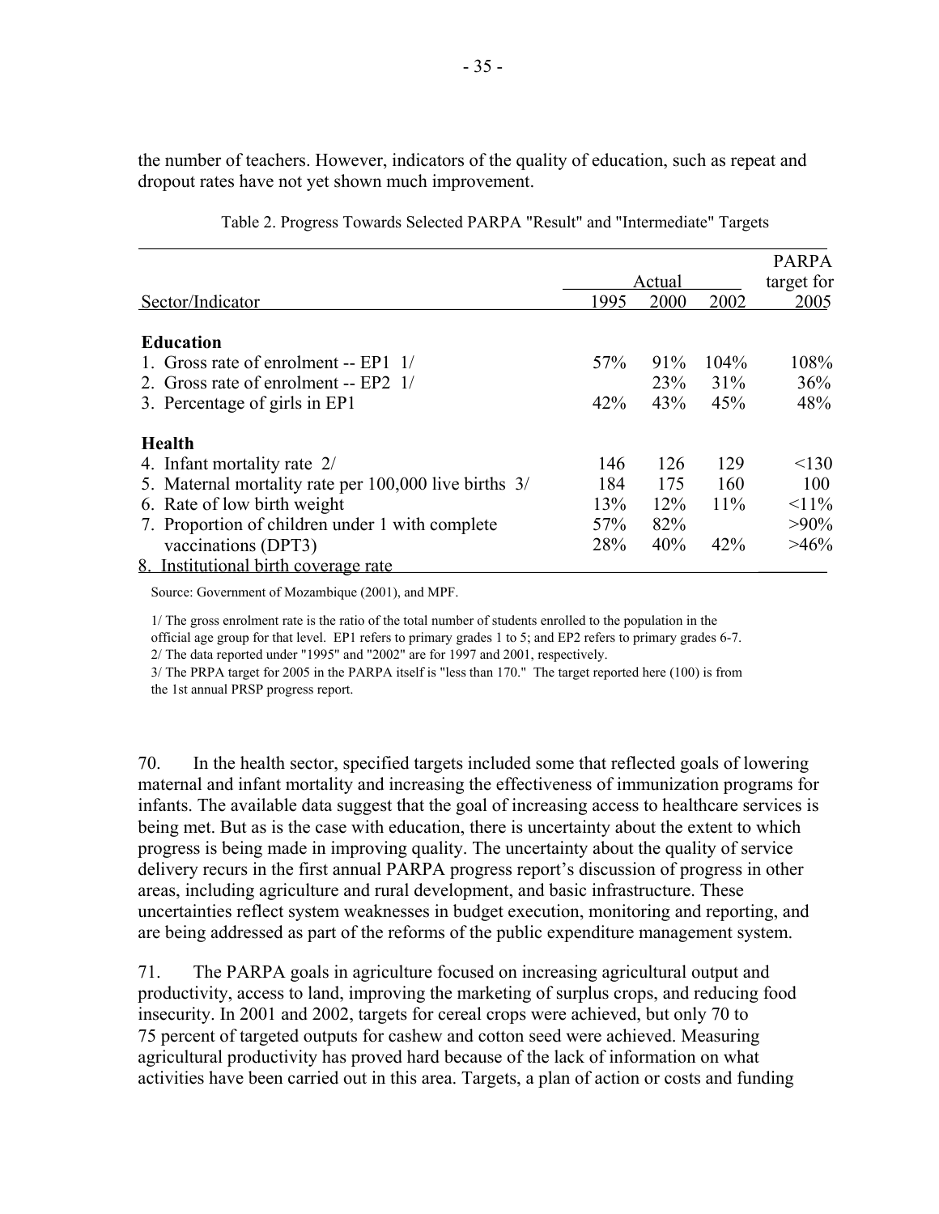the number of teachers. However, indicators of the quality of education, such as repeat and dropout rates have not yet shown much improvement.

Table 2. Progress Towards Selected PARPA "Result" and "Intermediate" Targets

| Sector/Indicator | Actual | | | PARPA target for |
|---|---|---|---|---|
| | 1995 | 2000 | 2002 | 2005 |
| **Education** | | | | |
| 1. Gross rate of enrolment -- EP1 1/ | 57% | 91% | 104% | 108% |
| 2. Gross rate of enrolment -- EP2 1/ | | 23% | 31% | 36% |
| 3. Percentage of girls in EP1 | 42% | 43% | 45% | 48% |
| **Health** | | | | |
| 4. Infant mortality rate 2/ | 146 | 126 | 129 | <130 |
| 5. Maternal mortality rate per 100,000 live births 3/ | 184 | 175 | 160 | 100 |
| 6. Rate of low birth weight | 13% | 12% | 11% | <11% |
| 7. Proportion of children under 1 with complete | 57% | 82% | | >90% |
| vaccinations (DPT3) | 28% | 40% | 42% | >46% |
| 8. Institutional birth coverage rate | | | | |

Source: Government of Mozambique (2001), and MPF.

1/ The gross enrolment rate is the ratio of the total number of students enrolled to the population in the official age group for that level. EP1 refers to primary grades 1 to 5; and EP2 refers to primary grades 6-7.
2/ The data reported under "1995" and "2002" are for 1997 and 2001, respectively.
3/ The PRPA target for 2005 in the PARPA itself is "less than 170." The target reported here (100) is from the 1st annual PRSP progress report.

70. In the health sector, specified targets included some that reflected goals of lowering maternal and infant mortality and increasing the effectiveness of immunization programs for infants. The available data suggest that the goal of increasing access to healthcare services is being met. But as is the case with education, there is uncertainty about the extent to which progress is being made in improving quality. The uncertainty about the quality of service delivery recurs in the first annual PARPA progress report's discussion of progress in other areas, including agriculture and rural development, and basic infrastructure. These uncertainties reflect system weaknesses in budget execution, monitoring and reporting, and are being addressed as part of the reforms of the public expenditure management system.

71. The PARPA goals in agriculture focused on increasing agricultural output and productivity, access to land, improving the marketing of surplus crops, and reducing food insecurity. In 2001 and 2002, targets for cereal crops were achieved, but only 70 to 75 percent of targeted outputs for cashew and cotton seed were achieved. Measuring agricultural productivity has proved hard because of the lack of information on what activities have been carried out in this area. Targets, a plan of action or costs and funding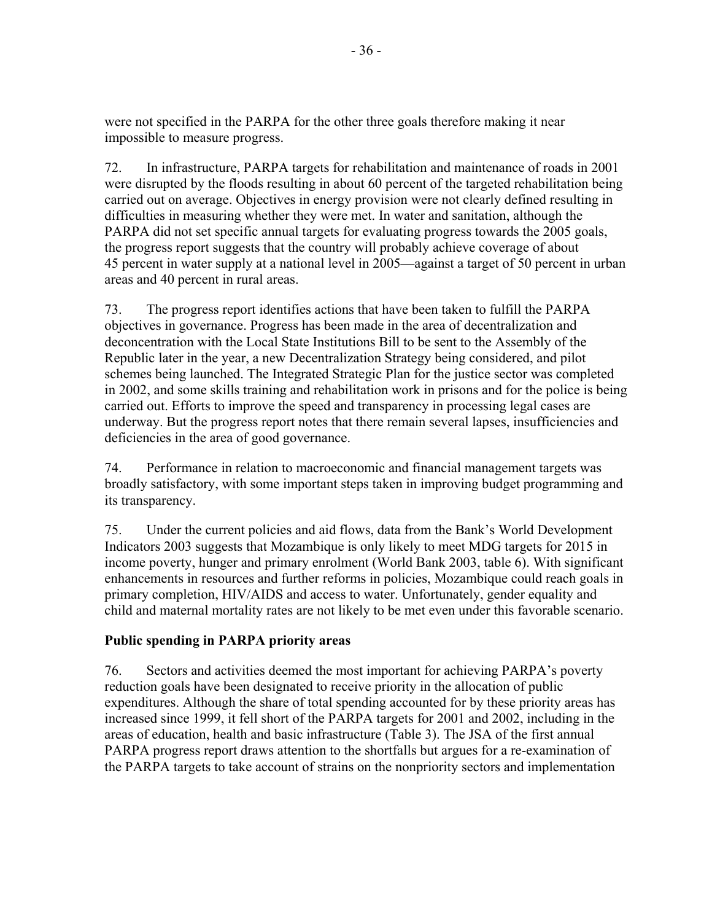were not specified in the PARPA for the other three goals therefore making it near impossible to measure progress.

72. In infrastructure, PARPA targets for rehabilitation and maintenance of roads in 2001 were disrupted by the floods resulting in about 60 percent of the targeted rehabilitation being carried out on average. Objectives in energy provision were not clearly defined resulting in difficulties in measuring whether they were met. In water and sanitation, although the PARPA did not set specific annual targets for evaluating progress towards the 2005 goals, the progress report suggests that the country will probably achieve coverage of about 45 percent in water supply at a national level in 2005—against a target of 50 percent in urban areas and 40 percent in rural areas.

73. The progress report identifies actions that have been taken to fulfill the PARPA objectives in governance. Progress has been made in the area of decentralization and deconcentration with the Local State Institutions Bill to be sent to the Assembly of the Republic later in the year, a new Decentralization Strategy being considered, and pilot schemes being launched. The Integrated Strategic Plan for the justice sector was completed in 2002, and some skills training and rehabilitation work in prisons and for the police is being carried out. Efforts to improve the speed and transparency in processing legal cases are underway. But the progress report notes that there remain several lapses, insufficiencies and deficiencies in the area of good governance.

74. Performance in relation to macroeconomic and financial management targets was broadly satisfactory, with some important steps taken in improving budget programming and its transparency.

75. Under the current policies and aid flows, data from the Bank's World Development Indicators 2003 suggests that Mozambique is only likely to meet MDG targets for 2015 in income poverty, hunger and primary enrolment (World Bank 2003, table 6). With significant enhancements in resources and further reforms in policies, Mozambique could reach goals in primary completion, HIV/AIDS and access to water. Unfortunately, gender equality and child and maternal mortality rates are not likely to be met even under this favorable scenario.

### Public spending in PARPA priority areas

76. Sectors and activities deemed the most important for achieving PARPA's poverty reduction goals have been designated to receive priority in the allocation of public expenditures. Although the share of total spending accounted for by these priority areas has increased since 1999, it fell short of the PARPA targets for 2001 and 2002, including in the areas of education, health and basic infrastructure (Table 3). The JSA of the first annual PARPA progress report draws attention to the shortfalls but argues for a re-examination of the PARPA targets to take account of strains on the nonpriority sectors and implementation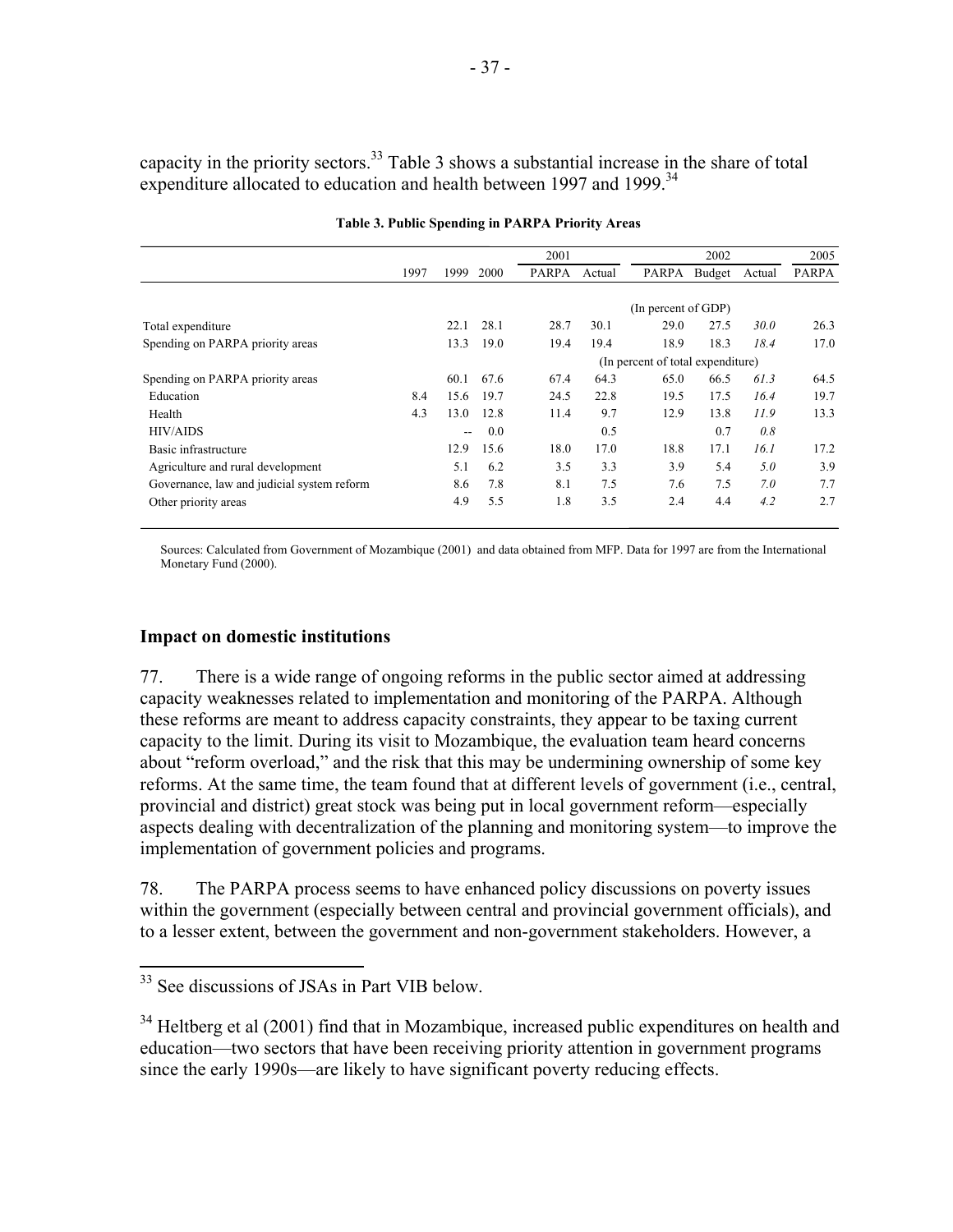capacity in the priority sectors.[33] Table 3 shows a substantial increase in the share of total expenditure allocated to education and health between 1997 and 1999.[34]

**Table 3. Public Spending in PARPA Priority Areas**

| | 1997 | 1999 | 2000 | 2001 PARPA | 2001 Actual | 2002 PARPA | 2002 Budget | 2002 Actual | 2005 PARPA |
|---|---|---|---|---|---|---|---|---|---|
| | | | | | | (In percent of GDP) | | | |
| Total expenditure | | 22.1 | 28.1 | 28.7 | 30.1 | 29.0 | 27.5 | *30.0* | 26.3 |
| Spending on PARPA priority areas | | 13.3 | 19.0 | 19.4 | 19.4 | 18.9 | 18.3 | *18.4* | 17.0 |
| | | | | | | (In percent of total expenditure) | | | |
| Spending on PARPA priority areas | | 60.1 | 67.6 | 67.4 | 64.3 | 65.0 | 66.5 | *61.3* | 64.5 |
| Education | 8.4 | 15.6 | 19.7 | 24.5 | 22.8 | 19.5 | 17.5 | *16.4* | 19.7 |
| Health | 4.3 | 13.0 | 12.8 | 11.4 | 9.7 | 12.9 | 13.8 | *11.9* | 13.3 |
| HIV/AIDS | | -- | 0.0 | | 0.5 | | 0.7 | *0.8* | |
| Basic infrastructure | | 12.9 | 15.6 | 18.0 | 17.0 | 18.8 | 17.1 | *16.1* | 17.2 |
| Agriculture and rural development | | 5.1 | 6.2 | 3.5 | 3.3 | 3.9 | 5.4 | *5.0* | 3.9 |
| Governance, law and judicial system reform | | 8.6 | 7.8 | 8.1 | 7.5 | 7.6 | 7.5 | *7.0* | 7.7 |
| Other priority areas | | 4.9 | 5.5 | 1.8 | 3.5 | 2.4 | 4.4 | *4.2* | 2.7 |

Sources: Calculated from Government of Mozambique (2001) and data obtained from MFP. Data for 1997 are from the International Monetary Fund (2000).

### Impact on domestic institutions

77. There is a wide range of ongoing reforms in the public sector aimed at addressing capacity weaknesses related to implementation and monitoring of the PARPA. Although these reforms are meant to address capacity constraints, they appear to be taxing current capacity to the limit. During its visit to Mozambique, the evaluation team heard concerns about "reform overload," and the risk that this may be undermining ownership of some key reforms. At the same time, the team found that at different levels of government (i.e., central, provincial and district) great stock was being put in local government reform—especially aspects dealing with decentralization of the planning and monitoring system—to improve the implementation of government policies and programs.

78. The PARPA process seems to have enhanced policy discussions on poverty issues within the government (especially between central and provincial government officials), and to a lesser extent, between the government and non-government stakeholders. However, a

[33] See discussions of JSAs in Part VIB below.

[34] Heltberg et al (2001) find that in Mozambique, increased public expenditures on health and education—two sectors that have been receiving priority attention in government programs since the early 1990s—are likely to have significant poverty reducing effects.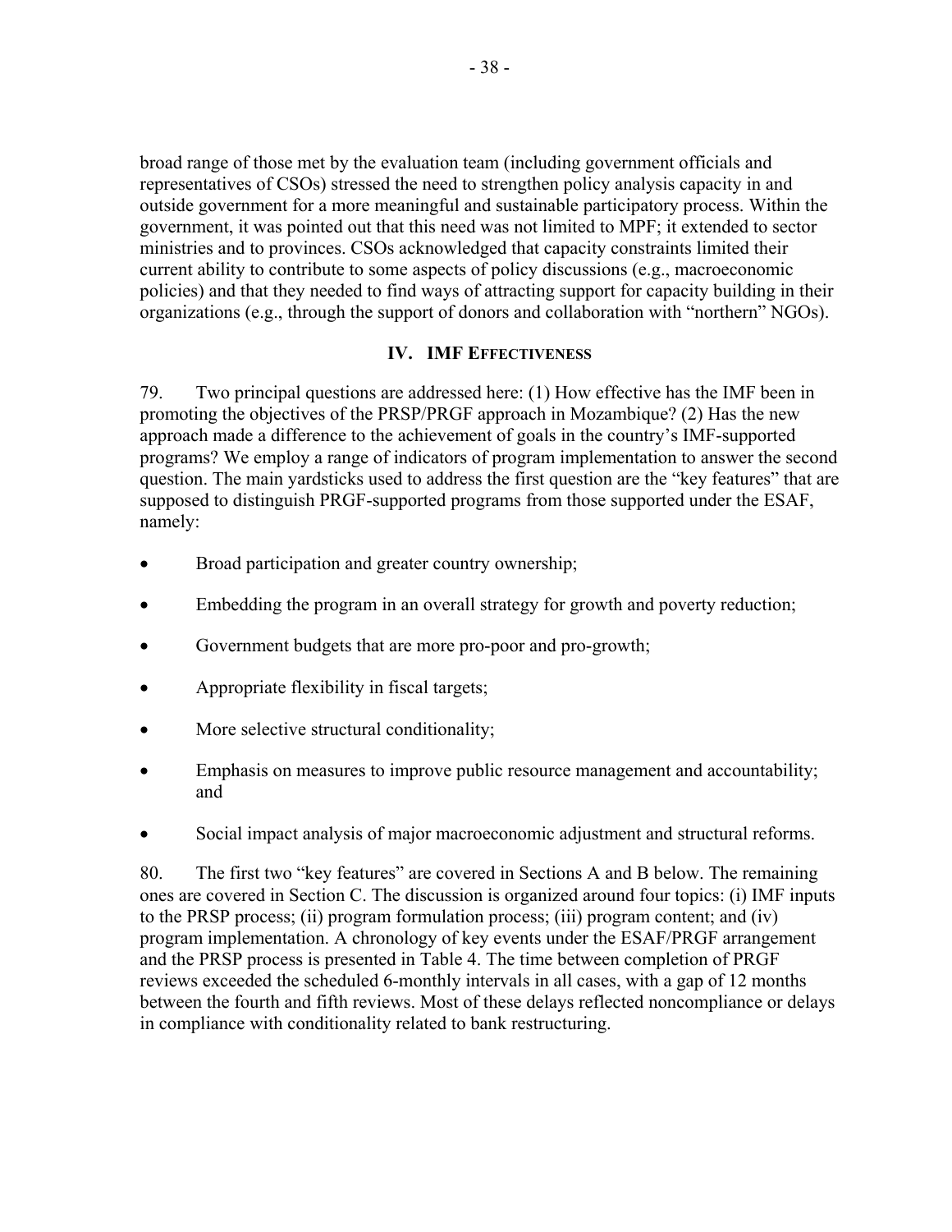broad range of those met by the evaluation team (including government officials and representatives of CSOs) stressed the need to strengthen policy analysis capacity in and outside government for a more meaningful and sustainable participatory process. Within the government, it was pointed out that this need was not limited to MPF; it extended to sector ministries and to provinces. CSOs acknowledged that capacity constraints limited their current ability to contribute to some aspects of policy discussions (e.g., macroeconomic policies) and that they needed to find ways of attracting support for capacity building in their organizations (e.g., through the support of donors and collaboration with "northern" NGOs).

## IV. IMF Effectiveness

79. Two principal questions are addressed here: (1) How effective has the IMF been in promoting the objectives of the PRSP/PRGF approach in Mozambique? (2) Has the new approach made a difference to the achievement of goals in the country's IMF-supported programs? We employ a range of indicators of program implementation to answer the second question. The main yardsticks used to address the first question are the "key features" that are supposed to distinguish PRGF-supported programs from those supported under the ESAF, namely:

- Broad participation and greater country ownership;
- Embedding the program in an overall strategy for growth and poverty reduction;
- Government budgets that are more pro-poor and pro-growth;
- Appropriate flexibility in fiscal targets;
- More selective structural conditionality;
- Emphasis on measures to improve public resource management and accountability; and
- Social impact analysis of major macroeconomic adjustment and structural reforms.

80. The first two "key features" are covered in Sections A and B below. The remaining ones are covered in Section C. The discussion is organized around four topics: (i) IMF inputs to the PRSP process; (ii) program formulation process; (iii) program content; and (iv) program implementation. A chronology of key events under the ESAF/PRGF arrangement and the PRSP process is presented in Table 4. The time between completion of PRGF reviews exceeded the scheduled 6-monthly intervals in all cases, with a gap of 12 months between the fourth and fifth reviews. Most of these delays reflected noncompliance or delays in compliance with conditionality related to bank restructuring.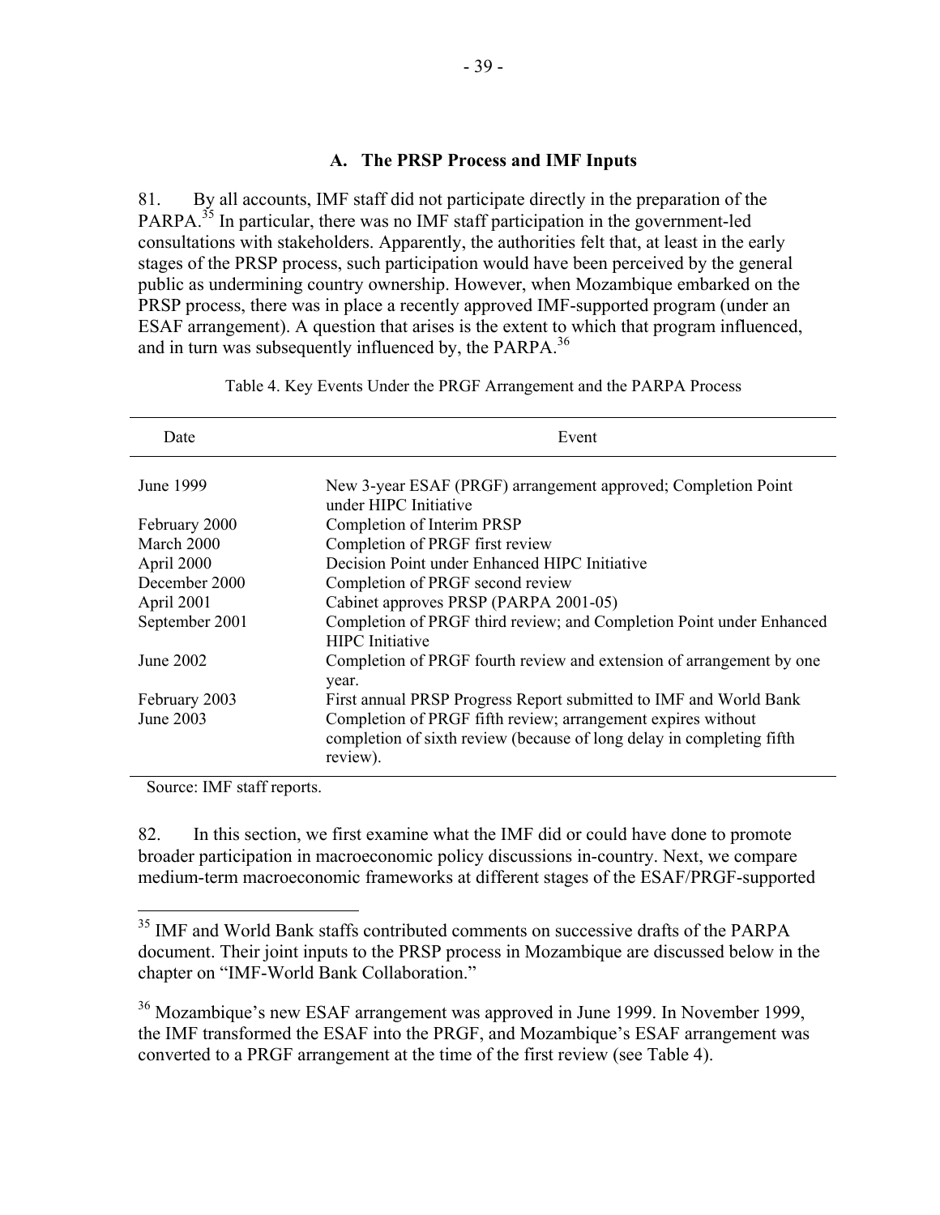### A. The PRSP Process and IMF Inputs

81. By all accounts, IMF staff did not participate directly in the preparation of the PARPA.[35] In particular, there was no IMF staff participation in the government-led consultations with stakeholders. Apparently, the authorities felt that, at least in the early stages of the PRSP process, such participation would have been perceived by the general public as undermining country ownership. However, when Mozambique embarked on the PRSP process, there was in place a recently approved IMF-supported program (under an ESAF arrangement). A question that arises is the extent to which that program influenced, and in turn was subsequently influenced by, the PARPA.[36]

Table 4. Key Events Under the PRGF Arrangement and the PARPA Process

| Date | Event |
|---|---|
| June 1999 | New 3-year ESAF (PRGF) arrangement approved; Completion Point under HIPC Initiative |
| February 2000 | Completion of Interim PRSP |
| March 2000 | Completion of PRGF first review |
| April 2000 | Decision Point under Enhanced HIPC Initiative |
| December 2000 | Completion of PRGF second review |
| April 2001 | Cabinet approves PRSP (PARPA 2001-05) |
| September 2001 | Completion of PRGF third review; and Completion Point under Enhanced HIPC Initiative |
| June 2002 | Completion of PRGF fourth review and extension of arrangement by one year. |
| February 2003 | First annual PRSP Progress Report submitted to IMF and World Bank |
| June 2003 | Completion of PRGF fifth review; arrangement expires without completion of sixth review (because of long delay in completing fifth review). |

Source: IMF staff reports.

82. In this section, we first examine what the IMF did or could have done to promote broader participation in macroeconomic policy discussions in-country. Next, we compare medium-term macroeconomic frameworks at different stages of the ESAF/PRGF-supported

[35] IMF and World Bank staffs contributed comments on successive drafts of the PARPA document. Their joint inputs to the PRSP process in Mozambique are discussed below in the chapter on "IMF-World Bank Collaboration."

[36] Mozambique's new ESAF arrangement was approved in June 1999. In November 1999, the IMF transformed the ESAF into the PRGF, and Mozambique's ESAF arrangement was converted to a PRGF arrangement at the time of the first review (see Table 4).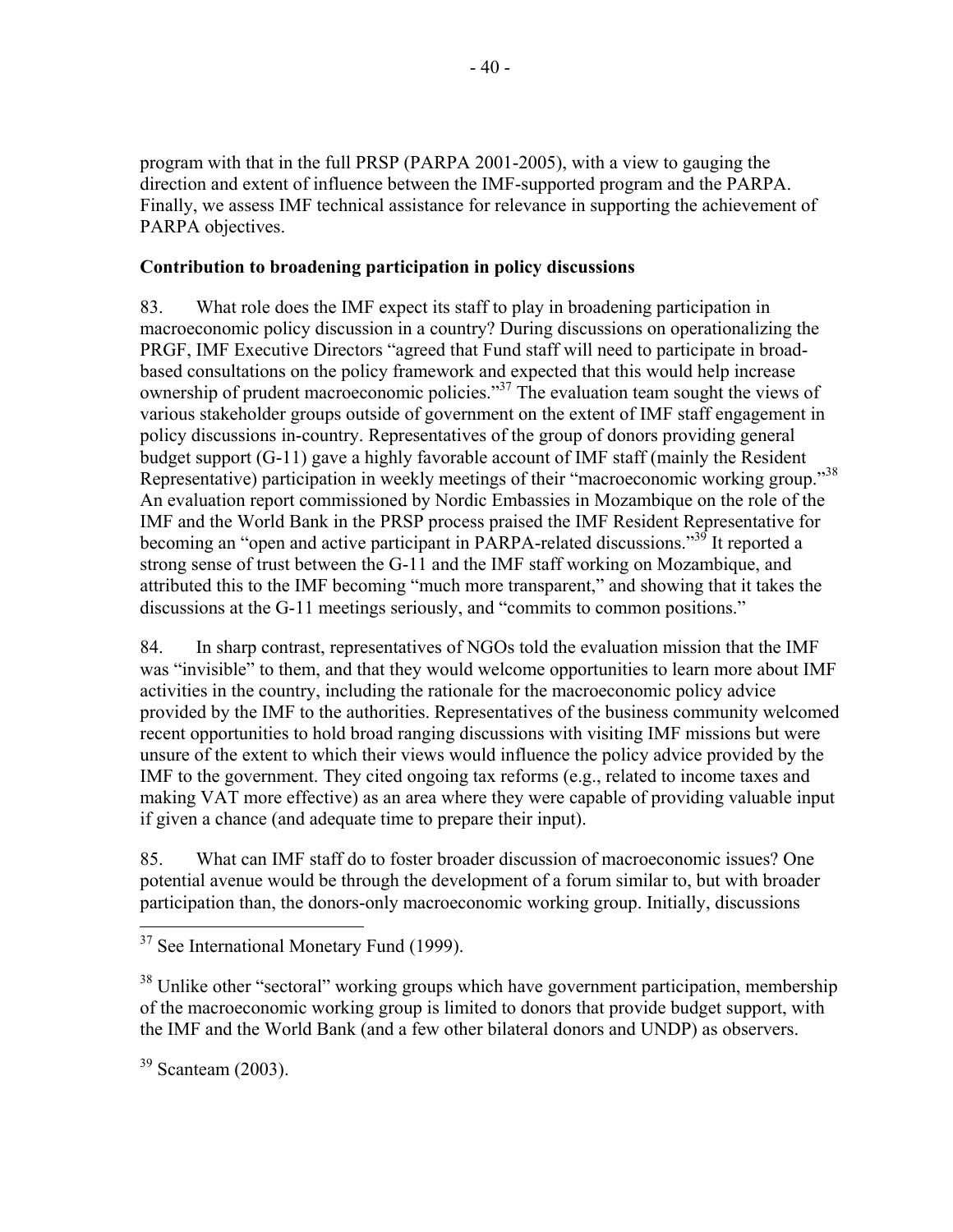program with that in the full PRSP (PARPA 2001-2005), with a view to gauging the direction and extent of influence between the IMF-supported program and the PARPA. Finally, we assess IMF technical assistance for relevance in supporting the achievement of PARPA objectives.

**Contribution to broadening participation in policy discussions**

83. What role does the IMF expect its staff to play in broadening participation in macroeconomic policy discussion in a country? During discussions on operationalizing the PRGF, IMF Executive Directors "agreed that Fund staff will need to participate in broad-based consultations on the policy framework and expected that this would help increase ownership of prudent macroeconomic policies."[37] The evaluation team sought the views of various stakeholder groups outside of government on the extent of IMF staff engagement in policy discussions in-country. Representatives of the group of donors providing general budget support (G-11) gave a highly favorable account of IMF staff (mainly the Resident Representative) participation in weekly meetings of their "macroeconomic working group."[38] An evaluation report commissioned by Nordic Embassies in Mozambique on the role of the IMF and the World Bank in the PRSP process praised the IMF Resident Representative for becoming an "open and active participant in PARPA-related discussions."[39] It reported a strong sense of trust between the G-11 and the IMF staff working on Mozambique, and attributed this to the IMF becoming "much more transparent," and showing that it takes the discussions at the G-11 meetings seriously, and "commits to common positions."

84. In sharp contrast, representatives of NGOs told the evaluation mission that the IMF was "invisible" to them, and that they would welcome opportunities to learn more about IMF activities in the country, including the rationale for the macroeconomic policy advice provided by the IMF to the authorities. Representatives of the business community welcomed recent opportunities to hold broad ranging discussions with visiting IMF missions but were unsure of the extent to which their views would influence the policy advice provided by the IMF to the government. They cited ongoing tax reforms (e.g., related to income taxes and making VAT more effective) as an area where they were capable of providing valuable input if given a chance (and adequate time to prepare their input).

85. What can IMF staff do to foster broader discussion of macroeconomic issues? One potential avenue would be through the development of a forum similar to, but with broader participation than, the donors-only macroeconomic working group. Initially, discussions

---

[37] See International Monetary Fund (1999).

[38] Unlike other "sectoral" working groups which have government participation, membership of the macroeconomic working group is limited to donors that provide budget support, with the IMF and the World Bank (and a few other bilateral donors and UNDP) as observers.

[39] Scanteam (2003).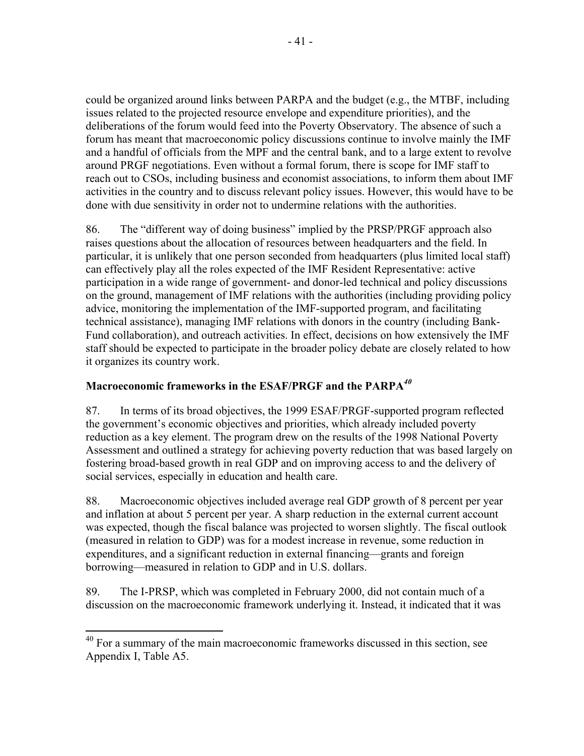could be organized around links between PARPA and the budget (e.g., the MTBF, including issues related to the projected resource envelope and expenditure priorities), and the deliberations of the forum would feed into the Poverty Observatory. The absence of such a forum has meant that macroeconomic policy discussions continue to involve mainly the IMF and a handful of officials from the MPF and the central bank, and to a large extent to revolve around PRGF negotiations. Even without a formal forum, there is scope for IMF staff to reach out to CSOs, including business and economist associations, to inform them about IMF activities in the country and to discuss relevant policy issues. However, this would have to be done with due sensitivity in order not to undermine relations with the authorities.

86. The "different way of doing business" implied by the PRSP/PRGF approach also raises questions about the allocation of resources between headquarters and the field. In particular, it is unlikely that one person seconded from headquarters (plus limited local staff) can effectively play all the roles expected of the IMF Resident Representative: active participation in a wide range of government- and donor-led technical and policy discussions on the ground, management of IMF relations with the authorities (including providing policy advice, monitoring the implementation of the IMF-supported program, and facilitating technical assistance), managing IMF relations with donors in the country (including Bank-Fund collaboration), and outreach activities. In effect, decisions on how extensively the IMF staff should be expected to participate in the broader policy debate are closely related to how it organizes its country work.

### Macroeconomic frameworks in the ESAF/PRGF and the PARPA[40]

87. In terms of its broad objectives, the 1999 ESAF/PRGF-supported program reflected the government's economic objectives and priorities, which already included poverty reduction as a key element. The program drew on the results of the 1998 National Poverty Assessment and outlined a strategy for achieving poverty reduction that was based largely on fostering broad-based growth in real GDP and on improving access to and the delivery of social services, especially in education and health care.

88. Macroeconomic objectives included average real GDP growth of 8 percent per year and inflation at about 5 percent per year. A sharp reduction in the external current account was expected, though the fiscal balance was projected to worsen slightly. The fiscal outlook (measured in relation to GDP) was for a modest increase in revenue, some reduction in expenditures, and a significant reduction in external financing—grants and foreign borrowing—measured in relation to GDP and in U.S. dollars.

89. The I-PRSP, which was completed in February 2000, did not contain much of a discussion on the macroeconomic framework underlying it. Instead, it indicated that it was

---

[40] For a summary of the main macroeconomic frameworks discussed in this section, see Appendix I, Table A5.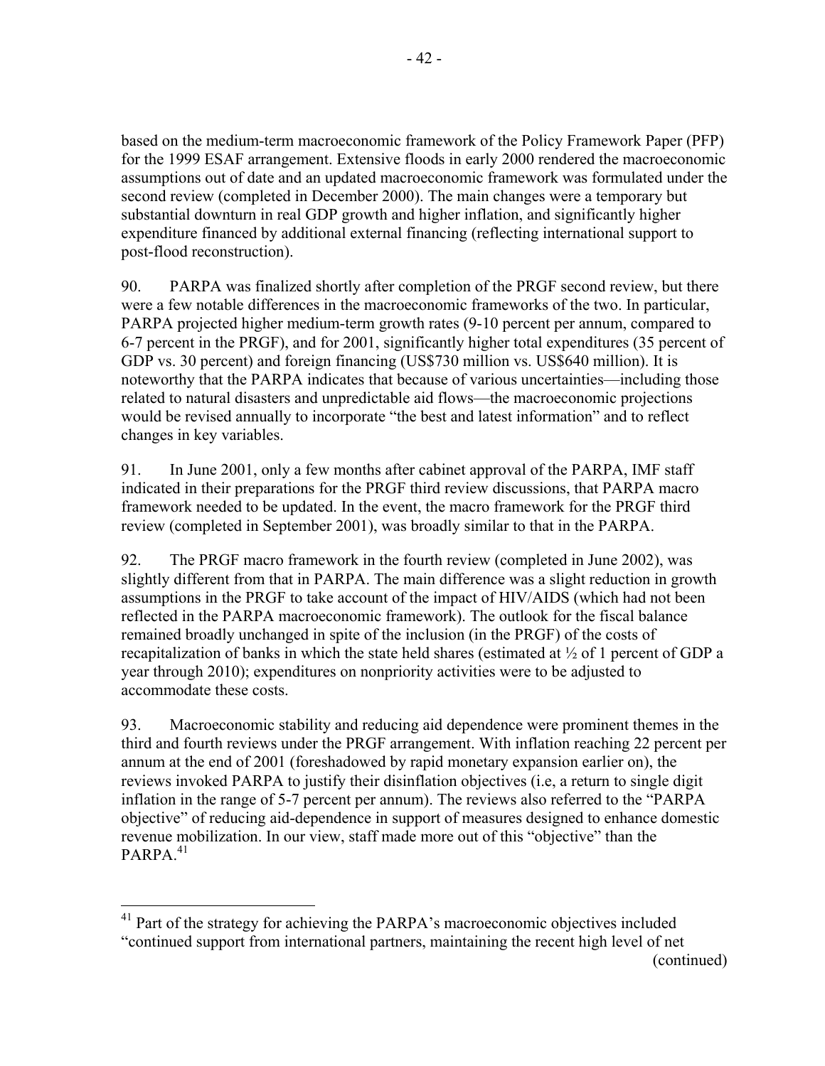based on the medium-term macroeconomic framework of the Policy Framework Paper (PFP) for the 1999 ESAF arrangement. Extensive floods in early 2000 rendered the macroeconomic assumptions out of date and an updated macroeconomic framework was formulated under the second review (completed in December 2000). The main changes were a temporary but substantial downturn in real GDP growth and higher inflation, and significantly higher expenditure financed by additional external financing (reflecting international support to post-flood reconstruction).

90. PARPA was finalized shortly after completion of the PRGF second review, but there were a few notable differences in the macroeconomic frameworks of the two. In particular, PARPA projected higher medium-term growth rates (9-10 percent per annum, compared to 6-7 percent in the PRGF), and for 2001, significantly higher total expenditures (35 percent of GDP vs. 30 percent) and foreign financing (US$730 million vs. US$640 million). It is noteworthy that the PARPA indicates that because of various uncertainties—including those related to natural disasters and unpredictable aid flows—the macroeconomic projections would be revised annually to incorporate "the best and latest information" and to reflect changes in key variables.

91. In June 2001, only a few months after cabinet approval of the PARPA, IMF staff indicated in their preparations for the PRGF third review discussions, that PARPA macro framework needed to be updated. In the event, the macro framework for the PRGF third review (completed in September 2001), was broadly similar to that in the PARPA.

92. The PRGF macro framework in the fourth review (completed in June 2002), was slightly different from that in PARPA. The main difference was a slight reduction in growth assumptions in the PRGF to take account of the impact of HIV/AIDS (which had not been reflected in the PARPA macroeconomic framework). The outlook for the fiscal balance remained broadly unchanged in spite of the inclusion (in the PRGF) of the costs of recapitalization of banks in which the state held shares (estimated at ½ of 1 percent of GDP a year through 2010); expenditures on nonpriority activities were to be adjusted to accommodate these costs.

93. Macroeconomic stability and reducing aid dependence were prominent themes in the third and fourth reviews under the PRGF arrangement. With inflation reaching 22 percent per annum at the end of 2001 (foreshadowed by rapid monetary expansion earlier on), the reviews invoked PARPA to justify their disinflation objectives (i.e, a return to single digit inflation in the range of 5-7 percent per annum). The reviews also referred to the "PARPA objective" of reducing aid-dependence in support of measures designed to enhance domestic revenue mobilization. In our view, staff made more out of this "objective" than the PARPA.[41]

[41] Part of the strategy for achieving the PARPA's macroeconomic objectives included "continued support from international partners, maintaining the recent high level of net (continued)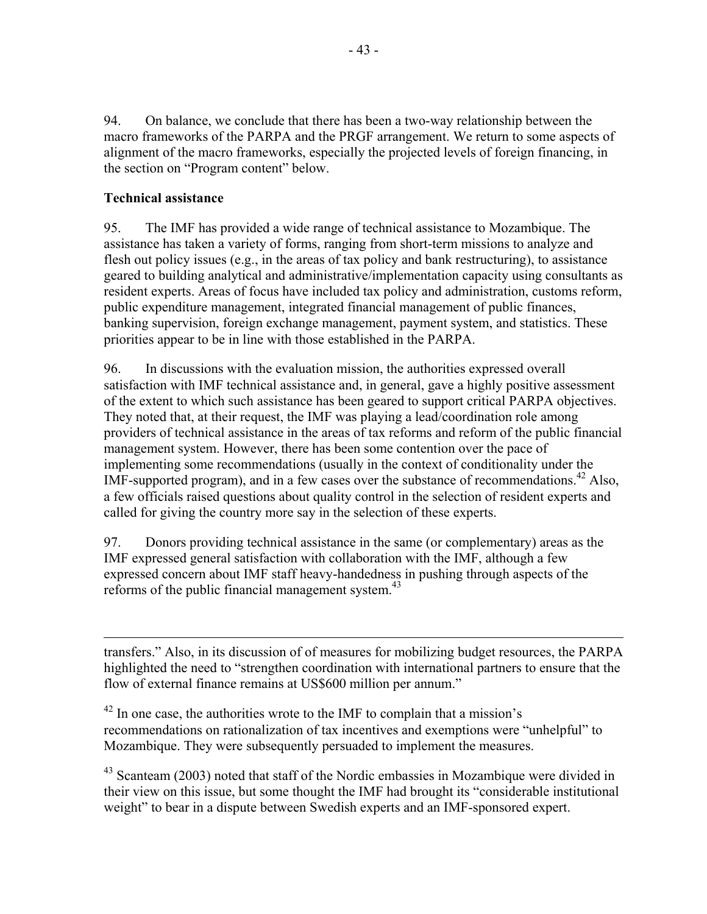94. On balance, we conclude that there has been a two-way relationship between the macro frameworks of the PARPA and the PRGF arrangement. We return to some aspects of alignment of the macro frameworks, especially the projected levels of foreign financing, in the section on "Program content" below.

**Technical assistance**

95. The IMF has provided a wide range of technical assistance to Mozambique. The assistance has taken a variety of forms, ranging from short-term missions to analyze and flesh out policy issues (e.g., in the areas of tax policy and bank restructuring), to assistance geared to building analytical and administrative/implementation capacity using consultants as resident experts. Areas of focus have included tax policy and administration, customs reform, public expenditure management, integrated financial management of public finances, banking supervision, foreign exchange management, payment system, and statistics. These priorities appear to be in line with those established in the PARPA.

96. In discussions with the evaluation mission, the authorities expressed overall satisfaction with IMF technical assistance and, in general, gave a highly positive assessment of the extent to which such assistance has been geared to support critical PARPA objectives. They noted that, at their request, the IMF was playing a lead/coordination role among providers of technical assistance in the areas of tax reforms and reform of the public financial management system. However, there has been some contention over the pace of implementing some recommendations (usually in the context of conditionality under the IMF-supported program), and in a few cases over the substance of recommendations.[42] Also, a few officials raised questions about quality control in the selection of resident experts and called for giving the country more say in the selection of these experts.

97. Donors providing technical assistance in the same (or complementary) areas as the IMF expressed general satisfaction with collaboration with the IMF, although a few expressed concern about IMF staff heavy-handedness in pushing through aspects of the reforms of the public financial management system.[43]

---

transfers." Also, in its discussion of of measures for mobilizing budget resources, the PARPA highlighted the need to "strengthen coordination with international partners to ensure that the flow of external finance remains at US$600 million per annum."

[42] In one case, the authorities wrote to the IMF to complain that a mission's recommendations on rationalization of tax incentives and exemptions were "unhelpful" to Mozambique. They were subsequently persuaded to implement the measures.

[43] Scanteam (2003) noted that staff of the Nordic embassies in Mozambique were divided in their view on this issue, but some thought the IMF had brought its "considerable institutional weight" to bear in a dispute between Swedish experts and an IMF-sponsored expert.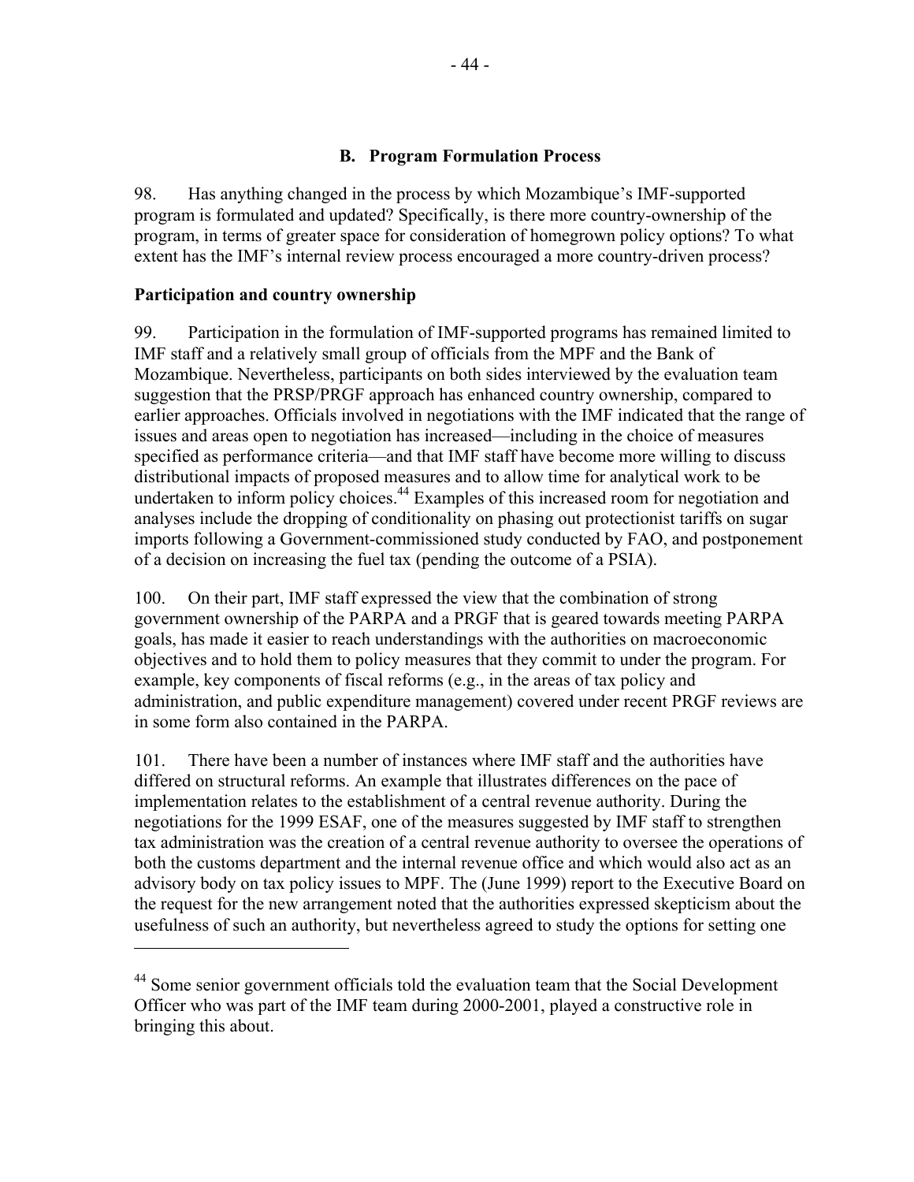### B. Program Formulation Process

98. Has anything changed in the process by which Mozambique's IMF-supported program is formulated and updated? Specifically, is there more country-ownership of the program, in terms of greater space for consideration of homegrown policy options? To what extent has the IMF's internal review process encouraged a more country-driven process?

**Participation and country ownership**

99. Participation in the formulation of IMF-supported programs has remained limited to IMF staff and a relatively small group of officials from the MPF and the Bank of Mozambique. Nevertheless, participants on both sides interviewed by the evaluation team suggestion that the PRSP/PRGF approach has enhanced country ownership, compared to earlier approaches. Officials involved in negotiations with the IMF indicated that the range of issues and areas open to negotiation has increased—including in the choice of measures specified as performance criteria—and that IMF staff have become more willing to discuss distributional impacts of proposed measures and to allow time for analytical work to be undertaken to inform policy choices.[44] Examples of this increased room for negotiation and analyses include the dropping of conditionality on phasing out protectionist tariffs on sugar imports following a Government-commissioned study conducted by FAO, and postponement of a decision on increasing the fuel tax (pending the outcome of a PSIA).

100. On their part, IMF staff expressed the view that the combination of strong government ownership of the PARPA and a PRGF that is geared towards meeting PARPA goals, has made it easier to reach understandings with the authorities on macroeconomic objectives and to hold them to policy measures that they commit to under the program. For example, key components of fiscal reforms (e.g., in the areas of tax policy and administration, and public expenditure management) covered under recent PRGF reviews are in some form also contained in the PARPA.

101. There have been a number of instances where IMF staff and the authorities have differed on structural reforms. An example that illustrates differences on the pace of implementation relates to the establishment of a central revenue authority. During the negotiations for the 1999 ESAF, one of the measures suggested by IMF staff to strengthen tax administration was the creation of a central revenue authority to oversee the operations of both the customs department and the internal revenue office and which would also act as an advisory body on tax policy issues to MPF. The (June 1999) report to the Executive Board on the request for the new arrangement noted that the authorities expressed skepticism about the usefulness of such an authority, but nevertheless agreed to study the options for setting one

---

[44] Some senior government officials told the evaluation team that the Social Development Officer who was part of the IMF team during 2000-2001, played a constructive role in bringing this about.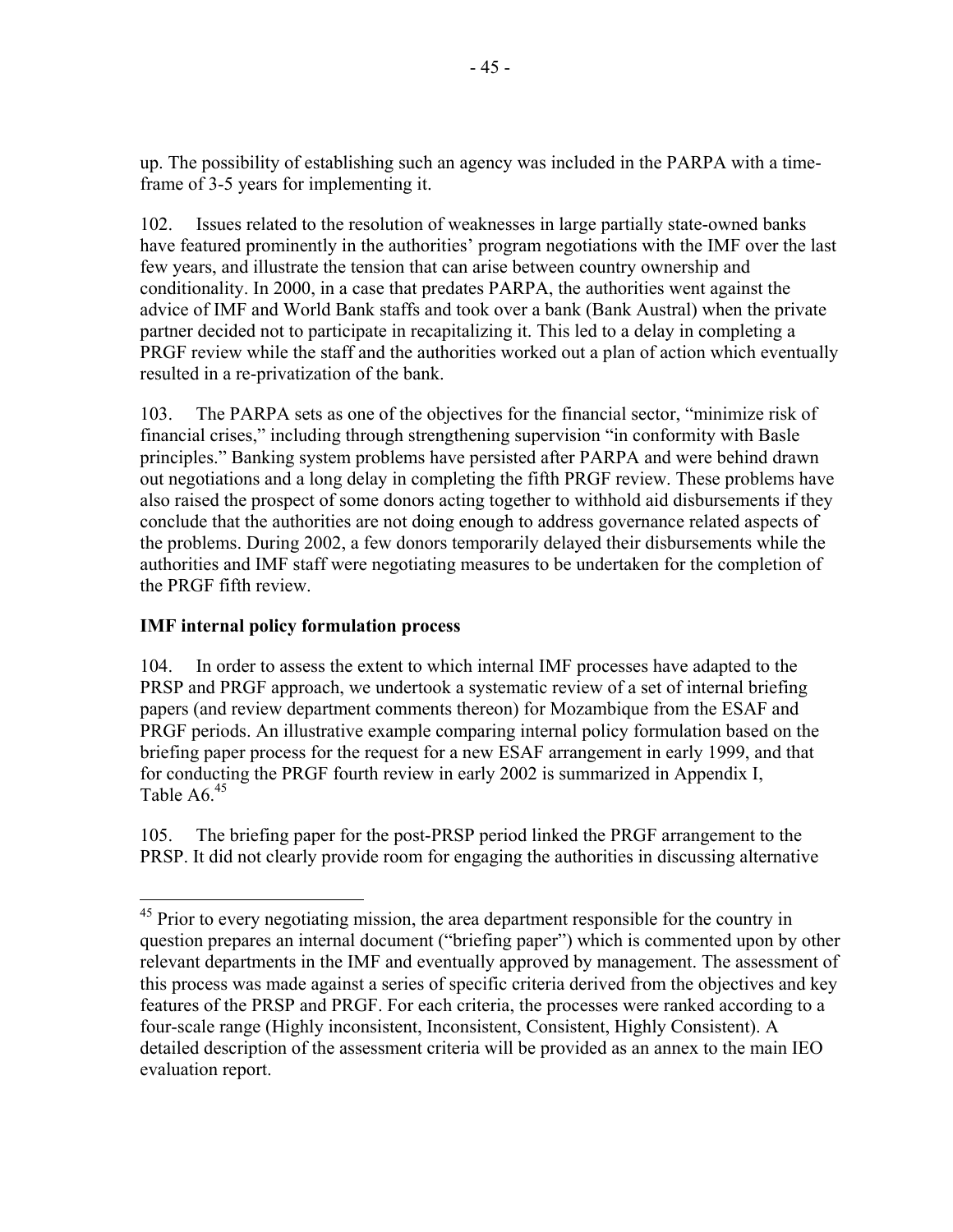up. The possibility of establishing such an agency was included in the PARPA with a time-frame of 3-5 years for implementing it.

102. Issues related to the resolution of weaknesses in large partially state-owned banks have featured prominently in the authorities' program negotiations with the IMF over the last few years, and illustrate the tension that can arise between country ownership and conditionality. In 2000, in a case that predates PARPA, the authorities went against the advice of IMF and World Bank staffs and took over a bank (Bank Austral) when the private partner decided not to participate in recapitalizing it. This led to a delay in completing a PRGF review while the staff and the authorities worked out a plan of action which eventually resulted in a re-privatization of the bank.

103. The PARPA sets as one of the objectives for the financial sector, "minimize risk of financial crises," including through strengthening supervision "in conformity with Basle principles." Banking system problems have persisted after PARPA and were behind drawn out negotiations and a long delay in completing the fifth PRGF review. These problems have also raised the prospect of some donors acting together to withhold aid disbursements if they conclude that the authorities are not doing enough to address governance related aspects of the problems. During 2002, a few donors temporarily delayed their disbursements while the authorities and IMF staff were negotiating measures to be undertaken for the completion of the PRGF fifth review.

**IMF internal policy formulation process**

104. In order to assess the extent to which internal IMF processes have adapted to the PRSP and PRGF approach, we undertook a systematic review of a set of internal briefing papers (and review department comments thereon) for Mozambique from the ESAF and PRGF periods. An illustrative example comparing internal policy formulation based on the briefing paper process for the request for a new ESAF arrangement in early 1999, and that for conducting the PRGF fourth review in early 2002 is summarized in Appendix I, Table A6.[45]

105. The briefing paper for the post-PRSP period linked the PRGF arrangement to the PRSP. It did not clearly provide room for engaging the authorities in discussing alternative

---

[45] Prior to every negotiating mission, the area department responsible for the country in question prepares an internal document ("briefing paper") which is commented upon by other relevant departments in the IMF and eventually approved by management. The assessment of this process was made against a series of specific criteria derived from the objectives and key features of the PRSP and PRGF. For each criteria, the processes were ranked according to a four-scale range (Highly inconsistent, Inconsistent, Consistent, Highly Consistent). A detailed description of the assessment criteria will be provided as an annex to the main IEO evaluation report.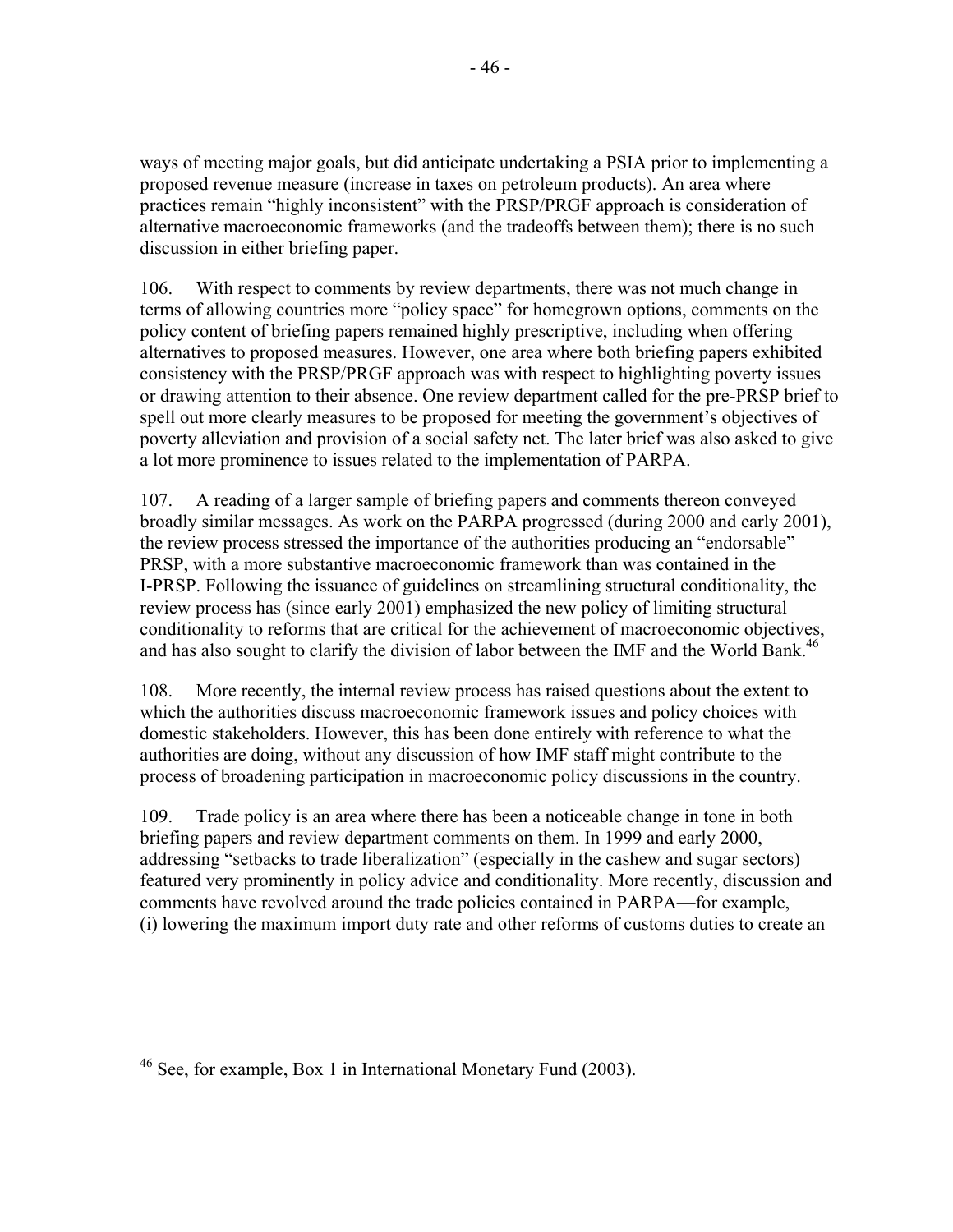ways of meeting major goals, but did anticipate undertaking a PSIA prior to implementing a proposed revenue measure (increase in taxes on petroleum products). An area where practices remain "highly inconsistent" with the PRSP/PRGF approach is consideration of alternative macroeconomic frameworks (and the tradeoffs between them); there is no such discussion in either briefing paper.

106. With respect to comments by review departments, there was not much change in terms of allowing countries more "policy space" for homegrown options, comments on the policy content of briefing papers remained highly prescriptive, including when offering alternatives to proposed measures. However, one area where both briefing papers exhibited consistency with the PRSP/PRGF approach was with respect to highlighting poverty issues or drawing attention to their absence. One review department called for the pre-PRSP brief to spell out more clearly measures to be proposed for meeting the government's objectives of poverty alleviation and provision of a social safety net. The later brief was also asked to give a lot more prominence to issues related to the implementation of PARPA.

107. A reading of a larger sample of briefing papers and comments thereon conveyed broadly similar messages. As work on the PARPA progressed (during 2000 and early 2001), the review process stressed the importance of the authorities producing an "endorsable" PRSP, with a more substantive macroeconomic framework than was contained in the I-PRSP. Following the issuance of guidelines on streamlining structural conditionality, the review process has (since early 2001) emphasized the new policy of limiting structural conditionality to reforms that are critical for the achievement of macroeconomic objectives, and has also sought to clarify the division of labor between the IMF and the World Bank.[46]

108. More recently, the internal review process has raised questions about the extent to which the authorities discuss macroeconomic framework issues and policy choices with domestic stakeholders. However, this has been done entirely with reference to what the authorities are doing, without any discussion of how IMF staff might contribute to the process of broadening participation in macroeconomic policy discussions in the country.

109. Trade policy is an area where there has been a noticeable change in tone in both briefing papers and review department comments on them. In 1999 and early 2000, addressing "setbacks to trade liberalization" (especially in the cashew and sugar sectors) featured very prominently in policy advice and conditionality. More recently, discussion and comments have revolved around the trade policies contained in PARPA—for example, (i) lowering the maximum import duty rate and other reforms of customs duties to create an

---

[46] See, for example, Box 1 in International Monetary Fund (2003).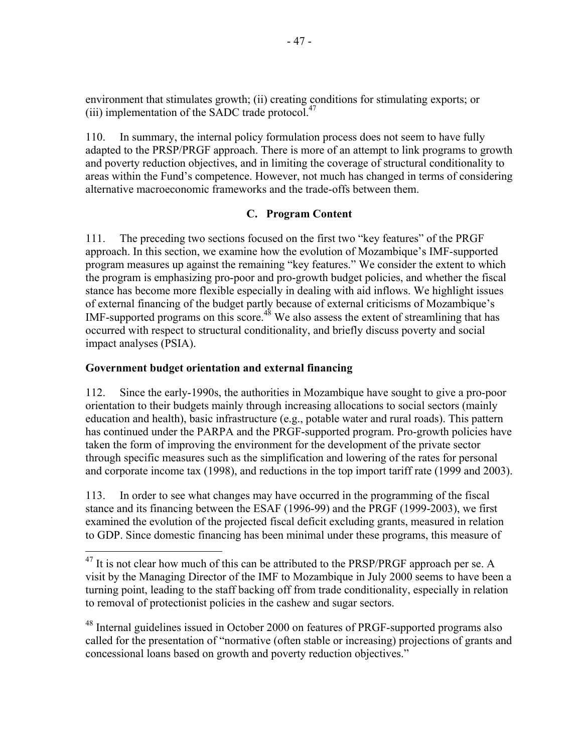environment that stimulates growth; (ii) creating conditions for stimulating exports; or (iii) implementation of the SADC trade protocol.[47]

110. In summary, the internal policy formulation process does not seem to have fully adapted to the PRSP/PRGF approach. There is more of an attempt to link programs to growth and poverty reduction objectives, and in limiting the coverage of structural conditionality to areas within the Fund's competence. However, not much has changed in terms of considering alternative macroeconomic frameworks and the trade-offs between them.

## C. Program Content

111. The preceding two sections focused on the first two "key features" of the PRGF approach. In this section, we examine how the evolution of Mozambique's IMF-supported program measures up against the remaining "key features." We consider the extent to which the program is emphasizing pro-poor and pro-growth budget policies, and whether the fiscal stance has become more flexible especially in dealing with aid inflows. We highlight issues of external financing of the budget partly because of external criticisms of Mozambique's IMF-supported programs on this score.[48] We also assess the extent of streamlining that has occurred with respect to structural conditionality, and briefly discuss poverty and social impact analyses (PSIA).

### Government budget orientation and external financing

112. Since the early-1990s, the authorities in Mozambique have sought to give a pro-poor orientation to their budgets mainly through increasing allocations to social sectors (mainly education and health), basic infrastructure (e.g., potable water and rural roads). This pattern has continued under the PARPA and the PRGF-supported program. Pro-growth policies have taken the form of improving the environment for the development of the private sector through specific measures such as the simplification and lowering of the rates for personal and corporate income tax (1998), and reductions in the top import tariff rate (1999 and 2003).

113. In order to see what changes may have occurred in the programming of the fiscal stance and its financing between the ESAF (1996-99) and the PRGF (1999-2003), we first examined the evolution of the projected fiscal deficit excluding grants, measured in relation to GDP. Since domestic financing has been minimal under these programs, this measure of

---

[47] It is not clear how much of this can be attributed to the PRSP/PRGF approach per se. A visit by the Managing Director of the IMF to Mozambique in July 2000 seems to have been a turning point, leading to the staff backing off from trade conditionality, especially in relation to removal of protectionist policies in the cashew and sugar sectors.

[48] Internal guidelines issued in October 2000 on features of PRGF-supported programs also called for the presentation of "normative (often stable or increasing) projections of grants and concessional loans based on growth and poverty reduction objectives."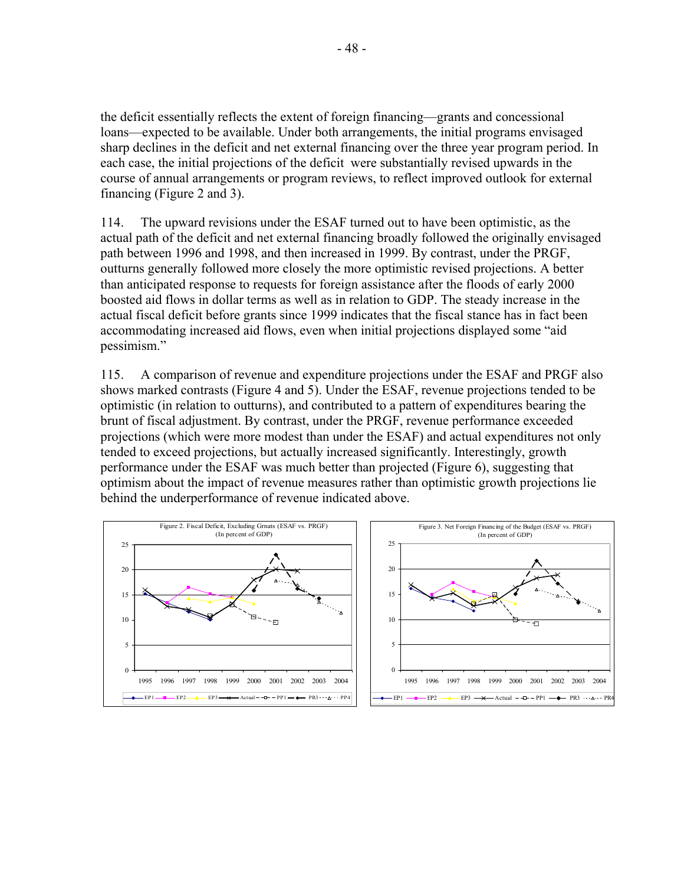the deficit essentially reflects the extent of foreign financing—grants and concessional loans—expected to be available. Under both arrangements, the initial programs envisaged sharp declines in the deficit and net external financing over the three year program period. In each case, the initial projections of the deficit were substantially revised upwards in the course of annual arrangements or program reviews, to reflect improved outlook for external financing (Figure 2 and 3).

114. The upward revisions under the ESAF turned out to have been optimistic, as the actual path of the deficit and net external financing broadly followed the originally envisaged path between 1996 and 1998, and then increased in 1999. By contrast, under the PRGF, outturns generally followed more closely the more optimistic revised projections. A better than anticipated response to requests for foreign assistance after the floods of early 2000 boosted aid flows in dollar terms as well as in relation to GDP. The steady increase in the actual fiscal deficit before grants since 1999 indicates that the fiscal stance has in fact been accommodating increased aid flows, even when initial projections displayed some "aid pessimism."

115. A comparison of revenue and expenditure projections under the ESAF and PRGF also shows marked contrasts (Figure 4 and 5). Under the ESAF, revenue projections tended to be optimistic (in relation to outturns), and contributed to a pattern of expenditures bearing the brunt of fiscal adjustment. By contrast, under the PRGF, revenue performance exceeded projections (which were more modest than under the ESAF) and actual expenditures not only tended to exceed projections, but actually increased significantly. Interestingly, growth performance under the ESAF was much better than projected (Figure 6), suggesting that optimism about the impact of revenue measures rather than optimistic growth projections lie behind the underperformance of revenue indicated above.

Figure 2. Fiscal Deficit, Excluding Grnats (ESAF vs. PRGF)
(In percent of GDP)

Figure 3. Net Foreign Financing of the Budget (ESAF vs. PRGF)
(In percent of GDP)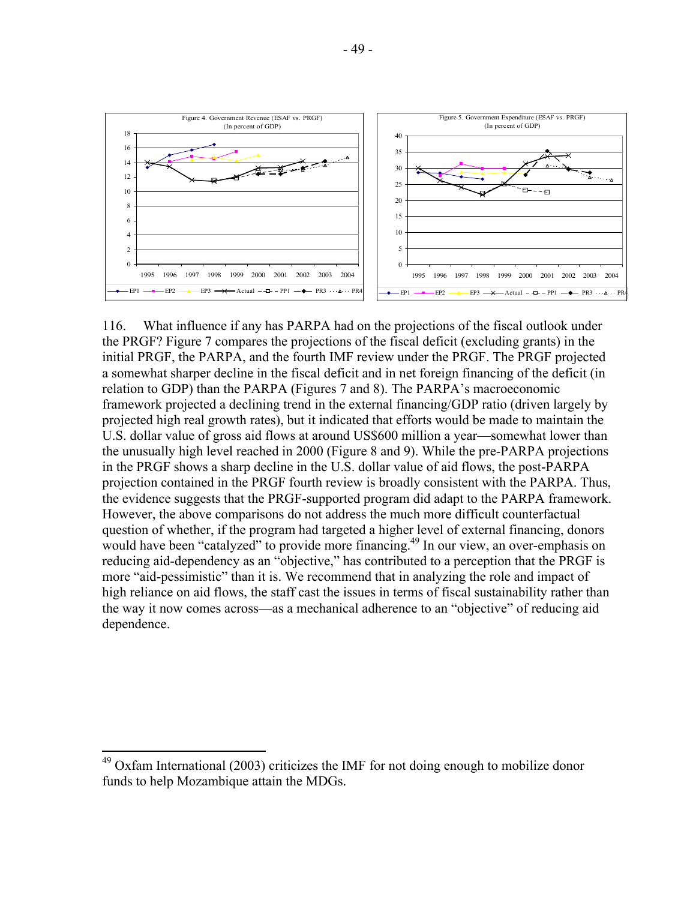Figure 4. Government Revenue (ESAF vs. PRGF)
(In percent of GDP)

Figure 5. Government Expenditure (ESAF vs. PRGF)
(In percent of GDP)

116. What influence if any has PARPA had on the projections of the fiscal outlook under the PRGF? Figure 7 compares the projections of the fiscal deficit (excluding grants) in the initial PRGF, the PARPA, and the fourth IMF review under the PRGF. The PRGF projected a somewhat sharper decline in the fiscal deficit and in net foreign financing of the deficit (in relation to GDP) than the PARPA (Figures 7 and 8). The PARPA's macroeconomic framework projected a declining trend in the external financing/GDP ratio (driven largely by projected high real growth rates), but it indicated that efforts would be made to maintain the U.S. dollar value of gross aid flows at around US$600 million a year—somewhat lower than the unusually high level reached in 2000 (Figure 8 and 9). While the pre-PARPA projections in the PRGF shows a sharp decline in the U.S. dollar value of aid flows, the post-PARPA projection contained in the PRGF fourth review is broadly consistent with the PARPA. Thus, the evidence suggests that the PRGF-supported program did adapt to the PARPA framework. However, the above comparisons do not address the much more difficult counterfactual question of whether, if the program had targeted a higher level of external financing, donors would have been "catalyzed" to provide more financing.[49] In our view, an over-emphasis on reducing aid-dependency as an "objective," has contributed to a perception that the PRGF is more "aid-pessimistic" than it is. We recommend that in analyzing the role and impact of high reliance on aid flows, the staff cast the issues in terms of fiscal sustainability rather than the way it now comes across—as a mechanical adherence to an "objective" of reducing aid dependence.

[49] Oxfam International (2003) criticizes the IMF for not doing enough to mobilize donor funds to help Mozambique attain the MDGs.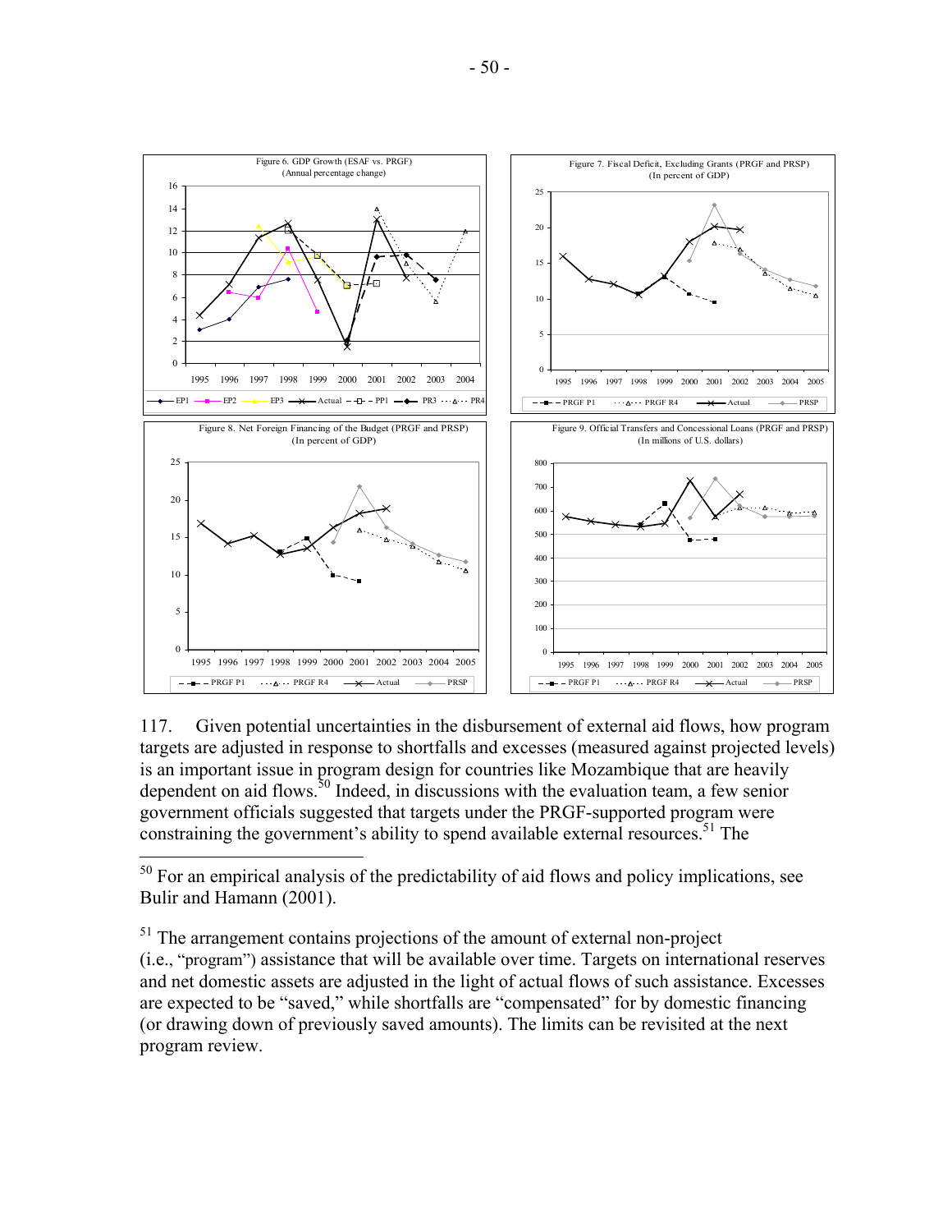Figure 6. GDP Growth (ESAF vs. PRGF)
(Annual percentage change)

Figure 7. Fiscal Deficit, Excluding Grants (PRGF and PRSP)
(In percent of GDP)

Figure 8. Net Foreign Financing of the Budget (PRGF and PRSP)
(In percent of GDP)

Figure 9. Official Transfers and Concessional Loans (PRGF and PRSP)
(In millions of U.S. dollars)

117. Given potential uncertainties in the disbursement of external aid flows, how program targets are adjusted in response to shortfalls and excesses (measured against projected levels) is an important issue in program design for countries like Mozambique that are heavily dependent on aid flows.[50] Indeed, in discussions with the evaluation team, a few senior government officials suggested that targets under the PRGF-supported program were constraining the government's ability to spend available external resources.[51] The

---

[50] For an empirical analysis of the predictability of aid flows and policy implications, see Bulir and Hamann (2001).

[51] The arrangement contains projections of the amount of external non-project (i.e., "program") assistance that will be available over time. Targets on international reserves and net domestic assets are adjusted in the light of actual flows of such assistance. Excesses are expected to be "saved," while shortfalls are "compensated" for by domestic financing (or drawing down of previously saved amounts). The limits can be revisited at the next program review.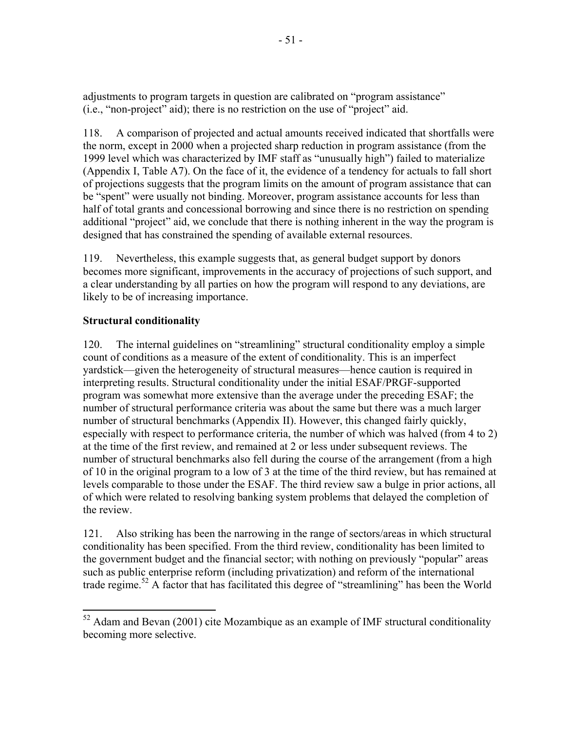adjustments to program targets in question are calibrated on "program assistance" (i.e., "non-project" aid); there is no restriction on the use of "project" aid.

118. A comparison of projected and actual amounts received indicated that shortfalls were the norm, except in 2000 when a projected sharp reduction in program assistance (from the 1999 level which was characterized by IMF staff as "unusually high") failed to materialize (Appendix I, Table A7). On the face of it, the evidence of a tendency for actuals to fall short of projections suggests that the program limits on the amount of program assistance that can be "spent" were usually not binding. Moreover, program assistance accounts for less than half of total grants and concessional borrowing and since there is no restriction on spending additional "project" aid, we conclude that there is nothing inherent in the way the program is designed that has constrained the spending of available external resources.

119. Nevertheless, this example suggests that, as general budget support by donors becomes more significant, improvements in the accuracy of projections of such support, and a clear understanding by all parties on how the program will respond to any deviations, are likely to be of increasing importance.

**Structural conditionality**

120. The internal guidelines on "streamlining" structural conditionality employ a simple count of conditions as a measure of the extent of conditionality. This is an imperfect yardstick—given the heterogeneity of structural measures—hence caution is required in interpreting results. Structural conditionality under the initial ESAF/PRGF-supported program was somewhat more extensive than the average under the preceding ESAF; the number of structural performance criteria was about the same but there was a much larger number of structural benchmarks (Appendix II). However, this changed fairly quickly, especially with respect to performance criteria, the number of which was halved (from 4 to 2) at the time of the first review, and remained at 2 or less under subsequent reviews. The number of structural benchmarks also fell during the course of the arrangement (from a high of 10 in the original program to a low of 3 at the time of the third review, but has remained at levels comparable to those under the ESAF. The third review saw a bulge in prior actions, all of which were related to resolving banking system problems that delayed the completion of the review.

121. Also striking has been the narrowing in the range of sectors/areas in which structural conditionality has been specified. From the third review, conditionality has been limited to the government budget and the financial sector; with nothing on previously "popular" areas such as public enterprise reform (including privatization) and reform of the international trade regime.[52] A factor that has facilitated this degree of "streamlining" has been the World

[52] Adam and Bevan (2001) cite Mozambique as an example of IMF structural conditionality becoming more selective.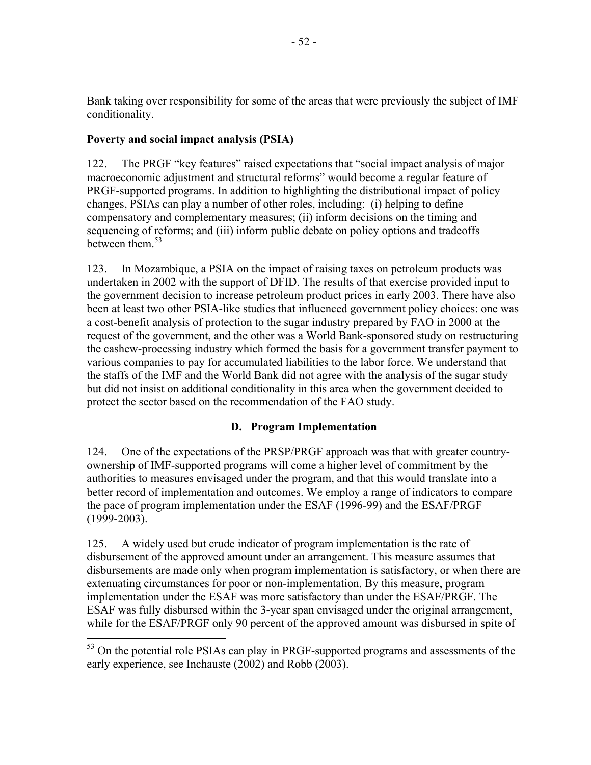Bank taking over responsibility for some of the areas that were previously the subject of IMF conditionality.

**Poverty and social impact analysis (PSIA)**

122. The PRGF "key features" raised expectations that "social impact analysis of major macroeconomic adjustment and structural reforms" would become a regular feature of PRGF-supported programs. In addition to highlighting the distributional impact of policy changes, PSIAs can play a number of other roles, including: (i) helping to define compensatory and complementary measures; (ii) inform decisions on the timing and sequencing of reforms; and (iii) inform public debate on policy options and tradeoffs between them.[53]

123. In Mozambique, a PSIA on the impact of raising taxes on petroleum products was undertaken in 2002 with the support of DFID. The results of that exercise provided input to the government decision to increase petroleum product prices in early 2003. There have also been at least two other PSIA-like studies that influenced government policy choices: one was a cost-benefit analysis of protection to the sugar industry prepared by FAO in 2000 at the request of the government, and the other was a World Bank-sponsored study on restructuring the cashew-processing industry which formed the basis for a government transfer payment to various companies to pay for accumulated liabilities to the labor force. We understand that the staffs of the IMF and the World Bank did not agree with the analysis of the sugar study but did not insist on additional conditionality in this area when the government decided to protect the sector based on the recommendation of the FAO study.

## D. Program Implementation

124. One of the expectations of the PRSP/PRGF approach was that with greater country-ownership of IMF-supported programs will come a higher level of commitment by the authorities to measures envisaged under the program, and that this would translate into a better record of implementation and outcomes. We employ a range of indicators to compare the pace of program implementation under the ESAF (1996-99) and the ESAF/PRGF (1999-2003).

125. A widely used but crude indicator of program implementation is the rate of disbursement of the approved amount under an arrangement. This measure assumes that disbursements are made only when program implementation is satisfactory, or when there are extenuating circumstances for poor or non-implementation. By this measure, program implementation under the ESAF was more satisfactory than under the ESAF/PRGF. The ESAF was fully disbursed within the 3-year span envisaged under the original arrangement, while for the ESAF/PRGF only 90 percent of the approved amount was disbursed in spite of

[53] On the potential role PSIAs can play in PRGF-supported programs and assessments of the early experience, see Inchauste (2002) and Robb (2003).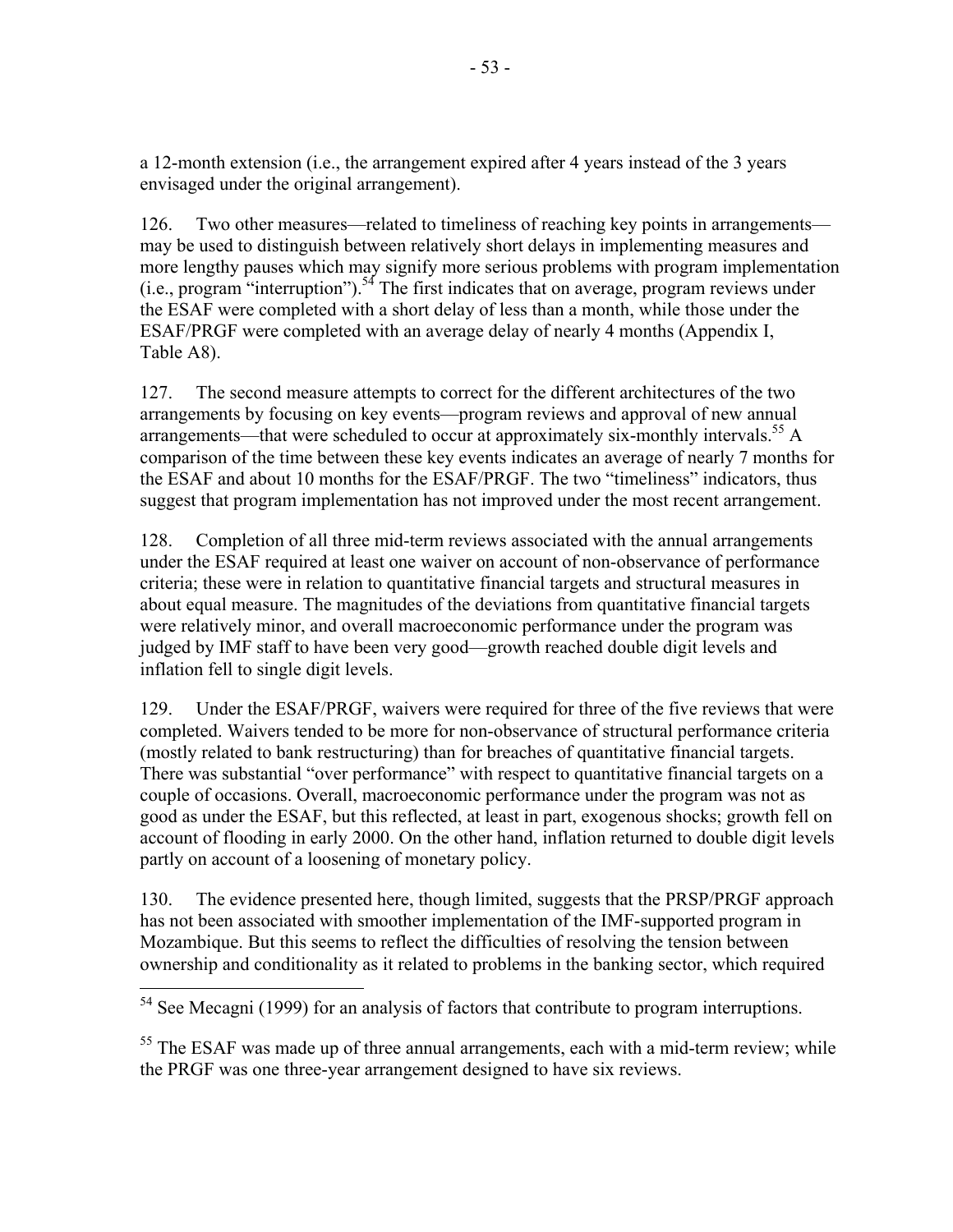a 12-month extension (i.e., the arrangement expired after 4 years instead of the 3 years envisaged under the original arrangement).

126. Two other measures—related to timeliness of reaching key points in arrangements—may be used to distinguish between relatively short delays in implementing measures and more lengthy pauses which may signify more serious problems with program implementation (i.e., program "interruption").[54] The first indicates that on average, program reviews under the ESAF were completed with a short delay of less than a month, while those under the ESAF/PRGF were completed with an average delay of nearly 4 months (Appendix I, Table A8).

127. The second measure attempts to correct for the different architectures of the two arrangements by focusing on key events—program reviews and approval of new annual arrangements—that were scheduled to occur at approximately six-monthly intervals.[55] A comparison of the time between these key events indicates an average of nearly 7 months for the ESAF and about 10 months for the ESAF/PRGF. The two "timeliness" indicators, thus suggest that program implementation has not improved under the most recent arrangement.

128. Completion of all three mid-term reviews associated with the annual arrangements under the ESAF required at least one waiver on account of non-observance of performance criteria; these were in relation to quantitative financial targets and structural measures in about equal measure. The magnitudes of the deviations from quantitative financial targets were relatively minor, and overall macroeconomic performance under the program was judged by IMF staff to have been very good—growth reached double digit levels and inflation fell to single digit levels.

129. Under the ESAF/PRGF, waivers were required for three of the five reviews that were completed. Waivers tended to be more for non-observance of structural performance criteria (mostly related to bank restructuring) than for breaches of quantitative financial targets. There was substantial "over performance" with respect to quantitative financial targets on a couple of occasions. Overall, macroeconomic performance under the program was not as good as under the ESAF, but this reflected, at least in part, exogenous shocks; growth fell on account of flooding in early 2000. On the other hand, inflation returned to double digit levels partly on account of a loosening of monetary policy.

130. The evidence presented here, though limited, suggests that the PRSP/PRGF approach has not been associated with smoother implementation of the IMF-supported program in Mozambique. But this seems to reflect the difficulties of resolving the tension between ownership and conditionality as it related to problems in the banking sector, which required

---

[54] See Mecagni (1999) for an analysis of factors that contribute to program interruptions.

[55] The ESAF was made up of three annual arrangements, each with a mid-term review; while the PRGF was one three-year arrangement designed to have six reviews.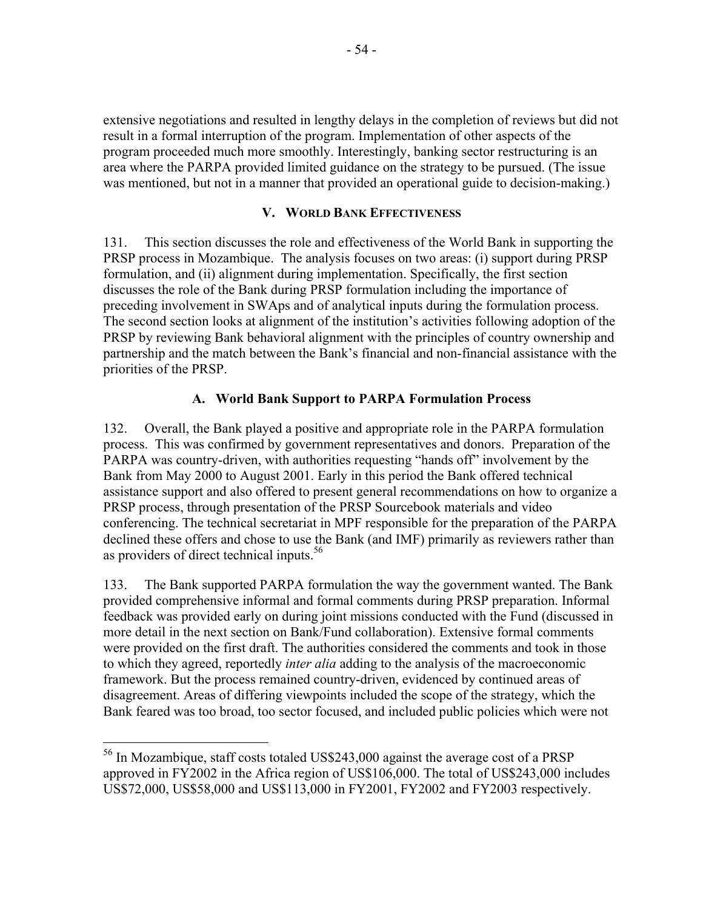extensive negotiations and resulted in lengthy delays in the completion of reviews but did not result in a formal interruption of the program. Implementation of other aspects of the program proceeded much more smoothly. Interestingly, banking sector restructuring is an area where the PARPA provided limited guidance on the strategy to be pursued. (The issue was mentioned, but not in a manner that provided an operational guide to decision-making.)

## V. World Bank Effectiveness

131. This section discusses the role and effectiveness of the World Bank in supporting the PRSP process in Mozambique. The analysis focuses on two areas: (i) support during PRSP formulation, and (ii) alignment during implementation. Specifically, the first section discusses the role of the Bank during PRSP formulation including the importance of preceding involvement in SWAps and of analytical inputs during the formulation process. The second section looks at alignment of the institution's activities following adoption of the PRSP by reviewing Bank behavioral alignment with the principles of country ownership and partnership and the match between the Bank's financial and non-financial assistance with the priorities of the PRSP.

### A. World Bank Support to PARPA Formulation Process

132. Overall, the Bank played a positive and appropriate role in the PARPA formulation process. This was confirmed by government representatives and donors. Preparation of the PARPA was country-driven, with authorities requesting "hands off" involvement by the Bank from May 2000 to August 2001. Early in this period the Bank offered technical assistance support and also offered to present general recommendations on how to organize a PRSP process, through presentation of the PRSP Sourcebook materials and video conferencing. The technical secretariat in MPF responsible for the preparation of the PARPA declined these offers and chose to use the Bank (and IMF) primarily as reviewers rather than as providers of direct technical inputs.[56]

133. The Bank supported PARPA formulation the way the government wanted. The Bank provided comprehensive informal and formal comments during PRSP preparation. Informal feedback was provided early on during joint missions conducted with the Fund (discussed in more detail in the next section on Bank/Fund collaboration). Extensive formal comments were provided on the first draft. The authorities considered the comments and took in those to which they agreed, reportedly *inter alia* adding to the analysis of the macroeconomic framework. But the process remained country-driven, evidenced by continued areas of disagreement. Areas of differing viewpoints included the scope of the strategy, which the Bank feared was too broad, too sector focused, and included public policies which were not

---

[56] In Mozambique, staff costs totaled US$243,000 against the average cost of a PRSP approved in FY2002 in the Africa region of US$106,000. The total of US$243,000 includes US$72,000, US$58,000 and US$113,000 in FY2001, FY2002 and FY2003 respectively.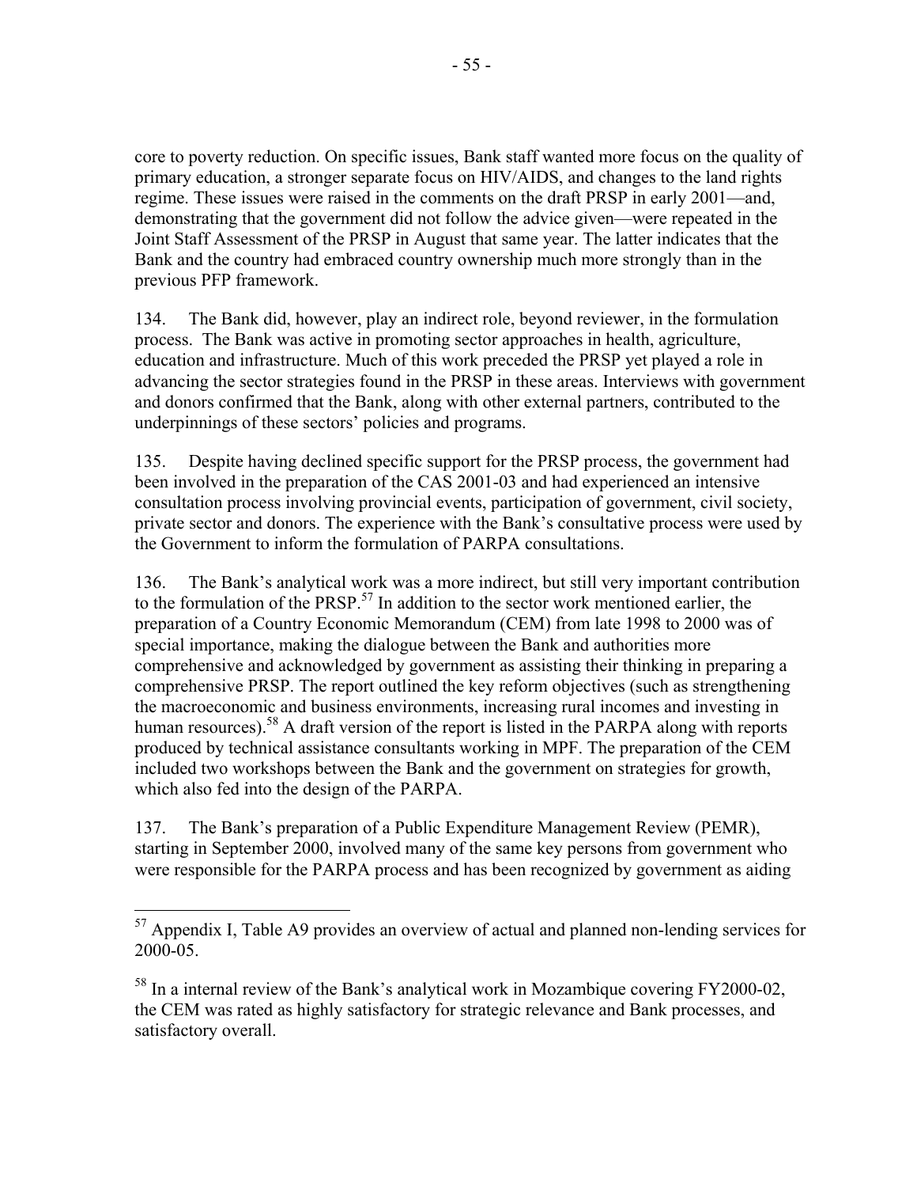core to poverty reduction. On specific issues, Bank staff wanted more focus on the quality of primary education, a stronger separate focus on HIV/AIDS, and changes to the land rights regime. These issues were raised in the comments on the draft PRSP in early 2001—and, demonstrating that the government did not follow the advice given—were repeated in the Joint Staff Assessment of the PRSP in August that same year. The latter indicates that the Bank and the country had embraced country ownership much more strongly than in the previous PFP framework.

134. The Bank did, however, play an indirect role, beyond reviewer, in the formulation process. The Bank was active in promoting sector approaches in health, agriculture, education and infrastructure. Much of this work preceded the PRSP yet played a role in advancing the sector strategies found in the PRSP in these areas. Interviews with government and donors confirmed that the Bank, along with other external partners, contributed to the underpinnings of these sectors' policies and programs.

135. Despite having declined specific support for the PRSP process, the government had been involved in the preparation of the CAS 2001-03 and had experienced an intensive consultation process involving provincial events, participation of government, civil society, private sector and donors. The experience with the Bank's consultative process were used by the Government to inform the formulation of PARPA consultations.

136. The Bank's analytical work was a more indirect, but still very important contribution to the formulation of the PRSP.[57] In addition to the sector work mentioned earlier, the preparation of a Country Economic Memorandum (CEM) from late 1998 to 2000 was of special importance, making the dialogue between the Bank and authorities more comprehensive and acknowledged by government as assisting their thinking in preparing a comprehensive PRSP. The report outlined the key reform objectives (such as strengthening the macroeconomic and business environments, increasing rural incomes and investing in human resources).[58] A draft version of the report is listed in the PARPA along with reports produced by technical assistance consultants working in MPF. The preparation of the CEM included two workshops between the Bank and the government on strategies for growth, which also fed into the design of the PARPA.

137. The Bank's preparation of a Public Expenditure Management Review (PEMR), starting in September 2000, involved many of the same key persons from government who were responsible for the PARPA process and has been recognized by government as aiding

---

[57] Appendix I, Table A9 provides an overview of actual and planned non-lending services for 2000-05.

[58] In a internal review of the Bank's analytical work in Mozambique covering FY2000-02, the CEM was rated as highly satisfactory for strategic relevance and Bank processes, and satisfactory overall.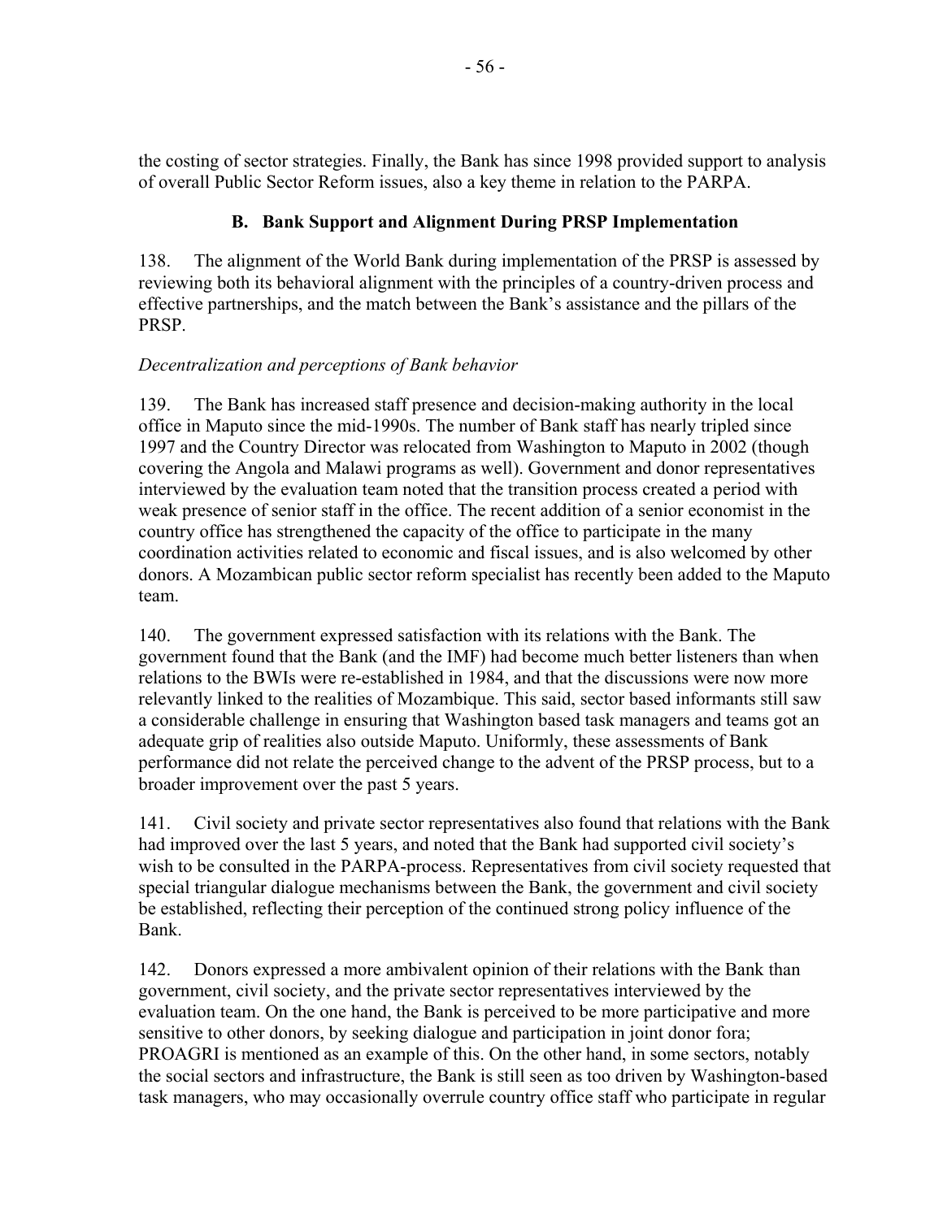the costing of sector strategies. Finally, the Bank has since 1998 provided support to analysis of overall Public Sector Reform issues, also a key theme in relation to the PARPA.

## B. Bank Support and Alignment During PRSP Implementation

138. The alignment of the World Bank during implementation of the PRSP is assessed by reviewing both its behavioral alignment with the principles of a country-driven process and effective partnerships, and the match between the Bank's assistance and the pillars of the PRSP.

*Decentralization and perceptions of Bank behavior*

139. The Bank has increased staff presence and decision-making authority in the local office in Maputo since the mid-1990s. The number of Bank staff has nearly tripled since 1997 and the Country Director was relocated from Washington to Maputo in 2002 (though covering the Angola and Malawi programs as well). Government and donor representatives interviewed by the evaluation team noted that the transition process created a period with weak presence of senior staff in the office. The recent addition of a senior economist in the country office has strengthened the capacity of the office to participate in the many coordination activities related to economic and fiscal issues, and is also welcomed by other donors. A Mozambican public sector reform specialist has recently been added to the Maputo team.

140. The government expressed satisfaction with its relations with the Bank. The government found that the Bank (and the IMF) had become much better listeners than when relations to the BWIs were re-established in 1984, and that the discussions were now more relevantly linked to the realities of Mozambique. This said, sector based informants still saw a considerable challenge in ensuring that Washington based task managers and teams got an adequate grip of realities also outside Maputo. Uniformly, these assessments of Bank performance did not relate the perceived change to the advent of the PRSP process, but to a broader improvement over the past 5 years.

141. Civil society and private sector representatives also found that relations with the Bank had improved over the last 5 years, and noted that the Bank had supported civil society's wish to be consulted in the PARPA-process. Representatives from civil society requested that special triangular dialogue mechanisms between the Bank, the government and civil society be established, reflecting their perception of the continued strong policy influence of the Bank.

142. Donors expressed a more ambivalent opinion of their relations with the Bank than government, civil society, and the private sector representatives interviewed by the evaluation team. On the one hand, the Bank is perceived to be more participative and more sensitive to other donors, by seeking dialogue and participation in joint donor fora; PROAGRI is mentioned as an example of this. On the other hand, in some sectors, notably the social sectors and infrastructure, the Bank is still seen as too driven by Washington-based task managers, who may occasionally overrule country office staff who participate in regular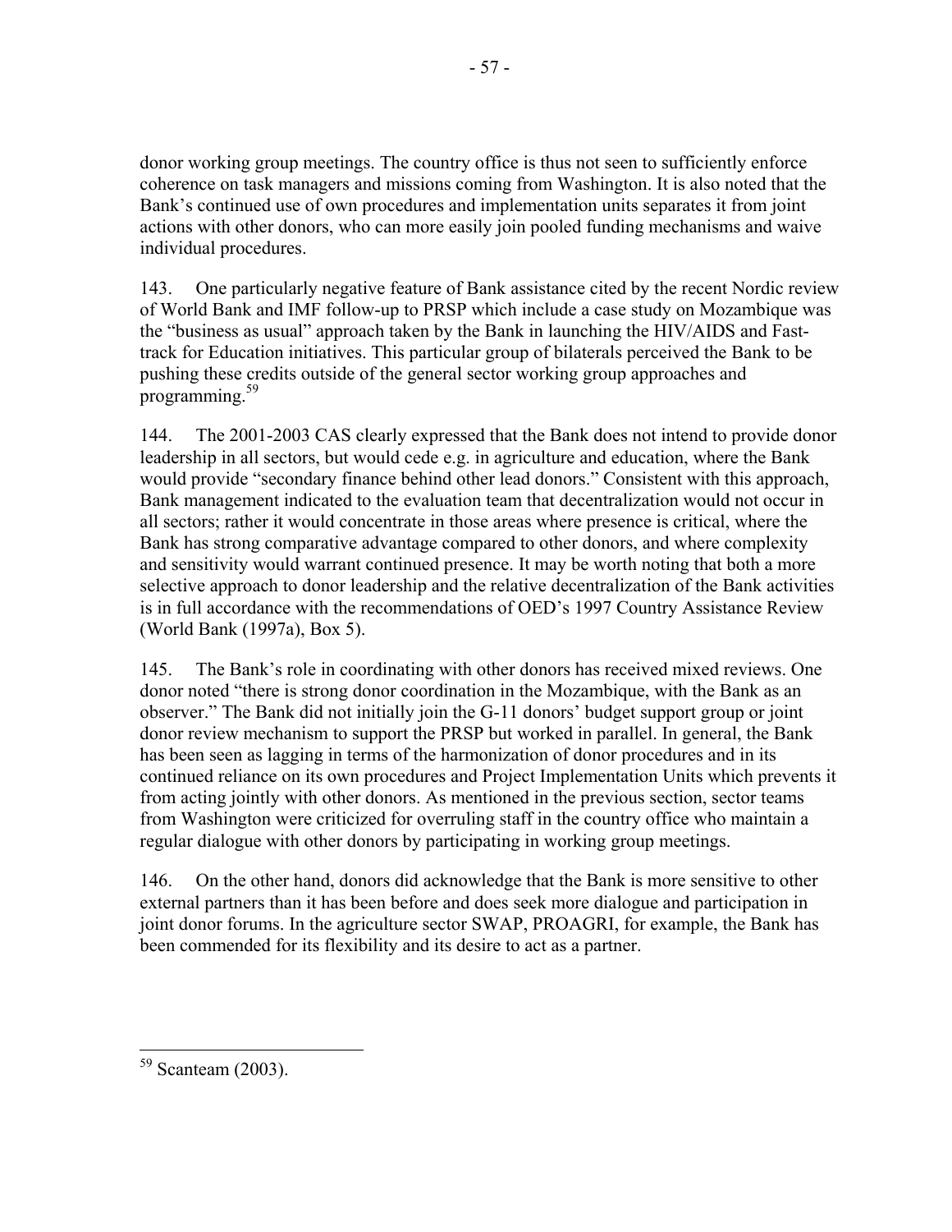donor working group meetings. The country office is thus not seen to sufficiently enforce coherence on task managers and missions coming from Washington. It is also noted that the Bank's continued use of own procedures and implementation units separates it from joint actions with other donors, who can more easily join pooled funding mechanisms and waive individual procedures.

143. One particularly negative feature of Bank assistance cited by the recent Nordic review of World Bank and IMF follow-up to PRSP which include a case study on Mozambique was the "business as usual" approach taken by the Bank in launching the HIV/AIDS and Fast-track for Education initiatives. This particular group of bilaterals perceived the Bank to be pushing these credits outside of the general sector working group approaches and programming.[59]

144. The 2001-2003 CAS clearly expressed that the Bank does not intend to provide donor leadership in all sectors, but would cede e.g. in agriculture and education, where the Bank would provide "secondary finance behind other lead donors." Consistent with this approach, Bank management indicated to the evaluation team that decentralization would not occur in all sectors; rather it would concentrate in those areas where presence is critical, where the Bank has strong comparative advantage compared to other donors, and where complexity and sensitivity would warrant continued presence. It may be worth noting that both a more selective approach to donor leadership and the relative decentralization of the Bank activities is in full accordance with the recommendations of OED's 1997 Country Assistance Review (World Bank (1997a), Box 5).

145. The Bank's role in coordinating with other donors has received mixed reviews. One donor noted "there is strong donor coordination in the Mozambique, with the Bank as an observer." The Bank did not initially join the G-11 donors' budget support group or joint donor review mechanism to support the PRSP but worked in parallel. In general, the Bank has been seen as lagging in terms of the harmonization of donor procedures and in its continued reliance on its own procedures and Project Implementation Units which prevents it from acting jointly with other donors. As mentioned in the previous section, sector teams from Washington were criticized for overruling staff in the country office who maintain a regular dialogue with other donors by participating in working group meetings.

146. On the other hand, donors did acknowledge that the Bank is more sensitive to other external partners than it has been before and does seek more dialogue and participation in joint donor forums. In the agriculture sector SWAP, PROAGRI, for example, the Bank has been commended for its flexibility and its desire to act as a partner.

---

[59] Scanteam (2003).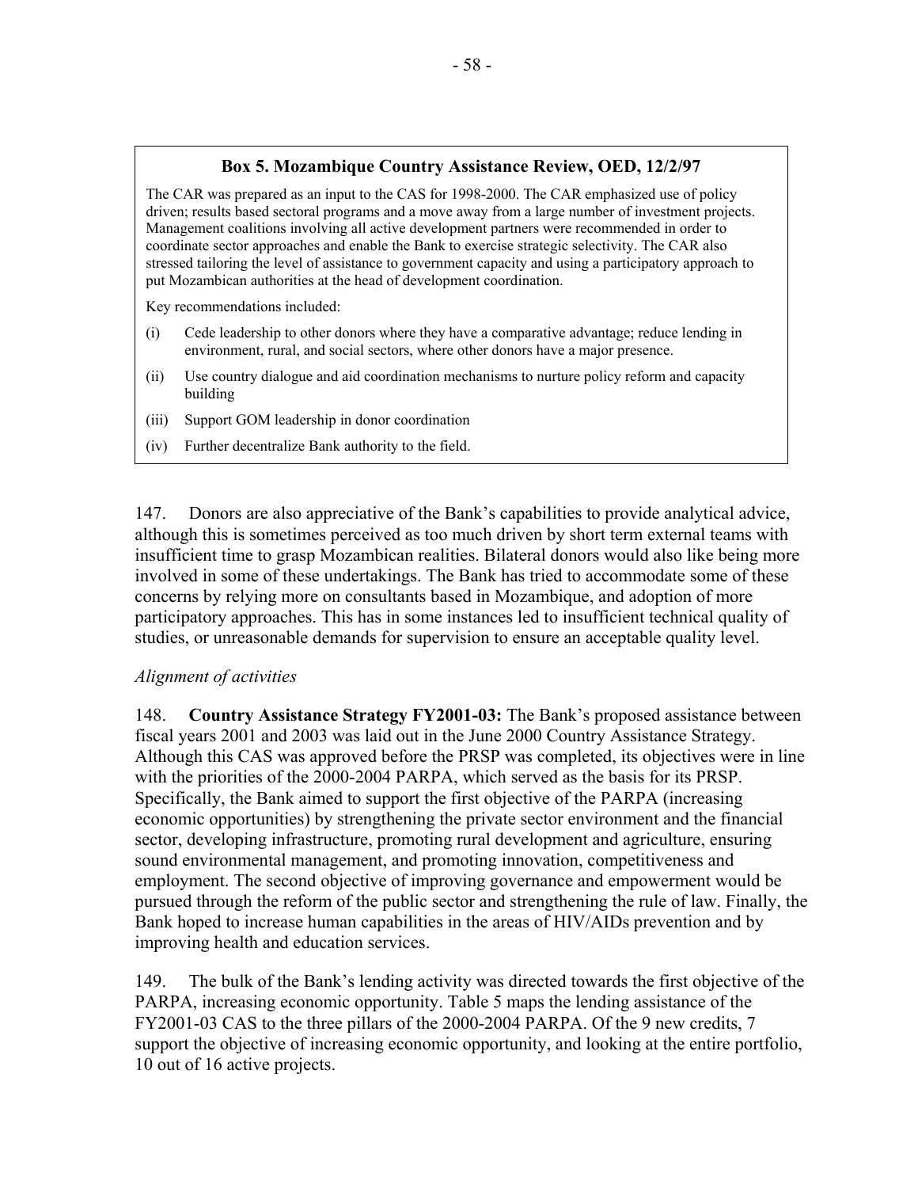**Box 5. Mozambique Country Assistance Review, OED, 12/2/97**

The CAR was prepared as an input to the CAS for 1998-2000. The CAR emphasized use of policy driven; results based sectoral programs and a move away from a large number of investment projects. Management coalitions involving all active development partners were recommended in order to coordinate sector approaches and enable the Bank to exercise strategic selectivity. The CAR also stressed tailoring the level of assistance to government capacity and using a participatory approach to put Mozambican authorities at the head of development coordination.

Key recommendations included:

(i) Cede leadership to other donors where they have a comparative advantage; reduce lending in environment, rural, and social sectors, where other donors have a major presence.

(ii) Use country dialogue and aid coordination mechanisms to nurture policy reform and capacity building

(iii) Support GOM leadership in donor coordination

(iv) Further decentralize Bank authority to the field.

147. Donors are also appreciative of the Bank's capabilities to provide analytical advice, although this is sometimes perceived as too much driven by short term external teams with insufficient time to grasp Mozambican realities. Bilateral donors would also like being more involved in some of these undertakings. The Bank has tried to accommodate some of these concerns by relying more on consultants based in Mozambique, and adoption of more participatory approaches. This has in some instances led to insufficient technical quality of studies, or unreasonable demands for supervision to ensure an acceptable quality level.

*Alignment of activities*

148. **Country Assistance Strategy FY2001-03:** The Bank's proposed assistance between fiscal years 2001 and 2003 was laid out in the June 2000 Country Assistance Strategy. Although this CAS was approved before the PRSP was completed, its objectives were in line with the priorities of the 2000-2004 PARPA, which served as the basis for its PRSP. Specifically, the Bank aimed to support the first objective of the PARPA (increasing economic opportunities) by strengthening the private sector environment and the financial sector, developing infrastructure, promoting rural development and agriculture, ensuring sound environmental management, and promoting innovation, competitiveness and employment. The second objective of improving governance and empowerment would be pursued through the reform of the public sector and strengthening the rule of law. Finally, the Bank hoped to increase human capabilities in the areas of HIV/AIDs prevention and by improving health and education services.

149. The bulk of the Bank's lending activity was directed towards the first objective of the PARPA, increasing economic opportunity. Table 5 maps the lending assistance of the FY2001-03 CAS to the three pillars of the 2000-2004 PARPA. Of the 9 new credits, 7 support the objective of increasing economic opportunity, and looking at the entire portfolio, 10 out of 16 active projects.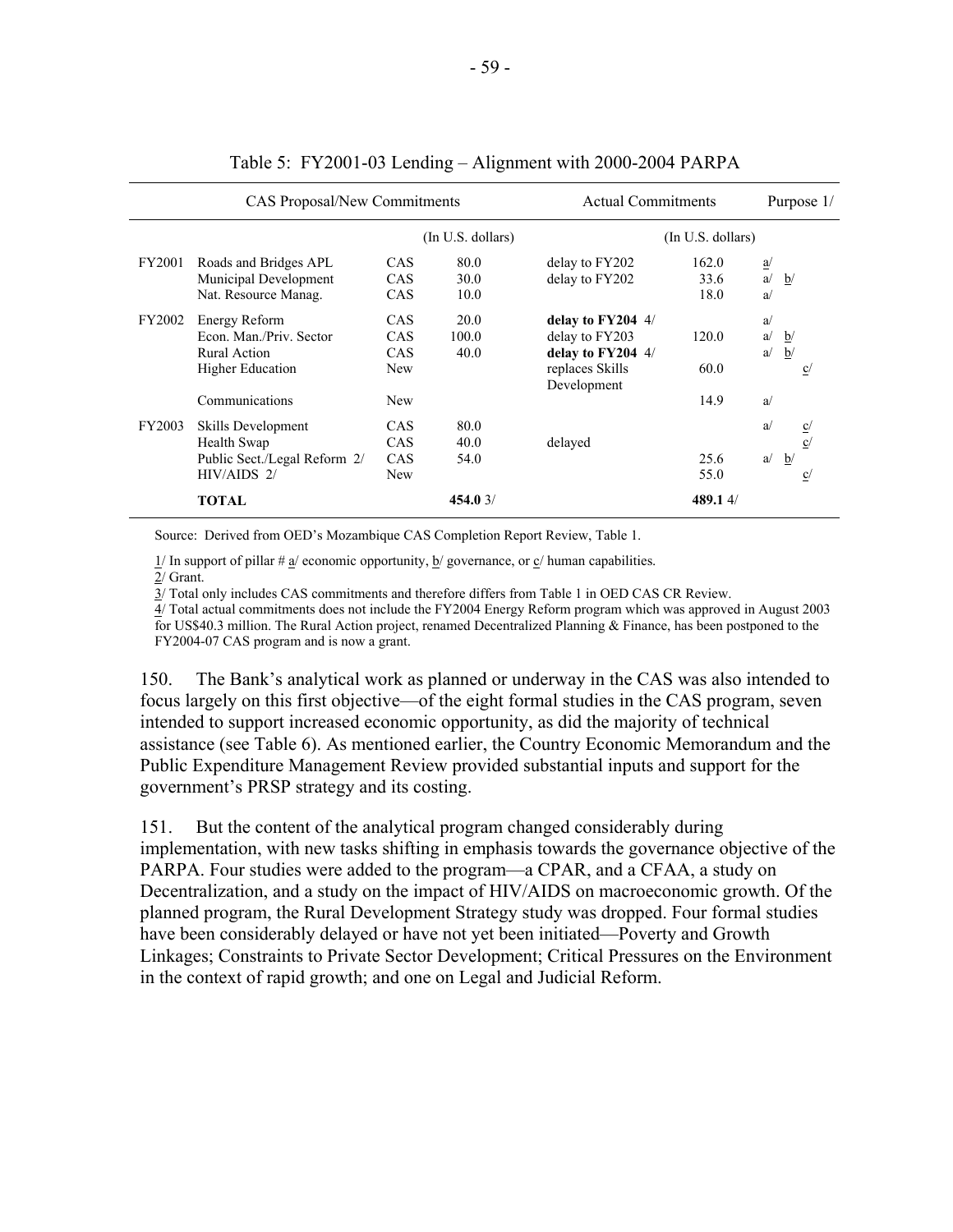Table 5: FY2001-03 Lending – Alignment with 2000-2004 PARPA

| | CAS Proposal/New Commitments | | | Actual Commitments | | Purpose 1/ | | |
|---|---|---|---|---|---|---|---|---|
| | | | (In U.S. dollars) | | (In U.S. dollars) | | | |
| FY2001 | Roads and Bridges APL | CAS | 80.0 | delay to FY202 | 162.0 | a/ | | |
| | Municipal Development | CAS | 30.0 | delay to FY202 | 33.6 | a/ | b/ | |
| | Nat. Resource Manag. | CAS | 10.0 | | 18.0 | a/ | | |
| FY2002 | Energy Reform | CAS | 20.0 | **delay to FY204** 4/ | | a/ | | |
| | Econ. Man./Priv. Sector | CAS | 100.0 | delay to FY203 | 120.0 | a/ | b/ | |
| | Rural Action | CAS | 40.0 | **delay to FY204** 4/ | | a/ | b/ | |
| | Higher Education | New | | replaces Skills Development | 60.0 | | | c/ |
| | Communications | New | | | 14.9 | a/ | | |
| FY2003 | Skills Development | CAS | 80.0 | | | a/ | | c/ |
| | Health Swap | CAS | 40.0 | delayed | | | | c/ |
| | Public Sect./Legal Reform 2/ | CAS | 54.0 | | 25.6 | a/ | b/ | |
| | HIV/AIDS 2/ | New | | | 55.0 | | | c/ |
| | **TOTAL** | | **454.0** 3/ | | **489.1** 4/ | | | |

Source: Derived from OED's Mozambique CAS Completion Report Review, Table 1.

1/ In support of pillar # a/ economic opportunity, b/ governance, or c/ human capabilities.
2/ Grant.
3/ Total only includes CAS commitments and therefore differs from Table 1 in OED CAS CR Review.
4/ Total actual commitments does not include the FY2004 Energy Reform program which was approved in August 2003 for US$40.3 million. The Rural Action project, renamed Decentralized Planning & Finance, has been postponed to the FY2004-07 CAS program and is now a grant.

150. The Bank's analytical work as planned or underway in the CAS was also intended to focus largely on this first objective—of the eight formal studies in the CAS program, seven intended to support increased economic opportunity, as did the majority of technical assistance (see Table 6). As mentioned earlier, the Country Economic Memorandum and the Public Expenditure Management Review provided substantial inputs and support for the government's PRSP strategy and its costing.

151. But the content of the analytical program changed considerably during implementation, with new tasks shifting in emphasis towards the governance objective of the PARPA. Four studies were added to the program—a CPAR, and a CFAA, a study on Decentralization, and a study on the impact of HIV/AIDS on macroeconomic growth. Of the planned program, the Rural Development Strategy study was dropped. Four formal studies have been considerably delayed or have not yet been initiated—Poverty and Growth Linkages; Constraints to Private Sector Development; Critical Pressures on the Environment in the context of rapid growth; and one on Legal and Judicial Reform.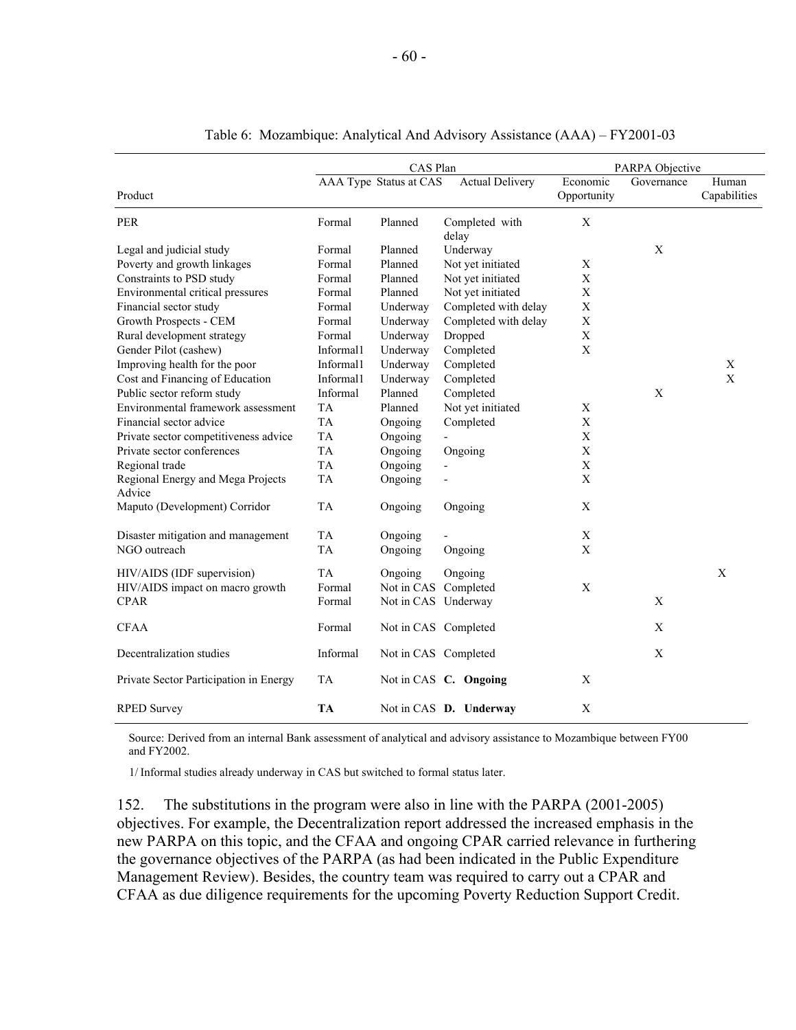Table 6: Mozambique: Analytical And Advisory Assistance (AAA) – FY2001-03

| Product | CAS Plan | | | PARPA Objective | | |
|---|---|---|---|---|---|---|
| | AAA Type | Status at CAS | Actual Delivery | Economic Opportunity | Governance | Human Capabilities |
| PER | Formal | Planned | Completed with delay | X | | |
| Legal and judicial study | Formal | Planned | Underway | | X | |
| Poverty and growth linkages | Formal | Planned | Not yet initiated | X | | |
| Constraints to PSD study | Formal | Planned | Not yet initiated | X | | |
| Environmental critical pressures | Formal | Planned | Not yet initiated | X | | |
| Financial sector study | Formal | Underway | Completed with delay | X | | |
| Growth Prospects - CEM | Formal | Underway | Completed with delay | X | | |
| Rural development strategy | Formal | Underway | Dropped | X | | |
| Gender Pilot (cashew) | Informal1 | Underway | Completed | X | | |
| Improving health for the poor | Informal1 | Underway | Completed | | | X |
| Cost and Financing of Education | Informal1 | Underway | Completed | | | X |
| Public sector reform study | Informal | Planned | Completed | | X | |
| Environmental framework assessment | TA | Planned | Not yet initiated | X | | |
| Financial sector advice | TA | Ongoing | Completed | X | | |
| Private sector competitiveness advice | TA | Ongoing | - | X | | |
| Private sector conferences | TA | Ongoing | Ongoing | X | | |
| Regional trade | TA | Ongoing | - | X | | |
| Regional Energy and Mega Projects Advice | TA | Ongoing | - | X | | |
| Maputo (Development) Corridor | TA | Ongoing | Ongoing | X | | |
| Disaster mitigation and management | TA | Ongoing | - | X | | |
| NGO outreach | TA | Ongoing | Ongoing | X | | |
| HIV/AIDS (IDF supervision) | TA | Ongoing | Ongoing | | | X |
| HIV/AIDS impact on macro growth | Formal | Not in CAS | Completed | X | | |
| CPAR | Formal | Not in CAS | Underway | | X | |
| CFAA | Formal | Not in CAS | Completed | | X | |
| Decentralization studies | Informal | Not in CAS | Completed | | X | |
| Private Sector Participation in Energy | TA | Not in CAS | **C. Ongoing** | X | | |
| RPED Survey | **TA** | Not in CAS | **D. Underway** | X | | |

Source: Derived from an internal Bank assessment of analytical and advisory assistance to Mozambique between FY00 and FY2002.

1/ Informal studies already underway in CAS but switched to formal status later.

152. The substitutions in the program were also in line with the PARPA (2001-2005) objectives. For example, the Decentralization report addressed the increased emphasis in the new PARPA on this topic, and the CFAA and ongoing CPAR carried relevance in furthering the governance objectives of the PARPA (as had been indicated in the Public Expenditure Management Review). Besides, the country team was required to carry out a CPAR and CFAA as due diligence requirements for the upcoming Poverty Reduction Support Credit.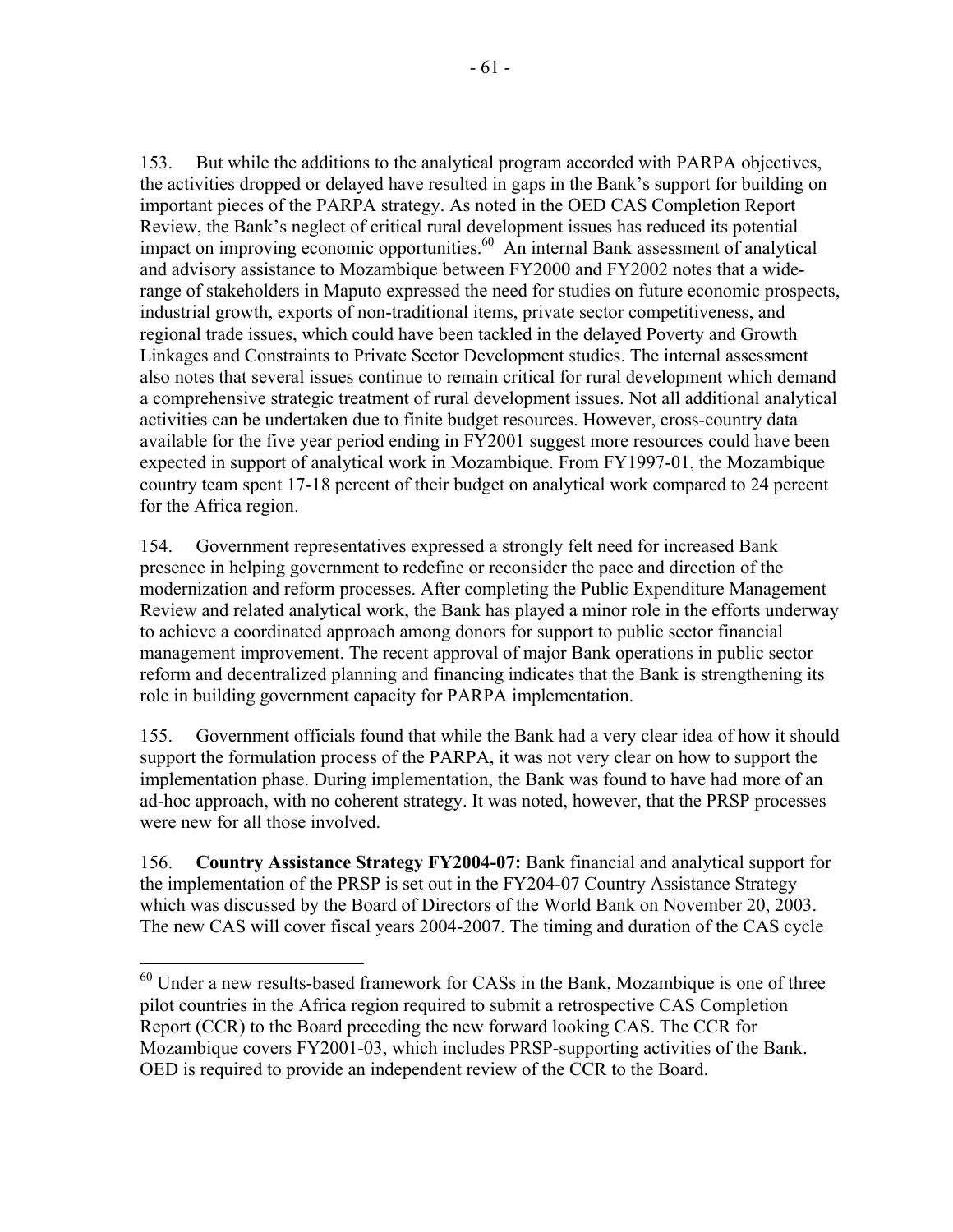153. But while the additions to the analytical program accorded with PARPA objectives, the activities dropped or delayed have resulted in gaps in the Bank's support for building on important pieces of the PARPA strategy. As noted in the OED CAS Completion Report Review, the Bank's neglect of critical rural development issues has reduced its potential impact on improving economic opportunities.[60] An internal Bank assessment of analytical and advisory assistance to Mozambique between FY2000 and FY2002 notes that a wide-range of stakeholders in Maputo expressed the need for studies on future economic prospects, industrial growth, exports of non-traditional items, private sector competitiveness, and regional trade issues, which could have been tackled in the delayed Poverty and Growth Linkages and Constraints to Private Sector Development studies. The internal assessment also notes that several issues continue to remain critical for rural development which demand a comprehensive strategic treatment of rural development issues. Not all additional analytical activities can be undertaken due to finite budget resources. However, cross-country data available for the five year period ending in FY2001 suggest more resources could have been expected in support of analytical work in Mozambique. From FY1997-01, the Mozambique country team spent 17-18 percent of their budget on analytical work compared to 24 percent for the Africa region.

154. Government representatives expressed a strongly felt need for increased Bank presence in helping government to redefine or reconsider the pace and direction of the modernization and reform processes. After completing the Public Expenditure Management Review and related analytical work, the Bank has played a minor role in the efforts underway to achieve a coordinated approach among donors for support to public sector financial management improvement. The recent approval of major Bank operations in public sector reform and decentralized planning and financing indicates that the Bank is strengthening its role in building government capacity for PARPA implementation.

155. Government officials found that while the Bank had a very clear idea of how it should support the formulation process of the PARPA, it was not very clear on how to support the implementation phase. During implementation, the Bank was found to have had more of an ad-hoc approach, with no coherent strategy. It was noted, however, that the PRSP processes were new for all those involved.

156. **Country Assistance Strategy FY2004-07:** Bank financial and analytical support for the implementation of the PRSP is set out in the FY204-07 Country Assistance Strategy which was discussed by the Board of Directors of the World Bank on November 20, 2003. The new CAS will cover fiscal years 2004-2007. The timing and duration of the CAS cycle

---

[60] Under a new results-based framework for CASs in the Bank, Mozambique is one of three pilot countries in the Africa region required to submit a retrospective CAS Completion Report (CCR) to the Board preceding the new forward looking CAS. The CCR for Mozambique covers FY2001-03, which includes PRSP-supporting activities of the Bank. OED is required to provide an independent review of the CCR to the Board.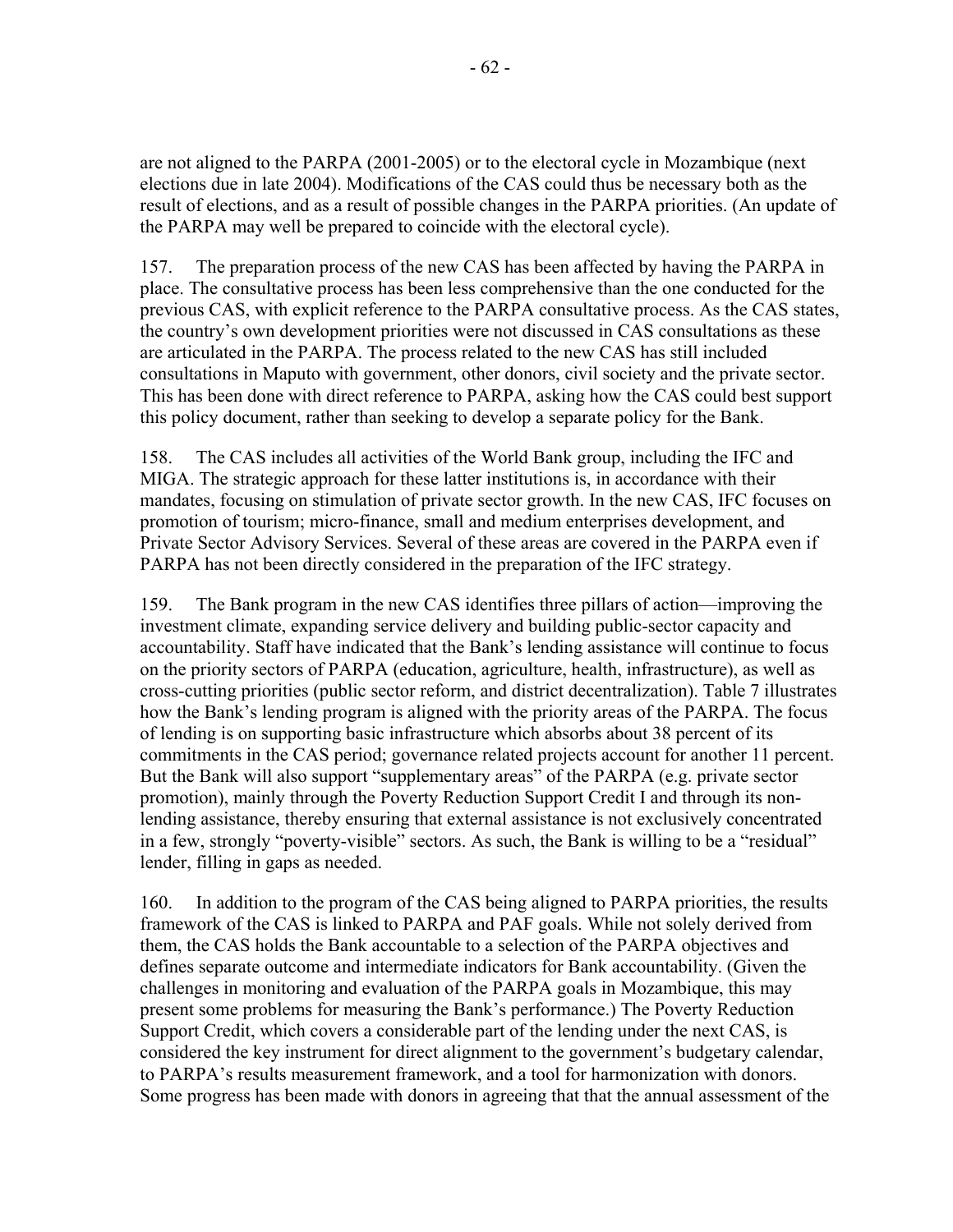are not aligned to the PARPA (2001-2005) or to the electoral cycle in Mozambique (next elections due in late 2004). Modifications of the CAS could thus be necessary both as the result of elections, and as a result of possible changes in the PARPA priorities. (An update of the PARPA may well be prepared to coincide with the electoral cycle).

157. The preparation process of the new CAS has been affected by having the PARPA in place. The consultative process has been less comprehensive than the one conducted for the previous CAS, with explicit reference to the PARPA consultative process. As the CAS states, the country's own development priorities were not discussed in CAS consultations as these are articulated in the PARPA. The process related to the new CAS has still included consultations in Maputo with government, other donors, civil society and the private sector. This has been done with direct reference to PARPA, asking how the CAS could best support this policy document, rather than seeking to develop a separate policy for the Bank.

158. The CAS includes all activities of the World Bank group, including the IFC and MIGA. The strategic approach for these latter institutions is, in accordance with their mandates, focusing on stimulation of private sector growth. In the new CAS, IFC focuses on promotion of tourism; micro-finance, small and medium enterprises development, and Private Sector Advisory Services. Several of these areas are covered in the PARPA even if PARPA has not been directly considered in the preparation of the IFC strategy.

159. The Bank program in the new CAS identifies three pillars of action—improving the investment climate, expanding service delivery and building public-sector capacity and accountability. Staff have indicated that the Bank's lending assistance will continue to focus on the priority sectors of PARPA (education, agriculture, health, infrastructure), as well as cross-cutting priorities (public sector reform, and district decentralization). Table 7 illustrates how the Bank's lending program is aligned with the priority areas of the PARPA. The focus of lending is on supporting basic infrastructure which absorbs about 38 percent of its commitments in the CAS period; governance related projects account for another 11 percent. But the Bank will also support "supplementary areas" of the PARPA (e.g. private sector promotion), mainly through the Poverty Reduction Support Credit I and through its non-lending assistance, thereby ensuring that external assistance is not exclusively concentrated in a few, strongly "poverty-visible" sectors. As such, the Bank is willing to be a "residual" lender, filling in gaps as needed.

160. In addition to the program of the CAS being aligned to PARPA priorities, the results framework of the CAS is linked to PARPA and PAF goals. While not solely derived from them, the CAS holds the Bank accountable to a selection of the PARPA objectives and defines separate outcome and intermediate indicators for Bank accountability. (Given the challenges in monitoring and evaluation of the PARPA goals in Mozambique, this may present some problems for measuring the Bank's performance.) The Poverty Reduction Support Credit, which covers a considerable part of the lending under the next CAS, is considered the key instrument for direct alignment to the government's budgetary calendar, to PARPA's results measurement framework, and a tool for harmonization with donors. Some progress has been made with donors in agreeing that that the annual assessment of the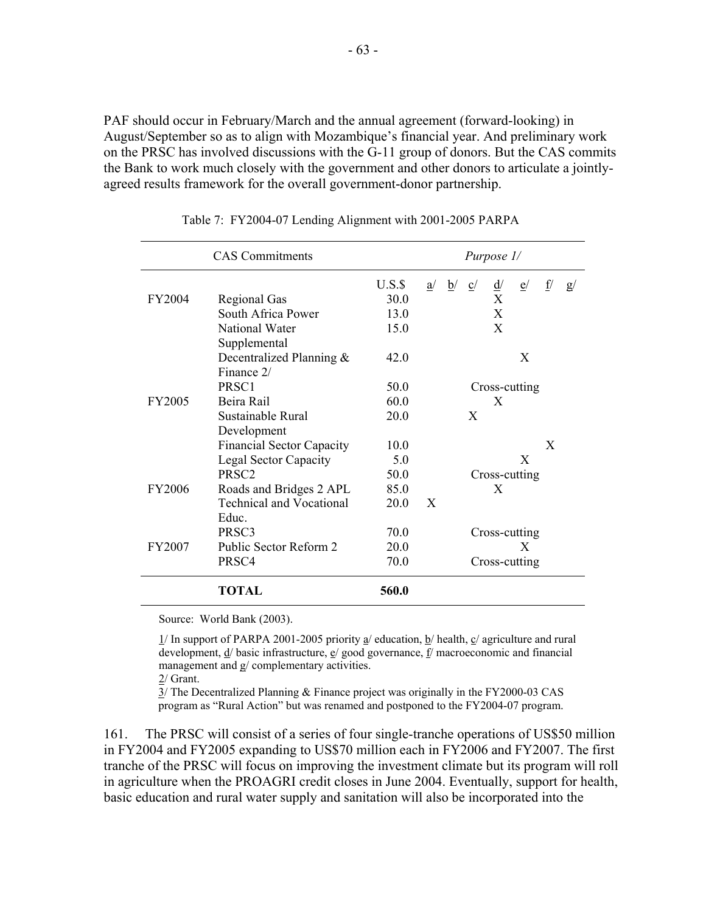PAF should occur in February/March and the annual agreement (forward-looking) in August/September so as to align with Mozambique's financial year. And preliminary work on the PRSC has involved discussions with the G-11 group of donors. But the CAS commits the Bank to work much closely with the government and other donors to articulate a jointly-agreed results framework for the overall government-donor partnership.

Table 7: FY2004-07 Lending Alignment with 2001-2005 PARPA

| CAS Commitments | | | *Purpose 1/* | | | | | | |
|---|---|---|---|---|---|---|---|---|---|
| | | U.S.$ | a/ | b/ | c/ | d/ | e/ | f/ | g/ |
| FY2004 | Regional Gas | 30.0 | | | | X | | | |
| | South Africa Power | 13.0 | | | | X | | | |
| | National Water Supplemental | 15.0 | | | | X | | | |
| | Decentralized Planning & Finance 2/ | 42.0 | | | | | X | | |
| | PRSC1 | 50.0 | | | | Cross-cutting | | | |
| FY2005 | Beira Rail | 60.0 | | | | X | | | |
| | Sustainable Rural Development | 20.0 | | | X | | | | |
| | Financial Sector Capacity | 10.0 | | | | | | X | |
| | Legal Sector Capacity | 5.0 | | | | | X | | |
| | PRSC2 | 50.0 | | | | Cross-cutting | | | |
| FY2006 | Roads and Bridges 2 APL | 85.0 | | | | X | | | |
| | Technical and Vocational Educ. | 20.0 | X | | | | | | |
| | PRSC3 | 70.0 | | | | Cross-cutting | | | |
| FY2007 | Public Sector Reform 2 | 20.0 | | | | | X | | |
| | PRSC4 | 70.0 | | | | Cross-cutting | | | |
| | **TOTAL** | **560.0** | | | | | | | |

Source: World Bank (2003).

1/ In support of PARPA 2001-2005 priority a/ education, b/ health, c/ agriculture and rural development, d/ basic infrastructure, e/ good governance, f/ macroeconomic and financial management and g/ complementary activities.

2/ Grant.

3/ The Decentralized Planning & Finance project was originally in the FY2000-03 CAS program as "Rural Action" but was renamed and postponed to the FY2004-07 program.

161. The PRSC will consist of a series of four single-tranche operations of US$50 million in FY2004 and FY2005 expanding to US$70 million each in FY2006 and FY2007. The first tranche of the PRSC will focus on improving the investment climate but its program will roll in agriculture when the PROAGRI credit closes in June 2004. Eventually, support for health, basic education and rural water supply and sanitation will also be incorporated into the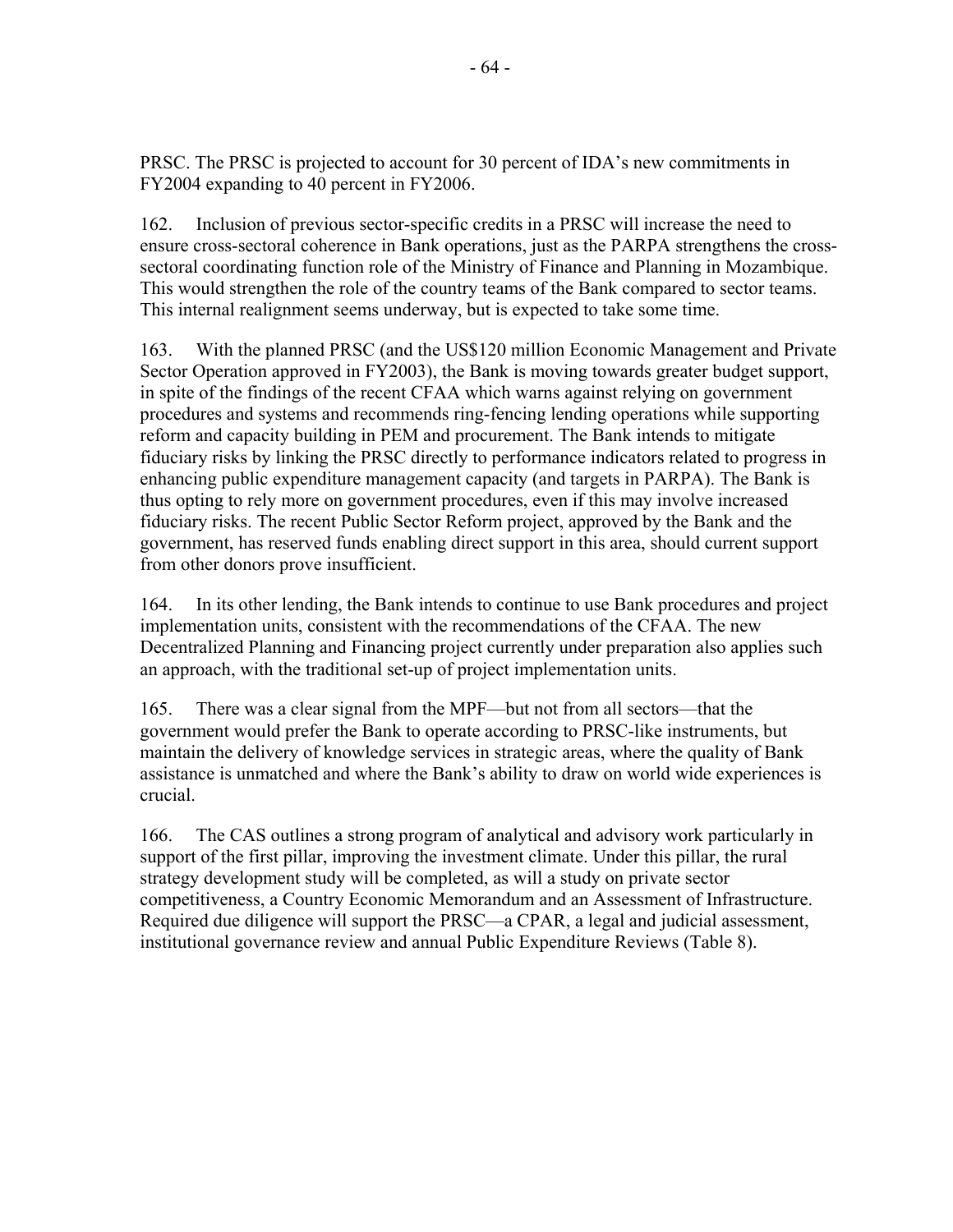PRSC. The PRSC is projected to account for 30 percent of IDA's new commitments in FY2004 expanding to 40 percent in FY2006.

162. Inclusion of previous sector-specific credits in a PRSC will increase the need to ensure cross-sectoral coherence in Bank operations, just as the PARPA strengthens the cross-sectoral coordinating function role of the Ministry of Finance and Planning in Mozambique. This would strengthen the role of the country teams of the Bank compared to sector teams. This internal realignment seems underway, but is expected to take some time.

163. With the planned PRSC (and the US$120 million Economic Management and Private Sector Operation approved in FY2003), the Bank is moving towards greater budget support, in spite of the findings of the recent CFAA which warns against relying on government procedures and systems and recommends ring-fencing lending operations while supporting reform and capacity building in PEM and procurement. The Bank intends to mitigate fiduciary risks by linking the PRSC directly to performance indicators related to progress in enhancing public expenditure management capacity (and targets in PARPA). The Bank is thus opting to rely more on government procedures, even if this may involve increased fiduciary risks. The recent Public Sector Reform project, approved by the Bank and the government, has reserved funds enabling direct support in this area, should current support from other donors prove insufficient.

164. In its other lending, the Bank intends to continue to use Bank procedures and project implementation units, consistent with the recommendations of the CFAA. The new Decentralized Planning and Financing project currently under preparation also applies such an approach, with the traditional set-up of project implementation units.

165. There was a clear signal from the MPF—but not from all sectors—that the government would prefer the Bank to operate according to PRSC-like instruments, but maintain the delivery of knowledge services in strategic areas, where the quality of Bank assistance is unmatched and where the Bank's ability to draw on world wide experiences is crucial.

166. The CAS outlines a strong program of analytical and advisory work particularly in support of the first pillar, improving the investment climate. Under this pillar, the rural strategy development study will be completed, as will a study on private sector competitiveness, a Country Economic Memorandum and an Assessment of Infrastructure. Required due diligence will support the PRSC—a CPAR, a legal and judicial assessment, institutional governance review and annual Public Expenditure Reviews (Table 8).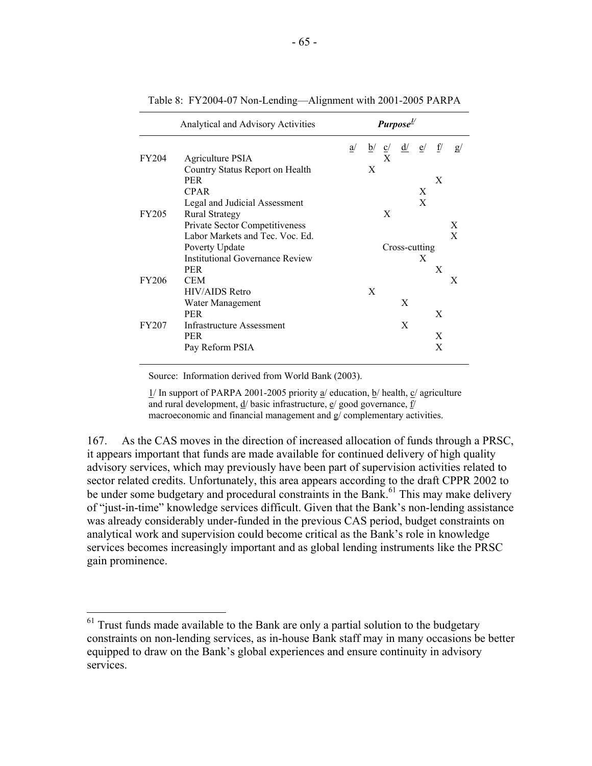Table 8: FY2004-07 Non-Lending—Alignment with 2001-2005 PARPA

| | Analytical and Advisory Activities | Purpose[1/] | | | | | | |
|---|---|---|---|---|---|---|---|---|
| | | a/ | b/ | c/ | d/ | e/ | f/ | g/ |
| FY204 | Agriculture PSIA | | | X | | | | |
| | Country Status Report on Health | | X | | | | | |
| | PER | | | | | | X | |
| | CPAR | | | | | X | | |
| | Legal and Judicial Assessment | | | | | X | | |
| FY205 | Rural Strategy | | | X | | | | |
| | Private Sector Competitiveness | | | | | | | X |
| | Labor Markets and Tec. Voc. Ed. | | | | | | | X |
| | Poverty Update | | | Cross-cutting | | | | |
| | Institutional Governance Review | | | | | X | | |
| | PER | | | | | | X | |
| FY206 | CEM | | | | | | | X |
| | HIV/AIDS Retro | | X | | | | | |
| | Water Management | | | | X | | | |
| | PER | | | | | | X | |
| FY207 | Infrastructure Assessment | | | | X | | | |
| | PER | | | | | | X | |
| | Pay Reform PSIA | | | | | | X | |

Source: Information derived from World Bank (2003).

1/ In support of PARPA 2001-2005 priority a/ education, b/ health, c/ agriculture and rural development, d/ basic infrastructure, e/ good governance, f/ macroeconomic and financial management and g/ complementary activities.

167. As the CAS moves in the direction of increased allocation of funds through a PRSC, it appears important that funds are made available for continued delivery of high quality advisory services, which may previously have been part of supervision activities related to sector related credits. Unfortunately, this area appears according to the draft CPPR 2002 to be under some budgetary and procedural constraints in the Bank.[61] This may make delivery of "just-in-time" knowledge services difficult. Given that the Bank's non-lending assistance was already considerably under-funded in the previous CAS period, budget constraints on analytical work and supervision could become critical as the Bank's role in knowledge services becomes increasingly important and as global lending instruments like the PRSC gain prominence.

[61] Trust funds made available to the Bank are only a partial solution to the budgetary constraints on non-lending services, as in-house Bank staff may in many occasions be better equipped to draw on the Bank's global experiences and ensure continuity in advisory services.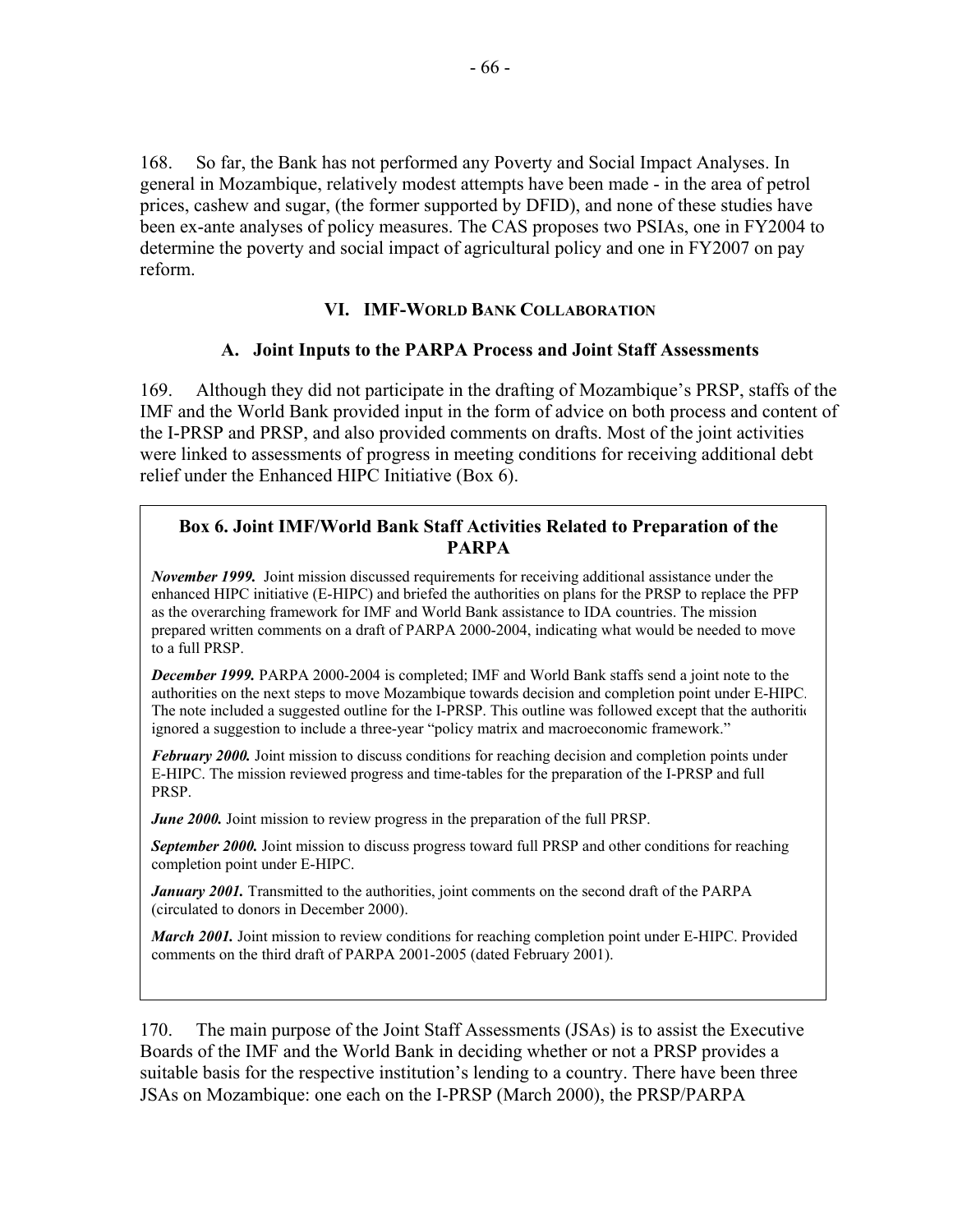168. So far, the Bank has not performed any Poverty and Social Impact Analyses. In general in Mozambique, relatively modest attempts have been made - in the area of petrol prices, cashew and sugar, (the former supported by DFID), and none of these studies have been ex-ante analyses of policy measures. The CAS proposes two PSIAs, one in FY2004 to determine the poverty and social impact of agricultural policy and one in FY2007 on pay reform.

## VI. IMF-World Bank Collaboration

### A. Joint Inputs to the PARPA Process and Joint Staff Assessments

169. Although they did not participate in the drafting of Mozambique's PRSP, staffs of the IMF and the World Bank provided input in the form of advice on both process and content of the I-PRSP and PRSP, and also provided comments on drafts. Most of the joint activities were linked to assessments of progress in meeting conditions for receiving additional debt relief under the Enhanced HIPC Initiative (Box 6).

**Box 6. Joint IMF/World Bank Staff Activities Related to Preparation of the PARPA**

***November 1999.*** Joint mission discussed requirements for receiving additional assistance under the enhanced HIPC initiative (E-HIPC) and briefed the authorities on plans for the PRSP to replace the PFP as the overarching framework for IMF and World Bank assistance to IDA countries. The mission prepared written comments on a draft of PARPA 2000-2004, indicating what would be needed to move to a full PRSP.

***December 1999.*** PARPA 2000-2004 is completed; IMF and World Bank staffs send a joint note to the authorities on the next steps to move Mozambique towards decision and completion point under E-HIPC. The note included a suggested outline for the I-PRSP. This outline was followed except that the authorities ignored a suggestion to include a three-year "policy matrix and macroeconomic framework."

***February 2000.*** Joint mission to discuss conditions for reaching decision and completion points under E-HIPC. The mission reviewed progress and time-tables for the preparation of the I-PRSP and full PRSP.

***June 2000.*** Joint mission to review progress in the preparation of the full PRSP.

***September 2000.*** Joint mission to discuss progress toward full PRSP and other conditions for reaching completion point under E-HIPC.

***January 2001.*** Transmitted to the authorities, joint comments on the second draft of the PARPA (circulated to donors in December 2000).

***March 2001.*** Joint mission to review conditions for reaching completion point under E-HIPC. Provided comments on the third draft of PARPA 2001-2005 (dated February 2001).

170. The main purpose of the Joint Staff Assessments (JSAs) is to assist the Executive Boards of the IMF and the World Bank in deciding whether or not a PRSP provides a suitable basis for the respective institution's lending to a country. There have been three JSAs on Mozambique: one each on the I-PRSP (March 2000), the PRSP/PARPA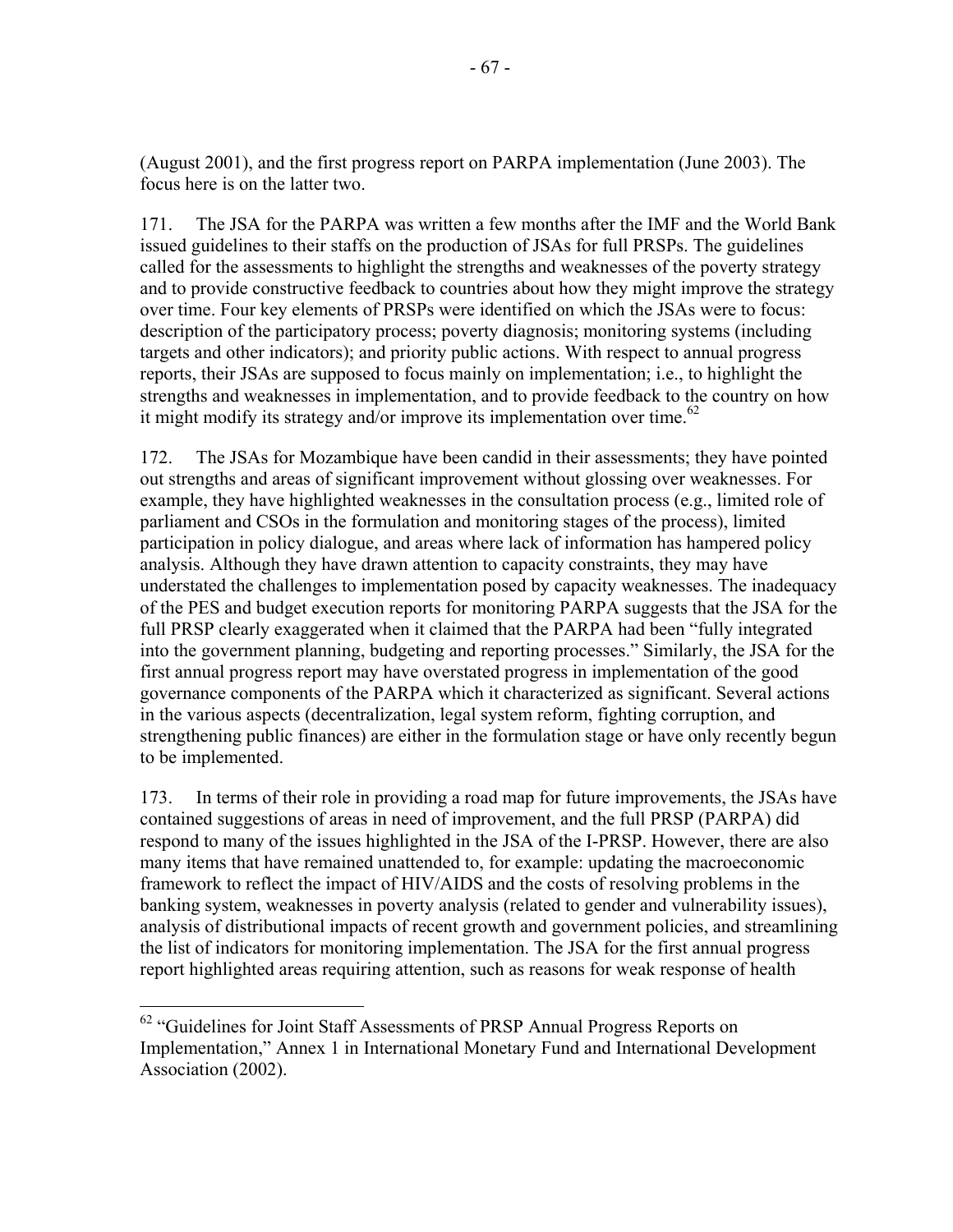(August 2001), and the first progress report on PARPA implementation (June 2003). The focus here is on the latter two.

171. The JSA for the PARPA was written a few months after the IMF and the World Bank issued guidelines to their staffs on the production of JSAs for full PRSPs. The guidelines called for the assessments to highlight the strengths and weaknesses of the poverty strategy and to provide constructive feedback to countries about how they might improve the strategy over time. Four key elements of PRSPs were identified on which the JSAs were to focus: description of the participatory process; poverty diagnosis; monitoring systems (including targets and other indicators); and priority public actions. With respect to annual progress reports, their JSAs are supposed to focus mainly on implementation; i.e., to highlight the strengths and weaknesses in implementation, and to provide feedback to the country on how it might modify its strategy and/or improve its implementation over time.[62]

172. The JSAs for Mozambique have been candid in their assessments; they have pointed out strengths and areas of significant improvement without glossing over weaknesses. For example, they have highlighted weaknesses in the consultation process (e.g., limited role of parliament and CSOs in the formulation and monitoring stages of the process), limited participation in policy dialogue, and areas where lack of information has hampered policy analysis. Although they have drawn attention to capacity constraints, they may have understated the challenges to implementation posed by capacity weaknesses. The inadequacy of the PES and budget execution reports for monitoring PARPA suggests that the JSA for the full PRSP clearly exaggerated when it claimed that the PARPA had been "fully integrated into the government planning, budgeting and reporting processes." Similarly, the JSA for the first annual progress report may have overstated progress in implementation of the good governance components of the PARPA which it characterized as significant. Several actions in the various aspects (decentralization, legal system reform, fighting corruption, and strengthening public finances) are either in the formulation stage or have only recently begun to be implemented.

173. In terms of their role in providing a road map for future improvements, the JSAs have contained suggestions of areas in need of improvement, and the full PRSP (PARPA) did respond to many of the issues highlighted in the JSA of the I-PRSP. However, there are also many items that have remained unattended to, for example: updating the macroeconomic framework to reflect the impact of HIV/AIDS and the costs of resolving problems in the banking system, weaknesses in poverty analysis (related to gender and vulnerability issues), analysis of distributional impacts of recent growth and government policies, and streamlining the list of indicators for monitoring implementation. The JSA for the first annual progress report highlighted areas requiring attention, such as reasons for weak response of health

---

[62] "Guidelines for Joint Staff Assessments of PRSP Annual Progress Reports on Implementation," Annex 1 in International Monetary Fund and International Development Association (2002).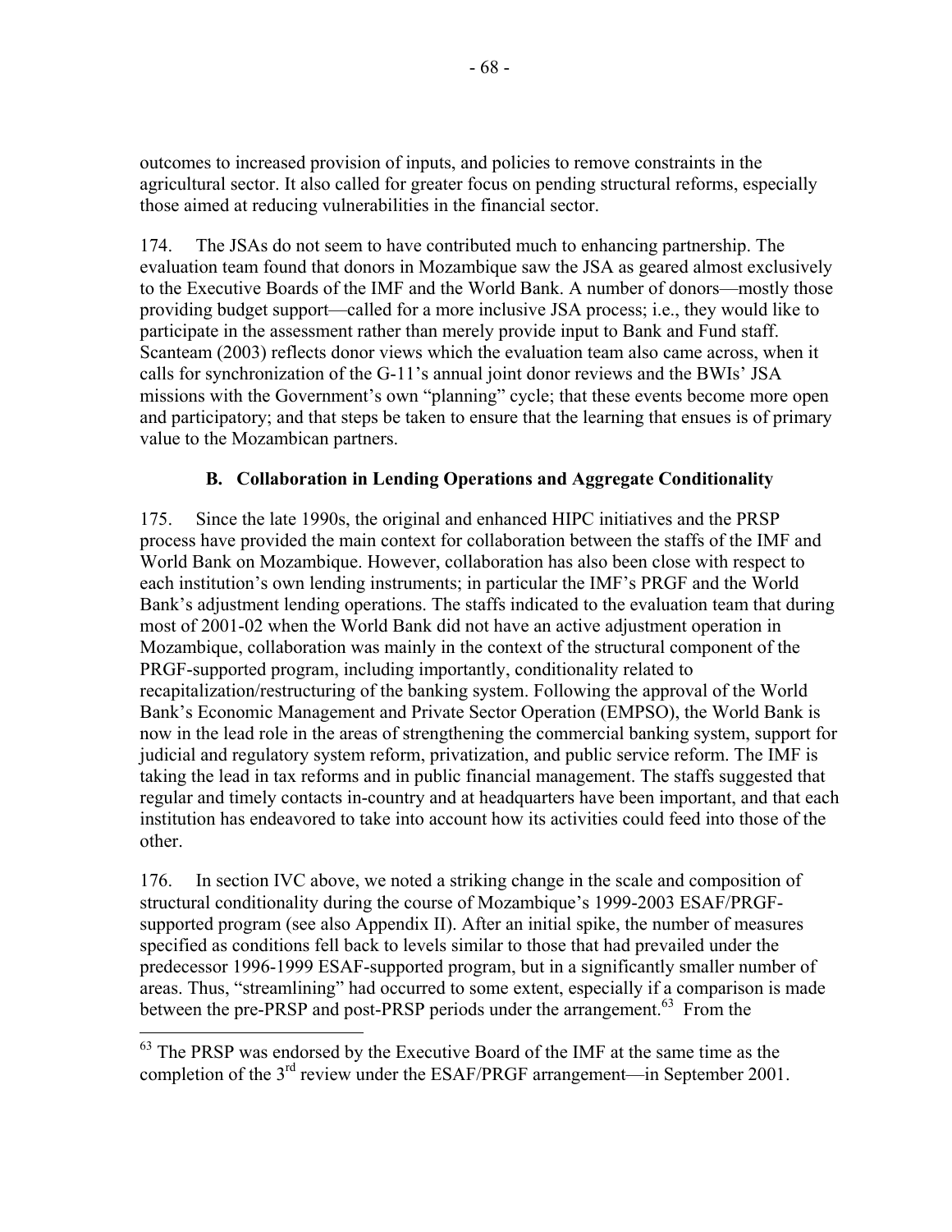outcomes to increased provision of inputs, and policies to remove constraints in the agricultural sector. It also called for greater focus on pending structural reforms, especially those aimed at reducing vulnerabilities in the financial sector.

174. The JSAs do not seem to have contributed much to enhancing partnership. The evaluation team found that donors in Mozambique saw the JSA as geared almost exclusively to the Executive Boards of the IMF and the World Bank. A number of donors—mostly those providing budget support—called for a more inclusive JSA process; i.e., they would like to participate in the assessment rather than merely provide input to Bank and Fund staff. Scanteam (2003) reflects donor views which the evaluation team also came across, when it calls for synchronization of the G-11's annual joint donor reviews and the BWIs' JSA missions with the Government's own "planning" cycle; that these events become more open and participatory; and that steps be taken to ensure that the learning that ensues is of primary value to the Mozambican partners.

### B. Collaboration in Lending Operations and Aggregate Conditionality

175. Since the late 1990s, the original and enhanced HIPC initiatives and the PRSP process have provided the main context for collaboration between the staffs of the IMF and World Bank on Mozambique. However, collaboration has also been close with respect to each institution's own lending instruments; in particular the IMF's PRGF and the World Bank's adjustment lending operations. The staffs indicated to the evaluation team that during most of 2001-02 when the World Bank did not have an active adjustment operation in Mozambique, collaboration was mainly in the context of the structural component of the PRGF-supported program, including importantly, conditionality related to recapitalization/restructuring of the banking system. Following the approval of the World Bank's Economic Management and Private Sector Operation (EMPSO), the World Bank is now in the lead role in the areas of strengthening the commercial banking system, support for judicial and regulatory system reform, privatization, and public service reform. The IMF is taking the lead in tax reforms and in public financial management. The staffs suggested that regular and timely contacts in-country and at headquarters have been important, and that each institution has endeavored to take into account how its activities could feed into those of the other.

176. In section IVC above, we noted a striking change in the scale and composition of structural conditionality during the course of Mozambique's 1999-2003 ESAF/PRGF-supported program (see also Appendix II). After an initial spike, the number of measures specified as conditions fell back to levels similar to those that had prevailed under the predecessor 1996-1999 ESAF-supported program, but in a significantly smaller number of areas. Thus, "streamlining" had occurred to some extent, especially if a comparison is made between the pre-PRSP and post-PRSP periods under the arrangement.[63] From the

[63] The PRSP was endorsed by the Executive Board of the IMF at the same time as the completion of the 3rd review under the ESAF/PRGF arrangement—in September 2001.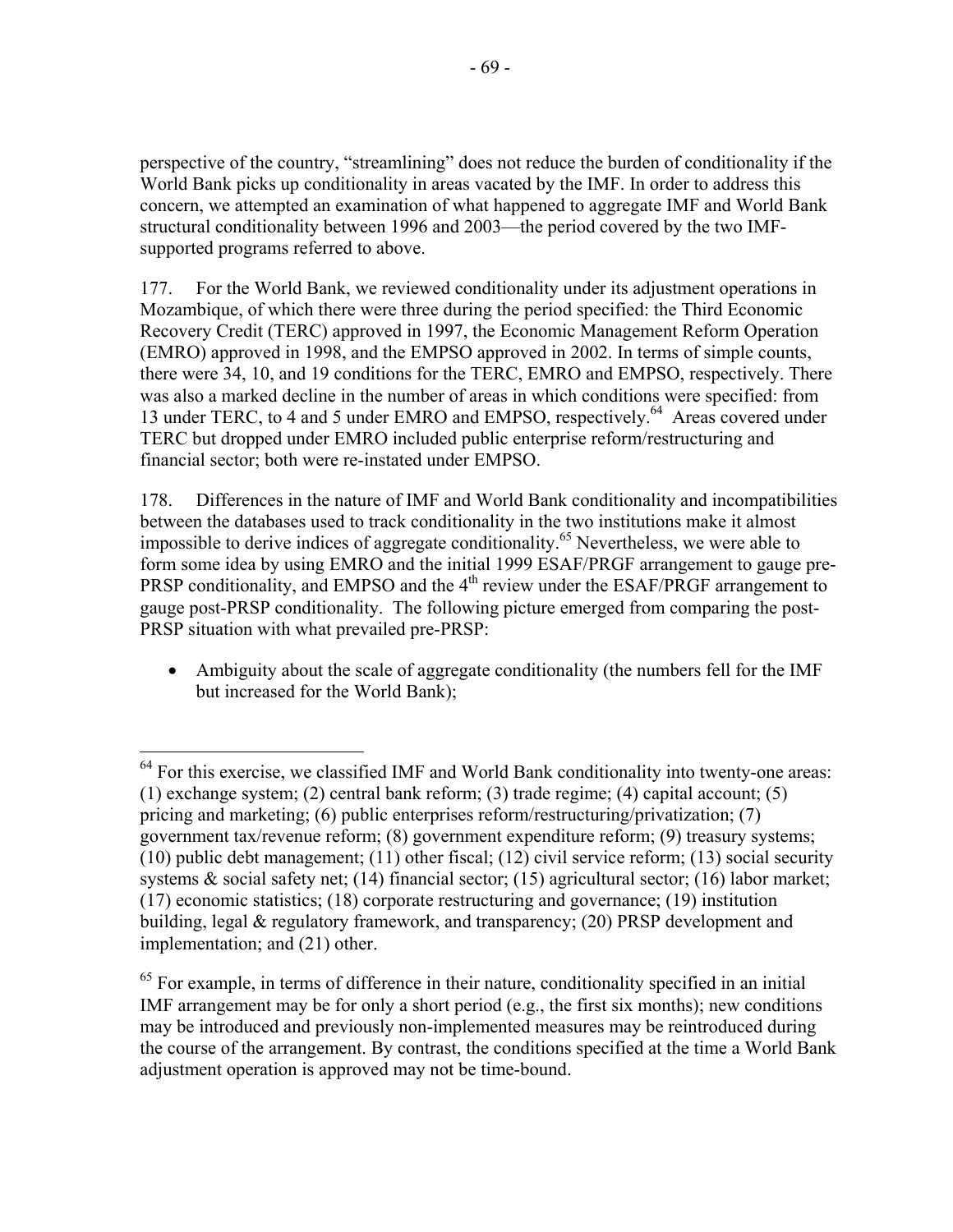perspective of the country, "streamlining" does not reduce the burden of conditionality if the World Bank picks up conditionality in areas vacated by the IMF. In order to address this concern, we attempted an examination of what happened to aggregate IMF and World Bank structural conditionality between 1996 and 2003—the period covered by the two IMF-supported programs referred to above.

177. For the World Bank, we reviewed conditionality under its adjustment operations in Mozambique, of which there were three during the period specified: the Third Economic Recovery Credit (TERC) approved in 1997, the Economic Management Reform Operation (EMRO) approved in 1998, and the EMPSO approved in 2002. In terms of simple counts, there were 34, 10, and 19 conditions for the TERC, EMRO and EMPSO, respectively. There was also a marked decline in the number of areas in which conditions were specified: from 13 under TERC, to 4 and 5 under EMRO and EMPSO, respectively.[64] Areas covered under TERC but dropped under EMRO included public enterprise reform/restructuring and financial sector; both were re-instated under EMPSO.

178. Differences in the nature of IMF and World Bank conditionality and incompatibilities between the databases used to track conditionality in the two institutions make it almost impossible to derive indices of aggregate conditionality.[65] Nevertheless, we were able to form some idea by using EMRO and the initial 1999 ESAF/PRGF arrangement to gauge pre-PRSP conditionality, and EMPSO and the 4th review under the ESAF/PRGF arrangement to gauge post-PRSP conditionality. The following picture emerged from comparing the post-PRSP situation with what prevailed pre-PRSP:

- Ambiguity about the scale of aggregate conditionality (the numbers fell for the IMF but increased for the World Bank);

---

[64] For this exercise, we classified IMF and World Bank conditionality into twenty-one areas: (1) exchange system; (2) central bank reform; (3) trade regime; (4) capital account; (5) pricing and marketing; (6) public enterprises reform/restructuring/privatization; (7) government tax/revenue reform; (8) government expenditure reform; (9) treasury systems; (10) public debt management; (11) other fiscal; (12) civil service reform; (13) social security systems & social safety net; (14) financial sector; (15) agricultural sector; (16) labor market; (17) economic statistics; (18) corporate restructuring and governance; (19) institution building, legal & regulatory framework, and transparency; (20) PRSP development and implementation; and (21) other.

[65] For example, in terms of difference in their nature, conditionality specified in an initial IMF arrangement may be for only a short period (e.g., the first six months); new conditions may be introduced and previously non-implemented measures may be reintroduced during the course of the arrangement. By contrast, the conditions specified at the time a World Bank adjustment operation is approved may not be time-bound.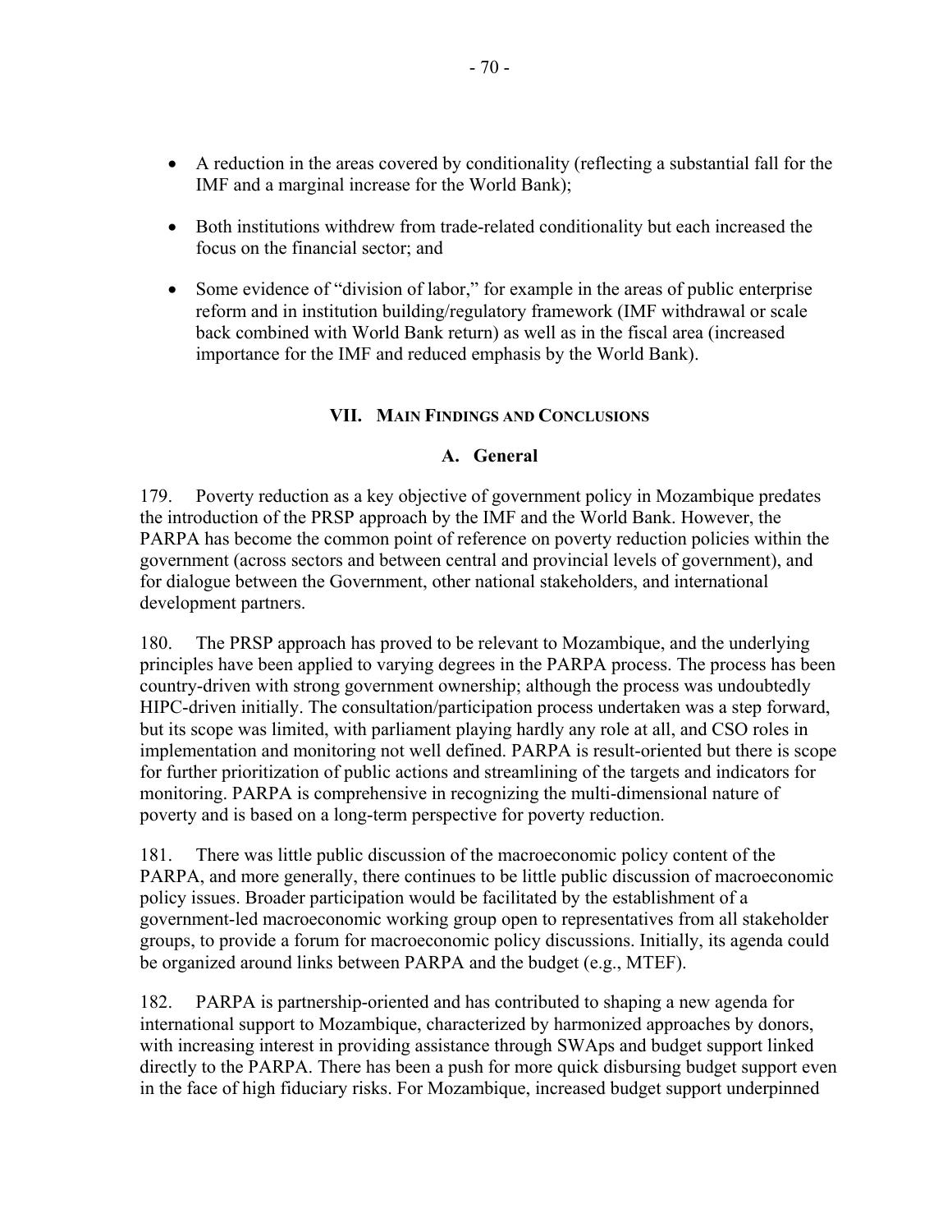- A reduction in the areas covered by conditionality (reflecting a substantial fall for the IMF and a marginal increase for the World Bank);

- Both institutions withdrew from trade-related conditionality but each increased the focus on the financial sector; and

- Some evidence of "division of labor," for example in the areas of public enterprise reform and in institution building/regulatory framework (IMF withdrawal or scale back combined with World Bank return) as well as in the fiscal area (increased importance for the IMF and reduced emphasis by the World Bank).

## VII. Main Findings and Conclusions

### A. General

179. Poverty reduction as a key objective of government policy in Mozambique predates the introduction of the PRSP approach by the IMF and the World Bank. However, the PARPA has become the common point of reference on poverty reduction policies within the government (across sectors and between central and provincial levels of government), and for dialogue between the Government, other national stakeholders, and international development partners.

180. The PRSP approach has proved to be relevant to Mozambique, and the underlying principles have been applied to varying degrees in the PARPA process. The process has been country-driven with strong government ownership; although the process was undoubtedly HIPC-driven initially. The consultation/participation process undertaken was a step forward, but its scope was limited, with parliament playing hardly any role at all, and CSO roles in implementation and monitoring not well defined. PARPA is result-oriented but there is scope for further prioritization of public actions and streamlining of the targets and indicators for monitoring. PARPA is comprehensive in recognizing the multi-dimensional nature of poverty and is based on a long-term perspective for poverty reduction.

181. There was little public discussion of the macroeconomic policy content of the PARPA, and more generally, there continues to be little public discussion of macroeconomic policy issues. Broader participation would be facilitated by the establishment of a government-led macroeconomic working group open to representatives from all stakeholder groups, to provide a forum for macroeconomic policy discussions. Initially, its agenda could be organized around links between PARPA and the budget (e.g., MTEF).

182. PARPA is partnership-oriented and has contributed to shaping a new agenda for international support to Mozambique, characterized by harmonized approaches by donors, with increasing interest in providing assistance through SWAps and budget support linked directly to the PARPA. There has been a push for more quick disbursing budget support even in the face of high fiduciary risks. For Mozambique, increased budget support underpinned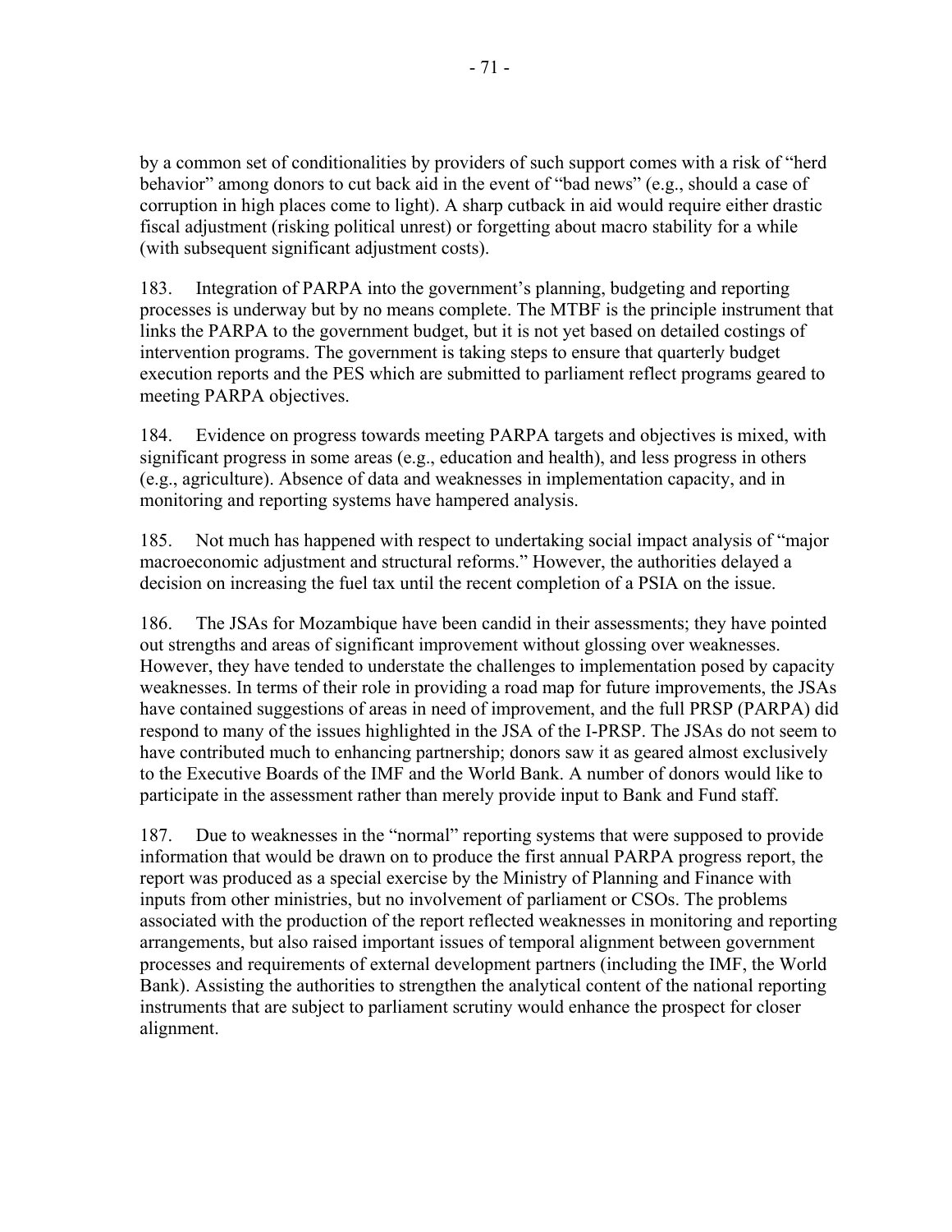by a common set of conditionalities by providers of such support comes with a risk of "herd behavior" among donors to cut back aid in the event of "bad news" (e.g., should a case of corruption in high places come to light). A sharp cutback in aid would require either drastic fiscal adjustment (risking political unrest) or forgetting about macro stability for a while (with subsequent significant adjustment costs).

183. Integration of PARPA into the government's planning, budgeting and reporting processes is underway but by no means complete. The MTBF is the principle instrument that links the PARPA to the government budget, but it is not yet based on detailed costings of intervention programs. The government is taking steps to ensure that quarterly budget execution reports and the PES which are submitted to parliament reflect programs geared to meeting PARPA objectives.

184. Evidence on progress towards meeting PARPA targets and objectives is mixed, with significant progress in some areas (e.g., education and health), and less progress in others (e.g., agriculture). Absence of data and weaknesses in implementation capacity, and in monitoring and reporting systems have hampered analysis.

185. Not much has happened with respect to undertaking social impact analysis of "major macroeconomic adjustment and structural reforms." However, the authorities delayed a decision on increasing the fuel tax until the recent completion of a PSIA on the issue.

186. The JSAs for Mozambique have been candid in their assessments; they have pointed out strengths and areas of significant improvement without glossing over weaknesses. However, they have tended to understate the challenges to implementation posed by capacity weaknesses. In terms of their role in providing a road map for future improvements, the JSAs have contained suggestions of areas in need of improvement, and the full PRSP (PARPA) did respond to many of the issues highlighted in the JSA of the I-PRSP. The JSAs do not seem to have contributed much to enhancing partnership; donors saw it as geared almost exclusively to the Executive Boards of the IMF and the World Bank. A number of donors would like to participate in the assessment rather than merely provide input to Bank and Fund staff.

187. Due to weaknesses in the "normal" reporting systems that were supposed to provide information that would be drawn on to produce the first annual PARPA progress report, the report was produced as a special exercise by the Ministry of Planning and Finance with inputs from other ministries, but no involvement of parliament or CSOs. The problems associated with the production of the report reflected weaknesses in monitoring and reporting arrangements, but also raised important issues of temporal alignment between government processes and requirements of external development partners (including the IMF, the World Bank). Assisting the authorities to strengthen the analytical content of the national reporting instruments that are subject to parliament scrutiny would enhance the prospect for closer alignment.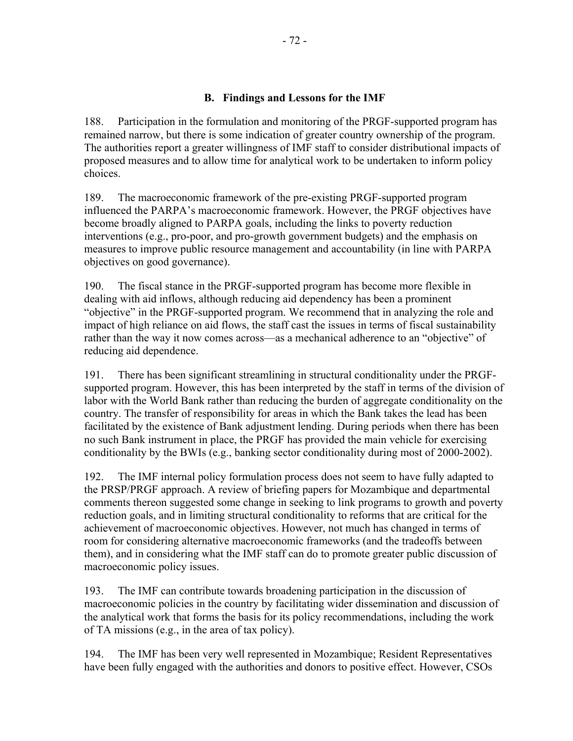### B. Findings and Lessons for the IMF

188. Participation in the formulation and monitoring of the PRGF-supported program has remained narrow, but there is some indication of greater country ownership of the program. The authorities report a greater willingness of IMF staff to consider distributional impacts of proposed measures and to allow time for analytical work to be undertaken to inform policy choices.

189. The macroeconomic framework of the pre-existing PRGF-supported program influenced the PARPA's macroeconomic framework. However, the PRGF objectives have become broadly aligned to PARPA goals, including the links to poverty reduction interventions (e.g., pro-poor, and pro-growth government budgets) and the emphasis on measures to improve public resource management and accountability (in line with PARPA objectives on good governance).

190. The fiscal stance in the PRGF-supported program has become more flexible in dealing with aid inflows, although reducing aid dependency has been a prominent "objective" in the PRGF-supported program. We recommend that in analyzing the role and impact of high reliance on aid flows, the staff cast the issues in terms of fiscal sustainability rather than the way it now comes across—as a mechanical adherence to an "objective" of reducing aid dependence.

191. There has been significant streamlining in structural conditionality under the PRGF-supported program. However, this has been interpreted by the staff in terms of the division of labor with the World Bank rather than reducing the burden of aggregate conditionality on the country. The transfer of responsibility for areas in which the Bank takes the lead has been facilitated by the existence of Bank adjustment lending. During periods when there has been no such Bank instrument in place, the PRGF has provided the main vehicle for exercising conditionality by the BWIs (e.g., banking sector conditionality during most of 2000-2002).

192. The IMF internal policy formulation process does not seem to have fully adapted to the PRSP/PRGF approach. A review of briefing papers for Mozambique and departmental comments thereon suggested some change in seeking to link programs to growth and poverty reduction goals, and in limiting structural conditionality to reforms that are critical for the achievement of macroeconomic objectives. However, not much has changed in terms of room for considering alternative macroeconomic frameworks (and the tradeoffs between them), and in considering what the IMF staff can do to promote greater public discussion of macroeconomic policy issues.

193. The IMF can contribute towards broadening participation in the discussion of macroeconomic policies in the country by facilitating wider dissemination and discussion of the analytical work that forms the basis for its policy recommendations, including the work of TA missions (e.g., in the area of tax policy).

194. The IMF has been very well represented in Mozambique; Resident Representatives have been fully engaged with the authorities and donors to positive effect. However, CSOs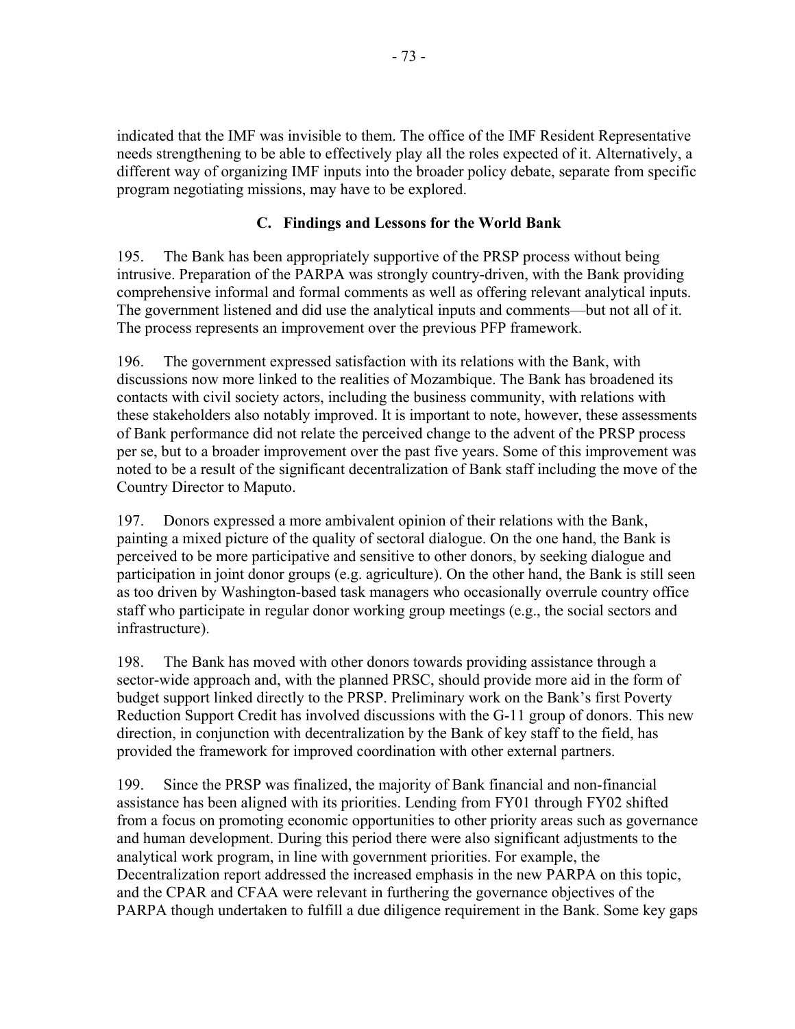indicated that the IMF was invisible to them. The office of the IMF Resident Representative needs strengthening to be able to effectively play all the roles expected of it. Alternatively, a different way of organizing IMF inputs into the broader policy debate, separate from specific program negotiating missions, may have to be explored.

### C. Findings and Lessons for the World Bank

195. The Bank has been appropriately supportive of the PRSP process without being intrusive. Preparation of the PARPA was strongly country-driven, with the Bank providing comprehensive informal and formal comments as well as offering relevant analytical inputs. The government listened and did use the analytical inputs and comments—but not all of it. The process represents an improvement over the previous PFP framework.

196. The government expressed satisfaction with its relations with the Bank, with discussions now more linked to the realities of Mozambique. The Bank has broadened its contacts with civil society actors, including the business community, with relations with these stakeholders also notably improved. It is important to note, however, these assessments of Bank performance did not relate the perceived change to the advent of the PRSP process per se, but to a broader improvement over the past five years. Some of this improvement was noted to be a result of the significant decentralization of Bank staff including the move of the Country Director to Maputo.

197. Donors expressed a more ambivalent opinion of their relations with the Bank, painting a mixed picture of the quality of sectoral dialogue. On the one hand, the Bank is perceived to be more participative and sensitive to other donors, by seeking dialogue and participation in joint donor groups (e.g. agriculture). On the other hand, the Bank is still seen as too driven by Washington-based task managers who occasionally overrule country office staff who participate in regular donor working group meetings (e.g., the social sectors and infrastructure).

198. The Bank has moved with other donors towards providing assistance through a sector-wide approach and, with the planned PRSC, should provide more aid in the form of budget support linked directly to the PRSP. Preliminary work on the Bank's first Poverty Reduction Support Credit has involved discussions with the G-11 group of donors. This new direction, in conjunction with decentralization by the Bank of key staff to the field, has provided the framework for improved coordination with other external partners.

199. Since the PRSP was finalized, the majority of Bank financial and non-financial assistance has been aligned with its priorities. Lending from FY01 through FY02 shifted from a focus on promoting economic opportunities to other priority areas such as governance and human development. During this period there were also significant adjustments to the analytical work program, in line with government priorities. For example, the Decentralization report addressed the increased emphasis in the new PARPA on this topic, and the CPAR and CFAA were relevant in furthering the governance objectives of the PARPA though undertaken to fulfill a due diligence requirement in the Bank. Some key gaps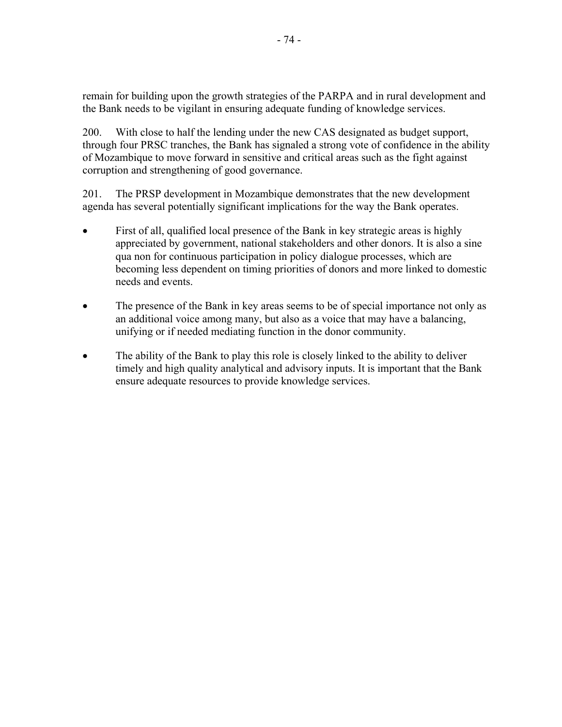remain for building upon the growth strategies of the PARPA and in rural development and the Bank needs to be vigilant in ensuring adequate funding of knowledge services.

200. With close to half the lending under the new CAS designated as budget support, through four PRSC tranches, the Bank has signaled a strong vote of confidence in the ability of Mozambique to move forward in sensitive and critical areas such as the fight against corruption and strengthening of good governance.

201. The PRSP development in Mozambique demonstrates that the new development agenda has several potentially significant implications for the way the Bank operates.

- First of all, qualified local presence of the Bank in key strategic areas is highly appreciated by government, national stakeholders and other donors. It is also a sine qua non for continuous participation in policy dialogue processes, which are becoming less dependent on timing priorities of donors and more linked to domestic needs and events.

- The presence of the Bank in key areas seems to be of special importance not only as an additional voice among many, but also as a voice that may have a balancing, unifying or if needed mediating function in the donor community.

- The ability of the Bank to play this role is closely linked to the ability to deliver timely and high quality analytical and advisory inputs. It is important that the Bank ensure adequate resources to provide knowledge services.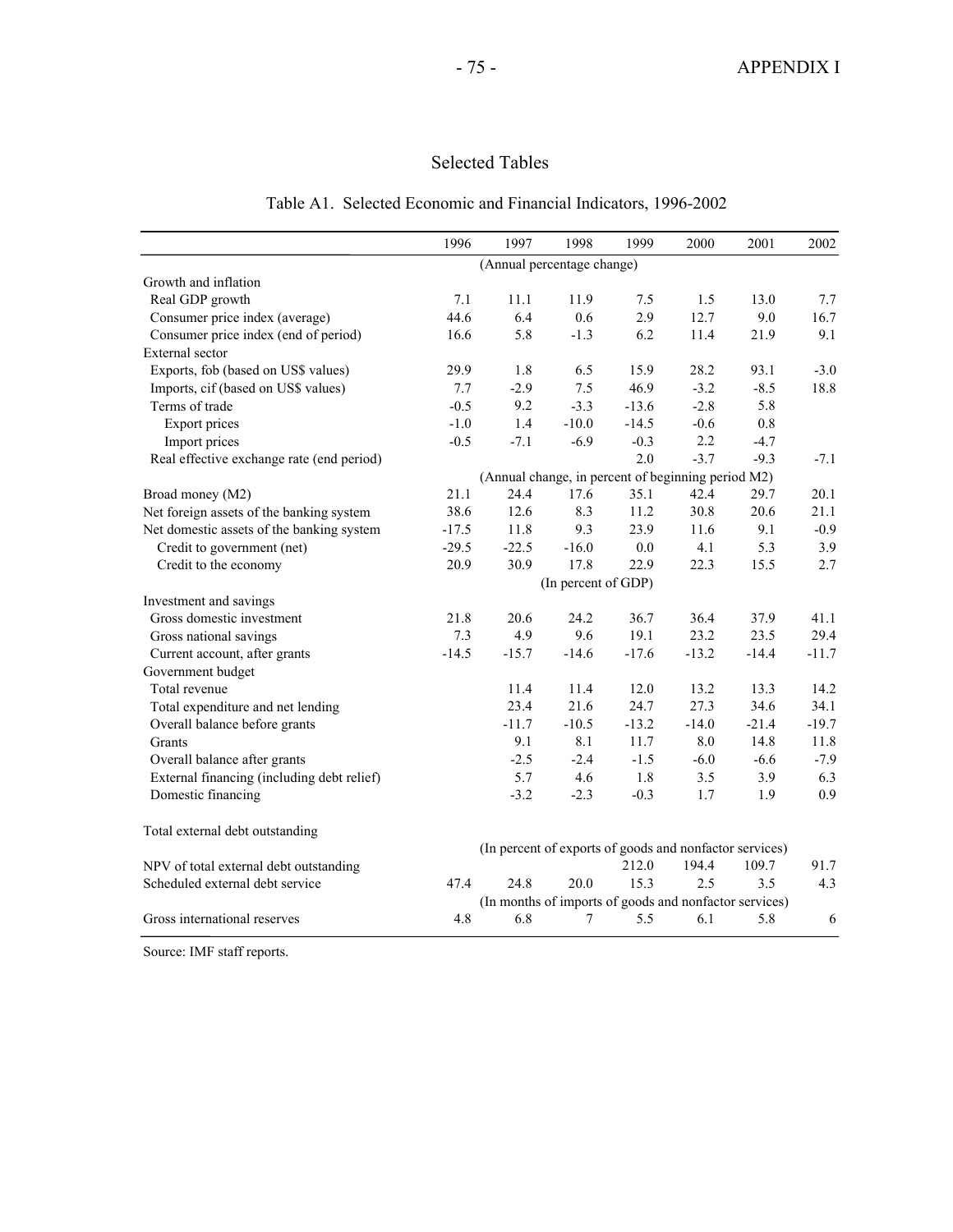## Selected Tables

### Table A1. Selected Economic and Financial Indicators, 1996-2002

| | 1996 | 1997 | 1998 | 1999 | 2000 | 2001 | 2002 |
|---|---|---|---|---|---|---|---|
| | (Annual percentage change) | | | | | | |
| Growth and inflation | | | | | | | |
| Real GDP growth | 7.1 | 11.1 | 11.9 | 7.5 | 1.5 | 13.0 | 7.7 |
| Consumer price index (average) | 44.6 | 6.4 | 0.6 | 2.9 | 12.7 | 9.0 | 16.7 |
| Consumer price index (end of period) | 16.6 | 5.8 | -1.3 | 6.2 | 11.4 | 21.9 | 9.1 |
| External sector | | | | | | | |
| Exports, fob (based on US$ values) | 29.9 | 1.8 | 6.5 | 15.9 | 28.2 | 93.1 | -3.0 |
| Imports, cif (based on US$ values) | 7.7 | -2.9 | 7.5 | 46.9 | -3.2 | -8.5 | 18.8 |
| Terms of trade | -0.5 | 9.2 | -3.3 | -13.6 | -2.8 | 5.8 | |
| Export prices | -1.0 | 1.4 | -10.0 | -14.5 | -0.6 | 0.8 | |
| Import prices | -0.5 | -7.1 | -6.9 | -0.3 | 2.2 | -4.7 | |
| Real effective exchange rate (end period) | | | | 2.0 | -3.7 | -9.3 | -7.1 |
| | (Annual change, in percent of beginning period M2) | | | | | | |
| Broad money (M2) | 21.1 | 24.4 | 17.6 | 35.1 | 42.4 | 29.7 | 20.1 |
| Net foreign assets of the banking system | 38.6 | 12.6 | 8.3 | 11.2 | 30.8 | 20.6 | 21.1 |
| Net domestic assets of the banking system | -17.5 | 11.8 | 9.3 | 23.9 | 11.6 | 9.1 | -0.9 |
| Credit to government (net) | -29.5 | -22.5 | -16.0 | 0.0 | 4.1 | 5.3 | 3.9 |
| Credit to the economy | 20.9 | 30.9 | 17.8 | 22.9 | 22.3 | 15.5 | 2.7 |
| | (In percent of GDP) | | | | | | |
| Investment and savings | | | | | | | |
| Gross domestic investment | 21.8 | 20.6 | 24.2 | 36.7 | 36.4 | 37.9 | 41.1 |
| Gross national savings | 7.3 | 4.9 | 9.6 | 19.1 | 23.2 | 23.5 | 29.4 |
| Current account, after grants | -14.5 | -15.7 | -14.6 | -17.6 | -13.2 | -14.4 | -11.7 |
| Government budget | | | | | | | |
| Total revenue | | 11.4 | 11.4 | 12.0 | 13.2 | 13.3 | 14.2 |
| Total expenditure and net lending | | 23.4 | 21.6 | 24.7 | 27.3 | 34.6 | 34.1 |
| Overall balance before grants | | -11.7 | -10.5 | -13.2 | -14.0 | -21.4 | -19.7 |
| Grants | | 9.1 | 8.1 | 11.7 | 8.0 | 14.8 | 11.8 |
| Overall balance after grants | | -2.5 | -2.4 | -1.5 | -6.0 | -6.6 | -7.9 |
| External financing (including debt relief) | | 5.7 | 4.6 | 1.8 | 3.5 | 3.9 | 6.3 |
| Domestic financing | | -3.2 | -2.3 | -0.3 | 1.7 | 1.9 | 0.9 |
| Total external debt outstanding | | | | | | | |
| | (In percent of exports of goods and nonfactor services) | | | | | | |
| NPV of total external debt outstanding | | | | 212.0 | 194.4 | 109.7 | 91.7 |
| Scheduled external debt service | 47.4 | 24.8 | 20.0 | 15.3 | 2.5 | 3.5 | 4.3 |
| | (In months of imports of goods and nonfactor services) | | | | | | |
| Gross international reserves | 4.8 | 6.8 | 7 | 5.5 | 6.1 | 5.8 | 6 |

Source: IMF staff reports.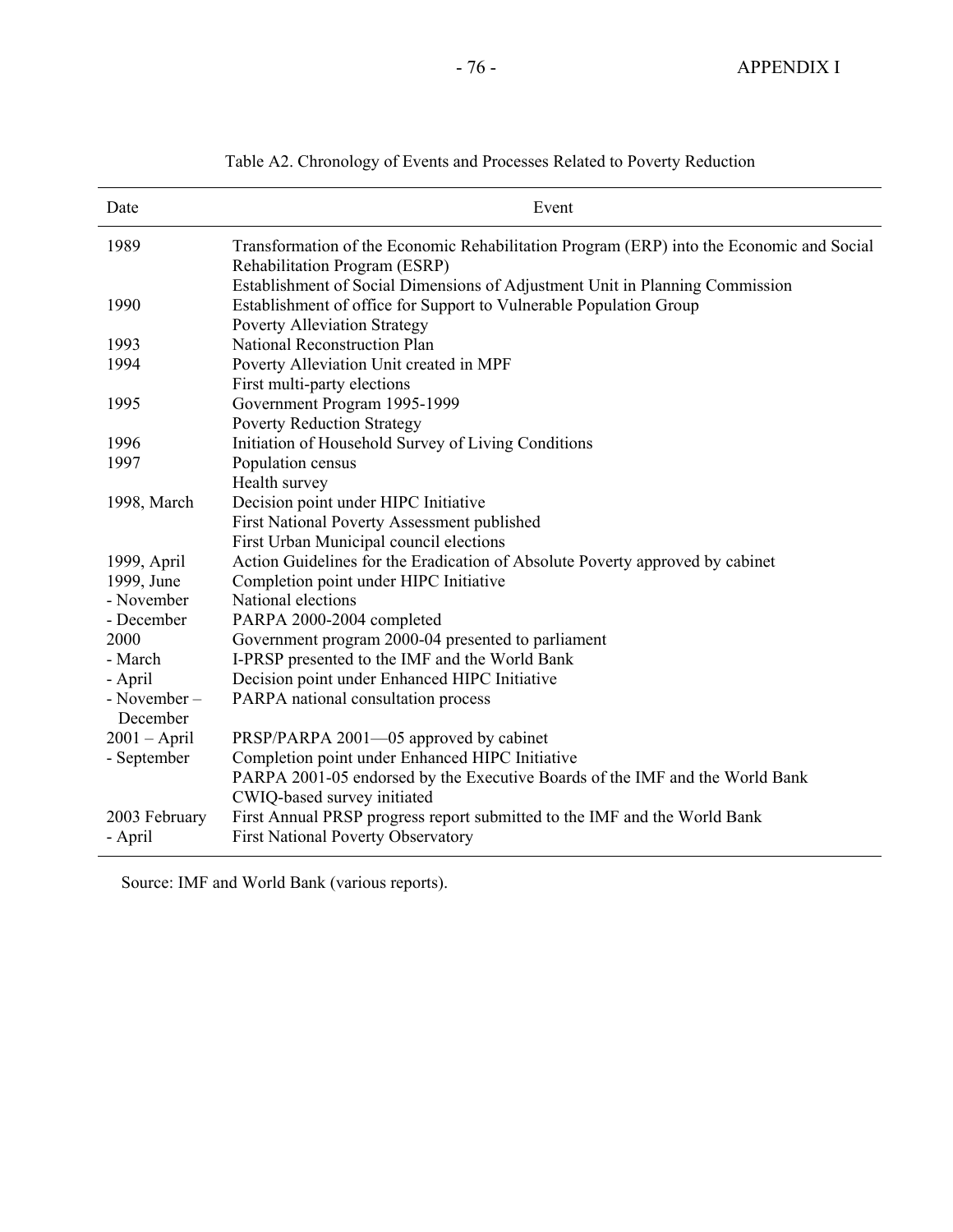Table A2. Chronology of Events and Processes Related to Poverty Reduction

| Date | Event |
|---|---|
| 1989 | Transformation of the Economic Rehabilitation Program (ERP) into the Economic and Social Rehabilitation Program (ESRP) |
| | Establishment of Social Dimensions of Adjustment Unit in Planning Commission |
| 1990 | Establishment of office for Support to Vulnerable Population Group |
| | Poverty Alleviation Strategy |
| 1993 | National Reconstruction Plan |
| 1994 | Poverty Alleviation Unit created in MPF |
| | First multi-party elections |
| 1995 | Government Program 1995-1999 |
| | Poverty Reduction Strategy |
| 1996 | Initiation of Household Survey of Living Conditions |
| 1997 | Population census |
| | Health survey |
| 1998, March | Decision point under HIPC Initiative |
| | First National Poverty Assessment published |
| | First Urban Municipal council elections |
| 1999, April | Action Guidelines for the Eradication of Absolute Poverty approved by cabinet |
| 1999, June | Completion point under HIPC Initiative |
| - November | National elections |
| - December | PARPA 2000-2004 completed |
| 2000 | Government program 2000-04 presented to parliament |
| - March | I-PRSP presented to the IMF and the World Bank |
| - April | Decision point under Enhanced HIPC Initiative |
| - November – December | PARPA national consultation process |
| 2001 – April | PRSP/PARPA 2001—05 approved by cabinet |
| - September | Completion point under Enhanced HIPC Initiative |
| | PARPA 2001-05 endorsed by the Executive Boards of the IMF and the World Bank |
| | CWIQ-based survey initiated |
| 2003 February | First Annual PRSP progress report submitted to the IMF and the World Bank |
| - April | First National Poverty Observatory |

Source: IMF and World Bank (various reports).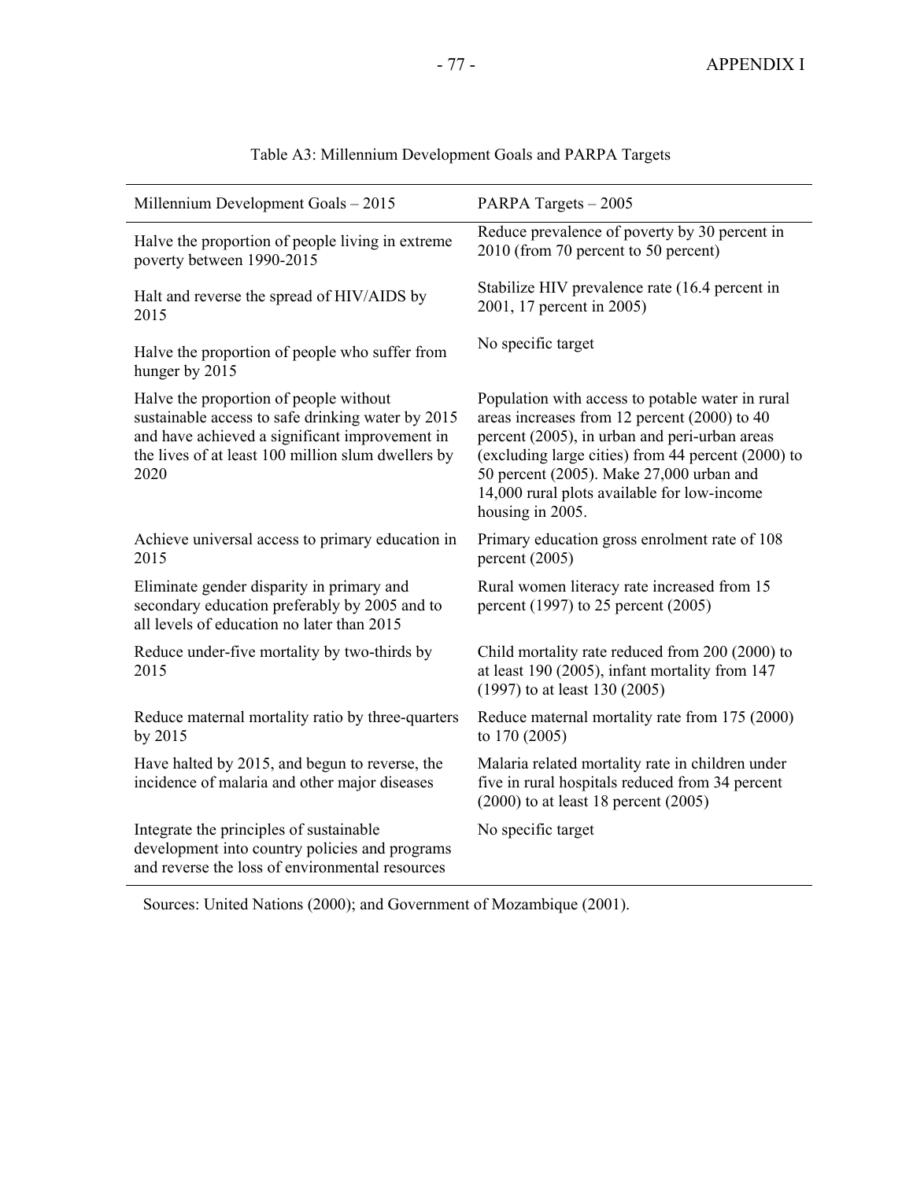Table A3: Millennium Development Goals and PARPA Targets

| Millennium Development Goals – 2015 | PARPA Targets – 2005 |
|---|---|
| Halve the proportion of people living in extreme poverty between 1990-2015 | Reduce prevalence of poverty by 30 percent in 2010 (from 70 percent to 50 percent) |
| Halt and reverse the spread of HIV/AIDS by 2015 | Stabilize HIV prevalence rate (16.4 percent in 2001, 17 percent in 2005) |
| Halve the proportion of people who suffer from hunger by 2015 | No specific target |
| Halve the proportion of people without sustainable access to safe drinking water by 2015 and have achieved a significant improvement in the lives of at least 100 million slum dwellers by 2020 | Population with access to potable water in rural areas increases from 12 percent (2000) to 40 percent (2005), in urban and peri-urban areas (excluding large cities) from 44 percent (2000) to 50 percent (2005). Make 27,000 urban and 14,000 rural plots available for low-income housing in 2005. |
| Achieve universal access to primary education in 2015 | Primary education gross enrolment rate of 108 percent (2005) |
| Eliminate gender disparity in primary and secondary education preferably by 2005 and to all levels of education no later than 2015 | Rural women literacy rate increased from 15 percent (1997) to 25 percent (2005) |
| Reduce under-five mortality by two-thirds by 2015 | Child mortality rate reduced from 200 (2000) to at least 190 (2005), infant mortality from 147 (1997) to at least 130 (2005) |
| Reduce maternal mortality ratio by three-quarters by 2015 | Reduce maternal mortality rate from 175 (2000) to 170 (2005) |
| Have halted by 2015, and begun to reverse, the incidence of malaria and other major diseases | Malaria related mortality rate in children under five in rural hospitals reduced from 34 percent (2000) to at least 18 percent (2005) |
| Integrate the principles of sustainable development into country policies and programs and reverse the loss of environmental resources | No specific target |

Sources: United Nations (2000); and Government of Mozambique (2001).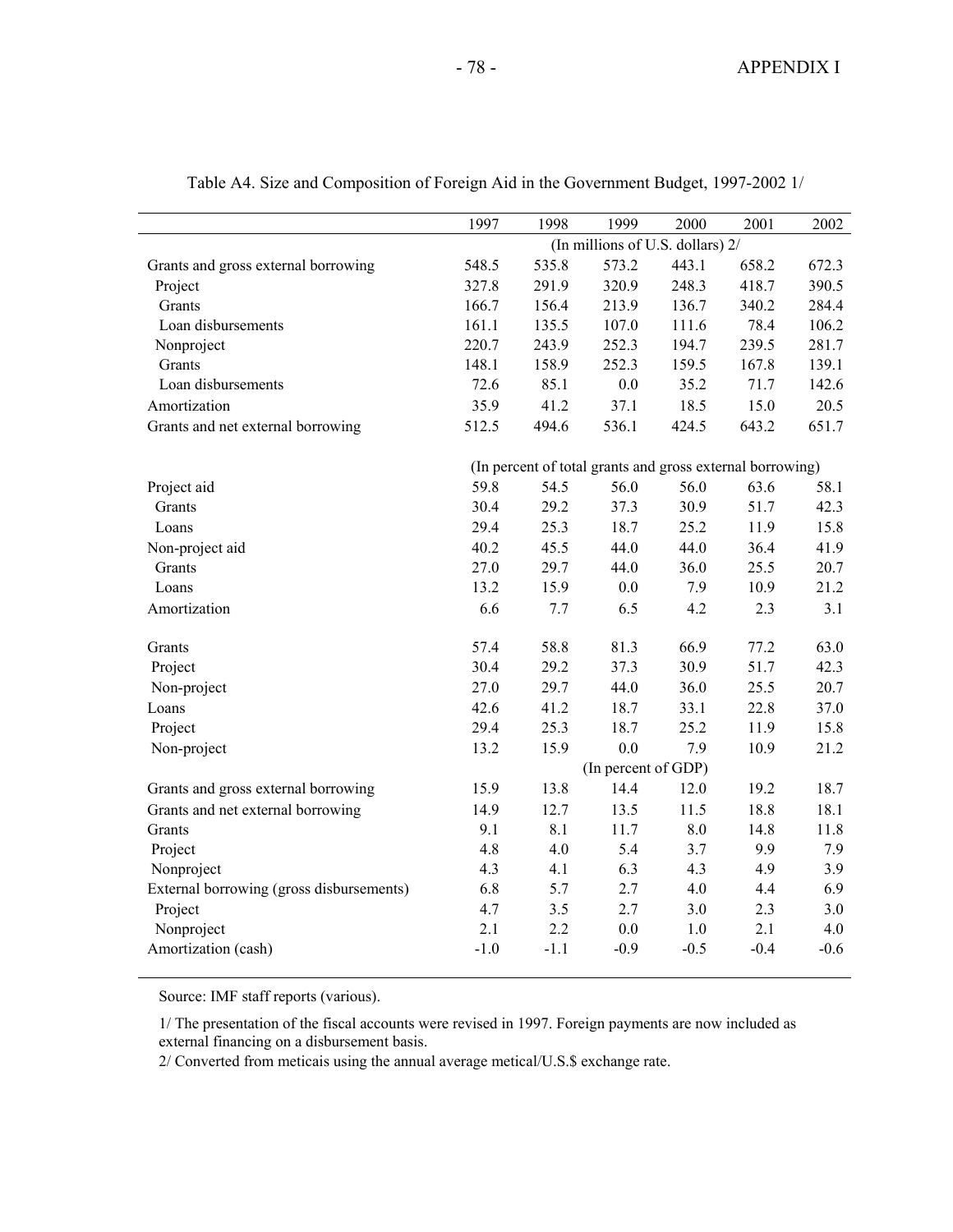Table A4. Size and Composition of Foreign Aid in the Government Budget, 1997-2002 1/

| | 1997 | 1998 | 1999 | 2000 | 2001 | 2002 |
|---|---|---|---|---|---|---|
| | (In millions of U.S. dollars) 2/ | | | | | |
| Grants and gross external borrowing | 548.5 | 535.8 | 573.2 | 443.1 | 658.2 | 672.3 |
| Project | 327.8 | 291.9 | 320.9 | 248.3 | 418.7 | 390.5 |
| Grants | 166.7 | 156.4 | 213.9 | 136.7 | 340.2 | 284.4 |
| Loan disbursements | 161.1 | 135.5 | 107.0 | 111.6 | 78.4 | 106.2 |
| Nonproject | 220.7 | 243.9 | 252.3 | 194.7 | 239.5 | 281.7 |
| Grants | 148.1 | 158.9 | 252.3 | 159.5 | 167.8 | 139.1 |
| Loan disbursements | 72.6 | 85.1 | 0.0 | 35.2 | 71.7 | 142.6 |
| Amortization | 35.9 | 41.2 | 37.1 | 18.5 | 15.0 | 20.5 |
| Grants and net external borrowing | 512.5 | 494.6 | 536.1 | 424.5 | 643.2 | 651.7 |
| | (In percent of total grants and gross external borrowing) | | | | | |
| Project aid | 59.8 | 54.5 | 56.0 | 56.0 | 63.6 | 58.1 |
| Grants | 30.4 | 29.2 | 37.3 | 30.9 | 51.7 | 42.3 |
| Loans | 29.4 | 25.3 | 18.7 | 25.2 | 11.9 | 15.8 |
| Non-project aid | 40.2 | 45.5 | 44.0 | 44.0 | 36.4 | 41.9 |
| Grants | 27.0 | 29.7 | 44.0 | 36.0 | 25.5 | 20.7 |
| Loans | 13.2 | 15.9 | 0.0 | 7.9 | 10.9 | 21.2 |
| Amortization | 6.6 | 7.7 | 6.5 | 4.2 | 2.3 | 3.1 |
| Grants | 57.4 | 58.8 | 81.3 | 66.9 | 77.2 | 63.0 |
| Project | 30.4 | 29.2 | 37.3 | 30.9 | 51.7 | 42.3 |
| Non-project | 27.0 | 29.7 | 44.0 | 36.0 | 25.5 | 20.7 |
| Loans | 42.6 | 41.2 | 18.7 | 33.1 | 22.8 | 37.0 |
| Project | 29.4 | 25.3 | 18.7 | 25.2 | 11.9 | 15.8 |
| Non-project | 13.2 | 15.9 | 0.0 | 7.9 | 10.9 | 21.2 |
| | (In percent of GDP) | | | | | |
| Grants and gross external borrowing | 15.9 | 13.8 | 14.4 | 12.0 | 19.2 | 18.7 |
| Grants and net external borrowing | 14.9 | 12.7 | 13.5 | 11.5 | 18.8 | 18.1 |
| Grants | 9.1 | 8.1 | 11.7 | 8.0 | 14.8 | 11.8 |
| Project | 4.8 | 4.0 | 5.4 | 3.7 | 9.9 | 7.9 |
| Nonproject | 4.3 | 4.1 | 6.3 | 4.3 | 4.9 | 3.9 |
| External borrowing (gross disbursements) | 6.8 | 5.7 | 2.7 | 4.0 | 4.4 | 6.9 |
| Project | 4.7 | 3.5 | 2.7 | 3.0 | 2.3 | 3.0 |
| Nonproject | 2.1 | 2.2 | 0.0 | 1.0 | 2.1 | 4.0 |
| Amortization (cash) | -1.0 | -1.1 | -0.9 | -0.5 | -0.4 | -0.6 |

Source: IMF staff reports (various).

1/ The presentation of the fiscal accounts were revised in 1997. Foreign payments are now included as external financing on a disbursement basis.

2/ Converted from meticais using the annual average metical/U.S.$ exchange rate.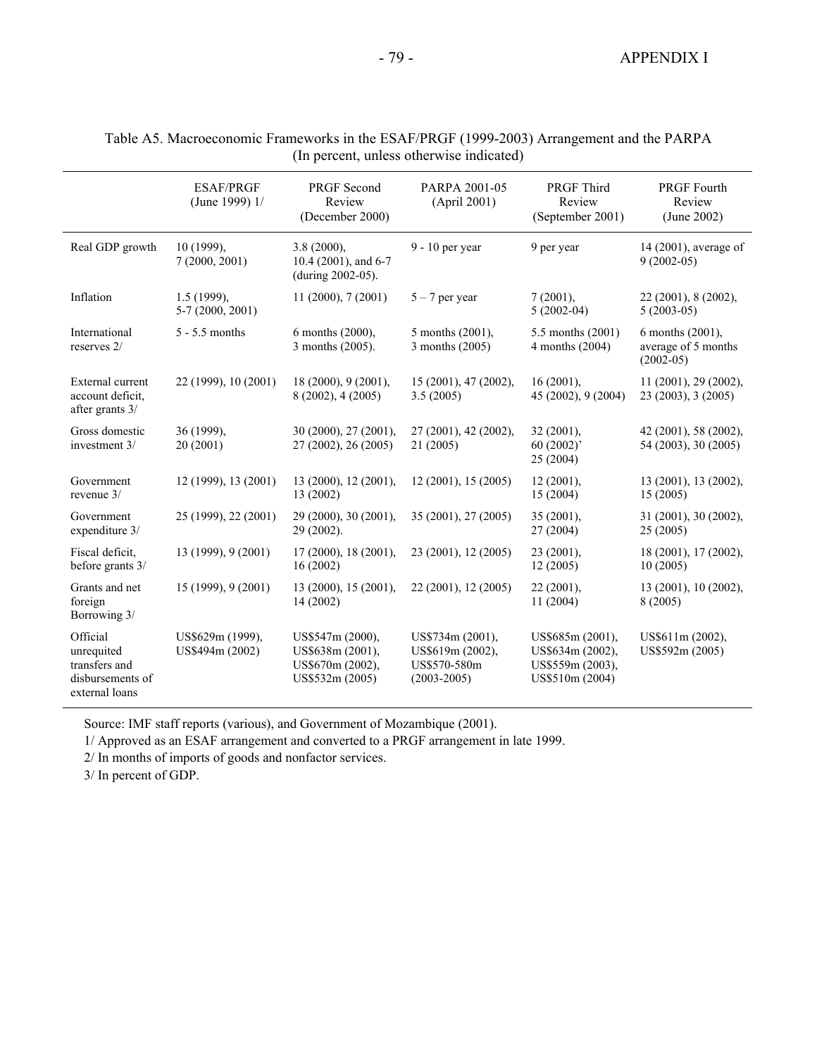Table A5. Macroeconomic Frameworks in the ESAF/PRGF (1999-2003) Arrangement and the PARPA
(In percent, unless otherwise indicated)

| | ESAF/PRGF (June 1999) 1/ | PRGF Second Review (December 2000) | PARPA 2001-05 (April 2001) | PRGF Third Review (September 2001) | PRGF Fourth Review (June 2002) |
|---|---|---|---|---|---|
| Real GDP growth | 10 (1999), 7 (2000, 2001) | 3.8 (2000), 10.4 (2001), and 6-7 (during 2002-05). | 9 - 10 per year | 9 per year | 14 (2001), average of 9 (2002-05) |
| Inflation | 1.5 (1999), 5-7 (2000, 2001) | 11 (2000), 7 (2001) | 5 – 7 per year | 7 (2001), 5 (2002-04) | 22 (2001), 8 (2002), 5 (2003-05) |
| International reserves 2/ | 5 - 5.5 months | 6 months (2000), 3 months (2005). | 5 months (2001), 3 months (2005) | 5.5 months (2001) 4 months (2004) | 6 months (2001), average of 5 months (2002-05) |
| External current account deficit, after grants 3/ | 22 (1999), 10 (2001) | 18 (2000), 9 (2001), 8 (2002), 4 (2005) | 15 (2001), 47 (2002), 3.5 (2005) | 16 (2001), 45 (2002), 9 (2004) | 11 (2001), 29 (2002), 23 (2003), 3 (2005) |
| Gross domestic investment 3/ | 36 (1999), 20 (2001) | 30 (2000), 27 (2001), 27 (2002), 26 (2005) | 27 (2001), 42 (2002), 21 (2005) | 32 (2001), 60 (2002)' 25 (2004) | 42 (2001), 58 (2002), 54 (2003), 30 (2005) |
| Government revenue 3/ | 12 (1999), 13 (2001) | 13 (2000), 12 (2001), 13 (2002) | 12 (2001), 15 (2005) | 12 (2001), 15 (2004) | 13 (2001), 13 (2002), 15 (2005) |
| Government expenditure 3/ | 25 (1999), 22 (2001) | 29 (2000), 30 (2001), 29 (2002). | 35 (2001), 27 (2005) | 35 (2001), 27 (2004) | 31 (2001), 30 (2002), 25 (2005) |
| Fiscal deficit, before grants 3/ | 13 (1999), 9 (2001) | 17 (2000), 18 (2001), 16 (2002) | 23 (2001), 12 (2005) | 23 (2001), 12 (2005) | 18 (2001), 17 (2002), 10 (2005) |
| Grants and net foreign Borrowing 3/ | 15 (1999), 9 (2001) | 13 (2000), 15 (2001), 14 (2002) | 22 (2001), 12 (2005) | 22 (2001), 11 (2004) | 13 (2001), 10 (2002), 8 (2005) |
| Official unrequited transfers and disbursements of external loans | US$629m (1999), US$494m (2002) | US$547m (2000), US$638m (2001), US$670m (2002), US$532m (2005) | US$734m (2001), US$619m (2002), US$570-580m (2003-2005) | US$685m (2001), US$634m (2002), US$559m (2003), US$510m (2004) | US$611m (2002), US$592m (2005) |

Source: IMF staff reports (various), and Government of Mozambique (2001).

1/ Approved as an ESAF arrangement and converted to a PRGF arrangement in late 1999.

2/ In months of imports of goods and nonfactor services.

3/ In percent of GDP.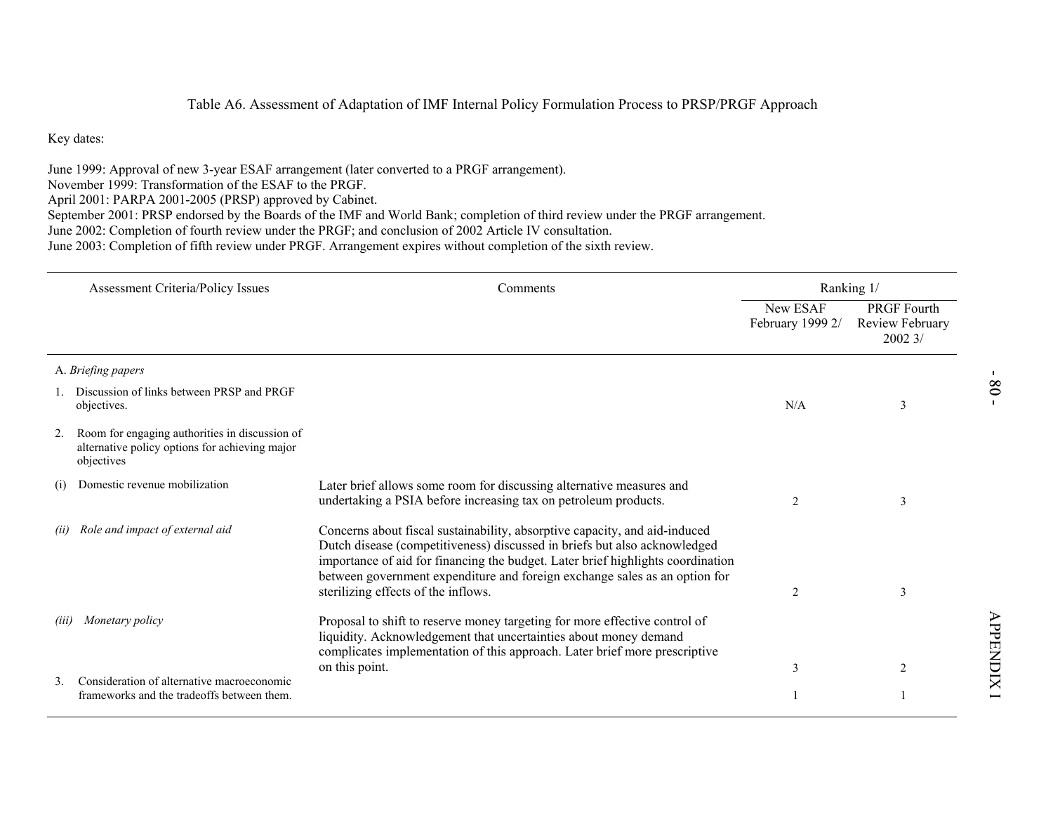Table A6. Assessment of Adaptation of IMF Internal Policy Formulation Process to PRSP/PRGF Approach

Key dates:

June 1999: Approval of new 3-year ESAF arrangement (later converted to a PRGF arrangement).
November 1999: Transformation of the ESAF to the PRGF.
April 2001: PARPA 2001-2005 (PRSP) approved by Cabinet.
September 2001: PRSP endorsed by the Boards of the IMF and World Bank; completion of third review under the PRGF arrangement.
June 2002: Completion of fourth review under the PRGF; and conclusion of 2002 Article IV consultation.
June 2003: Completion of fifth review under PRGF. Arrangement expires without completion of the sixth review.

| Assessment Criteria/Policy Issues | Comments | Ranking 1/ | |
|---|---|---|---|
| | | New ESAF February 1999 2/ | PRGF Fourth Review February 2002 3/ |
| A. *Briefing papers* | | | |
| 1. Discussion of links between PRSP and PRGF objectives. | | N/A | 3 |
| 2. Room for engaging authorities in discussion of alternative policy options for achieving major objectives | | | |
| (i) Domestic revenue mobilization | Later brief allows some room for discussing alternative measures and undertaking a PSIA before increasing tax on petroleum products. | 2 | 3 |
| *(ii) Role and impact of external aid* | Concerns about fiscal sustainability, absorptive capacity, and aid-induced Dutch disease (competitiveness) discussed in briefs but also acknowledged importance of aid for financing the budget. Later brief highlights coordination between government expenditure and foreign exchange sales as an option for sterilizing effects of the inflows. | 2 | 3 |
| *(iii) Monetary policy* | Proposal to shift to reserve money targeting for more effective control of liquidity. Acknowledgement that uncertainties about money demand complicates implementation of this approach. Later brief more prescriptive on this point. | 3 | 2 |
| 3. Consideration of alternative macroeconomic frameworks and the tradeoffs between them. | | 1 | 1 |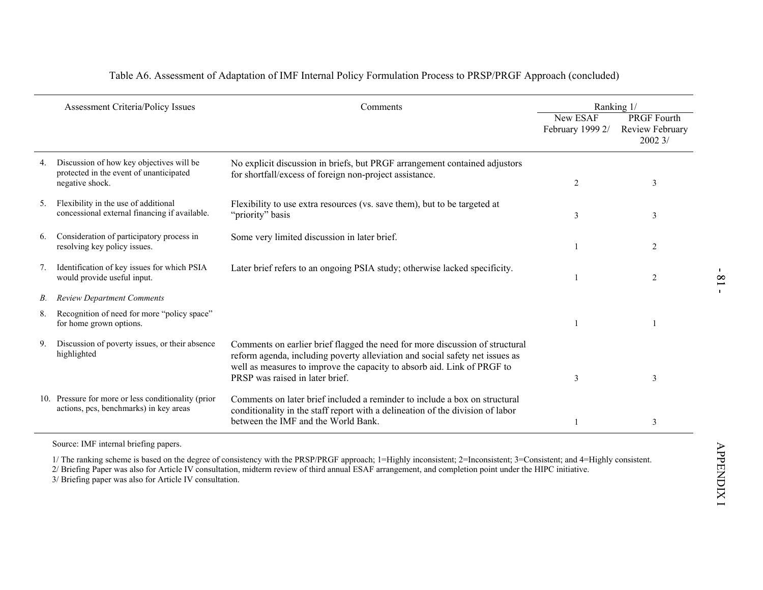Table A6. Assessment of Adaptation of IMF Internal Policy Formulation Process to PRSP/PRGF Approach (concluded)

| Assessment Criteria/Policy Issues | Comments | Ranking 1/ | |
|---|---|---|---|
| | | New ESAF February 1999 2/ | PRGF Fourth Review February 2002 3/ |
| 4. Discussion of how key objectives will be protected in the event of unanticipated negative shock. | No explicit discussion in briefs, but PRGF arrangement contained adjustors for shortfall/excess of foreign non-project assistance. | 2 | 3 |
| 5. Flexibility in the use of additional concessional external financing if available. | Flexibility to use extra resources (vs. save them), but to be targeted at "priority" basis | 3 | 3 |
| 6. Consideration of participatory process in resolving key policy issues. | Some very limited discussion in later brief. | 1 | 2 |
| 7. Identification of key issues for which PSIA would provide useful input. | Later brief refers to an ongoing PSIA study; otherwise lacked specificity. | 1 | 2 |
| *B. Review Department Comments* | | | |
| 8. Recognition of need for more "policy space" for home grown options. | | 1 | 1 |
| 9. Discussion of poverty issues, or their absence highlighted | Comments on earlier brief flagged the need for more discussion of structural reform agenda, including poverty alleviation and social safety net issues as well as measures to improve the capacity to absorb aid. Link of PRGF to PRSP was raised in later brief. | 3 | 3 |
| 10. Pressure for more or less conditionality (prior actions, pcs, benchmarks) in key areas | Comments on later brief included a reminder to include a box on structural conditionality in the staff report with a delineation of the division of labor between the IMF and the World Bank. | 1 | 3 |

Source: IMF internal briefing papers.

1/ The ranking scheme is based on the degree of consistency with the PRSP/PRGF approach; 1=Highly inconsistent; 2=Inconsistent; 3=Consistent; and 4=Highly consistent.
2/ Briefing Paper was also for Article IV consultation, midterm review of third annual ESAF arrangement, and completion point under the HIPC initiative.
3/ Briefing paper was also for Article IV consultation.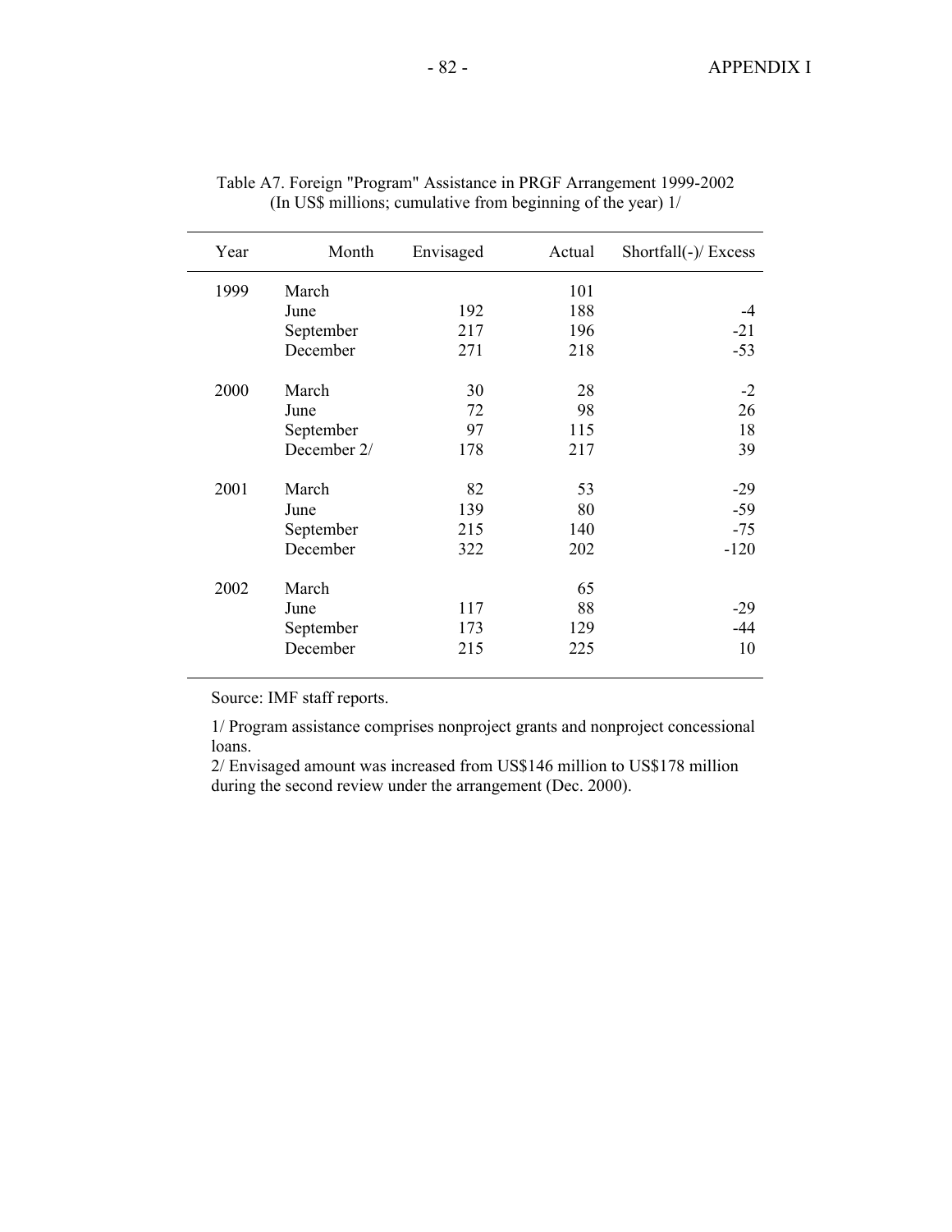Table A7. Foreign "Program" Assistance in PRGF Arrangement 1999-2002
(In US$ millions; cumulative from beginning of the year) 1/

| Year | Month | Envisaged | Actual | Shortfall(-)/ Excess |
|---|---|---|---|---|
| 1999 | March | | 101 | |
| | June | 192 | 188 | -4 |
| | September | 217 | 196 | -21 |
| | December | 271 | 218 | -53 |
| 2000 | March | 30 | 28 | -2 |
| | June | 72 | 98 | 26 |
| | September | 97 | 115 | 18 |
| | December 2/ | 178 | 217 | 39 |
| 2001 | March | 82 | 53 | -29 |
| | June | 139 | 80 | -59 |
| | September | 215 | 140 | -75 |
| | December | 322 | 202 | -120 |
| 2002 | March | | 65 | |
| | June | 117 | 88 | -29 |
| | September | 173 | 129 | -44 |
| | December | 215 | 225 | 10 |

Source: IMF staff reports.

1/ Program assistance comprises nonproject grants and nonproject concessional loans.
2/ Envisaged amount was increased from US$146 million to US$178 million during the second review under the arrangement (Dec. 2000).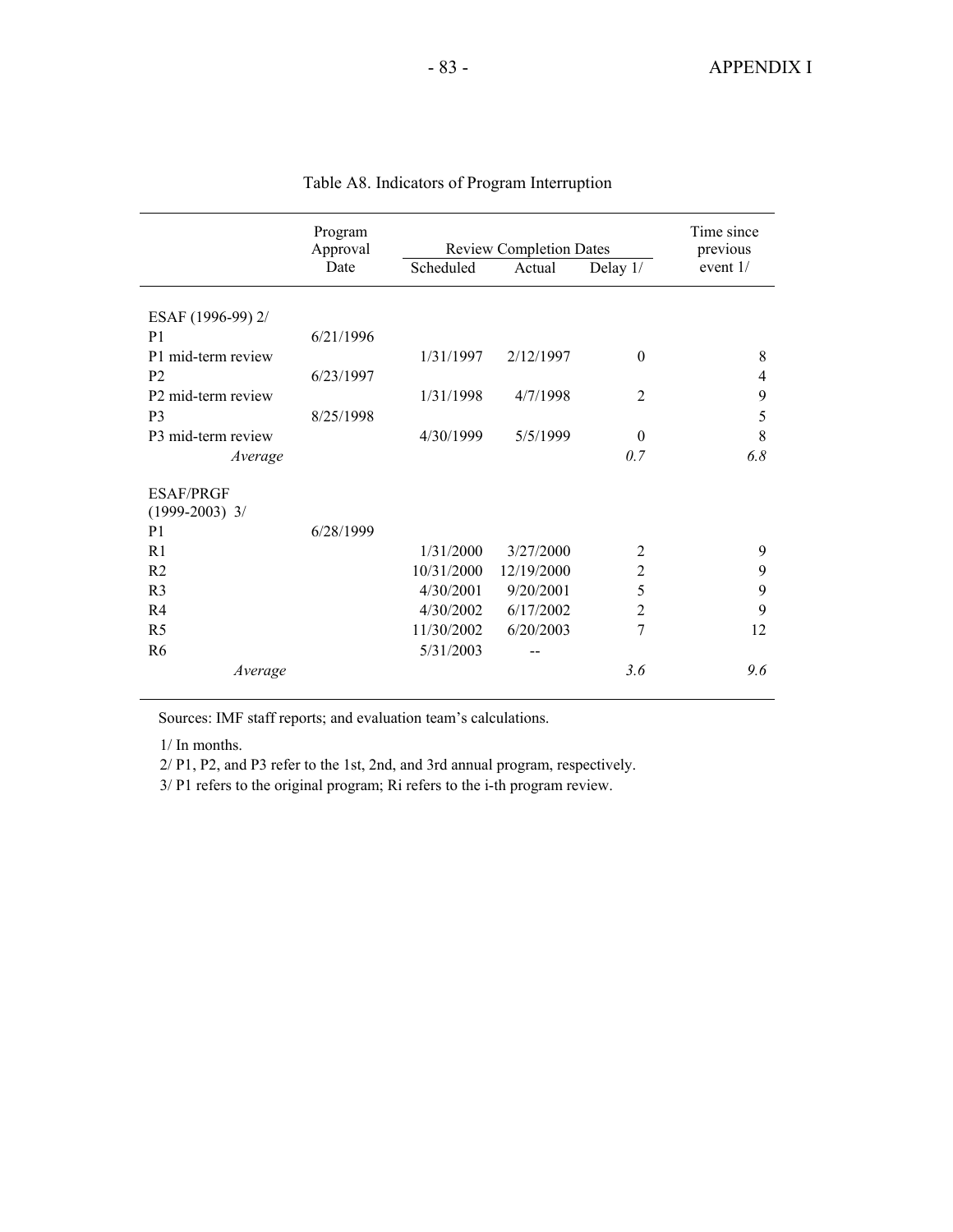Table A8. Indicators of Program Interruption

| | Program Approval Date | Review Completion Dates | | | Time since previous event 1/ |
|---|---|---|---|---|---|
| | | Scheduled | Actual | Delay 1/ | |
| ESAF (1996-99) 2/ | | | | | |
| P1 | 6/21/1996 | | | | |
| P1 mid-term review | | 1/31/1997 | 2/12/1997 | 0 | 8 |
| P2 | 6/23/1997 | | | | 4 |
| P2 mid-term review | | 1/31/1998 | 4/7/1998 | 2 | 9 |
| P3 | 8/25/1998 | | | | 5 |
| P3 mid-term review | | 4/30/1999 | 5/5/1999 | 0 | 8 |
| *Average* | | | | *0.7* | *6.8* |
| ESAF/PRGF (1999-2003) 3/ | | | | | |
| P1 | 6/28/1999 | | | | |
| R1 | | 1/31/2000 | 3/27/2000 | 2 | 9 |
| R2 | | 10/31/2000 | 12/19/2000 | 2 | 9 |
| R3 | | 4/30/2001 | 9/20/2001 | 5 | 9 |
| R4 | | 4/30/2002 | 6/17/2002 | 2 | 9 |
| R5 | | 11/30/2002 | 6/20/2003 | 7 | 12 |
| R6 | | 5/31/2003 | -- | | |
| *Average* | | | | *3.6* | *9.6* |

Sources: IMF staff reports; and evaluation team's calculations.

1/ In months.

2/ P1, P2, and P3 refer to the 1st, 2nd, and 3rd annual program, respectively.

3/ P1 refers to the original program; Ri refers to the i-th program review.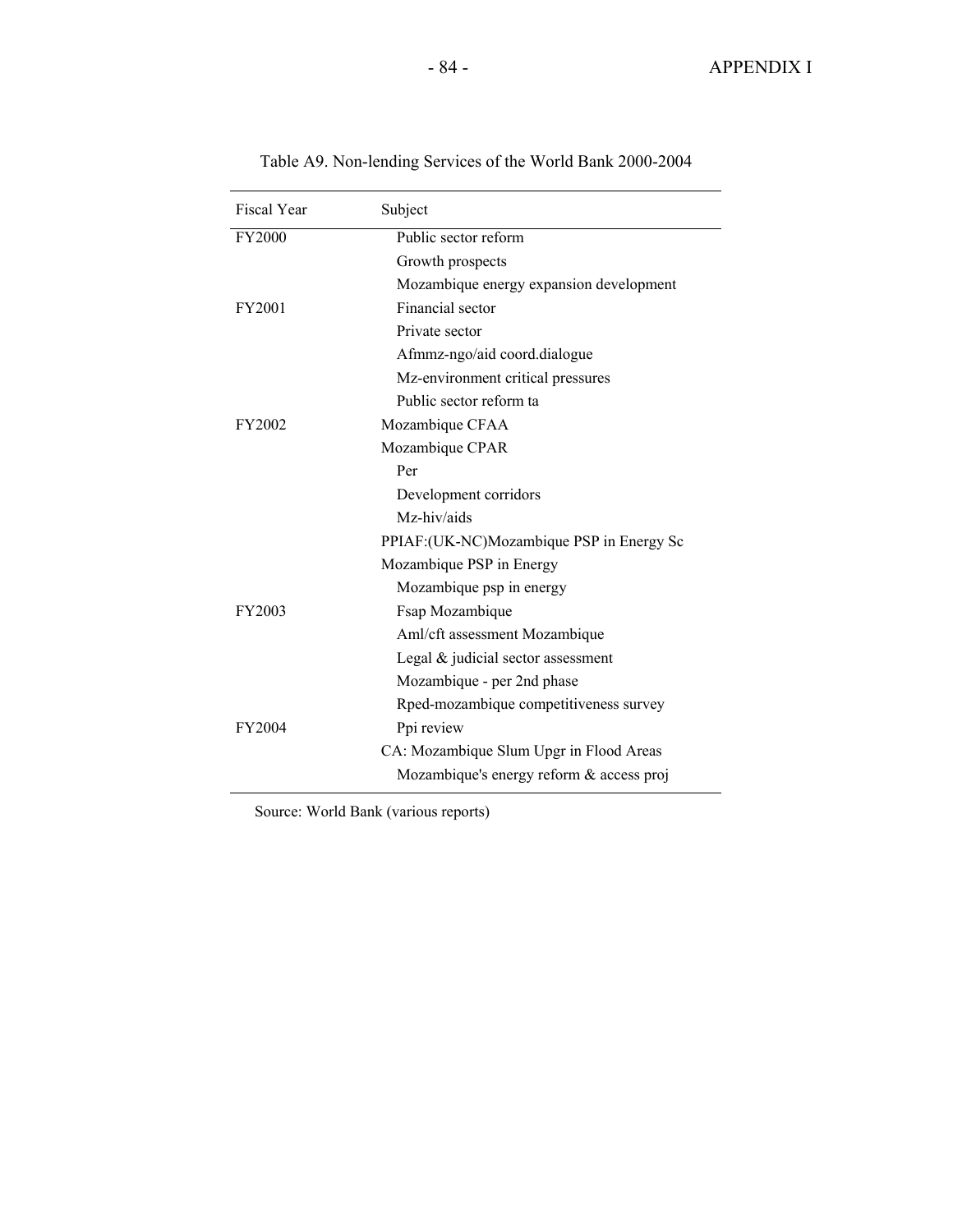Table A9. Non-lending Services of the World Bank 2000-2004

| Fiscal Year | Subject |
|---|---|
| FY2000 | Public sector reform |
| | Growth prospects |
| | Mozambique energy expansion development |
| FY2001 | Financial sector |
| | Private sector |
| | Afmmz-ngo/aid coord.dialogue |
| | Mz-environment critical pressures |
| | Public sector reform ta |
| FY2002 | Mozambique CFAA |
| | Mozambique CPAR |
| | Per |
| | Development corridors |
| | Mz-hiv/aids |
| | PPIAF:(UK-NC)Mozambique PSP in Energy Sc |
| | Mozambique PSP in Energy |
| | Mozambique psp in energy |
| FY2003 | Fsap Mozambique |
| | Aml/cft assessment Mozambique |
| | Legal & judicial sector assessment |
| | Mozambique - per 2nd phase |
| | Rped-mozambique competitiveness survey |
| FY2004 | Ppi review |
| | CA: Mozambique Slum Upgr in Flood Areas |
| | Mozambique's energy reform & access proj |

Source: World Bank (various reports)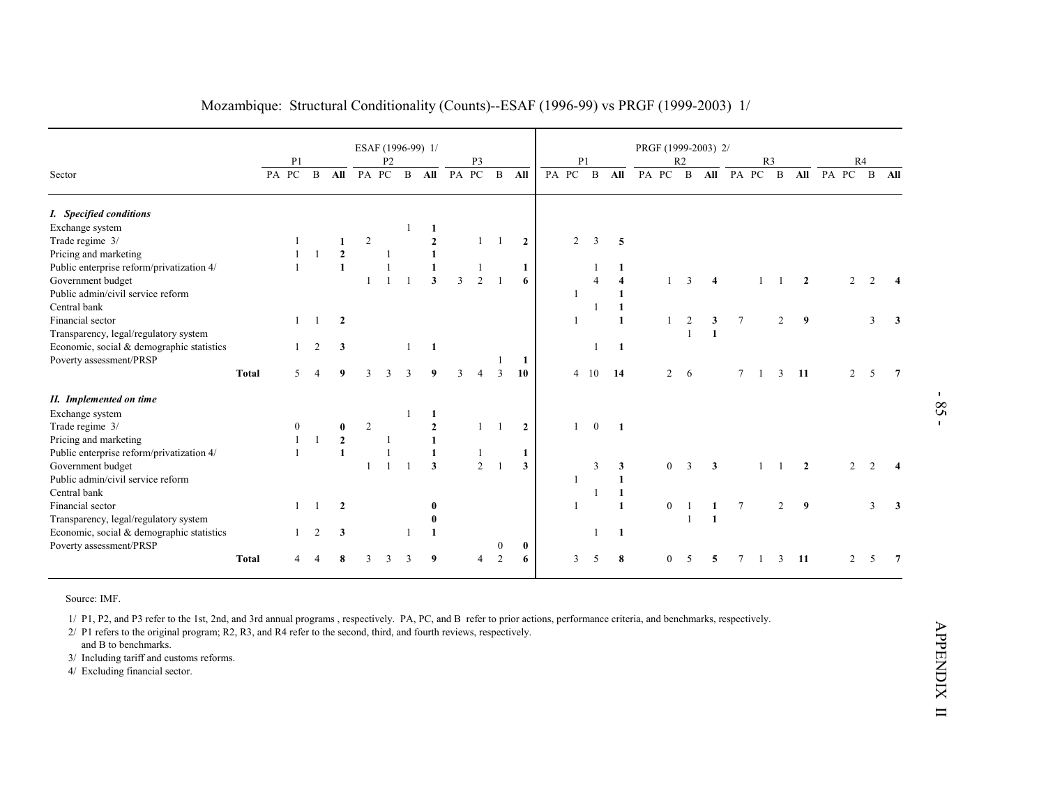# Mozambique: Structural Conditionality (Counts)--ESAF (1996-99) vs PRGF (1999-2003) 1/

| | ESAF (1996-99) 1/ | | | | | | | | | | | | PRGF (1999-2003) 2/ | | | | | | | | | | | | | | | |
|---|---|---|---|---|---|---|---|---|---|---|---|---|---|---|---|---|---|---|---|---|---|---|---|---|---|---|---|---|
| | P1 | | | | P2 | | | | P3 | | | | P1 | | | | R2 | | | | R3 | | | | R4 | | | |
| Sector | PA | PC | B | All | PA | PC | B | All | PA | PC | B | All | PA | PC | B | All | PA | PC | B | All | PA | PC | B | All | PA | PC | B | All |
| ***I. Specified conditions*** | | | | | | | | | | | | | | | | | | | | | | | | | | | | |
| Exchange system | | | | | | | 1 | **1** | | | | | | | | | | | | | | | | | | | | |
| Trade regime 3/ | | 1 | | **1** | 2 | | | **2** | | 1 | 1 | **2** | | 2 | 3 | **5** | | | | | | | | | | | | |
| Pricing and marketing | | 1 | 1 | **2** | | 1 | | **1** | | | | | | | | | | | | | | | | | | | | |
| Public enterprise reform/privatization 4/ | | 1 | | **1** | | 1 | | **1** | | 1 | | **1** | | | 1 | **1** | | | | | | | | | | | | |
| Government budget | | | | | 1 | 1 | 1 | **3** | 3 | 2 | 1 | **6** | | | 4 | **4** | | 1 | 3 | **4** | | 1 | 1 | **2** | | 2 | 2 | **4** |
| Public admin/civil service reform | | | | | | | | | | | | | | 1 | | **1** | | | | | | | | | | | | |
| Central bank | | | | | | | | | | | | | | | 1 | **1** | | | | | | | | | | | | |
| Financial sector | | 1 | 1 | **2** | | | | | | | | | | 1 | | **1** | | 1 | 2 | **3** | 7 | | 2 | **9** | | | 3 | **3** |
| Transparency, legal/regulatory system | | | | | | | | | | | | | | | | | | | 1 | **1** | | | | | | | | |
| Economic, social & demographic statistics | | 1 | 2 | **3** | | | 1 | **1** | | | | | | | 1 | **1** | | | | | | | | | | | | |
| Poverty assessment/PRSP | | | | | | | | | | | 1 | **1** | | | | | | | | | | | | | | | | |
| **Total** | | 5 | 4 | **9** | 3 | 3 | 3 | **9** | 3 | 4 | 3 | **10** | | 4 | 10 | **14** | | 2 | 6 | | 7 | 1 | 3 | **11** | | 2 | 5 | **7** |
| ***II. Implemented on time*** | | | | | | | | | | | | | | | | | | | | | | | | | | | | |
| Exchange system | | | | | | | 1 | **1** | | | | | | | | | | | | | | | | | | | | |
| Trade regime 3/ | | 0 | | **0** | 2 | | | **2** | | 1 | 1 | **2** | | 1 | 0 | **1** | | | | | | | | | | | | |
| Pricing and marketing | | 1 | 1 | **2** | | 1 | | **1** | | | | | | | | | | | | | | | | | | | | |
| Public enterprise reform/privatization 4/ | | 1 | | **1** | | 1 | | **1** | | 1 | | **1** | | | | | | | | | | | | | | | | |
| Government budget | | | | | 1 | 1 | 1 | **3** | | 2 | 1 | **3** | | | 3 | **3** | | 0 | 3 | **3** | | 1 | 1 | **2** | | 2 | 2 | **4** |
| Public admin/civil service reform | | | | | | | | | | | | | | 1 | | **1** | | | | | | | | | | | | |
| Central bank | | | | | | | | | | | | | | | 1 | **1** | | | | | | | | | | | | |
| Financial sector | | 1 | 1 | **2** | | | | **0** | | | | | | 1 | | **1** | | 0 | 1 | **1** | 7 | | 2 | **9** | | | 3 | **3** |
| Transparency, legal/regulatory system | | | | | | | | **0** | | | | | | | | | | | 1 | **1** | | | | | | | | |
| Economic, social & demographic statistics | | 1 | 2 | **3** | | | 1 | **1** | | | | | | | 1 | **1** | | | | | | | | | | | | |
| Poverty assessment/PRSP | | | | | | | | | | | 0 | **0** | | | | | | | | | | | | | | | | |
| **Total** | | 4 | 4 | **8** | 3 | 3 | 3 | **9** | | 4 | 2 | **6** | | 3 | 5 | **8** | | 0 | 5 | **5** | 7 | 1 | 3 | **11** | | 2 | 5 | **7** |

Source: IMF.

1/ P1, P2, and P3 refer to the 1st, 2nd, and 3rd annual programs , respectively. PA, PC, and B refer to prior actions, performance criteria, and benchmarks, respectively.

2/ P1 refers to the original program; R2, R3, and R4 refer to the second, third, and fourth reviews, respectively.
and B to benchmarks.

3/ Including tariff and customs reforms.

4/ Excluding financial sector.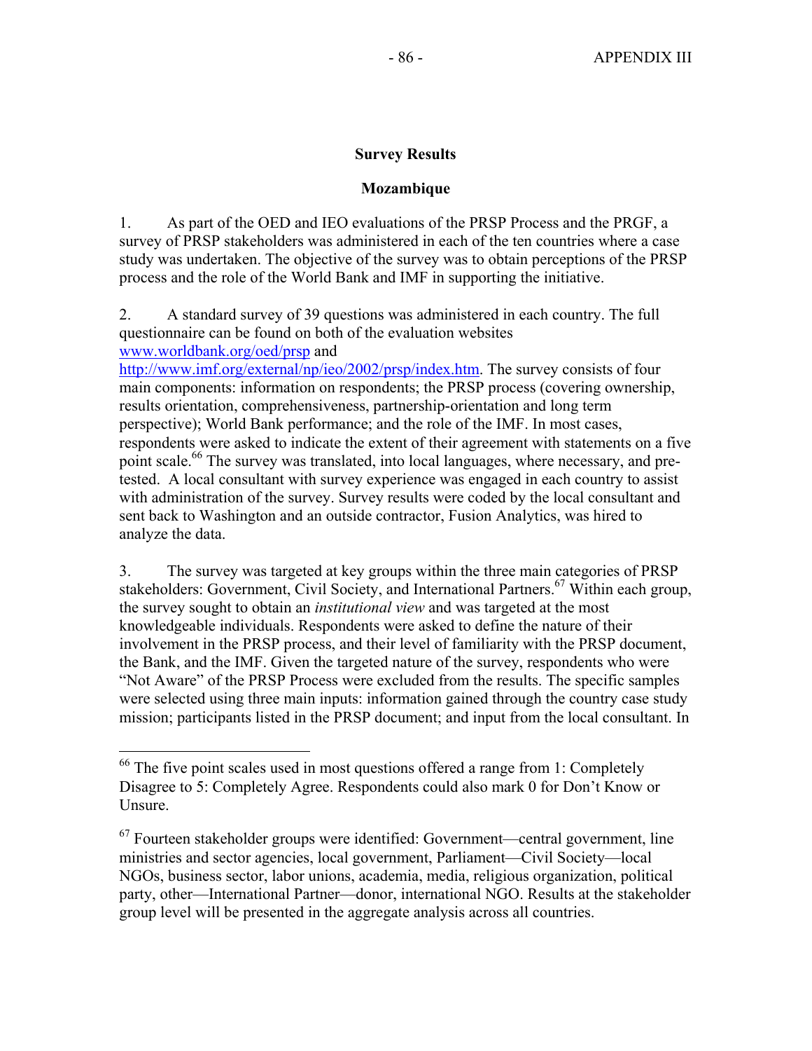## Survey Results

### Mozambique

1. As part of the OED and IEO evaluations of the PRSP Process and the PRGF, a survey of PRSP stakeholders was administered in each of the ten countries where a case study was undertaken. The objective of the survey was to obtain perceptions of the PRSP process and the role of the World Bank and IMF in supporting the initiative.

2. A standard survey of 39 questions was administered in each country. The full questionnaire can be found on both of the evaluation websites www.worldbank.org/oed/prsp and http://www.imf.org/external/np/ieo/2002/prsp/index.htm. The survey consists of four main components: information on respondents; the PRSP process (covering ownership, results orientation, comprehensiveness, partnership-orientation and long term perspective); World Bank performance; and the role of the IMF. In most cases, respondents were asked to indicate the extent of their agreement with statements on a five point scale.[66] The survey was translated, into local languages, where necessary, and pre-tested. A local consultant with survey experience was engaged in each country to assist with administration of the survey. Survey results were coded by the local consultant and sent back to Washington and an outside contractor, Fusion Analytics, was hired to analyze the data.

3. The survey was targeted at key groups within the three main categories of PRSP stakeholders: Government, Civil Society, and International Partners.[67] Within each group, the survey sought to obtain an *institutional view* and was targeted at the most knowledgeable individuals. Respondents were asked to define the nature of their involvement in the PRSP process, and their level of familiarity with the PRSP document, the Bank, and the IMF. Given the targeted nature of the survey, respondents who were "Not Aware" of the PRSP Process were excluded from the results. The specific samples were selected using three main inputs: information gained through the country case study mission; participants listed in the PRSP document; and input from the local consultant. In

---

[66] The five point scales used in most questions offered a range from 1: Completely Disagree to 5: Completely Agree. Respondents could also mark 0 for Don't Know or Unsure.

[67] Fourteen stakeholder groups were identified: Government—central government, line ministries and sector agencies, local government, Parliament—Civil Society—local NGOs, business sector, labor unions, academia, media, religious organization, political party, other—International Partner—donor, international NGO. Results at the stakeholder group level will be presented in the aggregate analysis across all countries.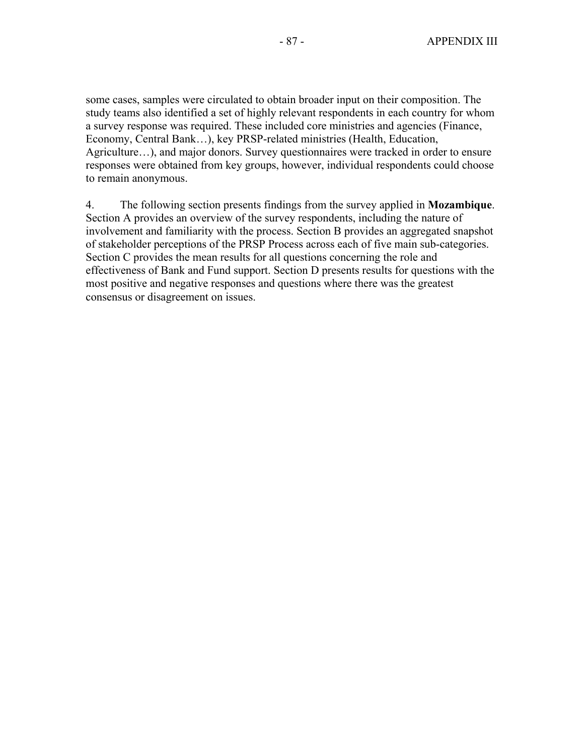some cases, samples were circulated to obtain broader input on their composition. The study teams also identified a set of highly relevant respondents in each country for whom a survey response was required. These included core ministries and agencies (Finance, Economy, Central Bank…), key PRSP-related ministries (Health, Education, Agriculture…), and major donors. Survey questionnaires were tracked in order to ensure responses were obtained from key groups, however, individual respondents could choose to remain anonymous.

4. The following section presents findings from the survey applied in **Mozambique**. Section A provides an overview of the survey respondents, including the nature of involvement and familiarity with the process. Section B provides an aggregated snapshot of stakeholder perceptions of the PRSP Process across each of five main sub-categories. Section C provides the mean results for all questions concerning the role and effectiveness of Bank and Fund support. Section D presents results for questions with the most positive and negative responses and questions where there was the greatest consensus or disagreement on issues.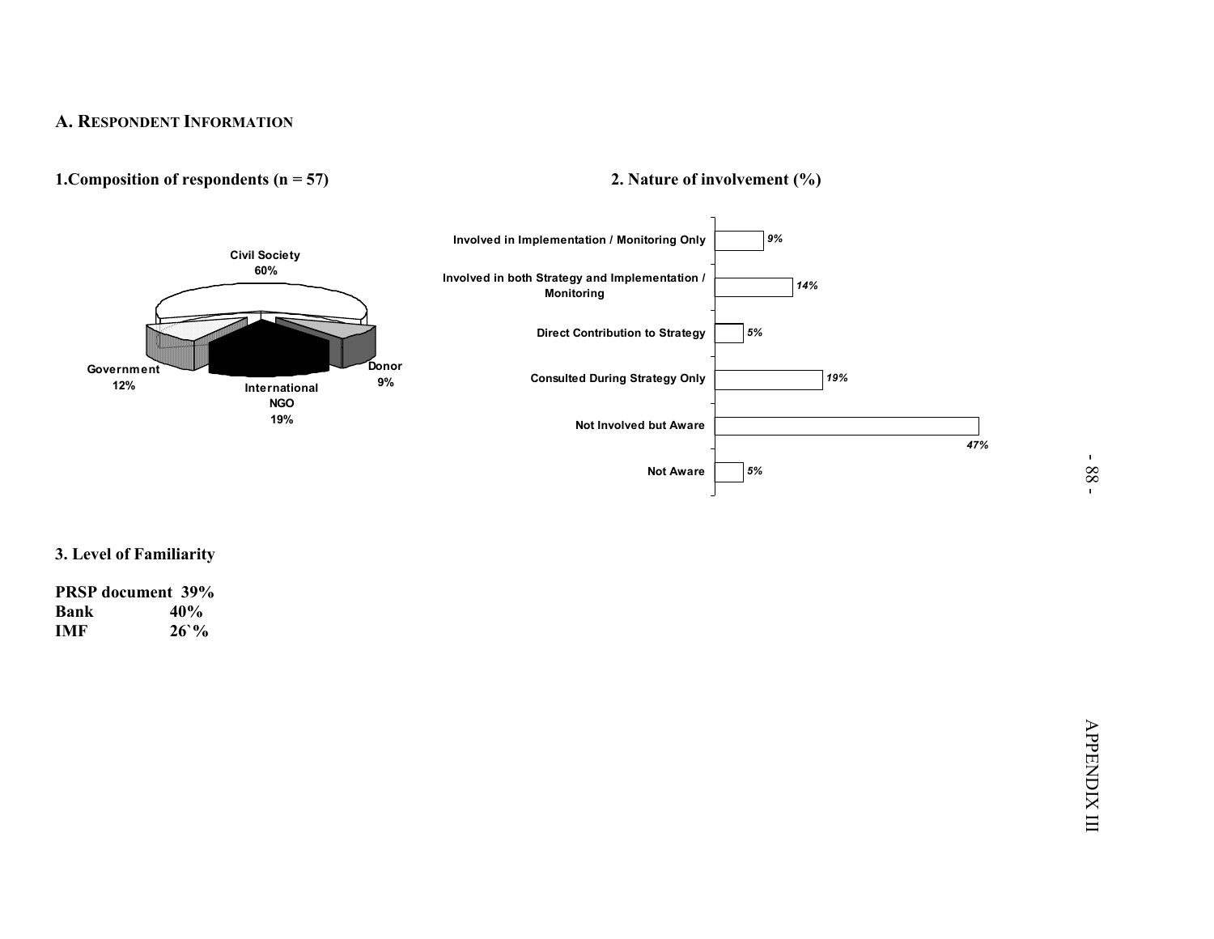## A. RESPONDENT INFORMATION

### 1. Composition of respondents (n = 57)

| Respondent | Share |
|---|---|
| Civil Society | 60% |
| International NGO | 19% |
| Government | 12% |
| Donor | 9% |

### 2. Nature of involvement (%)

| Nature of involvement | % |
|---|---|
| Involved in Implementation / Monitoring Only | 9% |
| Involved in both Strategy and Implementation / Monitoring | 14% |
| Direct Contribution to Strategy | 5% |
| Consulted During Strategy Only | 19% |
| Not Involved but Aware | 47% |
| Not Aware | 5% |

### 3. Level of Familiarity

**PRSP document 39%**
**Bank 40%**
**IMF 26`%**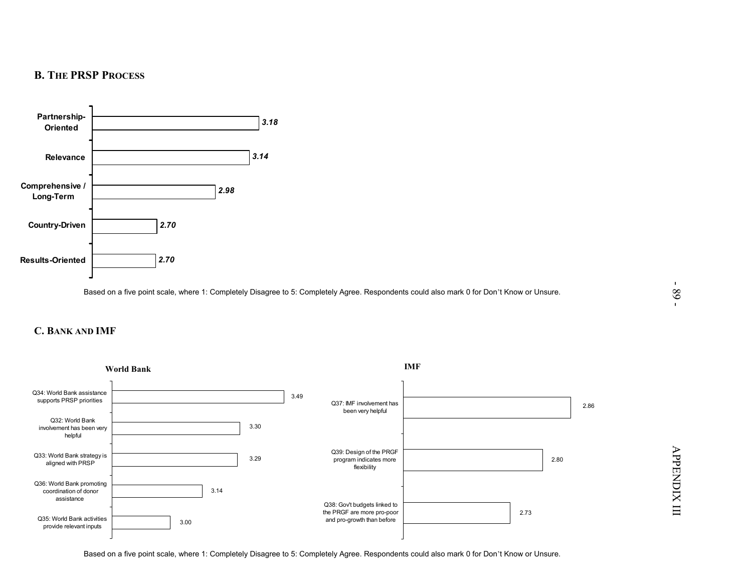## B. The PRSP Process

| Category | Score |
|---|---|
| Partnership-Oriented | 3.18 |
| Relevance | 3.14 |
| Comprehensive / Long-Term | 2.98 |
| Country-Driven | 2.70 |
| Results-Oriented | 2.70 |

Based on a five point scale, where 1: Completely Disagree to 5: Completely Agree. Respondents could also mark 0 for Don't Know or Unsure.

## C. Bank and IMF

**World Bank**

| Question | Score |
|---|---|
| Q34: World Bank assistance supports PRSP priorities | 3.49 |
| Q32: World Bank involvement has been very helpful | 3.30 |
| Q33: World Bank strategy is aligned with PRSP | 3.29 |
| Q36: World Bank promoting coordination of donor assistance | 3.14 |
| Q35: World Bank activities provide relevant inputs | 3.00 |

**IMF**

| Question | Score |
|---|---|
| Q37: IMF involvement has been very helpful | 2.86 |
| Q39: Design of the PRGF program indicates more flexibility | 2.80 |
| Q38: Gov't budgets linked to the PRGF are more pro-poor and pro-growth than before | 2.73 |

Based on a five point scale, where 1: Completely Disagree to 5: Completely Agree. Respondents could also mark 0 for Don't Know or Unsure.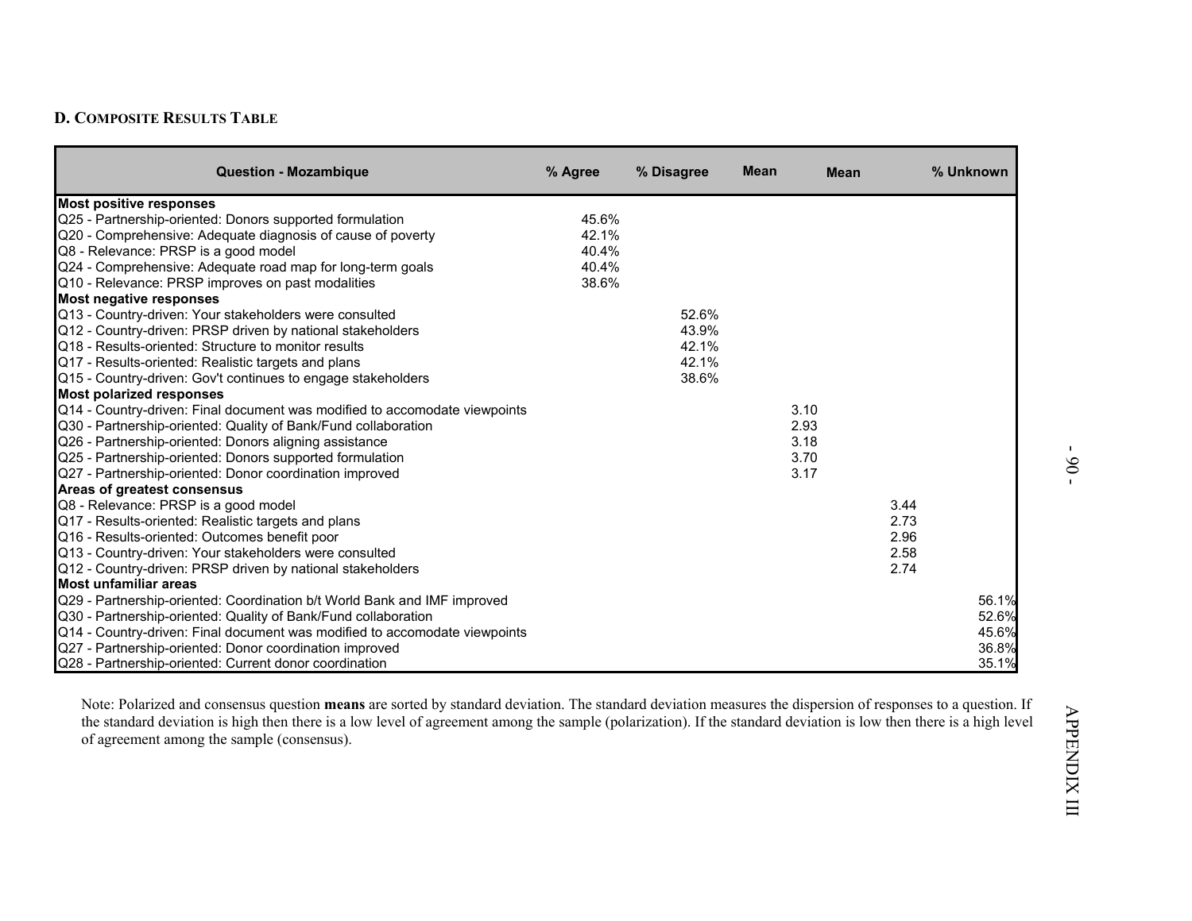**D. Composite Results Table**

| Question - Mozambique | % Agree | % Disagree | Mean | Mean | % Unknown |
|---|---|---|---|---|---|
| **Most positive responses** | | | | | |
| Q25 - Partnership-oriented: Donors supported formulation | 45.6% | | | | |
| Q20 - Comprehensive: Adequate diagnosis of cause of poverty | 42.1% | | | | |
| Q8 - Relevance: PRSP is a good model | 40.4% | | | | |
| Q24 - Comprehensive: Adequate road map for long-term goals | 40.4% | | | | |
| Q10 - Relevance: PRSP improves on past modalities | 38.6% | | | | |
| **Most negative responses** | | | | | |
| Q13 - Country-driven: Your stakeholders were consulted | | 52.6% | | | |
| Q12 - Country-driven: PRSP driven by national stakeholders | | 43.9% | | | |
| Q18 - Results-oriented: Structure to monitor results | | 42.1% | | | |
| Q17 - Results-oriented: Realistic targets and plans | | 42.1% | | | |
| Q15 - Country-driven: Gov't continues to engage stakeholders | | 38.6% | | | |
| **Most polarized responses** | | | | | |
| Q14 - Country-driven: Final document was modified to accomodate viewpoints | | | 3.10 | | |
| Q30 - Partnership-oriented: Quality of Bank/Fund collaboration | | | 2.93 | | |
| Q26 - Partnership-oriented: Donors aligning assistance | | | 3.18 | | |
| Q25 - Partnership-oriented: Donors supported formulation | | | 3.70 | | |
| Q27 - Partnership-oriented: Donor coordination improved | | | 3.17 | | |
| **Areas of greatest consensus** | | | | | |
| Q8 - Relevance: PRSP is a good model | | | | 3.44 | |
| Q17 - Results-oriented: Realistic targets and plans | | | | 2.73 | |
| Q16 - Results-oriented: Outcomes benefit poor | | | | 2.96 | |
| Q13 - Country-driven: Your stakeholders were consulted | | | | 2.58 | |
| Q12 - Country-driven: PRSP driven by national stakeholders | | | | 2.74 | |
| **Most unfamiliar areas** | | | | | |
| Q29 - Partnership-oriented: Coordination b/t World Bank and IMF improved | | | | | 56.1% |
| Q30 - Partnership-oriented: Quality of Bank/Fund collaboration | | | | | 52.6% |
| Q14 - Country-driven: Final document was modified to accomodate viewpoints | | | | | 45.6% |
| Q27 - Partnership-oriented: Donor coordination improved | | | | | 36.8% |
| Q28 - Partnership-oriented: Current donor coordination | | | | | 35.1% |

Note: Polarized and consensus question **means** are sorted by standard deviation. The standard deviation measures the dispersion of responses to a question. If the standard deviation is high then there is a low level of agreement among the sample (polarization). If the standard deviation is low then there is a high level of agreement among the sample (consensus).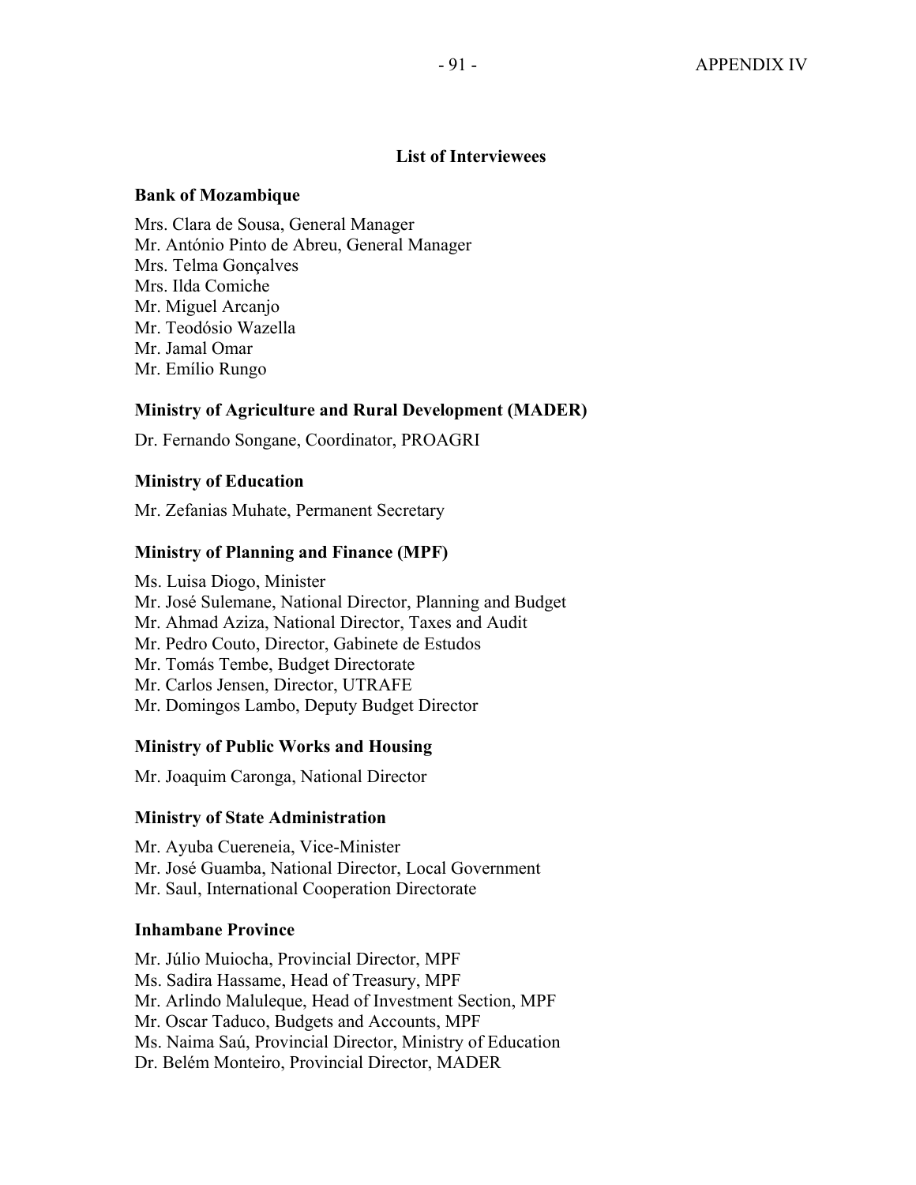## List of Interviewees

### Bank of Mozambique

Mrs. Clara de Sousa, General Manager
Mr. António Pinto de Abreu, General Manager
Mrs. Telma Gonçalves
Mrs. Ilda Comiche
Mr. Miguel Arcanjo
Mr. Teodósio Wazella
Mr. Jamal Omar
Mr. Emílio Rungo

### Ministry of Agriculture and Rural Development (MADER)

Dr. Fernando Songane, Coordinator, PROAGRI

### Ministry of Education

Mr. Zefanias Muhate, Permanent Secretary

### Ministry of Planning and Finance (MPF)

Ms. Luisa Diogo, Minister
Mr. José Sulemane, National Director, Planning and Budget
Mr. Ahmad Aziza, National Director, Taxes and Audit
Mr. Pedro Couto, Director, Gabinete de Estudos
Mr. Tomás Tembe, Budget Directorate
Mr. Carlos Jensen, Director, UTRAFE
Mr. Domingos Lambo, Deputy Budget Director

### Ministry of Public Works and Housing

Mr. Joaquim Caronga, National Director

### Ministry of State Administration

Mr. Ayuba Cuereneia, Vice-Minister
Mr. José Guamba, National Director, Local Government
Mr. Saul, International Cooperation Directorate

### Inhambane Province

Mr. Júlio Muiocha, Provincial Director, MPF
Ms. Sadira Hassame, Head of Treasury, MPF
Mr. Arlindo Maluleque, Head of Investment Section, MPF
Mr. Oscar Taduco, Budgets and Accounts, MPF
Ms. Naima Saú, Provincial Director, Ministry of Education
Dr. Belém Monteiro, Provincial Director, MADER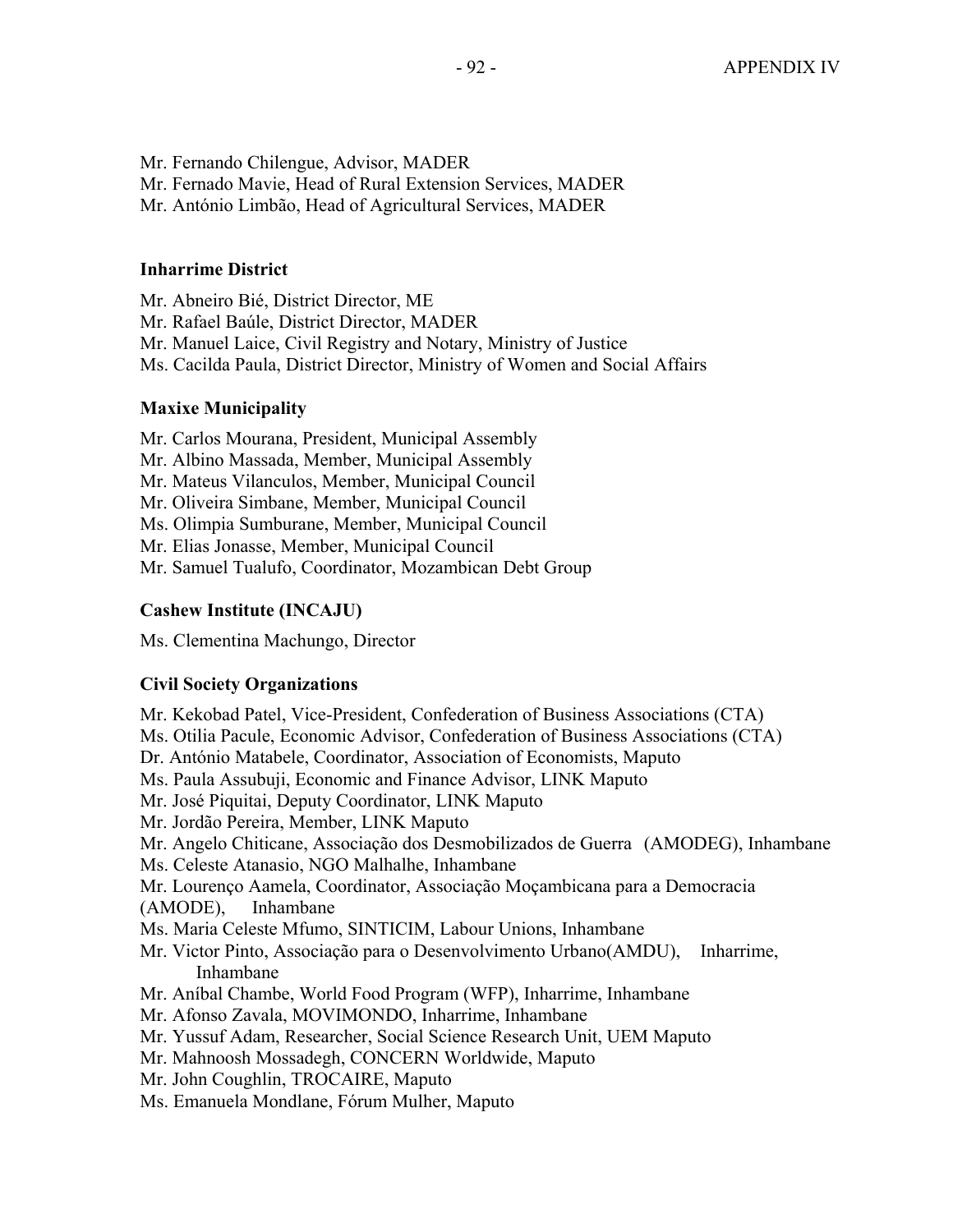Mr. Fernando Chilengue, Advisor, MADER
Mr. Fernado Mavie, Head of Rural Extension Services, MADER
Mr. António Limbão, Head of Agricultural Services, MADER

**Inharrime District**

Mr. Abneiro Bié, District Director, ME
Mr. Rafael Baúle, District Director, MADER
Mr. Manuel Laice, Civil Registry and Notary, Ministry of Justice
Ms. Cacilda Paula, District Director, Ministry of Women and Social Affairs

**Maxixe Municipality**

Mr. Carlos Mourana, President, Municipal Assembly
Mr. Albino Massada, Member, Municipal Assembly
Mr. Mateus Vilanculos, Member, Municipal Council
Mr. Oliveira Simbane, Member, Municipal Council
Ms. Olimpia Sumburane, Member, Municipal Council
Mr. Elias Jonasse, Member, Municipal Council
Mr. Samuel Tualufo, Coordinator, Mozambican Debt Group

**Cashew Institute (INCAJU)**

Ms. Clementina Machungo, Director

**Civil Society Organizations**

Mr. Kekobad Patel, Vice-President, Confederation of Business Associations (CTA)
Ms. Otilia Pacule, Economic Advisor, Confederation of Business Associations (CTA)
Dr. António Matabele, Coordinator, Association of Economists, Maputo
Ms. Paula Assubuji, Economic and Finance Advisor, LINK Maputo
Mr. José Piquitai, Deputy Coordinator, LINK Maputo
Mr. Jordão Pereira, Member, LINK Maputo
Mr. Angelo Chiticane, Associação dos Desmobilizados de Guerra (AMODEG), Inhambane
Ms. Celeste Atanasio, NGO Malhalhe, Inhambane
Mr. Lourenço Aamela, Coordinator, Associação Moçambicana para a Democracia (AMODE), Inhambane
Ms. Maria Celeste Mfumo, SINTICIM, Labour Unions, Inhambane
Mr. Victor Pinto, Associação para o Desenvolvimento Urbano(AMDU), Inharrime, Inhambane
Mr. Aníbal Chambe, World Food Program (WFP), Inharrime, Inhambane
Mr. Afonso Zavala, MOVIMONDO, Inharrime, Inhambane
Mr. Yussuf Adam, Researcher, Social Science Research Unit, UEM Maputo
Mr. Mahnoosh Mossadegh, CONCERN Worldwide, Maputo
Mr. John Coughlin, TROCAIRE, Maputo
Ms. Emanuela Mondlane, Fórum Mulher, Maputo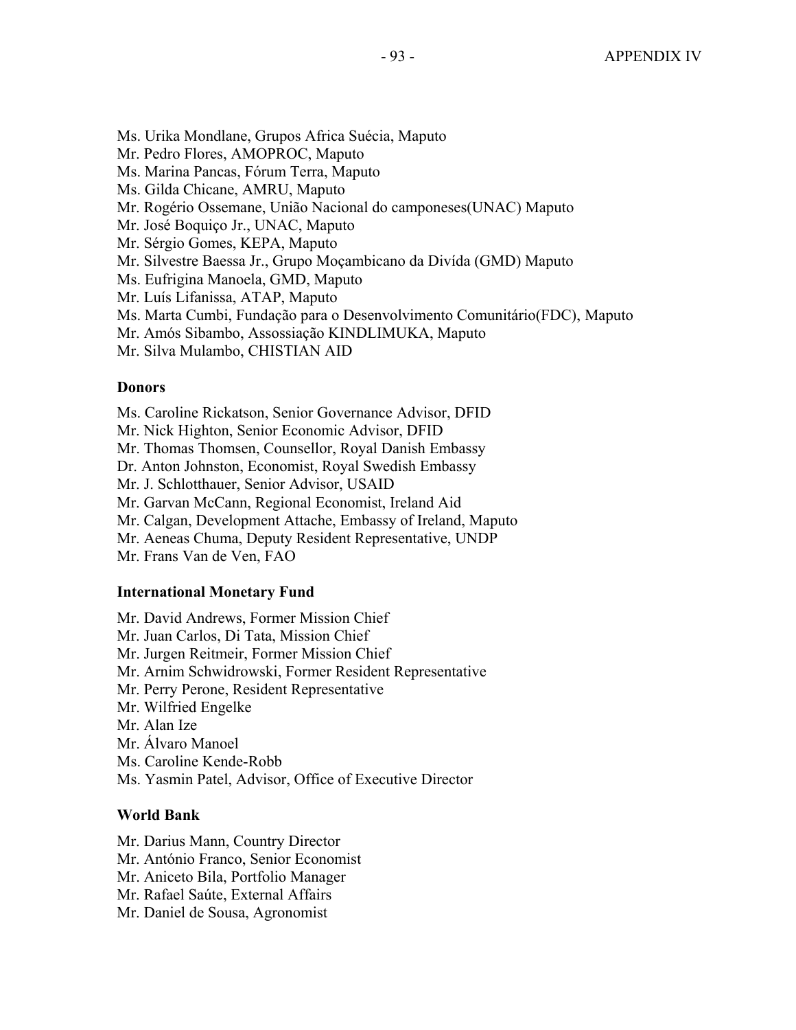Ms. Urika Mondlane, Grupos Africa Suécia, Maputo
Mr. Pedro Flores, AMOPROC, Maputo
Ms. Marina Pancas, Fórum Terra, Maputo
Ms. Gilda Chicane, AMRU, Maputo
Mr. Rogério Ossemane, União Nacional do camponeses(UNAC) Maputo
Mr. José Boquiço Jr., UNAC, Maputo
Mr. Sérgio Gomes, KEPA, Maputo
Mr. Silvestre Baessa Jr., Grupo Moçambicano da Divída (GMD) Maputo
Ms. Eufrigina Manoela, GMD, Maputo
Mr. Luís Lifanissa, ATAP, Maputo
Ms. Marta Cumbi, Fundação para o Desenvolvimento Comunitário(FDC), Maputo
Mr. Amós Sibambo, Assossiação KINDLIMUKA, Maputo
Mr. Silva Mulambo, CHISTIAN AID

**Donors**

Ms. Caroline Rickatson, Senior Governance Advisor, DFID
Mr. Nick Highton, Senior Economic Advisor, DFID
Mr. Thomas Thomsen, Counsellor, Royal Danish Embassy
Dr. Anton Johnston, Economist, Royal Swedish Embassy
Mr. J. Schlotthauer, Senior Advisor, USAID
Mr. Garvan McCann, Regional Economist, Ireland Aid
Mr. Calgan, Development Attache, Embassy of Ireland, Maputo
Mr. Aeneas Chuma, Deputy Resident Representative, UNDP
Mr. Frans Van de Ven, FAO

**International Monetary Fund**

Mr. David Andrews, Former Mission Chief
Mr. Juan Carlos, Di Tata, Mission Chief
Mr. Jurgen Reitmeir, Former Mission Chief
Mr. Arnim Schwidrowski, Former Resident Representative
Mr. Perry Perone, Resident Representative
Mr. Wilfried Engelke
Mr. Alan Ize
Mr. Álvaro Manoel
Ms. Caroline Kende-Robb
Ms. Yasmin Patel, Advisor, Office of Executive Director

**World Bank**

Mr. Darius Mann, Country Director
Mr. António Franco, Senior Economist
Mr. Aniceto Bila, Portfolio Manager
Mr. Rafael Saúte, External Affairs
Mr. Daniel de Sousa, Agronomist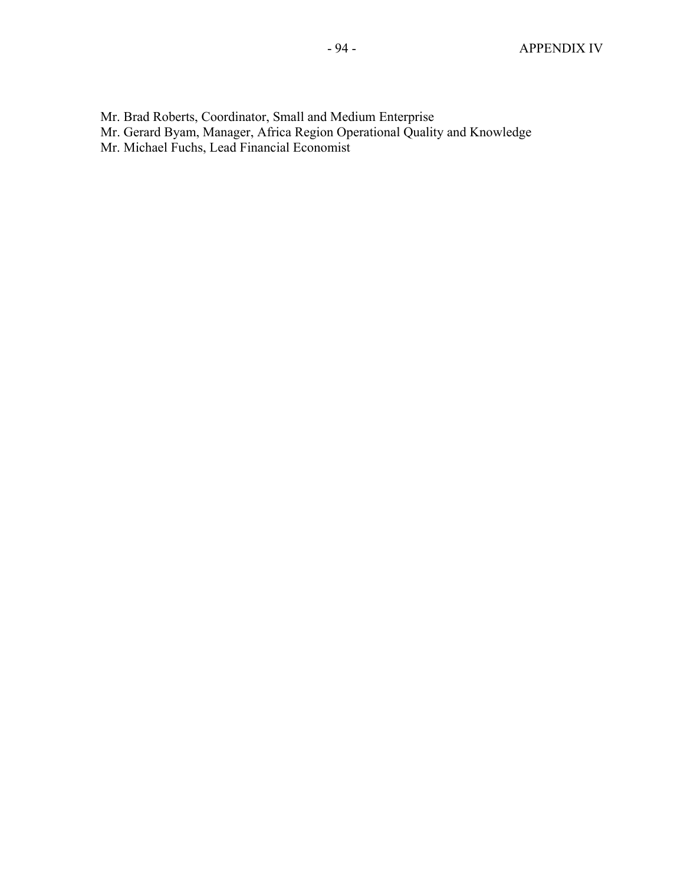Mr. Brad Roberts, Coordinator, Small and Medium Enterprise
Mr. Gerard Byam, Manager, Africa Region Operational Quality and Knowledge
Mr. Michael Fuchs, Lead Financial Economist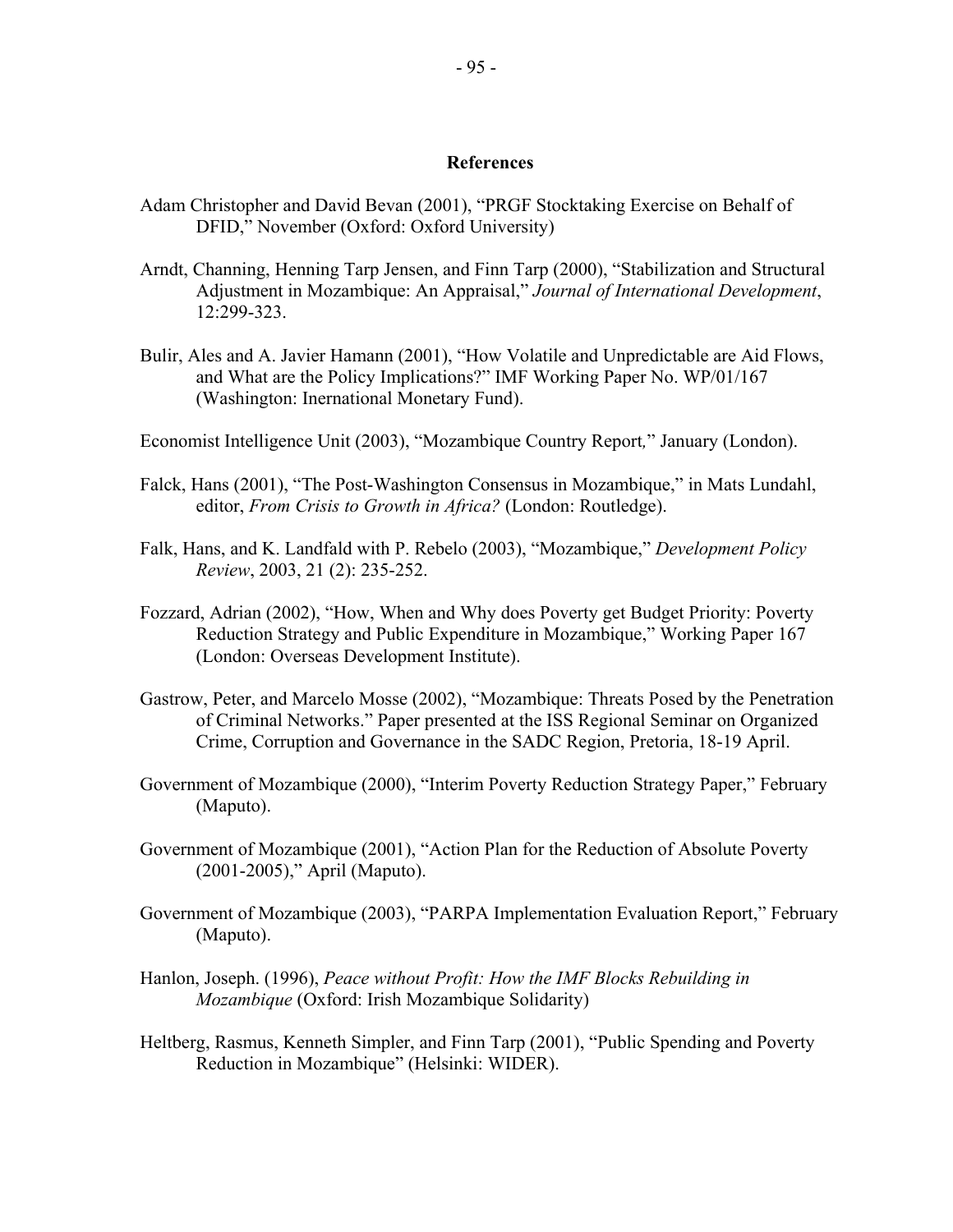## References

Adam Christopher and David Bevan (2001), "PRGF Stocktaking Exercise on Behalf of DFID," November (Oxford: Oxford University)

Arndt, Channing, Henning Tarp Jensen, and Finn Tarp (2000), "Stabilization and Structural Adjustment in Mozambique: An Appraisal," *Journal of International Development*, 12:299-323.

Bulir, Ales and A. Javier Hamann (2001), "How Volatile and Unpredictable are Aid Flows, and What are the Policy Implications?" IMF Working Paper No. WP/01/167 (Washington: Inernational Monetary Fund).

Economist Intelligence Unit (2003), "Mozambique Country Report," January (London).

Falck, Hans (2001), "The Post-Washington Consensus in Mozambique," in Mats Lundahl, editor, *From Crisis to Growth in Africa?* (London: Routledge).

Falk, Hans, and K. Landfald with P. Rebelo (2003), "Mozambique," *Development Policy Review*, 2003, 21 (2): 235-252.

Fozzard, Adrian (2002), "How, When and Why does Poverty get Budget Priority: Poverty Reduction Strategy and Public Expenditure in Mozambique," Working Paper 167 (London: Overseas Development Institute).

Gastrow, Peter, and Marcelo Mosse (2002), "Mozambique: Threats Posed by the Penetration of Criminal Networks." Paper presented at the ISS Regional Seminar on Organized Crime, Corruption and Governance in the SADC Region, Pretoria, 18-19 April.

Government of Mozambique (2000), "Interim Poverty Reduction Strategy Paper," February (Maputo).

Government of Mozambique (2001), "Action Plan for the Reduction of Absolute Poverty (2001-2005)," April (Maputo).

Government of Mozambique (2003), "PARPA Implementation Evaluation Report," February (Maputo).

Hanlon, Joseph. (1996), *Peace without Profit: How the IMF Blocks Rebuilding in Mozambique* (Oxford: Irish Mozambique Solidarity)

Heltberg, Rasmus, Kenneth Simpler, and Finn Tarp (2001), "Public Spending and Poverty Reduction in Mozambique" (Helsinki: WIDER).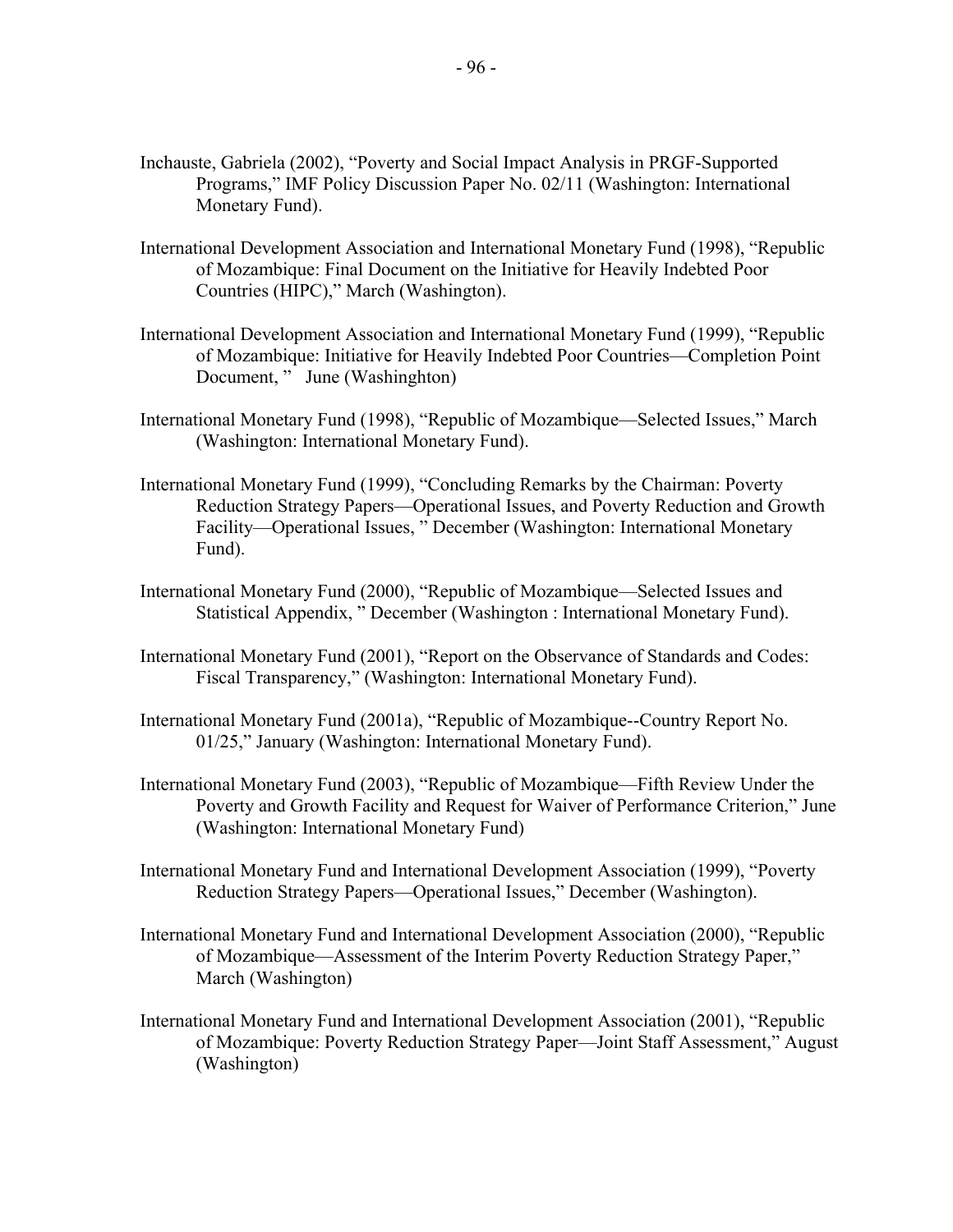Inchauste, Gabriela (2002), "Poverty and Social Impact Analysis in PRGF-Supported Programs," IMF Policy Discussion Paper No. 02/11 (Washington: International Monetary Fund).

International Development Association and International Monetary Fund (1998), "Republic of Mozambique: Final Document on the Initiative for Heavily Indebted Poor Countries (HIPC)," March (Washington).

International Development Association and International Monetary Fund (1999), "Republic of Mozambique: Initiative for Heavily Indebted Poor Countries—Completion Point Document, " June (Washinghton)

International Monetary Fund (1998), "Republic of Mozambique—Selected Issues," March (Washington: International Monetary Fund).

International Monetary Fund (1999), "Concluding Remarks by the Chairman: Poverty Reduction Strategy Papers—Operational Issues, and Poverty Reduction and Growth Facility—Operational Issues, " December (Washington: International Monetary Fund).

International Monetary Fund (2000), "Republic of Mozambique—Selected Issues and Statistical Appendix, " December (Washington : International Monetary Fund).

International Monetary Fund (2001), "Report on the Observance of Standards and Codes: Fiscal Transparency," (Washington: International Monetary Fund).

International Monetary Fund (2001a), "Republic of Mozambique--Country Report No. 01/25," January (Washington: International Monetary Fund).

International Monetary Fund (2003), "Republic of Mozambique—Fifth Review Under the Poverty and Growth Facility and Request for Waiver of Performance Criterion," June (Washington: International Monetary Fund)

International Monetary Fund and International Development Association (1999), "Poverty Reduction Strategy Papers—Operational Issues," December (Washington).

International Monetary Fund and International Development Association (2000), "Republic of Mozambique—Assessment of the Interim Poverty Reduction Strategy Paper," March (Washington)

International Monetary Fund and International Development Association (2001), "Republic of Mozambique: Poverty Reduction Strategy Paper—Joint Staff Assessment," August (Washington)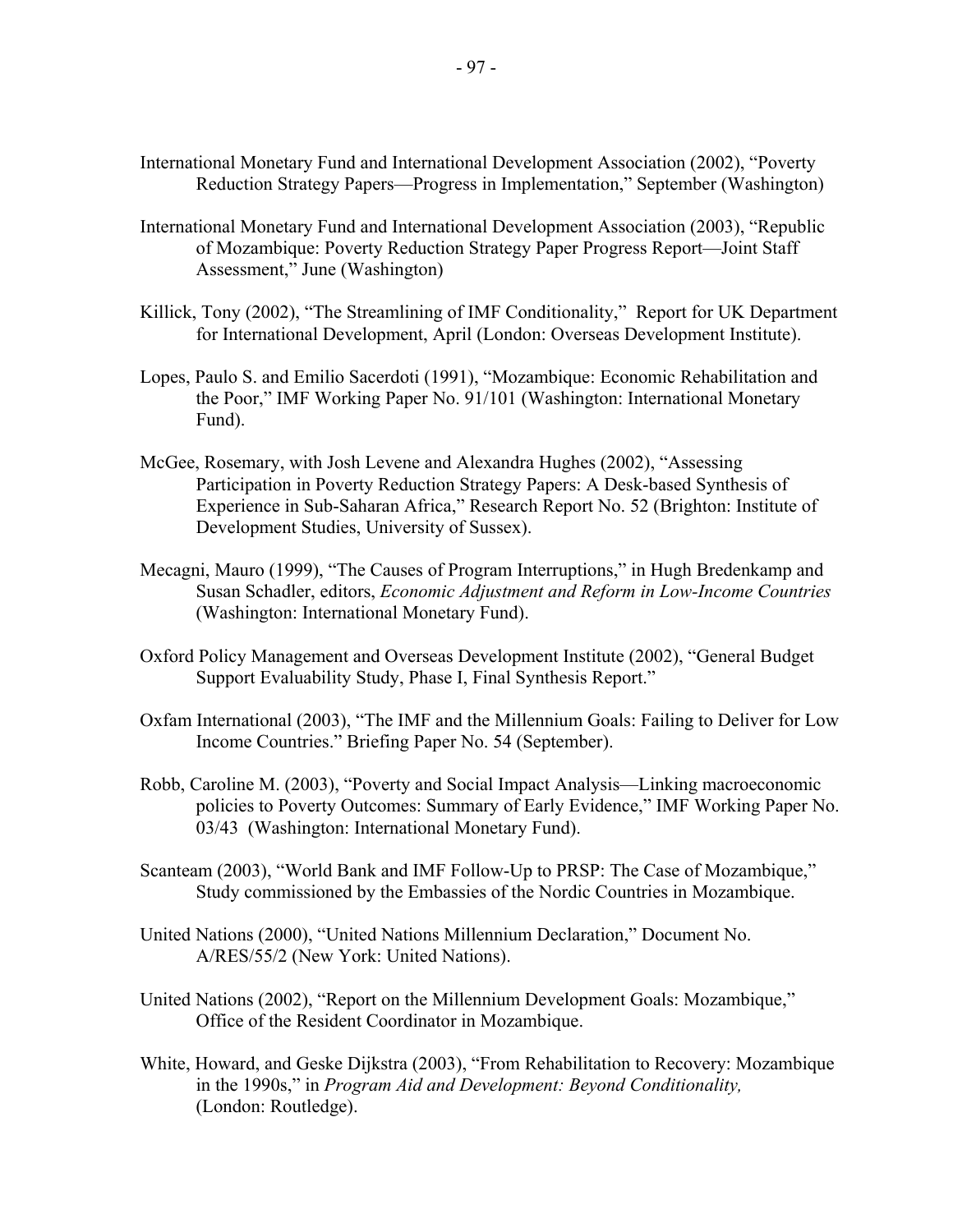International Monetary Fund and International Development Association (2002), "Poverty Reduction Strategy Papers—Progress in Implementation," September (Washington)

International Monetary Fund and International Development Association (2003), "Republic of Mozambique: Poverty Reduction Strategy Paper Progress Report—Joint Staff Assessment," June (Washington)

Killick, Tony (2002), "The Streamlining of IMF Conditionality," Report for UK Department for International Development, April (London: Overseas Development Institute).

Lopes, Paulo S. and Emilio Sacerdoti (1991), "Mozambique: Economic Rehabilitation and the Poor," IMF Working Paper No. 91/101 (Washington: International Monetary Fund).

McGee, Rosemary, with Josh Levene and Alexandra Hughes (2002), "Assessing Participation in Poverty Reduction Strategy Papers: A Desk-based Synthesis of Experience in Sub-Saharan Africa," Research Report No. 52 (Brighton: Institute of Development Studies, University of Sussex).

Mecagni, Mauro (1999), "The Causes of Program Interruptions," in Hugh Bredenkamp and Susan Schadler, editors, *Economic Adjustment and Reform in Low-Income Countries* (Washington: International Monetary Fund).

Oxford Policy Management and Overseas Development Institute (2002), "General Budget Support Evaluability Study, Phase I, Final Synthesis Report."

Oxfam International (2003), "The IMF and the Millennium Goals: Failing to Deliver for Low Income Countries." Briefing Paper No. 54 (September).

Robb, Caroline M. (2003), "Poverty and Social Impact Analysis—Linking macroeconomic policies to Poverty Outcomes: Summary of Early Evidence," IMF Working Paper No. 03/43 (Washington: International Monetary Fund).

Scanteam (2003), "World Bank and IMF Follow-Up to PRSP: The Case of Mozambique," Study commissioned by the Embassies of the Nordic Countries in Mozambique.

United Nations (2000), "United Nations Millennium Declaration," Document No. A/RES/55/2 (New York: United Nations).

United Nations (2002), "Report on the Millennium Development Goals: Mozambique," Office of the Resident Coordinator in Mozambique.

White, Howard, and Geske Dijkstra (2003), "From Rehabilitation to Recovery: Mozambique in the 1990s," in *Program Aid and Development: Beyond Conditionality,* (London: Routledge).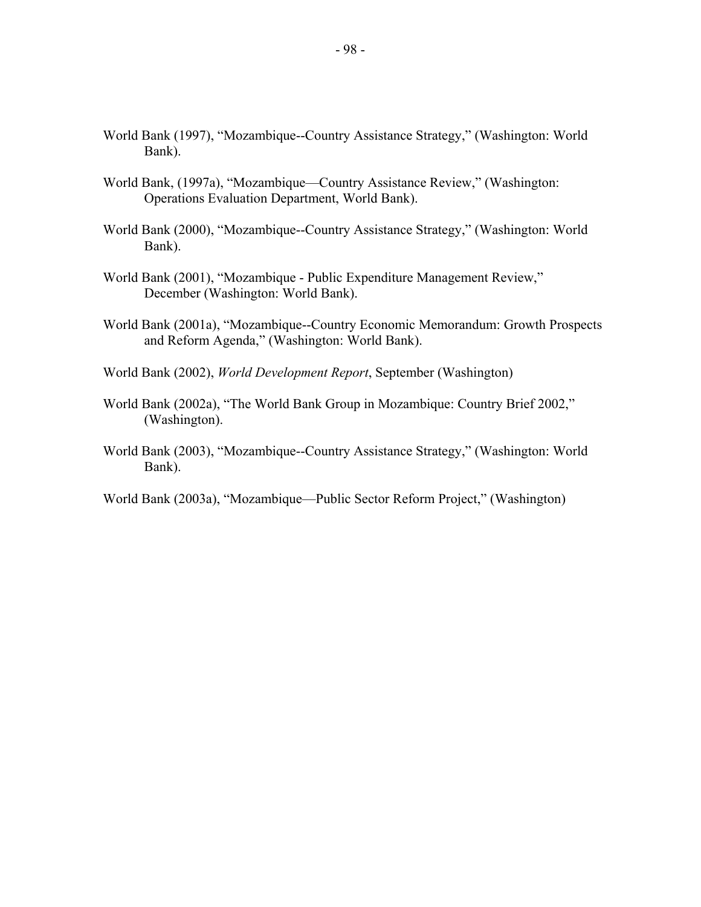World Bank (1997), "Mozambique--Country Assistance Strategy," (Washington: World Bank).

World Bank, (1997a), "Mozambique—Country Assistance Review," (Washington: Operations Evaluation Department, World Bank).

World Bank (2000), "Mozambique--Country Assistance Strategy," (Washington: World Bank).

World Bank (2001), "Mozambique - Public Expenditure Management Review," December (Washington: World Bank).

World Bank (2001a), "Mozambique--Country Economic Memorandum: Growth Prospects and Reform Agenda," (Washington: World Bank).

World Bank (2002), *World Development Report*, September (Washington)

World Bank (2002a), "The World Bank Group in Mozambique: Country Brief 2002," (Washington).

World Bank (2003), "Mozambique--Country Assistance Strategy," (Washington: World Bank).

World Bank (2003a), "Mozambique—Public Sector Reform Project," (Washington)